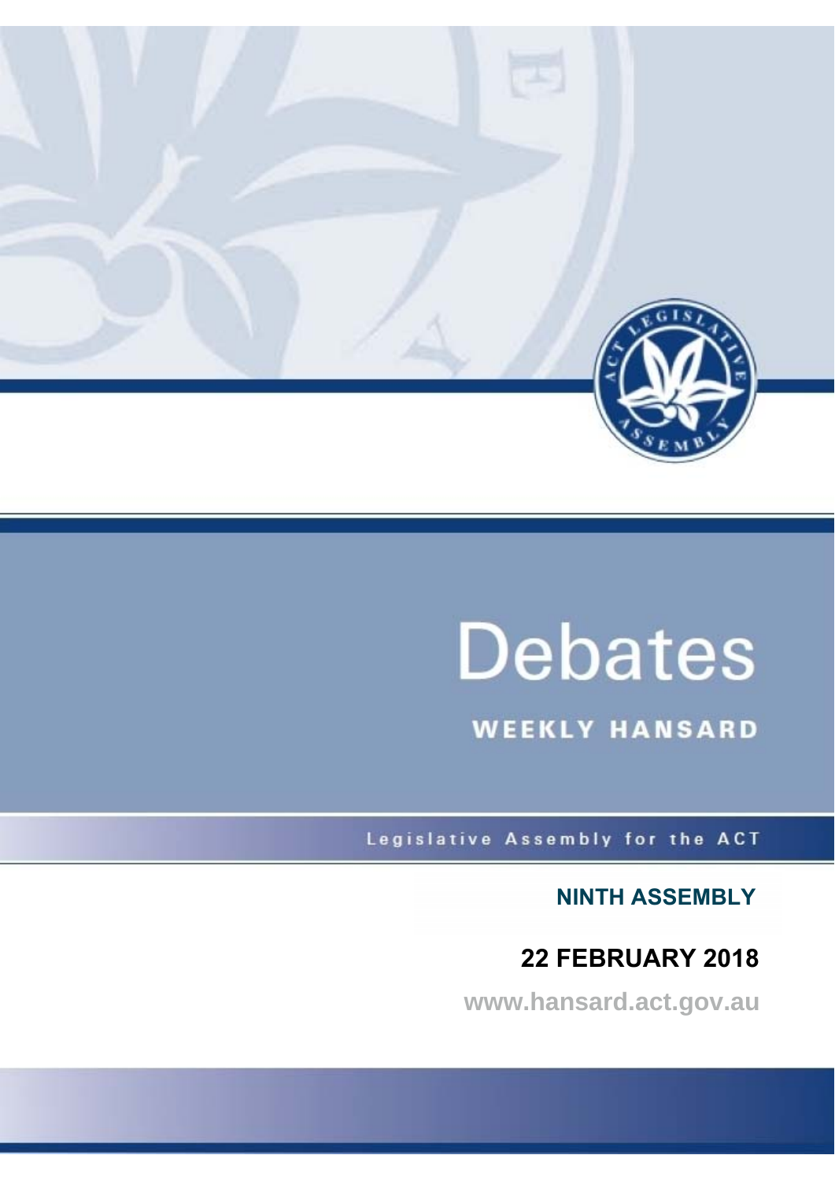# Debates

## WEEKLY HANSARD

Legislative Assembly for the ACT

**NINTH ASSEMBLY**

**22 FEBRUARY 2018**

www.hansard.act.gov.au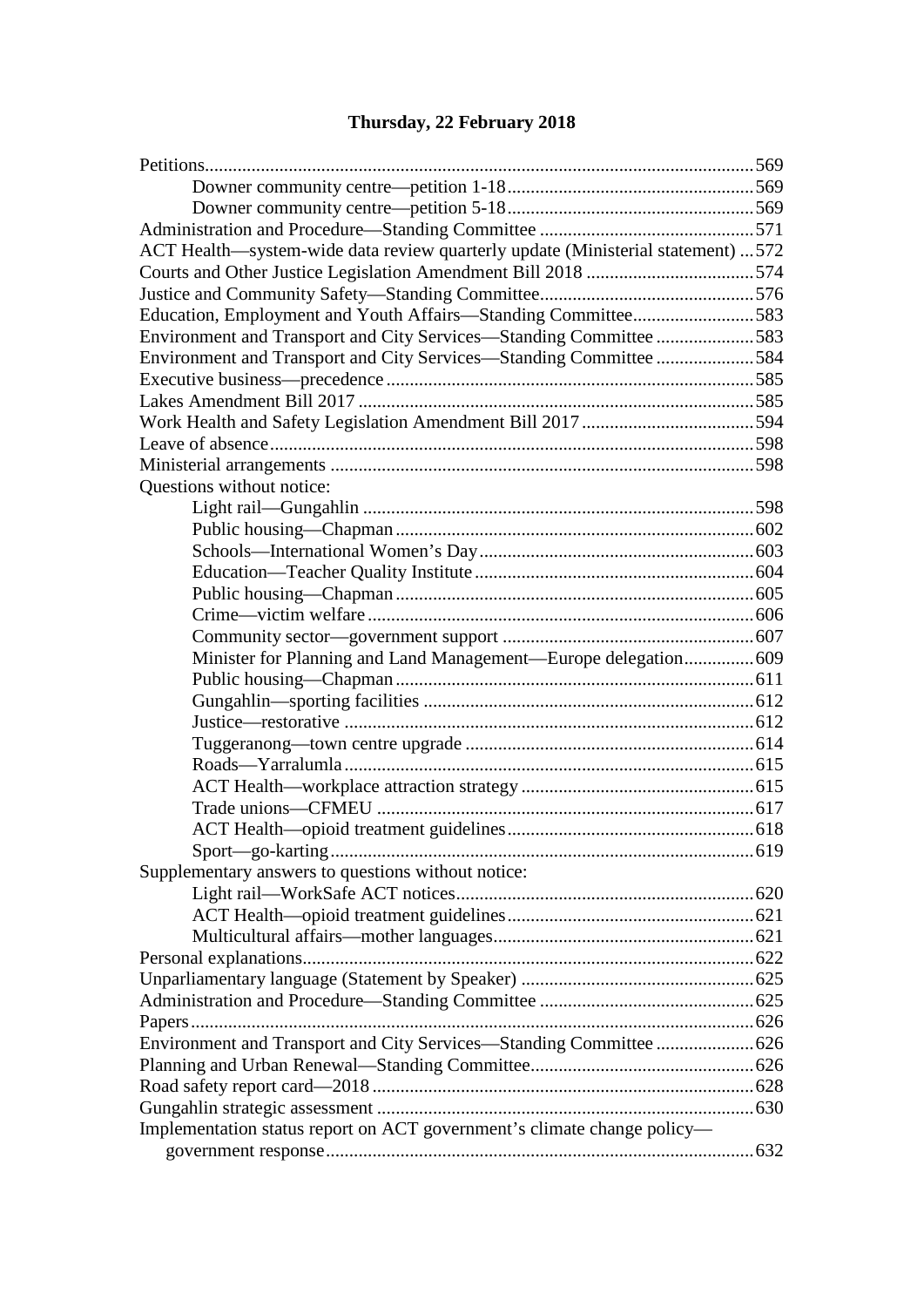**Thursday, 22 February 2018**

Petitions....................................................................................................................569
- Downer community centre—petition 1-18.....................................................569
- Downer community centre—petition 5-18.....................................................569

Administration and Procedure—Standing Committee .............................................571
ACT Health—system-wide data review quarterly update (Ministerial statement) ...572
Courts and Other Justice Legislation Amendment Bill 2018 ....................................574
Justice and Community Safety—Standing Committee.............................................576
Education, Employment and Youth Affairs—Standing Committee..........................583
Environment and Transport and City Services—Standing Committee .....................583
Environment and Transport and City Services—Standing Committee .....................584
Executive business—precedence ..............................................................................585
Lakes Amendment Bill 2017 ....................................................................................585
Work Health and Safety Legislation Amendment Bill 2017.....................................594
Leave of absence.......................................................................................................598
Ministerial arrangements ..........................................................................................598
Questions without notice:
- Light rail—Gungahlin ....................................................................................598
- Public housing—Chapman.............................................................................602
- Schools—International Women's Day...........................................................603
- Education—Teacher Quality Institute............................................................604
- Public housing—Chapman.............................................................................605
- Crime—victim welfare...................................................................................606
- Community sector—government support ......................................................607
- Minister for Planning and Land Management—Europe delegation...............609
- Public housing—Chapman.............................................................................611
- Gungahlin—sporting facilities .......................................................................612
- Justice—restorative .......................................................................................612
- Tuggeranong—town centre upgrade ..............................................................614
- Roads—Yarralumla........................................................................................615
- ACT Health—workplace attraction strategy ..................................................615
- Trade unions—CFMEU .................................................................................617
- ACT Health—opioid treatment guidelines.....................................................618
- Sport—go-karting...........................................................................................619

Supplementary answers to questions without notice:
- Light rail—WorkSafe ACT notices................................................................620
- ACT Health—opioid treatment guidelines.....................................................621
- Multicultural affairs—mother languages........................................................621

Personal explanations................................................................................................622
Unparliamentary language (Statement by Speaker) ..................................................625
Administration and Procedure—Standing Committee ..............................................625
Papers........................................................................................................................626
Environment and Transport and City Services—Standing Committee .....................626
Planning and Urban Renewal—Standing Committee................................................626
Road safety report card—2018 .................................................................................628
Gungahlin strategic assessment ................................................................................630
Implementation status report on ACT government's climate change policy—
government response..........................................................................................632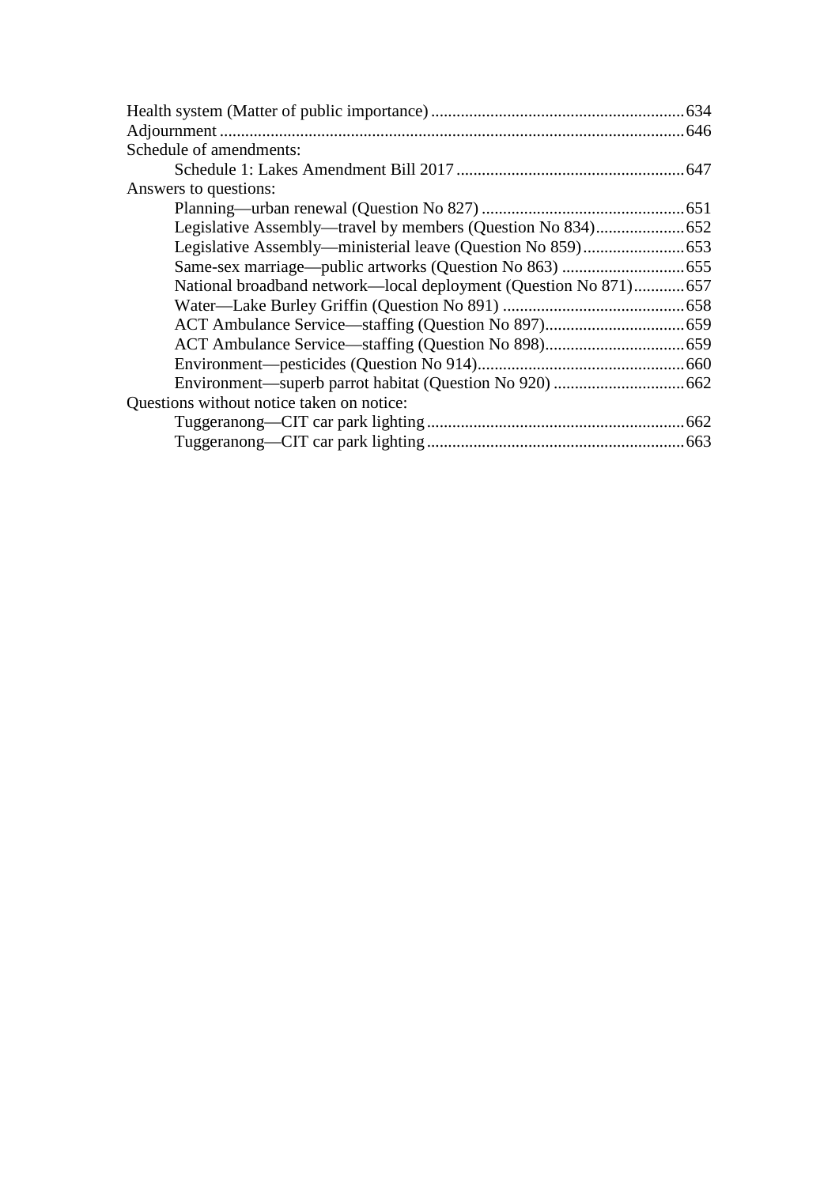Health system (Matter of public importance) ........................................................... 634
Adjournment ............................................................................................................ 646
Schedule of amendments:
    Schedule 1: Lakes Amendment Bill 2017 ...................................................... 647
Answers to questions:
    Planning—urban renewal (Question No 827) ................................................ 651
    Legislative Assembly—travel by members (Question No 834) ..................... 652
    Legislative Assembly—ministerial leave (Question No 859) ........................ 653
    Same-sex marriage—public artworks (Question No 863) ............................. 655
    National broadband network—local deployment (Question No 871) ............ 657
    Water—Lake Burley Griffin (Question No 891) ........................................... 658
    ACT Ambulance Service—staffing (Question No 897) ................................. 659
    ACT Ambulance Service—staffing (Question No 898) ................................. 659
    Environment—pesticides (Question No 914) ................................................ 660
    Environment—superb parrot habitat (Question No 920) ............................... 662
Questions without notice taken on notice:
    Tuggeranong—CIT car park lighting ............................................................. 662
    Tuggeranong—CIT car park lighting ............................................................. 663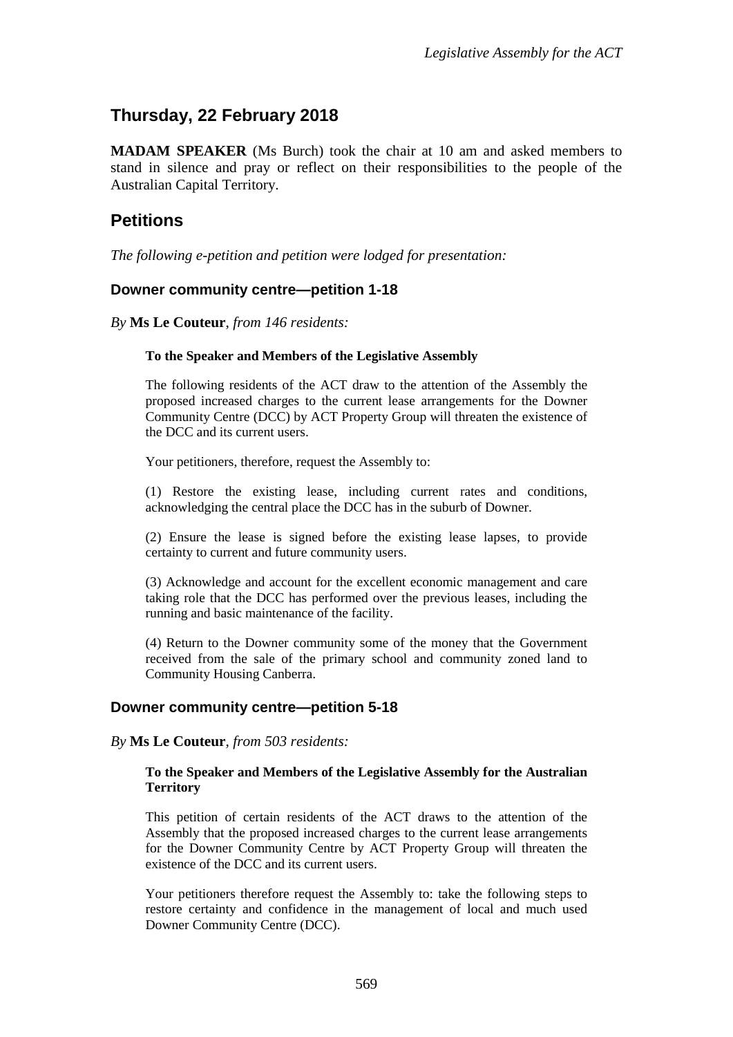## Thursday, 22 February 2018

**MADAM SPEAKER** (Ms Burch) took the chair at 10 am and asked members to stand in silence and pray or reflect on their responsibilities to the people of the Australian Capital Territory.

## Petitions

*The following e-petition and petition were lodged for presentation:*

### Downer community centre—petition 1-18

*By* **Ms Le Couteur**, *from 146 residents:*

> **To the Speaker and Members of the Legislative Assembly**
>
> The following residents of the ACT draw to the attention of the Assembly the proposed increased charges to the current lease arrangements for the Downer Community Centre (DCC) by ACT Property Group will threaten the existence of the DCC and its current users.
>
> Your petitioners, therefore, request the Assembly to:
>
> (1) Restore the existing lease, including current rates and conditions, acknowledging the central place the DCC has in the suburb of Downer.
>
> (2) Ensure the lease is signed before the existing lease lapses, to provide certainty to current and future community users.
>
> (3) Acknowledge and account for the excellent economic management and care taking role that the DCC has performed over the previous leases, including the running and basic maintenance of the facility.
>
> (4) Return to the Downer community some of the money that the Government received from the sale of the primary school and community zoned land to Community Housing Canberra.

### Downer community centre—petition 5-18

*By* **Ms Le Couteur**, *from 503 residents:*

> **To the Speaker and Members of the Legislative Assembly for the Australian Territory**
>
> This petition of certain residents of the ACT draws to the attention of the Assembly that the proposed increased charges to the current lease arrangements for the Downer Community Centre by ACT Property Group will threaten the existence of the DCC and its current users.
>
> Your petitioners therefore request the Assembly to: take the following steps to restore certainty and confidence in the management of local and much used Downer Community Centre (DCC).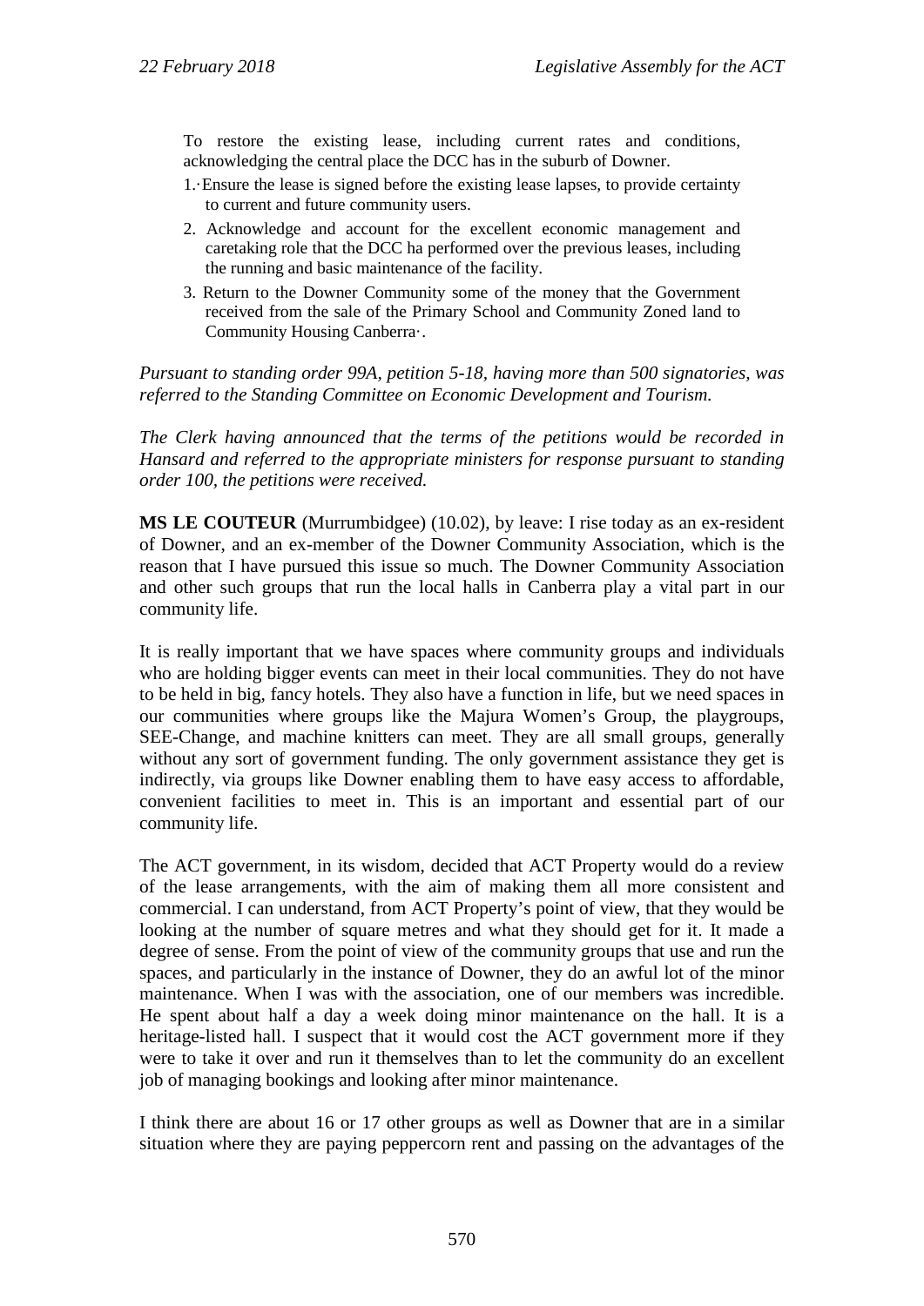To restore the existing lease, including current rates and conditions, acknowledging the central place the DCC has in the suburb of Downer.

1.·Ensure the lease is signed before the existing lease lapses, to provide certainty to current and future community users.
2. Acknowledge and account for the excellent economic management and caretaking role that the DCC ha performed over the previous leases, including the running and basic maintenance of the facility.
3. Return to the Downer Community some of the money that the Government received from the sale of the Primary School and Community Zoned land to Community Housing Canberra·.

*Pursuant to standing order 99A, petition 5-18, having more than 500 signatories, was referred to the Standing Committee on Economic Development and Tourism.*

*The Clerk having announced that the terms of the petitions would be recorded in Hansard and referred to the appropriate ministers for response pursuant to standing order 100, the petitions were received.*

**MS LE COUTEUR** (Murrumbidgee) (10.02), by leave: I rise today as an ex-resident of Downer, and an ex-member of the Downer Community Association, which is the reason that I have pursued this issue so much. The Downer Community Association and other such groups that run the local halls in Canberra play a vital part in our community life.

It is really important that we have spaces where community groups and individuals who are holding bigger events can meet in their local communities. They do not have to be held in big, fancy hotels. They also have a function in life, but we need spaces in our communities where groups like the Majura Women's Group, the playgroups, SEE-Change, and machine knitters can meet. They are all small groups, generally without any sort of government funding. The only government assistance they get is indirectly, via groups like Downer enabling them to have easy access to affordable, convenient facilities to meet in. This is an important and essential part of our community life.

The ACT government, in its wisdom, decided that ACT Property would do a review of the lease arrangements, with the aim of making them all more consistent and commercial. I can understand, from ACT Property's point of view, that they would be looking at the number of square metres and what they should get for it. It made a degree of sense. From the point of view of the community groups that use and run the spaces, and particularly in the instance of Downer, they do an awful lot of the minor maintenance. When I was with the association, one of our members was incredible. He spent about half a day a week doing minor maintenance on the hall. It is a heritage-listed hall. I suspect that it would cost the ACT government more if they were to take it over and run it themselves than to let the community do an excellent job of managing bookings and looking after minor maintenance.

I think there are about 16 or 17 other groups as well as Downer that are in a similar situation where they are paying peppercorn rent and passing on the advantages of the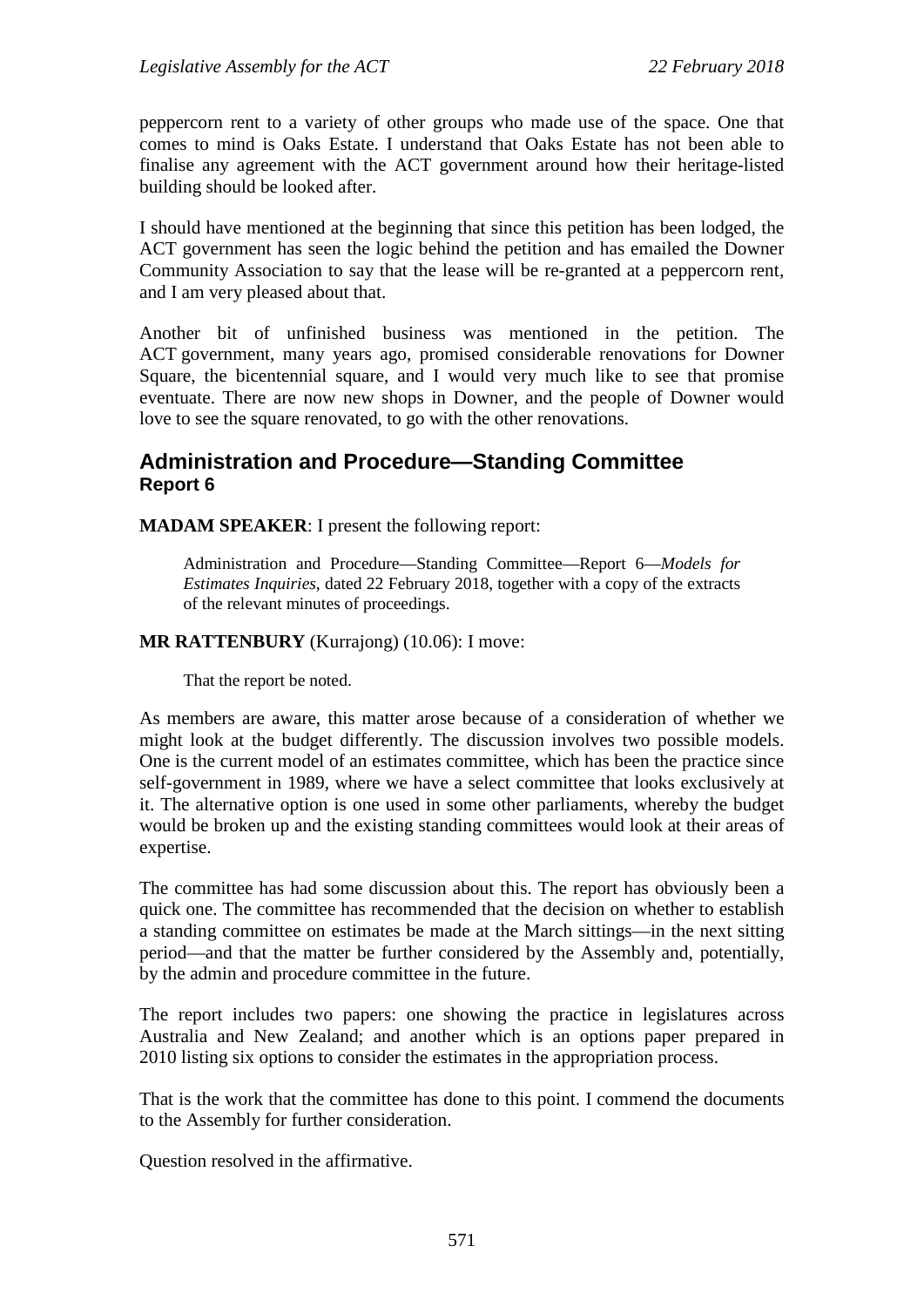peppercorn rent to a variety of other groups who made use of the space. One that comes to mind is Oaks Estate. I understand that Oaks Estate has not been able to finalise any agreement with the ACT government around how their heritage-listed building should be looked after.

I should have mentioned at the beginning that since this petition has been lodged, the ACT government has seen the logic behind the petition and has emailed the Downer Community Association to say that the lease will be re-granted at a peppercorn rent, and I am very pleased about that.

Another bit of unfinished business was mentioned in the petition. The ACT government, many years ago, promised considerable renovations for Downer Square, the bicentennial square, and I would very much like to see that promise eventuate. There are now new shops in Downer, and the people of Downer would love to see the square renovated, to go with the other renovations.

## Administration and Procedure—Standing Committee
### Report 6

**MADAM SPEAKER**: I present the following report:

> Administration and Procedure—Standing Committee—Report 6—*Models for Estimates Inquiries*, dated 22 February 2018, together with a copy of the extracts of the relevant minutes of proceedings.

**MR RATTENBURY** (Kurrajong) (10.06): I move:

> That the report be noted.

As members are aware, this matter arose because of a consideration of whether we might look at the budget differently. The discussion involves two possible models. One is the current model of an estimates committee, which has been the practice since self-government in 1989, where we have a select committee that looks exclusively at it. The alternative option is one used in some other parliaments, whereby the budget would be broken up and the existing standing committees would look at their areas of expertise.

The committee has had some discussion about this. The report has obviously been a quick one. The committee has recommended that the decision on whether to establish a standing committee on estimates be made at the March sittings—in the next sitting period—and that the matter be further considered by the Assembly and, potentially, by the admin and procedure committee in the future.

The report includes two papers: one showing the practice in legislatures across Australia and New Zealand; and another which is an options paper prepared in 2010 listing six options to consider the estimates in the appropriation process.

That is the work that the committee has done to this point. I commend the documents to the Assembly for further consideration.

Question resolved in the affirmative.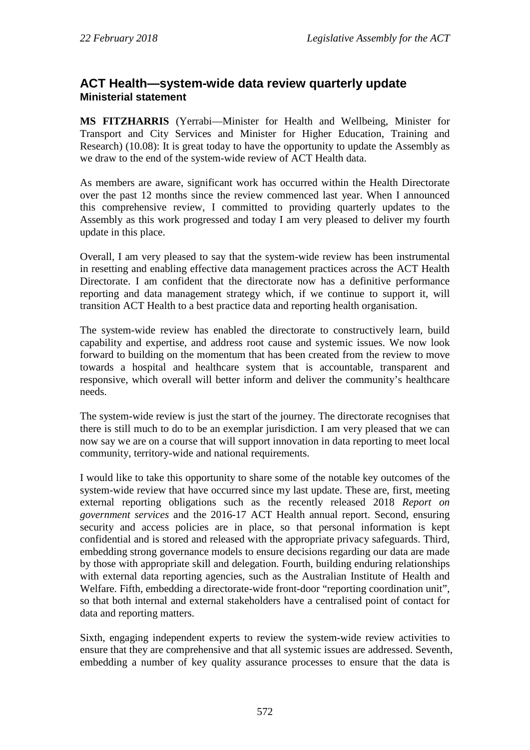## ACT Health—system-wide data review quarterly update

### Ministerial statement

**MS FITZHARRIS** (Yerrabi—Minister for Health and Wellbeing, Minister for Transport and City Services and Minister for Higher Education, Training and Research) (10.08): It is great today to have the opportunity to update the Assembly as we draw to the end of the system-wide review of ACT Health data.

As members are aware, significant work has occurred within the Health Directorate over the past 12 months since the review commenced last year. When I announced this comprehensive review, I committed to providing quarterly updates to the Assembly as this work progressed and today I am very pleased to deliver my fourth update in this place.

Overall, I am very pleased to say that the system-wide review has been instrumental in resetting and enabling effective data management practices across the ACT Health Directorate. I am confident that the directorate now has a definitive performance reporting and data management strategy which, if we continue to support it, will transition ACT Health to a best practice data and reporting health organisation.

The system-wide review has enabled the directorate to constructively learn, build capability and expertise, and address root cause and systemic issues. We now look forward to building on the momentum that has been created from the review to move towards a hospital and healthcare system that is accountable, transparent and responsive, which overall will better inform and deliver the community's healthcare needs.

The system-wide review is just the start of the journey. The directorate recognises that there is still much to do to be an exemplar jurisdiction. I am very pleased that we can now say we are on a course that will support innovation in data reporting to meet local community, territory-wide and national requirements.

I would like to take this opportunity to share some of the notable key outcomes of the system-wide review that have occurred since my last update. These are, first, meeting external reporting obligations such as the recently released 2018 *Report on government services* and the 2016-17 ACT Health annual report. Second, ensuring security and access policies are in place, so that personal information is kept confidential and is stored and released with the appropriate privacy safeguards. Third, embedding strong governance models to ensure decisions regarding our data are made by those with appropriate skill and delegation. Fourth, building enduring relationships with external data reporting agencies, such as the Australian Institute of Health and Welfare. Fifth, embedding a directorate-wide front-door "reporting coordination unit", so that both internal and external stakeholders have a centralised point of contact for data and reporting matters.

Sixth, engaging independent experts to review the system-wide review activities to ensure that they are comprehensive and that all systemic issues are addressed. Seventh, embedding a number of key quality assurance processes to ensure that the data is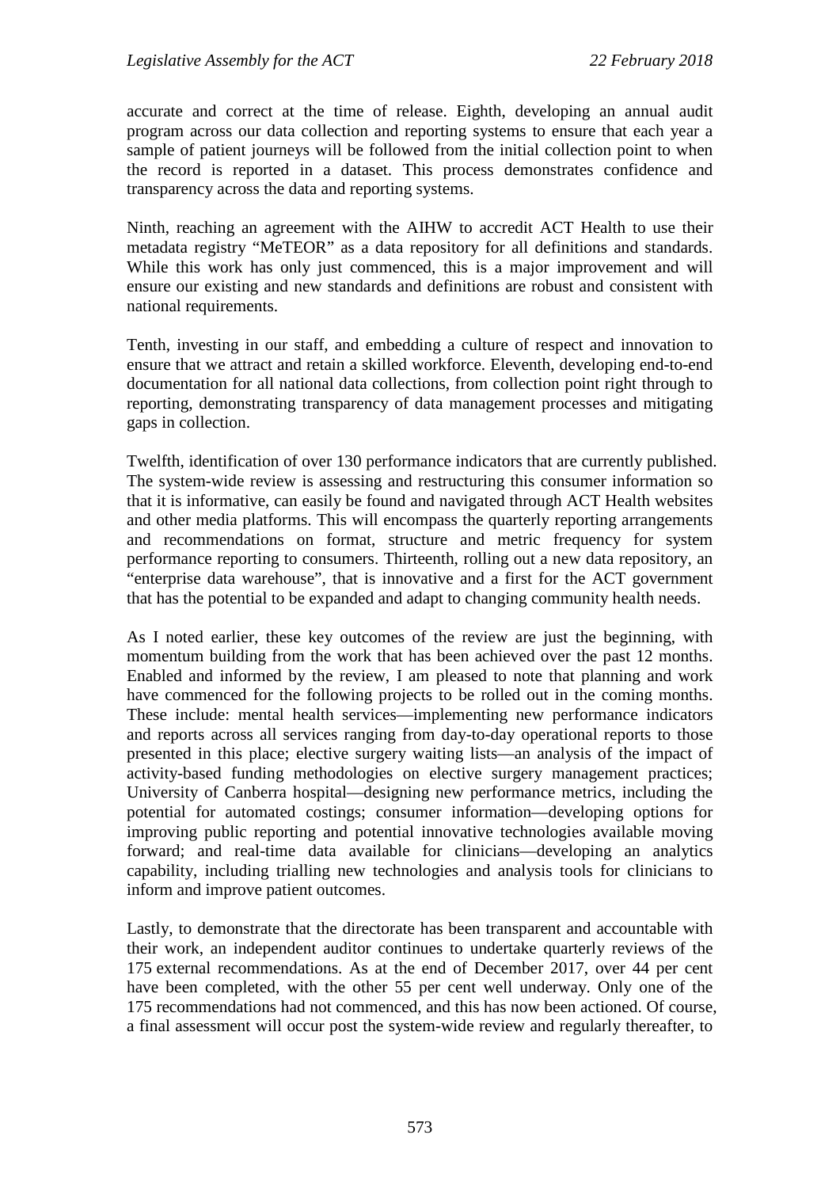accurate and correct at the time of release. Eighth, developing an annual audit program across our data collection and reporting systems to ensure that each year a sample of patient journeys will be followed from the initial collection point to when the record is reported in a dataset. This process demonstrates confidence and transparency across the data and reporting systems.

Ninth, reaching an agreement with the AIHW to accredit ACT Health to use their metadata registry "MeTEOR" as a data repository for all definitions and standards. While this work has only just commenced, this is a major improvement and will ensure our existing and new standards and definitions are robust and consistent with national requirements.

Tenth, investing in our staff, and embedding a culture of respect and innovation to ensure that we attract and retain a skilled workforce. Eleventh, developing end-to-end documentation for all national data collections, from collection point right through to reporting, demonstrating transparency of data management processes and mitigating gaps in collection.

Twelfth, identification of over 130 performance indicators that are currently published. The system-wide review is assessing and restructuring this consumer information so that it is informative, can easily be found and navigated through ACT Health websites and other media platforms. This will encompass the quarterly reporting arrangements and recommendations on format, structure and metric frequency for system performance reporting to consumers. Thirteenth, rolling out a new data repository, an "enterprise data warehouse", that is innovative and a first for the ACT government that has the potential to be expanded and adapt to changing community health needs.

As I noted earlier, these key outcomes of the review are just the beginning, with momentum building from the work that has been achieved over the past 12 months. Enabled and informed by the review, I am pleased to note that planning and work have commenced for the following projects to be rolled out in the coming months. These include: mental health services—implementing new performance indicators and reports across all services ranging from day-to-day operational reports to those presented in this place; elective surgery waiting lists—an analysis of the impact of activity-based funding methodologies on elective surgery management practices; University of Canberra hospital—designing new performance metrics, including the potential for automated costings; consumer information—developing options for improving public reporting and potential innovative technologies available moving forward; and real-time data available for clinicians—developing an analytics capability, including trialling new technologies and analysis tools for clinicians to inform and improve patient outcomes.

Lastly, to demonstrate that the directorate has been transparent and accountable with their work, an independent auditor continues to undertake quarterly reviews of the 175 external recommendations. As at the end of December 2017, over 44 per cent have been completed, with the other 55 per cent well underway. Only one of the 175 recommendations had not commenced, and this has now been actioned. Of course, a final assessment will occur post the system-wide review and regularly thereafter, to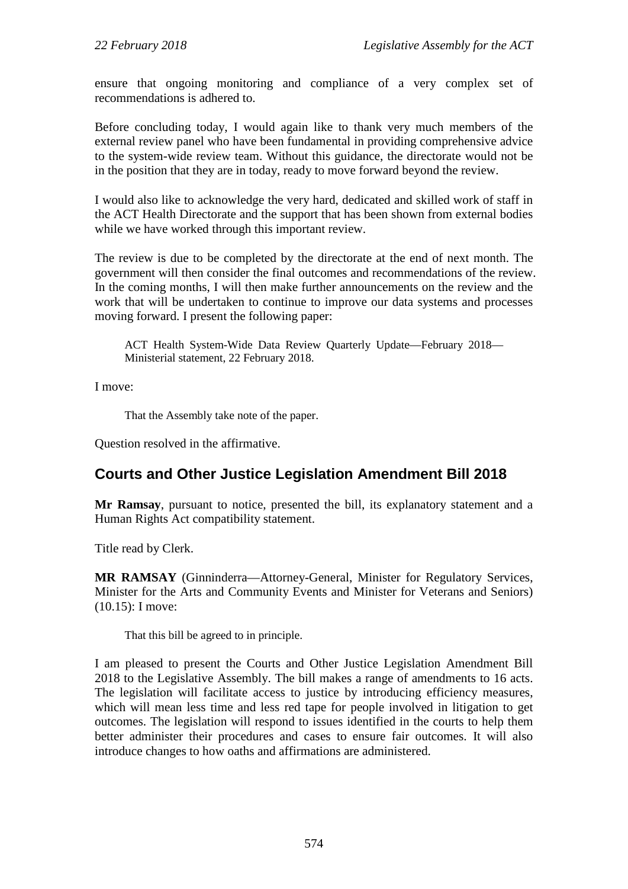ensure that ongoing monitoring and compliance of a very complex set of recommendations is adhered to.

Before concluding today, I would again like to thank very much members of the external review panel who have been fundamental in providing comprehensive advice to the system-wide review team. Without this guidance, the directorate would not be in the position that they are in today, ready to move forward beyond the review.

I would also like to acknowledge the very hard, dedicated and skilled work of staff in the ACT Health Directorate and the support that has been shown from external bodies while we have worked through this important review.

The review is due to be completed by the directorate at the end of next month. The government will then consider the final outcomes and recommendations of the review. In the coming months, I will then make further announcements on the review and the work that will be undertaken to continue to improve our data systems and processes moving forward. I present the following paper:

> ACT Health System-Wide Data Review Quarterly Update—February 2018—Ministerial statement, 22 February 2018.

I move:

> That the Assembly take note of the paper.

Question resolved in the affirmative.

## Courts and Other Justice Legislation Amendment Bill 2018

**Mr Ramsay**, pursuant to notice, presented the bill, its explanatory statement and a Human Rights Act compatibility statement.

Title read by Clerk.

**MR RAMSAY** (Ginninderra—Attorney-General, Minister for Regulatory Services, Minister for the Arts and Community Events and Minister for Veterans and Seniors) (10.15): I move:

> That this bill be agreed to in principle.

I am pleased to present the Courts and Other Justice Legislation Amendment Bill 2018 to the Legislative Assembly. The bill makes a range of amendments to 16 acts. The legislation will facilitate access to justice by introducing efficiency measures, which will mean less time and less red tape for people involved in litigation to get outcomes. The legislation will respond to issues identified in the courts to help them better administer their procedures and cases to ensure fair outcomes. It will also introduce changes to how oaths and affirmations are administered.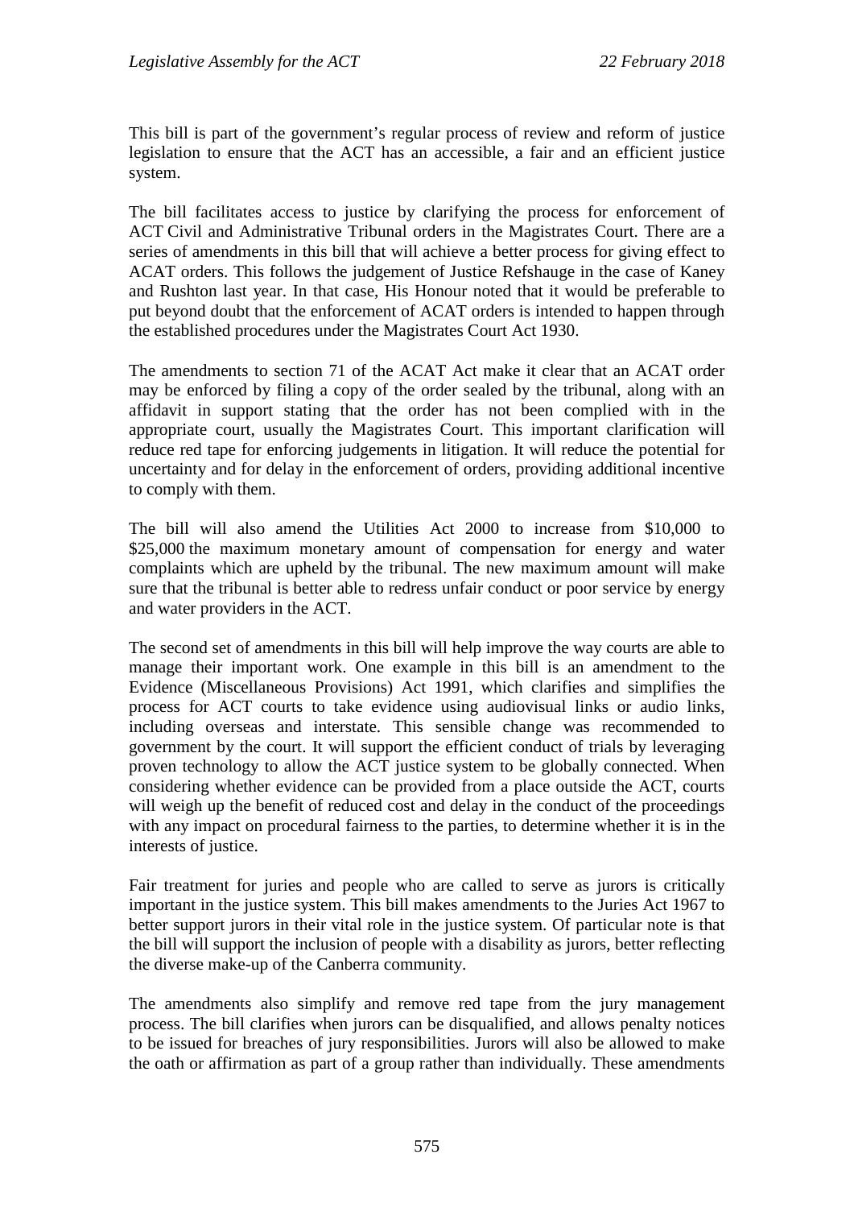This bill is part of the government's regular process of review and reform of justice legislation to ensure that the ACT has an accessible, a fair and an efficient justice system.

The bill facilitates access to justice by clarifying the process for enforcement of ACT Civil and Administrative Tribunal orders in the Magistrates Court. There are a series of amendments in this bill that will achieve a better process for giving effect to ACAT orders. This follows the judgement of Justice Refshauge in the case of Kaney and Rushton last year. In that case, His Honour noted that it would be preferable to put beyond doubt that the enforcement of ACAT orders is intended to happen through the established procedures under the Magistrates Court Act 1930.

The amendments to section 71 of the ACAT Act make it clear that an ACAT order may be enforced by filing a copy of the order sealed by the tribunal, along with an affidavit in support stating that the order has not been complied with in the appropriate court, usually the Magistrates Court. This important clarification will reduce red tape for enforcing judgements in litigation. It will reduce the potential for uncertainty and for delay in the enforcement of orders, providing additional incentive to comply with them.

The bill will also amend the Utilities Act 2000 to increase from $10,000 to $25,000 the maximum monetary amount of compensation for energy and water complaints which are upheld by the tribunal. The new maximum amount will make sure that the tribunal is better able to redress unfair conduct or poor service by energy and water providers in the ACT.

The second set of amendments in this bill will help improve the way courts are able to manage their important work. One example in this bill is an amendment to the Evidence (Miscellaneous Provisions) Act 1991, which clarifies and simplifies the process for ACT courts to take evidence using audiovisual links or audio links, including overseas and interstate. This sensible change was recommended to government by the court. It will support the efficient conduct of trials by leveraging proven technology to allow the ACT justice system to be globally connected. When considering whether evidence can be provided from a place outside the ACT, courts will weigh up the benefit of reduced cost and delay in the conduct of the proceedings with any impact on procedural fairness to the parties, to determine whether it is in the interests of justice.

Fair treatment for juries and people who are called to serve as jurors is critically important in the justice system. This bill makes amendments to the Juries Act 1967 to better support jurors in their vital role in the justice system. Of particular note is that the bill will support the inclusion of people with a disability as jurors, better reflecting the diverse make-up of the Canberra community.

The amendments also simplify and remove red tape from the jury management process. The bill clarifies when jurors can be disqualified, and allows penalty notices to be issued for breaches of jury responsibilities. Jurors will also be allowed to make the oath or affirmation as part of a group rather than individually. These amendments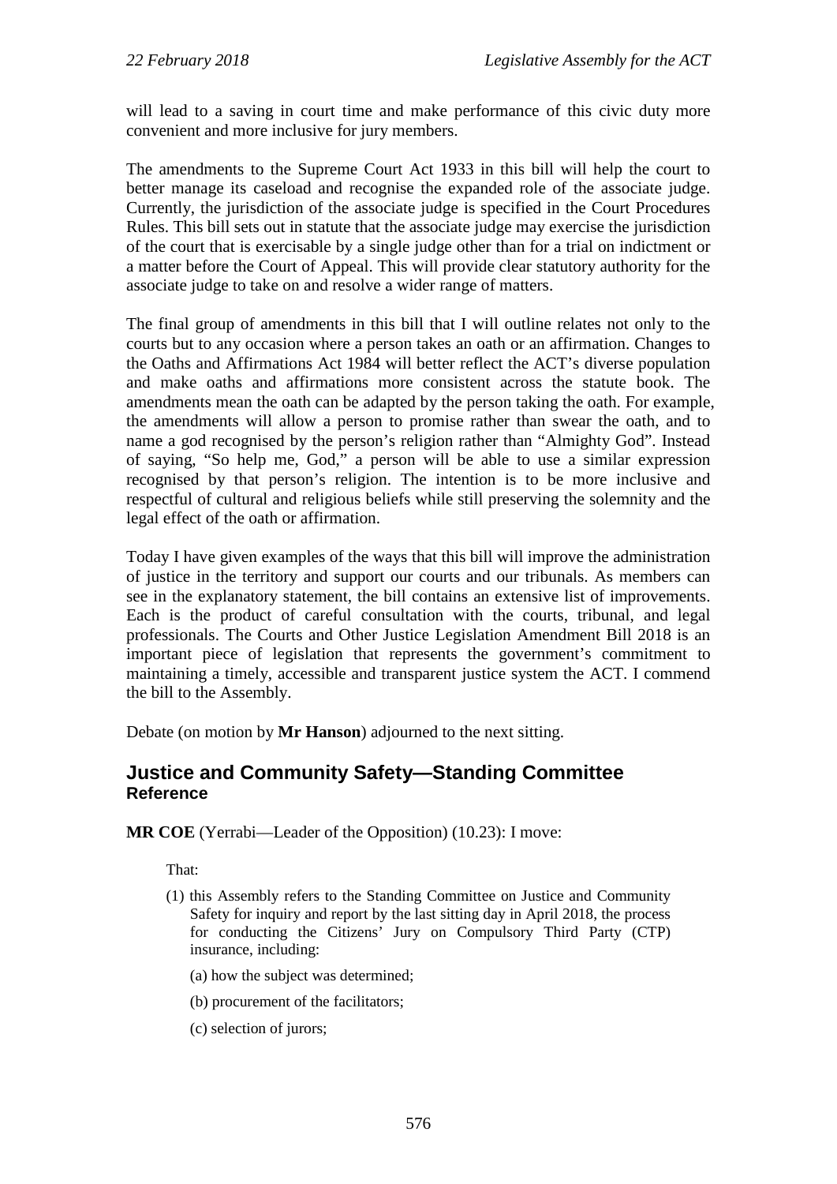will lead to a saving in court time and make performance of this civic duty more convenient and more inclusive for jury members.

The amendments to the Supreme Court Act 1933 in this bill will help the court to better manage its caseload and recognise the expanded role of the associate judge. Currently, the jurisdiction of the associate judge is specified in the Court Procedures Rules. This bill sets out in statute that the associate judge may exercise the jurisdiction of the court that is exercisable by a single judge other than for a trial on indictment or a matter before the Court of Appeal. This will provide clear statutory authority for the associate judge to take on and resolve a wider range of matters.

The final group of amendments in this bill that I will outline relates not only to the courts but to any occasion where a person takes an oath or an affirmation. Changes to the Oaths and Affirmations Act 1984 will better reflect the ACT's diverse population and make oaths and affirmations more consistent across the statute book. The amendments mean the oath can be adapted by the person taking the oath. For example, the amendments will allow a person to promise rather than swear the oath, and to name a god recognised by the person's religion rather than "Almighty God". Instead of saying, "So help me, God," a person will be able to use a similar expression recognised by that person's religion. The intention is to be more inclusive and respectful of cultural and religious beliefs while still preserving the solemnity and the legal effect of the oath or affirmation.

Today I have given examples of the ways that this bill will improve the administration of justice in the territory and support our courts and our tribunals. As members can see in the explanatory statement, the bill contains an extensive list of improvements. Each is the product of careful consultation with the courts, tribunal, and legal professionals. The Courts and Other Justice Legislation Amendment Bill 2018 is an important piece of legislation that represents the government's commitment to maintaining a timely, accessible and transparent justice system the ACT. I commend the bill to the Assembly.

Debate (on motion by **Mr Hanson**) adjourned to the next sitting.

## Justice and Community Safety—Standing Committee

### Reference

**MR COE** (Yerrabi—Leader of the Opposition) (10.23): I move:

That:

(1) this Assembly refers to the Standing Committee on Justice and Community Safety for inquiry and report by the last sitting day in April 2018, the process for conducting the Citizens' Jury on Compulsory Third Party (CTP) insurance, including:

(a) how the subject was determined;

(b) procurement of the facilitators;

(c) selection of jurors;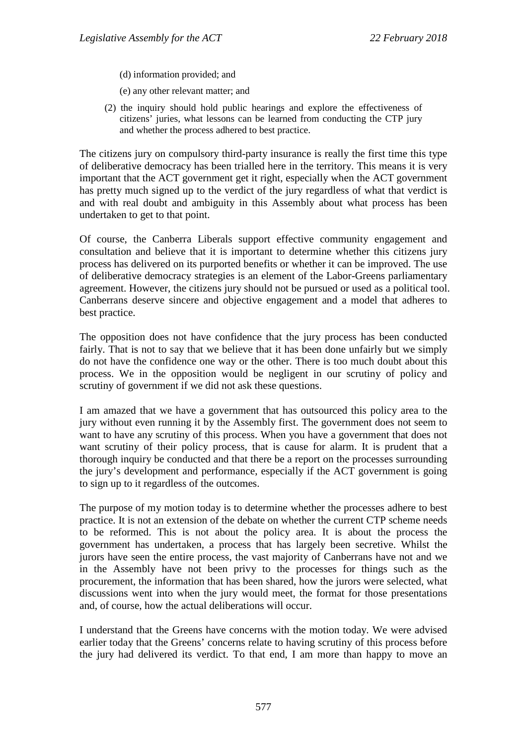(d) information provided; and

(e) any other relevant matter; and

(2) the inquiry should hold public hearings and explore the effectiveness of citizens' juries, what lessons can be learned from conducting the CTP jury and whether the process adhered to best practice.

The citizens jury on compulsory third-party insurance is really the first time this type of deliberative democracy has been trialled here in the territory. This means it is very important that the ACT government get it right, especially when the ACT government has pretty much signed up to the verdict of the jury regardless of what that verdict is and with real doubt and ambiguity in this Assembly about what process has been undertaken to get to that point.

Of course, the Canberra Liberals support effective community engagement and consultation and believe that it is important to determine whether this citizens jury process has delivered on its purported benefits or whether it can be improved. The use of deliberative democracy strategies is an element of the Labor-Greens parliamentary agreement. However, the citizens jury should not be pursued or used as a political tool. Canberrans deserve sincere and objective engagement and a model that adheres to best practice.

The opposition does not have confidence that the jury process has been conducted fairly. That is not to say that we believe that it has been done unfairly but we simply do not have the confidence one way or the other. There is too much doubt about this process. We in the opposition would be negligent in our scrutiny of policy and scrutiny of government if we did not ask these questions.

I am amazed that we have a government that has outsourced this policy area to the jury without even running it by the Assembly first. The government does not seem to want to have any scrutiny of this process. When you have a government that does not want scrutiny of their policy process, that is cause for alarm. It is prudent that a thorough inquiry be conducted and that there be a report on the processes surrounding the jury's development and performance, especially if the ACT government is going to sign up to it regardless of the outcomes.

The purpose of my motion today is to determine whether the processes adhere to best practice. It is not an extension of the debate on whether the current CTP scheme needs to be reformed. This is not about the policy area. It is about the process the government has undertaken, a process that has largely been secretive. Whilst the jurors have seen the entire process, the vast majority of Canberrans have not and we in the Assembly have not been privy to the processes for things such as the procurement, the information that has been shared, how the jurors were selected, what discussions went into when the jury would meet, the format for those presentations and, of course, how the actual deliberations will occur.

I understand that the Greens have concerns with the motion today. We were advised earlier today that the Greens' concerns relate to having scrutiny of this process before the jury had delivered its verdict. To that end, I am more than happy to move an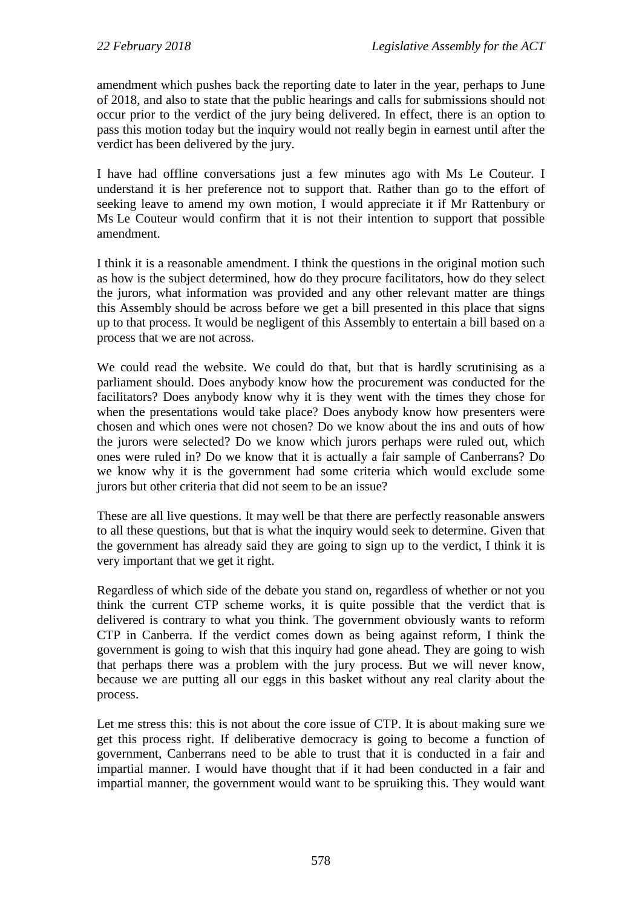amendment which pushes back the reporting date to later in the year, perhaps to June of 2018, and also to state that the public hearings and calls for submissions should not occur prior to the verdict of the jury being delivered. In effect, there is an option to pass this motion today but the inquiry would not really begin in earnest until after the verdict has been delivered by the jury.

I have had offline conversations just a few minutes ago with Ms Le Couteur. I understand it is her preference not to support that. Rather than go to the effort of seeking leave to amend my own motion, I would appreciate it if Mr Rattenbury or Ms Le Couteur would confirm that it is not their intention to support that possible amendment.

I think it is a reasonable amendment. I think the questions in the original motion such as how is the subject determined, how do they procure facilitators, how do they select the jurors, what information was provided and any other relevant matter are things this Assembly should be across before we get a bill presented in this place that signs up to that process. It would be negligent of this Assembly to entertain a bill based on a process that we are not across.

We could read the website. We could do that, but that is hardly scrutinising as a parliament should. Does anybody know how the procurement was conducted for the facilitators? Does anybody know why it is they went with the times they chose for when the presentations would take place? Does anybody know how presenters were chosen and which ones were not chosen? Do we know about the ins and outs of how the jurors were selected? Do we know which jurors perhaps were ruled out, which ones were ruled in? Do we know that it is actually a fair sample of Canberrans? Do we know why it is the government had some criteria which would exclude some jurors but other criteria that did not seem to be an issue?

These are all live questions. It may well be that there are perfectly reasonable answers to all these questions, but that is what the inquiry would seek to determine. Given that the government has already said they are going to sign up to the verdict, I think it is very important that we get it right.

Regardless of which side of the debate you stand on, regardless of whether or not you think the current CTP scheme works, it is quite possible that the verdict that is delivered is contrary to what you think. The government obviously wants to reform CTP in Canberra. If the verdict comes down as being against reform, I think the government is going to wish that this inquiry had gone ahead. They are going to wish that perhaps there was a problem with the jury process. But we will never know, because we are putting all our eggs in this basket without any real clarity about the process.

Let me stress this: this is not about the core issue of CTP. It is about making sure we get this process right. If deliberative democracy is going to become a function of government, Canberrans need to be able to trust that it is conducted in a fair and impartial manner. I would have thought that if it had been conducted in a fair and impartial manner, the government would want to be spruiking this. They would want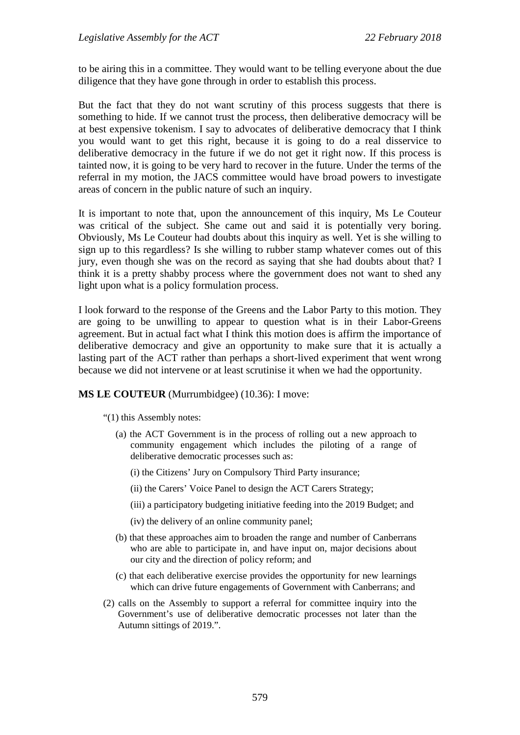to be airing this in a committee. They would want to be telling everyone about the due diligence that they have gone through in order to establish this process.

But the fact that they do not want scrutiny of this process suggests that there is something to hide. If we cannot trust the process, then deliberative democracy will be at best expensive tokenism. I say to advocates of deliberative democracy that I think you would want to get this right, because it is going to do a real disservice to deliberative democracy in the future if we do not get it right now. If this process is tainted now, it is going to be very hard to recover in the future. Under the terms of the referral in my motion, the JACS committee would have broad powers to investigate areas of concern in the public nature of such an inquiry.

It is important to note that, upon the announcement of this inquiry, Ms Le Couteur was critical of the subject. She came out and said it is potentially very boring. Obviously, Ms Le Couteur had doubts about this inquiry as well. Yet is she willing to sign up to this regardless? Is she willing to rubber stamp whatever comes out of this jury, even though she was on the record as saying that she had doubts about that? I think it is a pretty shabby process where the government does not want to shed any light upon what is a policy formulation process.

I look forward to the response of the Greens and the Labor Party to this motion. They are going to be unwilling to appear to question what is in their Labor-Greens agreement. But in actual fact what I think this motion does is affirm the importance of deliberative democracy and give an opportunity to make sure that it is actually a lasting part of the ACT rather than perhaps a short-lived experiment that went wrong because we did not intervene or at least scrutinise it when we had the opportunity.

**MS LE COUTEUR** (Murrumbidgee) (10.36): I move:

"(1) this Assembly notes:

(a) the ACT Government is in the process of rolling out a new approach to community engagement which includes the piloting of a range of deliberative democratic processes such as:

(i) the Citizens' Jury on Compulsory Third Party insurance;

(ii) the Carers' Voice Panel to design the ACT Carers Strategy;

(iii) a participatory budgeting initiative feeding into the 2019 Budget; and

(iv) the delivery of an online community panel;

(b) that these approaches aim to broaden the range and number of Canberrans who are able to participate in, and have input on, major decisions about our city and the direction of policy reform; and

(c) that each deliberative exercise provides the opportunity for new learnings which can drive future engagements of Government with Canberrans; and

(2) calls on the Assembly to support a referral for committee inquiry into the Government's use of deliberative democratic processes not later than the Autumn sittings of 2019.".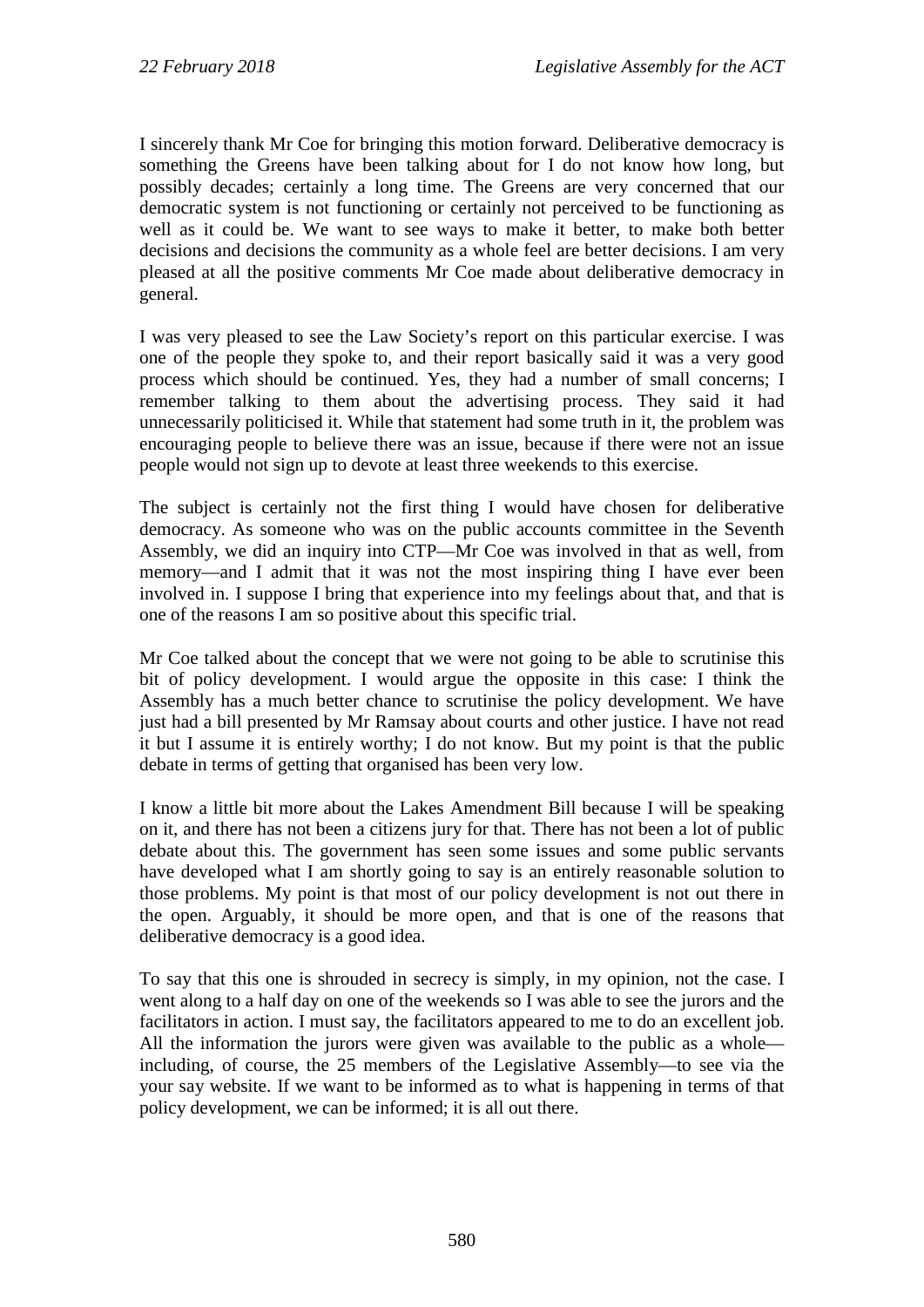I sincerely thank Mr Coe for bringing this motion forward. Deliberative democracy is something the Greens have been talking about for I do not know how long, but possibly decades; certainly a long time. The Greens are very concerned that our democratic system is not functioning or certainly not perceived to be functioning as well as it could be. We want to see ways to make it better, to make both better decisions and decisions the community as a whole feel are better decisions. I am very pleased at all the positive comments Mr Coe made about deliberative democracy in general.

I was very pleased to see the Law Society's report on this particular exercise. I was one of the people they spoke to, and their report basically said it was a very good process which should be continued. Yes, they had a number of small concerns; I remember talking to them about the advertising process. They said it had unnecessarily politicised it. While that statement had some truth in it, the problem was encouraging people to believe there was an issue, because if there were not an issue people would not sign up to devote at least three weekends to this exercise.

The subject is certainly not the first thing I would have chosen for deliberative democracy. As someone who was on the public accounts committee in the Seventh Assembly, we did an inquiry into CTP—Mr Coe was involved in that as well, from memory—and I admit that it was not the most inspiring thing I have ever been involved in. I suppose I bring that experience into my feelings about that, and that is one of the reasons I am so positive about this specific trial.

Mr Coe talked about the concept that we were not going to be able to scrutinise this bit of policy development. I would argue the opposite in this case: I think the Assembly has a much better chance to scrutinise the policy development. We have just had a bill presented by Mr Ramsay about courts and other justice. I have not read it but I assume it is entirely worthy; I do not know. But my point is that the public debate in terms of getting that organised has been very low.

I know a little bit more about the Lakes Amendment Bill because I will be speaking on it, and there has not been a citizens jury for that. There has not been a lot of public debate about this. The government has seen some issues and some public servants have developed what I am shortly going to say is an entirely reasonable solution to those problems. My point is that most of our policy development is not out there in the open. Arguably, it should be more open, and that is one of the reasons that deliberative democracy is a good idea.

To say that this one is shrouded in secrecy is simply, in my opinion, not the case. I went along to a half day on one of the weekends so I was able to see the jurors and the facilitators in action. I must say, the facilitators appeared to me to do an excellent job. All the information the jurors were given was available to the public as a whole—including, of course, the 25 members of the Legislative Assembly—to see via the your say website. If we want to be informed as to what is happening in terms of that policy development, we can be informed; it is all out there.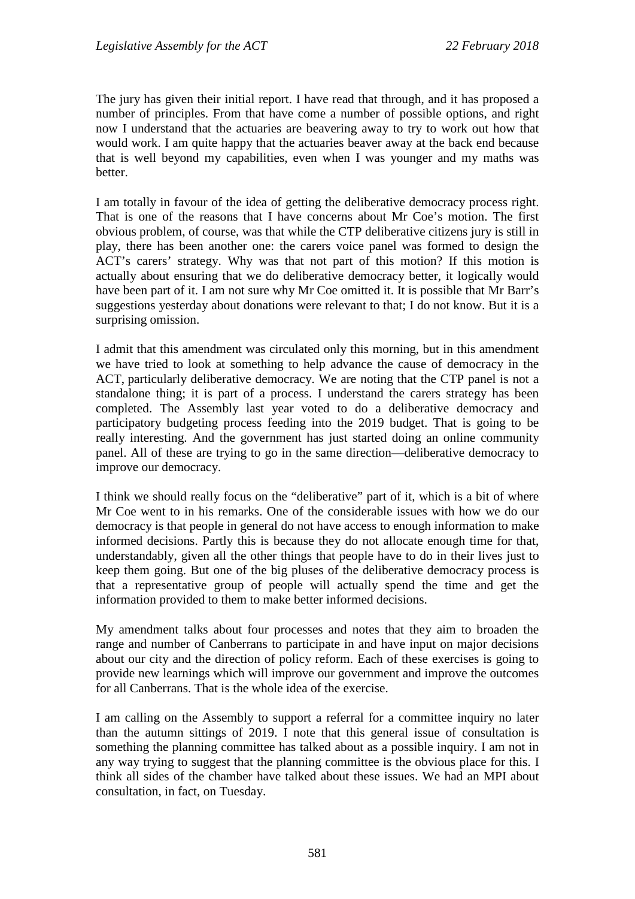The jury has given their initial report. I have read that through, and it has proposed a number of principles. From that have come a number of possible options, and right now I understand that the actuaries are beavering away to try to work out how that would work. I am quite happy that the actuaries beaver away at the back end because that is well beyond my capabilities, even when I was younger and my maths was better.

I am totally in favour of the idea of getting the deliberative democracy process right. That is one of the reasons that I have concerns about Mr Coe's motion. The first obvious problem, of course, was that while the CTP deliberative citizens jury is still in play, there has been another one: the carers voice panel was formed to design the ACT's carers' strategy. Why was that not part of this motion? If this motion is actually about ensuring that we do deliberative democracy better, it logically would have been part of it. I am not sure why Mr Coe omitted it. It is possible that Mr Barr's suggestions yesterday about donations were relevant to that; I do not know. But it is a surprising omission.

I admit that this amendment was circulated only this morning, but in this amendment we have tried to look at something to help advance the cause of democracy in the ACT, particularly deliberative democracy. We are noting that the CTP panel is not a standalone thing; it is part of a process. I understand the carers strategy has been completed. The Assembly last year voted to do a deliberative democracy and participatory budgeting process feeding into the 2019 budget. That is going to be really interesting. And the government has just started doing an online community panel. All of these are trying to go in the same direction—deliberative democracy to improve our democracy.

I think we should really focus on the "deliberative" part of it, which is a bit of where Mr Coe went to in his remarks. One of the considerable issues with how we do our democracy is that people in general do not have access to enough information to make informed decisions. Partly this is because they do not allocate enough time for that, understandably, given all the other things that people have to do in their lives just to keep them going. But one of the big pluses of the deliberative democracy process is that a representative group of people will actually spend the time and get the information provided to them to make better informed decisions.

My amendment talks about four processes and notes that they aim to broaden the range and number of Canberrans to participate in and have input on major decisions about our city and the direction of policy reform. Each of these exercises is going to provide new learnings which will improve our government and improve the outcomes for all Canberrans. That is the whole idea of the exercise.

I am calling on the Assembly to support a referral for a committee inquiry no later than the autumn sittings of 2019. I note that this general issue of consultation is something the planning committee has talked about as a possible inquiry. I am not in any way trying to suggest that the planning committee is the obvious place for this. I think all sides of the chamber have talked about these issues. We had an MPI about consultation, in fact, on Tuesday.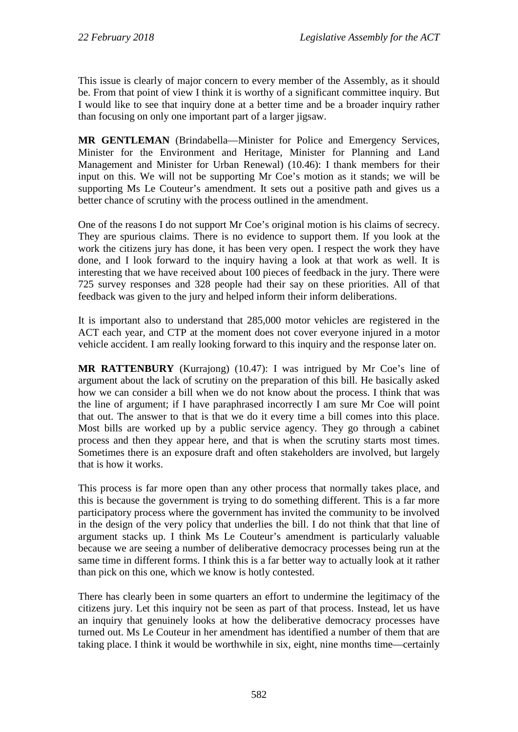This issue is clearly of major concern to every member of the Assembly, as it should be. From that point of view I think it is worthy of a significant committee inquiry. But I would like to see that inquiry done at a better time and be a broader inquiry rather than focusing on only one important part of a larger jigsaw.

**MR GENTLEMAN** (Brindabella—Minister for Police and Emergency Services, Minister for the Environment and Heritage, Minister for Planning and Land Management and Minister for Urban Renewal) (10.46): I thank members for their input on this. We will not be supporting Mr Coe's motion as it stands; we will be supporting Ms Le Couteur's amendment. It sets out a positive path and gives us a better chance of scrutiny with the process outlined in the amendment.

One of the reasons I do not support Mr Coe's original motion is his claims of secrecy. They are spurious claims. There is no evidence to support them. If you look at the work the citizens jury has done, it has been very open. I respect the work they have done, and I look forward to the inquiry having a look at that work as well. It is interesting that we have received about 100 pieces of feedback in the jury. There were 725 survey responses and 328 people had their say on these priorities. All of that feedback was given to the jury and helped inform their inform deliberations.

It is important also to understand that 285,000 motor vehicles are registered in the ACT each year, and CTP at the moment does not cover everyone injured in a motor vehicle accident. I am really looking forward to this inquiry and the response later on.

**MR RATTENBURY** (Kurrajong) (10.47): I was intrigued by Mr Coe's line of argument about the lack of scrutiny on the preparation of this bill. He basically asked how we can consider a bill when we do not know about the process. I think that was the line of argument; if I have paraphrased incorrectly I am sure Mr Coe will point that out. The answer to that is that we do it every time a bill comes into this place. Most bills are worked up by a public service agency. They go through a cabinet process and then they appear here, and that is when the scrutiny starts most times. Sometimes there is an exposure draft and often stakeholders are involved, but largely that is how it works.

This process is far more open than any other process that normally takes place, and this is because the government is trying to do something different. This is a far more participatory process where the government has invited the community to be involved in the design of the very policy that underlies the bill. I do not think that that line of argument stacks up. I think Ms Le Couteur's amendment is particularly valuable because we are seeing a number of deliberative democracy processes being run at the same time in different forms. I think this is a far better way to actually look at it rather than pick on this one, which we know is hotly contested.

There has clearly been in some quarters an effort to undermine the legitimacy of the citizens jury. Let this inquiry not be seen as part of that process. Instead, let us have an inquiry that genuinely looks at how the deliberative democracy processes have turned out. Ms Le Couteur in her amendment has identified a number of them that are taking place. I think it would be worthwhile in six, eight, nine months time—certainly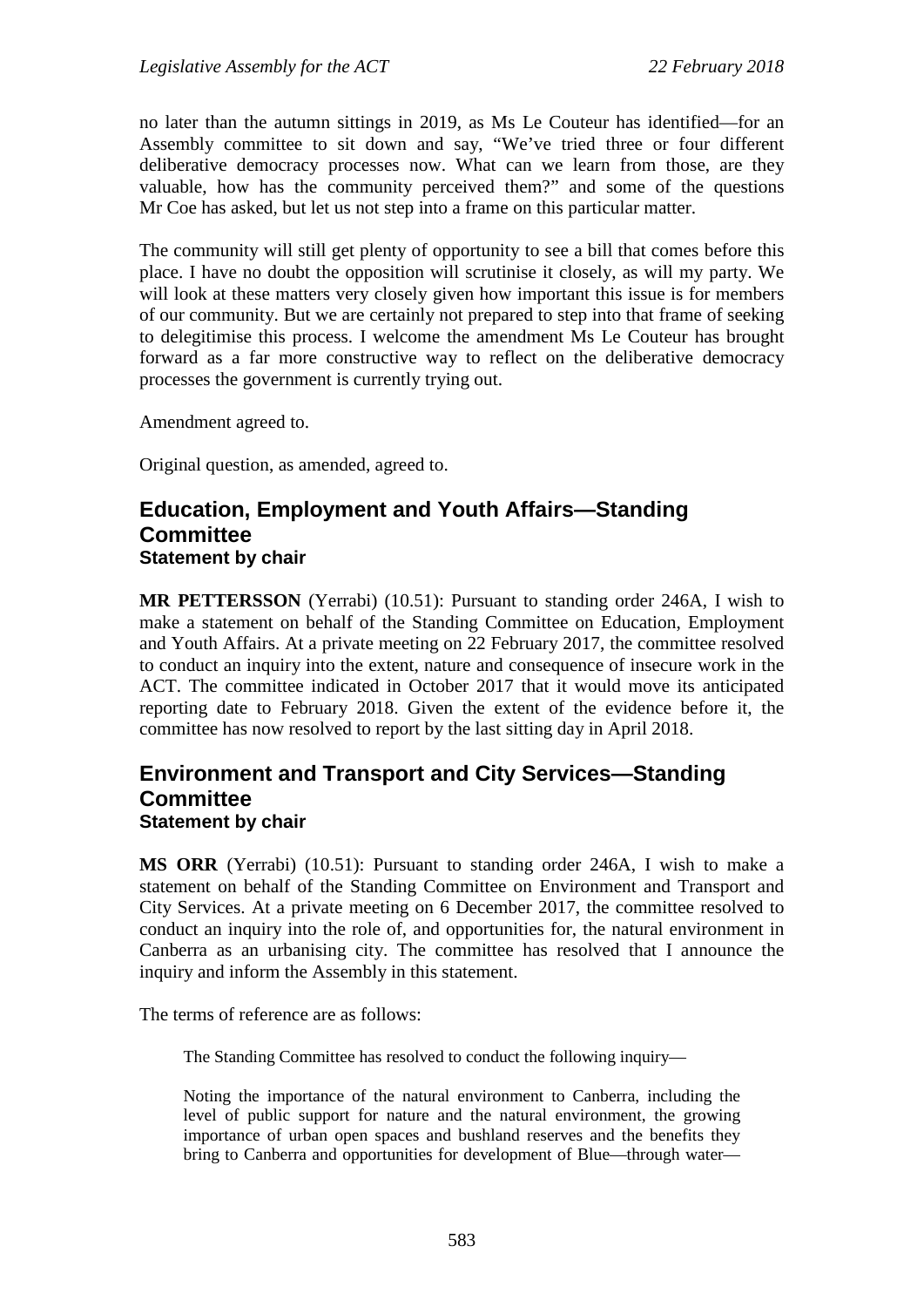no later than the autumn sittings in 2019, as Ms Le Couteur has identified—for an Assembly committee to sit down and say, "We've tried three or four different deliberative democracy processes now. What can we learn from those, are they valuable, how has the community perceived them?" and some of the questions Mr Coe has asked, but let us not step into a frame on this particular matter.

The community will still get plenty of opportunity to see a bill that comes before this place. I have no doubt the opposition will scrutinise it closely, as will my party. We will look at these matters very closely given how important this issue is for members of our community. But we are certainly not prepared to step into that frame of seeking to delegitimise this process. I welcome the amendment Ms Le Couteur has brought forward as a far more constructive way to reflect on the deliberative democracy processes the government is currently trying out.

Amendment agreed to.

Original question, as amended, agreed to.

## Education, Employment and Youth Affairs—Standing Committee
### Statement by chair

**MR PETTERSSON** (Yerrabi) (10.51): Pursuant to standing order 246A, I wish to make a statement on behalf of the Standing Committee on Education, Employment and Youth Affairs. At a private meeting on 22 February 2017, the committee resolved to conduct an inquiry into the extent, nature and consequence of insecure work in the ACT. The committee indicated in October 2017 that it would move its anticipated reporting date to February 2018. Given the extent of the evidence before it, the committee has now resolved to report by the last sitting day in April 2018.

## Environment and Transport and City Services—Standing Committee
### Statement by chair

**MS ORR** (Yerrabi) (10.51): Pursuant to standing order 246A, I wish to make a statement on behalf of the Standing Committee on Environment and Transport and City Services. At a private meeting on 6 December 2017, the committee resolved to conduct an inquiry into the role of, and opportunities for, the natural environment in Canberra as an urbanising city. The committee has resolved that I announce the inquiry and inform the Assembly in this statement.

The terms of reference are as follows:

> The Standing Committee has resolved to conduct the following inquiry—
>
> Noting the importance of the natural environment to Canberra, including the level of public support for nature and the natural environment, the growing importance of urban open spaces and bushland reserves and the benefits they bring to Canberra and opportunities for development of Blue—through water—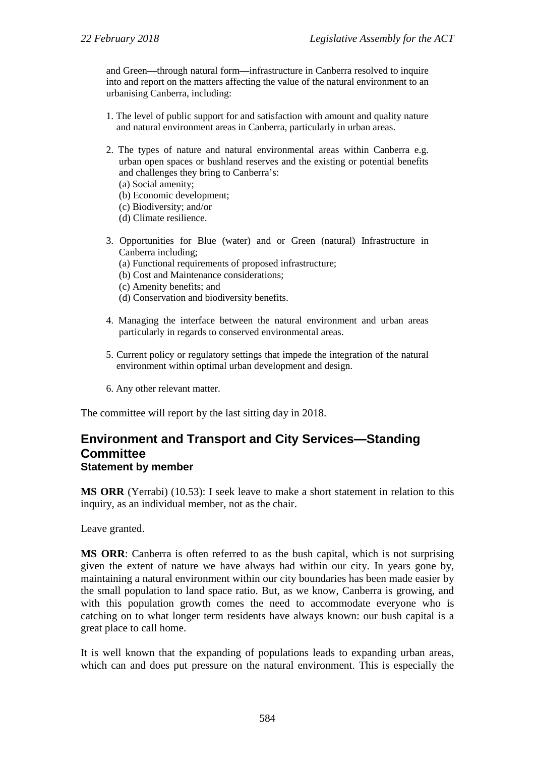and Green—through natural form—infrastructure in Canberra resolved to inquire into and report on the matters affecting the value of the natural environment to an urbanising Canberra, including:

1. The level of public support for and satisfaction with amount and quality nature and natural environment areas in Canberra, particularly in urban areas.

2. The types of nature and natural environmental areas within Canberra e.g. urban open spaces or bushland reserves and the existing or potential benefits and challenges they bring to Canberra's:
   (a) Social amenity;
   (b) Economic development;
   (c) Biodiversity; and/or
   (d) Climate resilience.

3. Opportunities for Blue (water) and or Green (natural) Infrastructure in Canberra including;
   (a) Functional requirements of proposed infrastructure;
   (b) Cost and Maintenance considerations;
   (c) Amenity benefits; and
   (d) Conservation and biodiversity benefits.

4. Managing the interface between the natural environment and urban areas particularly in regards to conserved environmental areas.

5. Current policy or regulatory settings that impede the integration of the natural environment within optimal urban development and design.

6. Any other relevant matter.

The committee will report by the last sitting day in 2018.

## Environment and Transport and City Services—Standing Committee

### Statement by member

**MS ORR** (Yerrabi) (10.53): I seek leave to make a short statement in relation to this inquiry, as an individual member, not as the chair.

Leave granted.

**MS ORR**: Canberra is often referred to as the bush capital, which is not surprising given the extent of nature we have always had within our city. In years gone by, maintaining a natural environment within our city boundaries has been made easier by the small population to land space ratio. But, as we know, Canberra is growing, and with this population growth comes the need to accommodate everyone who is catching on to what longer term residents have always known: our bush capital is a great place to call home.

It is well known that the expanding of populations leads to expanding urban areas, which can and does put pressure on the natural environment. This is especially the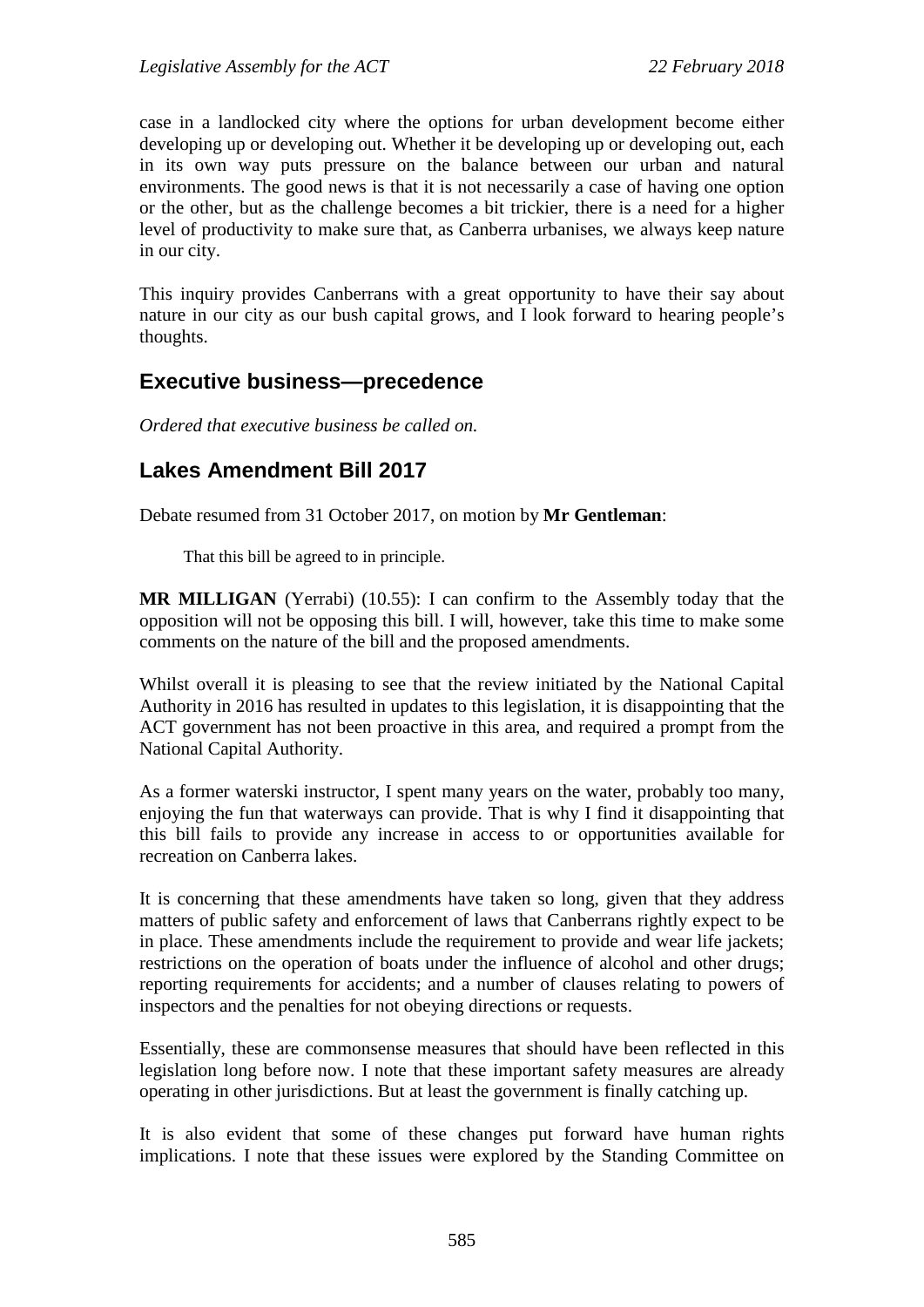case in a landlocked city where the options for urban development become either developing up or developing out. Whether it be developing up or developing out, each in its own way puts pressure on the balance between our urban and natural environments. The good news is that it is not necessarily a case of having one option or the other, but as the challenge becomes a bit trickier, there is a need for a higher level of productivity to make sure that, as Canberra urbanises, we always keep nature in our city.

This inquiry provides Canberrans with a great opportunity to have their say about nature in our city as our bush capital grows, and I look forward to hearing people's thoughts.

## Executive business—precedence

*Ordered that executive business be called on.*

## Lakes Amendment Bill 2017

Debate resumed from 31 October 2017, on motion by **Mr Gentleman**:

> That this bill be agreed to in principle.

**MR MILLIGAN** (Yerrabi) (10.55): I can confirm to the Assembly today that the opposition will not be opposing this bill. I will, however, take this time to make some comments on the nature of the bill and the proposed amendments.

Whilst overall it is pleasing to see that the review initiated by the National Capital Authority in 2016 has resulted in updates to this legislation, it is disappointing that the ACT government has not been proactive in this area, and required a prompt from the National Capital Authority.

As a former waterski instructor, I spent many years on the water, probably too many, enjoying the fun that waterways can provide. That is why I find it disappointing that this bill fails to provide any increase in access to or opportunities available for recreation on Canberra lakes.

It is concerning that these amendments have taken so long, given that they address matters of public safety and enforcement of laws that Canberrans rightly expect to be in place. These amendments include the requirement to provide and wear life jackets; restrictions on the operation of boats under the influence of alcohol and other drugs; reporting requirements for accidents; and a number of clauses relating to powers of inspectors and the penalties for not obeying directions or requests.

Essentially, these are commonsense measures that should have been reflected in this legislation long before now. I note that these important safety measures are already operating in other jurisdictions. But at least the government is finally catching up.

It is also evident that some of these changes put forward have human rights implications. I note that these issues were explored by the Standing Committee on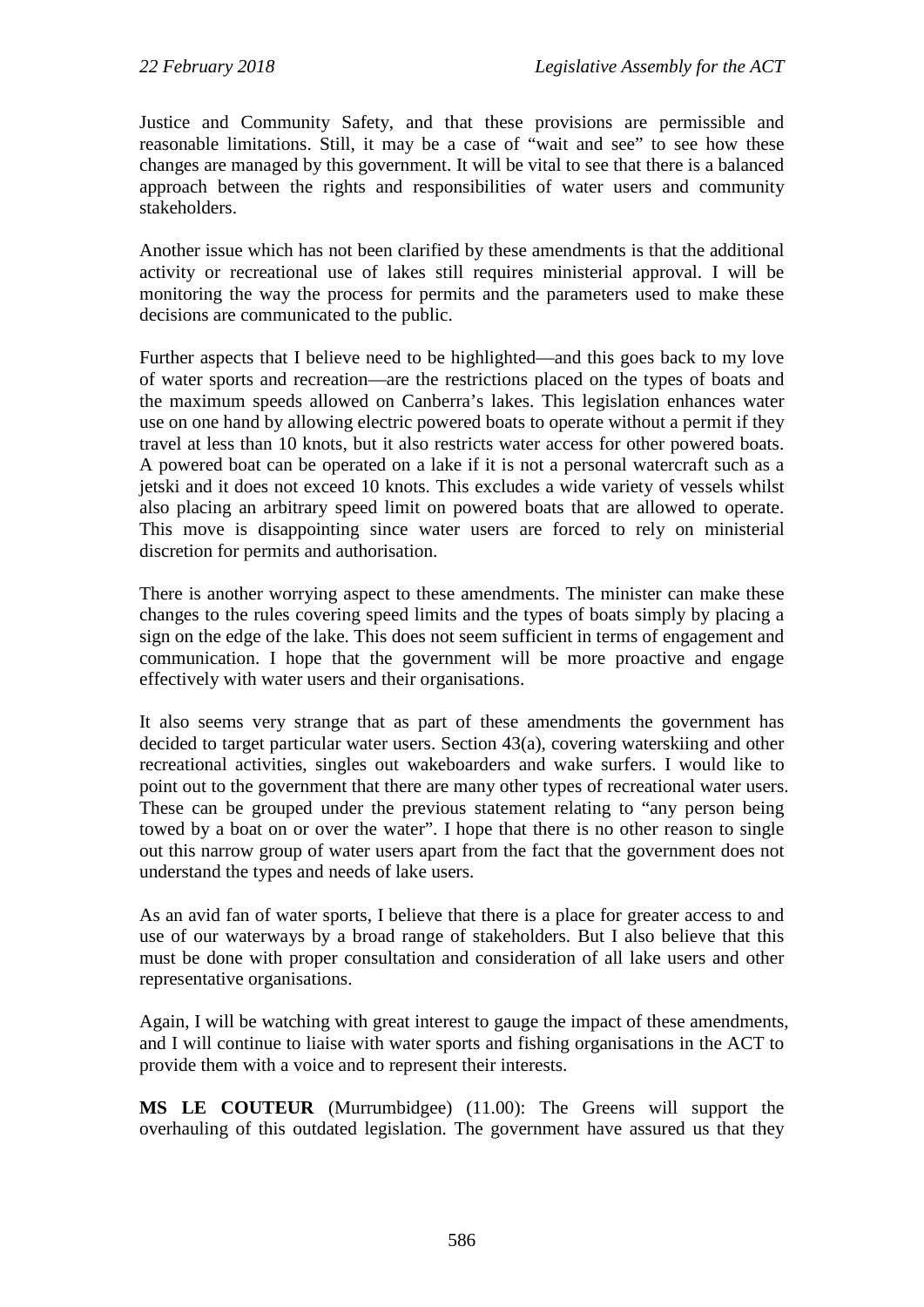Justice and Community Safety, and that these provisions are permissible and reasonable limitations. Still, it may be a case of "wait and see" to see how these changes are managed by this government. It will be vital to see that there is a balanced approach between the rights and responsibilities of water users and community stakeholders.

Another issue which has not been clarified by these amendments is that the additional activity or recreational use of lakes still requires ministerial approval. I will be monitoring the way the process for permits and the parameters used to make these decisions are communicated to the public.

Further aspects that I believe need to be highlighted—and this goes back to my love of water sports and recreation—are the restrictions placed on the types of boats and the maximum speeds allowed on Canberra's lakes. This legislation enhances water use on one hand by allowing electric powered boats to operate without a permit if they travel at less than 10 knots, but it also restricts water access for other powered boats. A powered boat can be operated on a lake if it is not a personal watercraft such as a jetski and it does not exceed 10 knots. This excludes a wide variety of vessels whilst also placing an arbitrary speed limit on powered boats that are allowed to operate. This move is disappointing since water users are forced to rely on ministerial discretion for permits and authorisation.

There is another worrying aspect to these amendments. The minister can make these changes to the rules covering speed limits and the types of boats simply by placing a sign on the edge of the lake. This does not seem sufficient in terms of engagement and communication. I hope that the government will be more proactive and engage effectively with water users and their organisations.

It also seems very strange that as part of these amendments the government has decided to target particular water users. Section 43(a), covering waterskiing and other recreational activities, singles out wakeboarders and wake surfers. I would like to point out to the government that there are many other types of recreational water users. These can be grouped under the previous statement relating to "any person being towed by a boat on or over the water". I hope that there is no other reason to single out this narrow group of water users apart from the fact that the government does not understand the types and needs of lake users.

As an avid fan of water sports, I believe that there is a place for greater access to and use of our waterways by a broad range of stakeholders. But I also believe that this must be done with proper consultation and consideration of all lake users and other representative organisations.

Again, I will be watching with great interest to gauge the impact of these amendments, and I will continue to liaise with water sports and fishing organisations in the ACT to provide them with a voice and to represent their interests.

**MS LE COUTEUR** (Murrumbidgee) (11.00): The Greens will support the overhauling of this outdated legislation. The government have assured us that they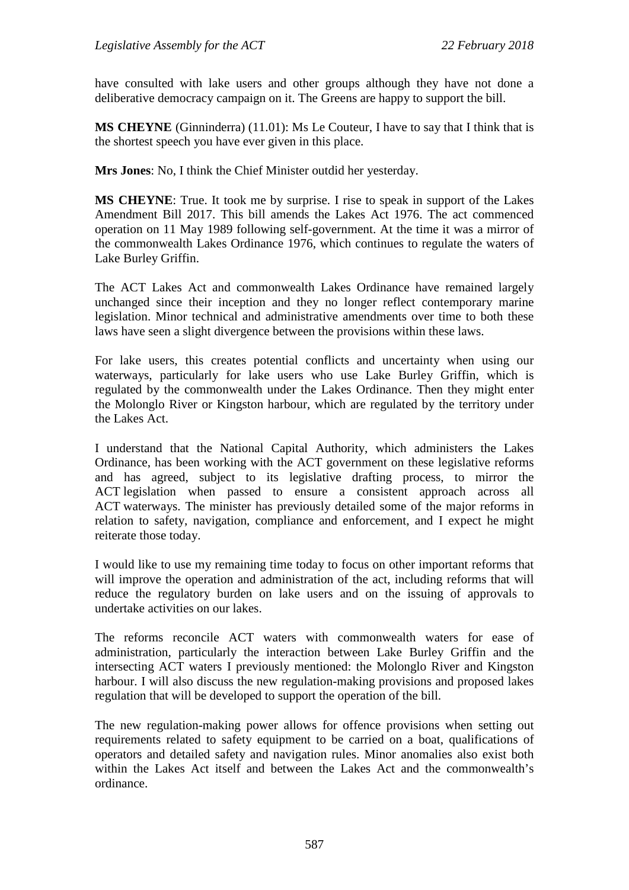have consulted with lake users and other groups although they have not done a deliberative democracy campaign on it. The Greens are happy to support the bill.

**MS CHEYNE** (Ginninderra) (11.01): Ms Le Couteur, I have to say that I think that is the shortest speech you have ever given in this place.

**Mrs Jones**: No, I think the Chief Minister outdid her yesterday.

**MS CHEYNE**: True. It took me by surprise. I rise to speak in support of the Lakes Amendment Bill 2017. This bill amends the Lakes Act 1976. The act commenced operation on 11 May 1989 following self-government. At the time it was a mirror of the commonwealth Lakes Ordinance 1976, which continues to regulate the waters of Lake Burley Griffin.

The ACT Lakes Act and commonwealth Lakes Ordinance have remained largely unchanged since their inception and they no longer reflect contemporary marine legislation. Minor technical and administrative amendments over time to both these laws have seen a slight divergence between the provisions within these laws.

For lake users, this creates potential conflicts and uncertainty when using our waterways, particularly for lake users who use Lake Burley Griffin, which is regulated by the commonwealth under the Lakes Ordinance. Then they might enter the Molonglo River or Kingston harbour, which are regulated by the territory under the Lakes Act.

I understand that the National Capital Authority, which administers the Lakes Ordinance, has been working with the ACT government on these legislative reforms and has agreed, subject to its legislative drafting process, to mirror the ACT legislation when passed to ensure a consistent approach across all ACT waterways. The minister has previously detailed some of the major reforms in relation to safety, navigation, compliance and enforcement, and I expect he might reiterate those today.

I would like to use my remaining time today to focus on other important reforms that will improve the operation and administration of the act, including reforms that will reduce the regulatory burden on lake users and on the issuing of approvals to undertake activities on our lakes.

The reforms reconcile ACT waters with commonwealth waters for ease of administration, particularly the interaction between Lake Burley Griffin and the intersecting ACT waters I previously mentioned: the Molonglo River and Kingston harbour. I will also discuss the new regulation-making provisions and proposed lakes regulation that will be developed to support the operation of the bill.

The new regulation-making power allows for offence provisions when setting out requirements related to safety equipment to be carried on a boat, qualifications of operators and detailed safety and navigation rules. Minor anomalies also exist both within the Lakes Act itself and between the Lakes Act and the commonwealth's ordinance.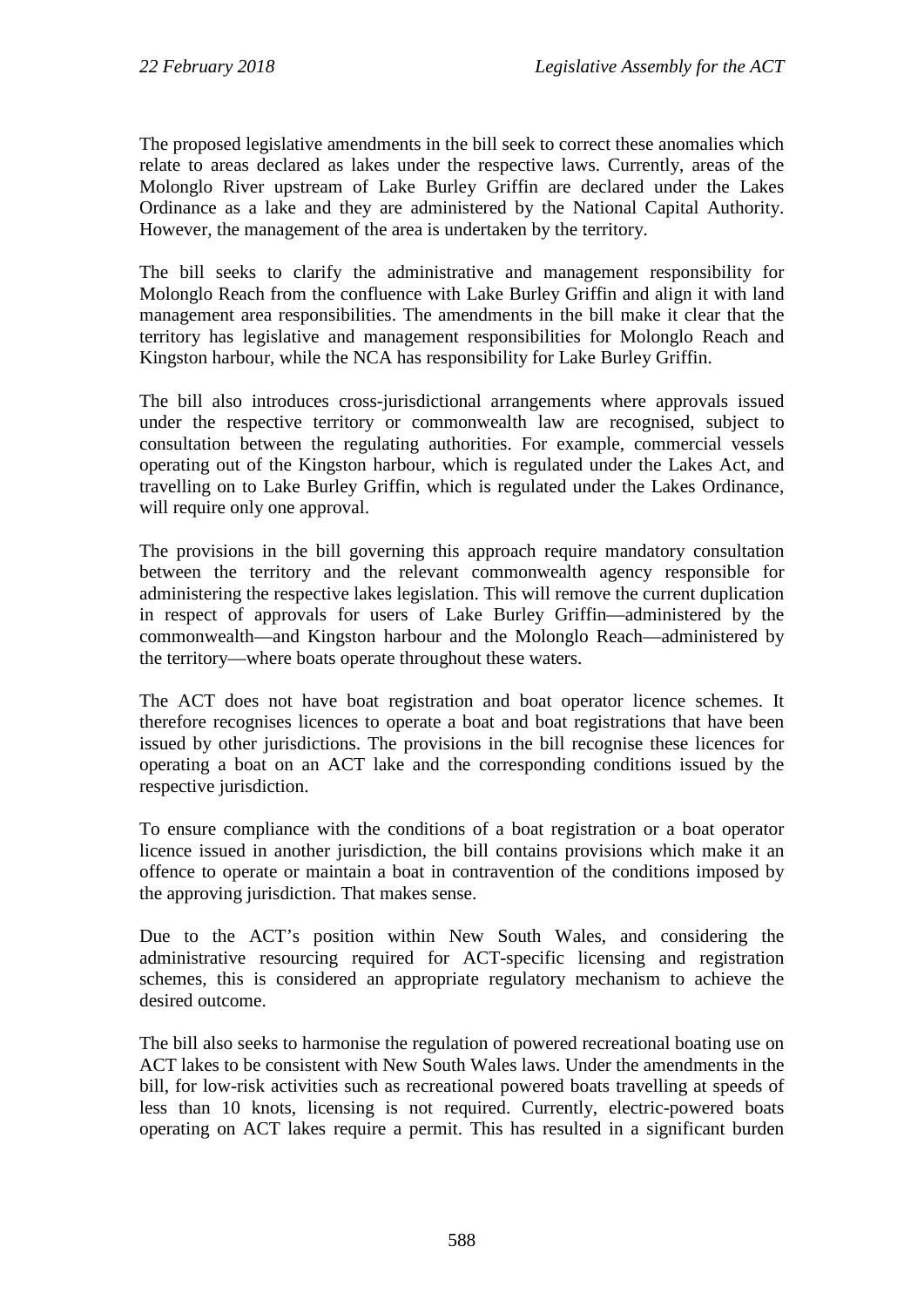The proposed legislative amendments in the bill seek to correct these anomalies which relate to areas declared as lakes under the respective laws. Currently, areas of the Molonglo River upstream of Lake Burley Griffin are declared under the Lakes Ordinance as a lake and they are administered by the National Capital Authority. However, the management of the area is undertaken by the territory.

The bill seeks to clarify the administrative and management responsibility for Molonglo Reach from the confluence with Lake Burley Griffin and align it with land management area responsibilities. The amendments in the bill make it clear that the territory has legislative and management responsibilities for Molonglo Reach and Kingston harbour, while the NCA has responsibility for Lake Burley Griffin.

The bill also introduces cross-jurisdictional arrangements where approvals issued under the respective territory or commonwealth law are recognised, subject to consultation between the regulating authorities. For example, commercial vessels operating out of the Kingston harbour, which is regulated under the Lakes Act, and travelling on to Lake Burley Griffin, which is regulated under the Lakes Ordinance, will require only one approval.

The provisions in the bill governing this approach require mandatory consultation between the territory and the relevant commonwealth agency responsible for administering the respective lakes legislation. This will remove the current duplication in respect of approvals for users of Lake Burley Griffin—administered by the commonwealth—and Kingston harbour and the Molonglo Reach—administered by the territory—where boats operate throughout these waters.

The ACT does not have boat registration and boat operator licence schemes. It therefore recognises licences to operate a boat and boat registrations that have been issued by other jurisdictions. The provisions in the bill recognise these licences for operating a boat on an ACT lake and the corresponding conditions issued by the respective jurisdiction.

To ensure compliance with the conditions of a boat registration or a boat operator licence issued in another jurisdiction, the bill contains provisions which make it an offence to operate or maintain a boat in contravention of the conditions imposed by the approving jurisdiction. That makes sense.

Due to the ACT's position within New South Wales, and considering the administrative resourcing required for ACT-specific licensing and registration schemes, this is considered an appropriate regulatory mechanism to achieve the desired outcome.

The bill also seeks to harmonise the regulation of powered recreational boating use on ACT lakes to be consistent with New South Wales laws. Under the amendments in the bill, for low-risk activities such as recreational powered boats travelling at speeds of less than 10 knots, licensing is not required. Currently, electric-powered boats operating on ACT lakes require a permit. This has resulted in a significant burden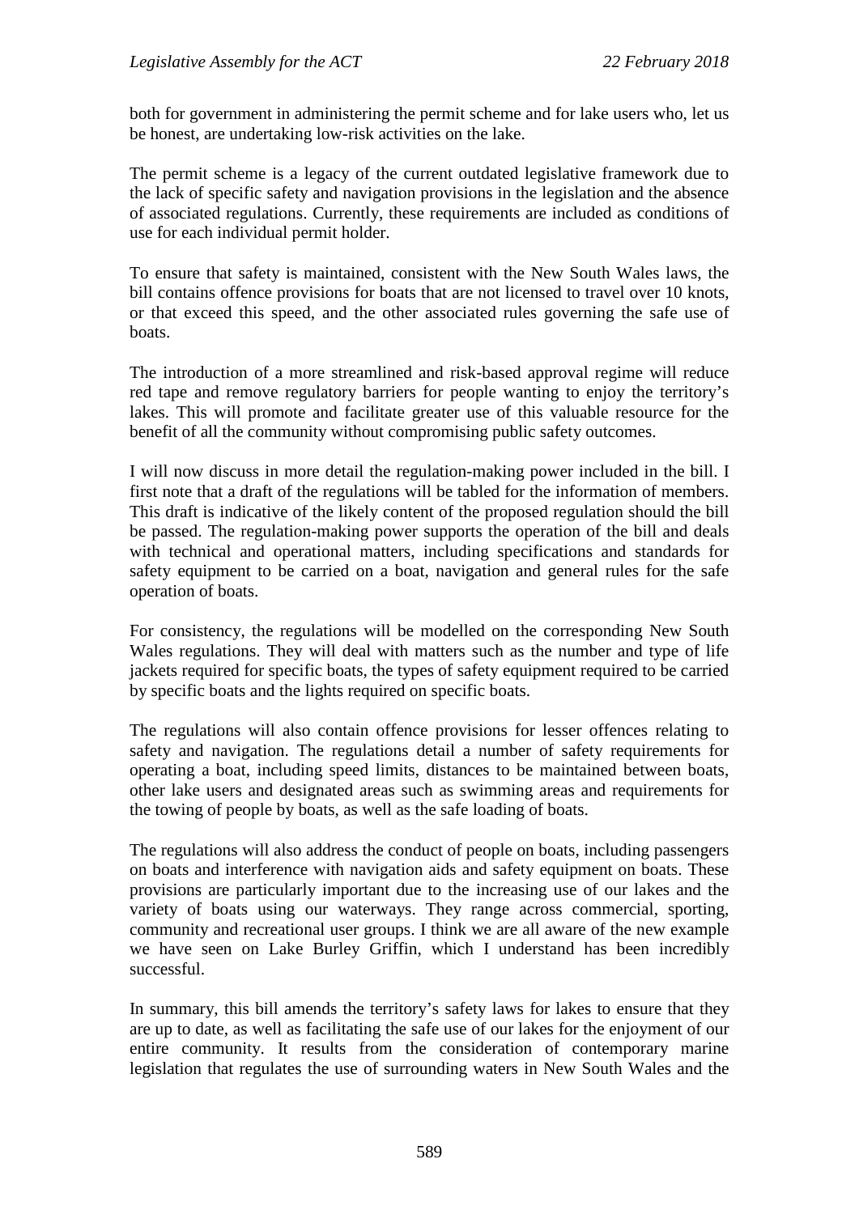both for government in administering the permit scheme and for lake users who, let us be honest, are undertaking low-risk activities on the lake.

The permit scheme is a legacy of the current outdated legislative framework due to the lack of specific safety and navigation provisions in the legislation and the absence of associated regulations. Currently, these requirements are included as conditions of use for each individual permit holder.

To ensure that safety is maintained, consistent with the New South Wales laws, the bill contains offence provisions for boats that are not licensed to travel over 10 knots, or that exceed this speed, and the other associated rules governing the safe use of boats.

The introduction of a more streamlined and risk-based approval regime will reduce red tape and remove regulatory barriers for people wanting to enjoy the territory's lakes. This will promote and facilitate greater use of this valuable resource for the benefit of all the community without compromising public safety outcomes.

I will now discuss in more detail the regulation-making power included in the bill. I first note that a draft of the regulations will be tabled for the information of members. This draft is indicative of the likely content of the proposed regulation should the bill be passed. The regulation-making power supports the operation of the bill and deals with technical and operational matters, including specifications and standards for safety equipment to be carried on a boat, navigation and general rules for the safe operation of boats.

For consistency, the regulations will be modelled on the corresponding New South Wales regulations. They will deal with matters such as the number and type of life jackets required for specific boats, the types of safety equipment required to be carried by specific boats and the lights required on specific boats.

The regulations will also contain offence provisions for lesser offences relating to safety and navigation. The regulations detail a number of safety requirements for operating a boat, including speed limits, distances to be maintained between boats, other lake users and designated areas such as swimming areas and requirements for the towing of people by boats, as well as the safe loading of boats.

The regulations will also address the conduct of people on boats, including passengers on boats and interference with navigation aids and safety equipment on boats. These provisions are particularly important due to the increasing use of our lakes and the variety of boats using our waterways. They range across commercial, sporting, community and recreational user groups. I think we are all aware of the new example we have seen on Lake Burley Griffin, which I understand has been incredibly successful.

In summary, this bill amends the territory's safety laws for lakes to ensure that they are up to date, as well as facilitating the safe use of our lakes for the enjoyment of our entire community. It results from the consideration of contemporary marine legislation that regulates the use of surrounding waters in New South Wales and the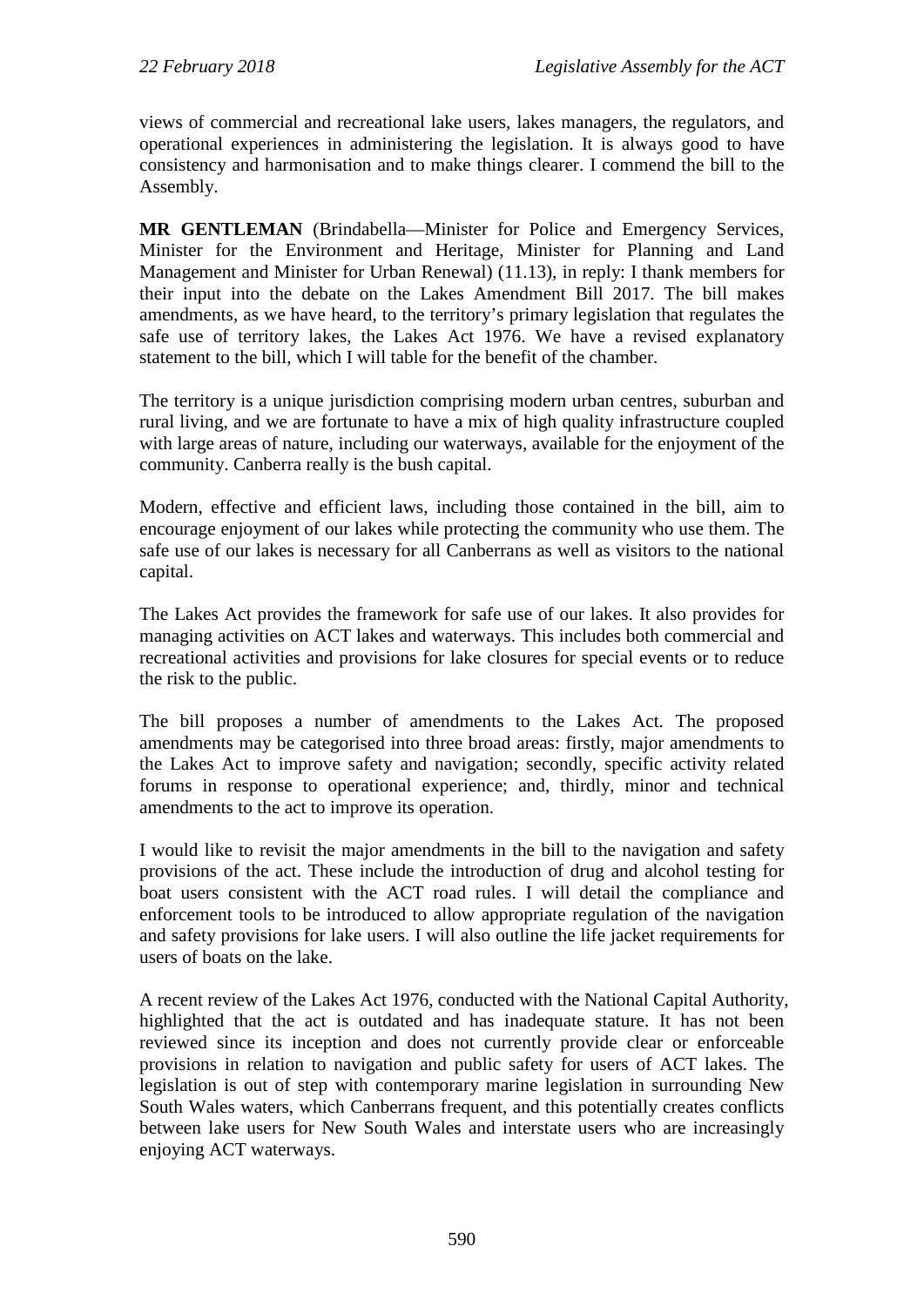views of commercial and recreational lake users, lakes managers, the regulators, and operational experiences in administering the legislation. It is always good to have consistency and harmonisation and to make things clearer. I commend the bill to the Assembly.

**MR GENTLEMAN** (Brindabella—Minister for Police and Emergency Services, Minister for the Environment and Heritage, Minister for Planning and Land Management and Minister for Urban Renewal) (11.13), in reply: I thank members for their input into the debate on the Lakes Amendment Bill 2017. The bill makes amendments, as we have heard, to the territory's primary legislation that regulates the safe use of territory lakes, the Lakes Act 1976. We have a revised explanatory statement to the bill, which I will table for the benefit of the chamber.

The territory is a unique jurisdiction comprising modern urban centres, suburban and rural living, and we are fortunate to have a mix of high quality infrastructure coupled with large areas of nature, including our waterways, available for the enjoyment of the community. Canberra really is the bush capital.

Modern, effective and efficient laws, including those contained in the bill, aim to encourage enjoyment of our lakes while protecting the community who use them. The safe use of our lakes is necessary for all Canberrans as well as visitors to the national capital.

The Lakes Act provides the framework for safe use of our lakes. It also provides for managing activities on ACT lakes and waterways. This includes both commercial and recreational activities and provisions for lake closures for special events or to reduce the risk to the public.

The bill proposes a number of amendments to the Lakes Act. The proposed amendments may be categorised into three broad areas: firstly, major amendments to the Lakes Act to improve safety and navigation; secondly, specific activity related forums in response to operational experience; and, thirdly, minor and technical amendments to the act to improve its operation.

I would like to revisit the major amendments in the bill to the navigation and safety provisions of the act. These include the introduction of drug and alcohol testing for boat users consistent with the ACT road rules. I will detail the compliance and enforcement tools to be introduced to allow appropriate regulation of the navigation and safety provisions for lake users. I will also outline the life jacket requirements for users of boats on the lake.

A recent review of the Lakes Act 1976, conducted with the National Capital Authority, highlighted that the act is outdated and has inadequate stature. It has not been reviewed since its inception and does not currently provide clear or enforceable provisions in relation to navigation and public safety for users of ACT lakes. The legislation is out of step with contemporary marine legislation in surrounding New South Wales waters, which Canberrans frequent, and this potentially creates conflicts between lake users for New South Wales and interstate users who are increasingly enjoying ACT waterways.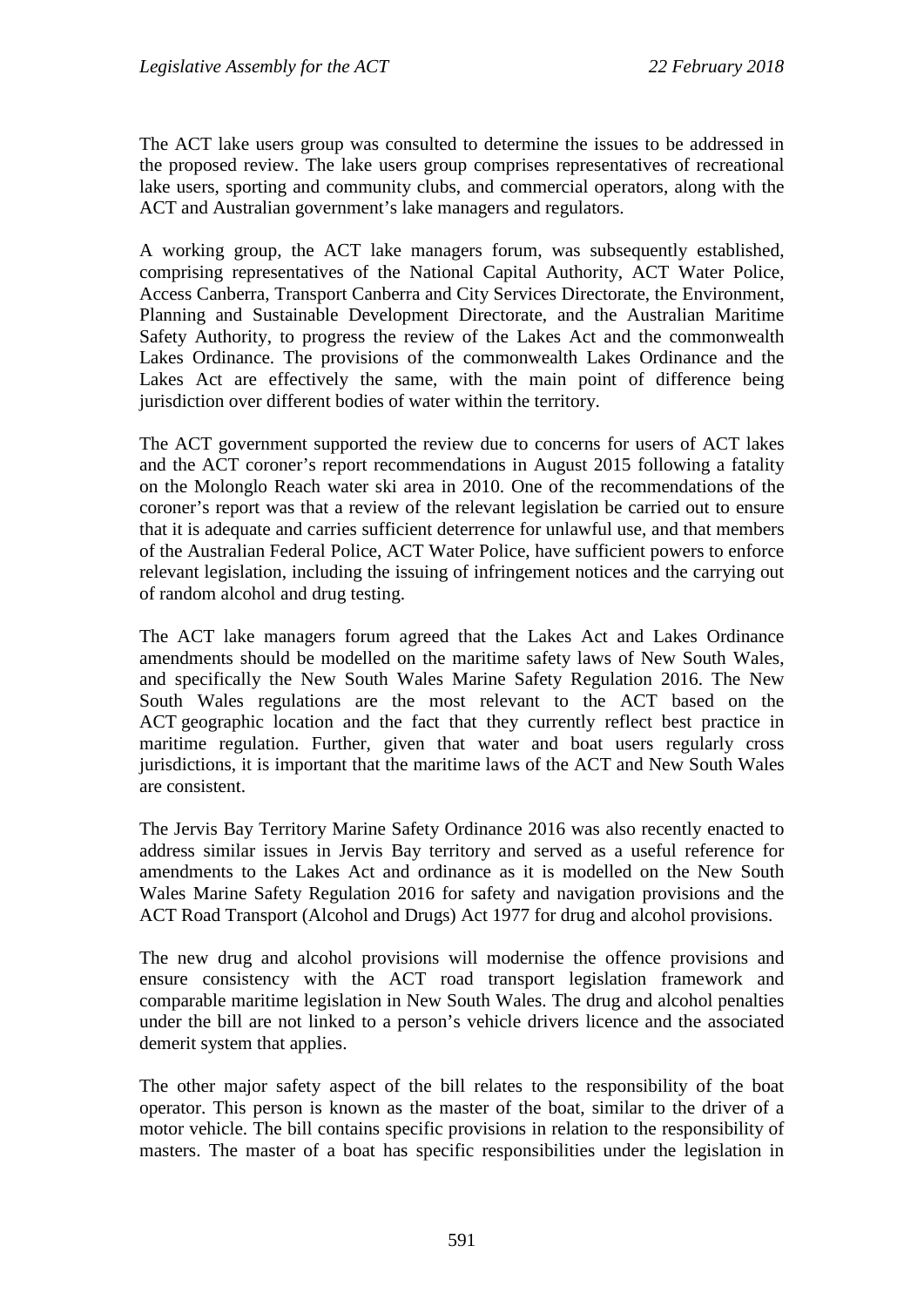The ACT lake users group was consulted to determine the issues to be addressed in the proposed review. The lake users group comprises representatives of recreational lake users, sporting and community clubs, and commercial operators, along with the ACT and Australian government's lake managers and regulators.

A working group, the ACT lake managers forum, was subsequently established, comprising representatives of the National Capital Authority, ACT Water Police, Access Canberra, Transport Canberra and City Services Directorate, the Environment, Planning and Sustainable Development Directorate, and the Australian Maritime Safety Authority, to progress the review of the Lakes Act and the commonwealth Lakes Ordinance. The provisions of the commonwealth Lakes Ordinance and the Lakes Act are effectively the same, with the main point of difference being jurisdiction over different bodies of water within the territory.

The ACT government supported the review due to concerns for users of ACT lakes and the ACT coroner's report recommendations in August 2015 following a fatality on the Molonglo Reach water ski area in 2010. One of the recommendations of the coroner's report was that a review of the relevant legislation be carried out to ensure that it is adequate and carries sufficient deterrence for unlawful use, and that members of the Australian Federal Police, ACT Water Police, have sufficient powers to enforce relevant legislation, including the issuing of infringement notices and the carrying out of random alcohol and drug testing.

The ACT lake managers forum agreed that the Lakes Act and Lakes Ordinance amendments should be modelled on the maritime safety laws of New South Wales, and specifically the New South Wales Marine Safety Regulation 2016. The New South Wales regulations are the most relevant to the ACT based on the ACT geographic location and the fact that they currently reflect best practice in maritime regulation. Further, given that water and boat users regularly cross jurisdictions, it is important that the maritime laws of the ACT and New South Wales are consistent.

The Jervis Bay Territory Marine Safety Ordinance 2016 was also recently enacted to address similar issues in Jervis Bay territory and served as a useful reference for amendments to the Lakes Act and ordinance as it is modelled on the New South Wales Marine Safety Regulation 2016 for safety and navigation provisions and the ACT Road Transport (Alcohol and Drugs) Act 1977 for drug and alcohol provisions.

The new drug and alcohol provisions will modernise the offence provisions and ensure consistency with the ACT road transport legislation framework and comparable maritime legislation in New South Wales. The drug and alcohol penalties under the bill are not linked to a person's vehicle drivers licence and the associated demerit system that applies.

The other major safety aspect of the bill relates to the responsibility of the boat operator. This person is known as the master of the boat, similar to the driver of a motor vehicle. The bill contains specific provisions in relation to the responsibility of masters. The master of a boat has specific responsibilities under the legislation in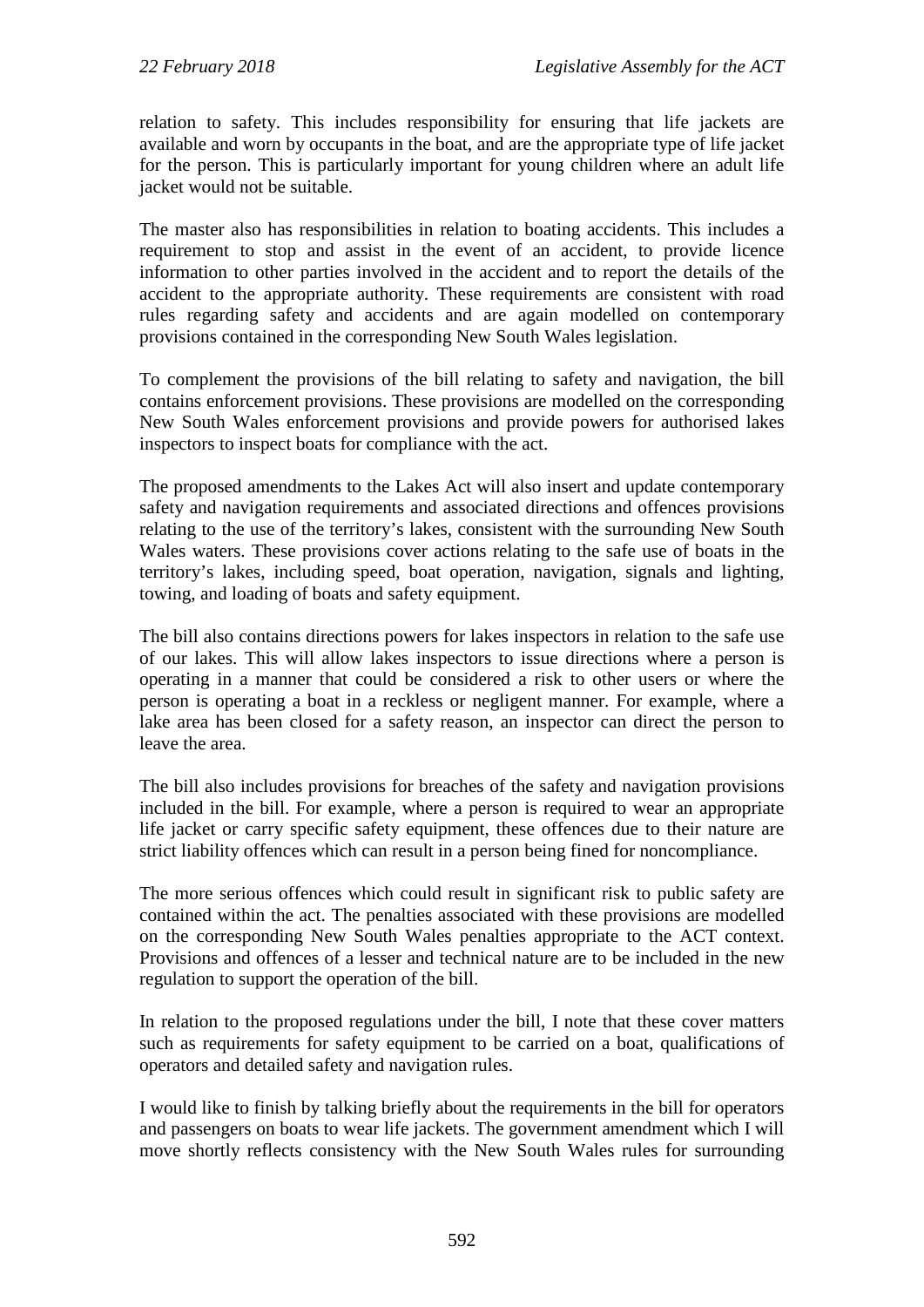relation to safety. This includes responsibility for ensuring that life jackets are available and worn by occupants in the boat, and are the appropriate type of life jacket for the person. This is particularly important for young children where an adult life jacket would not be suitable.

The master also has responsibilities in relation to boating accidents. This includes a requirement to stop and assist in the event of an accident, to provide licence information to other parties involved in the accident and to report the details of the accident to the appropriate authority. These requirements are consistent with road rules regarding safety and accidents and are again modelled on contemporary provisions contained in the corresponding New South Wales legislation.

To complement the provisions of the bill relating to safety and navigation, the bill contains enforcement provisions. These provisions are modelled on the corresponding New South Wales enforcement provisions and provide powers for authorised lakes inspectors to inspect boats for compliance with the act.

The proposed amendments to the Lakes Act will also insert and update contemporary safety and navigation requirements and associated directions and offences provisions relating to the use of the territory's lakes, consistent with the surrounding New South Wales waters. These provisions cover actions relating to the safe use of boats in the territory's lakes, including speed, boat operation, navigation, signals and lighting, towing, and loading of boats and safety equipment.

The bill also contains directions powers for lakes inspectors in relation to the safe use of our lakes. This will allow lakes inspectors to issue directions where a person is operating in a manner that could be considered a risk to other users or where the person is operating a boat in a reckless or negligent manner. For example, where a lake area has been closed for a safety reason, an inspector can direct the person to leave the area.

The bill also includes provisions for breaches of the safety and navigation provisions included in the bill. For example, where a person is required to wear an appropriate life jacket or carry specific safety equipment, these offences due to their nature are strict liability offences which can result in a person being fined for noncompliance.

The more serious offences which could result in significant risk to public safety are contained within the act. The penalties associated with these provisions are modelled on the corresponding New South Wales penalties appropriate to the ACT context. Provisions and offences of a lesser and technical nature are to be included in the new regulation to support the operation of the bill.

In relation to the proposed regulations under the bill, I note that these cover matters such as requirements for safety equipment to be carried on a boat, qualifications of operators and detailed safety and navigation rules.

I would like to finish by talking briefly about the requirements in the bill for operators and passengers on boats to wear life jackets. The government amendment which I will move shortly reflects consistency with the New South Wales rules for surrounding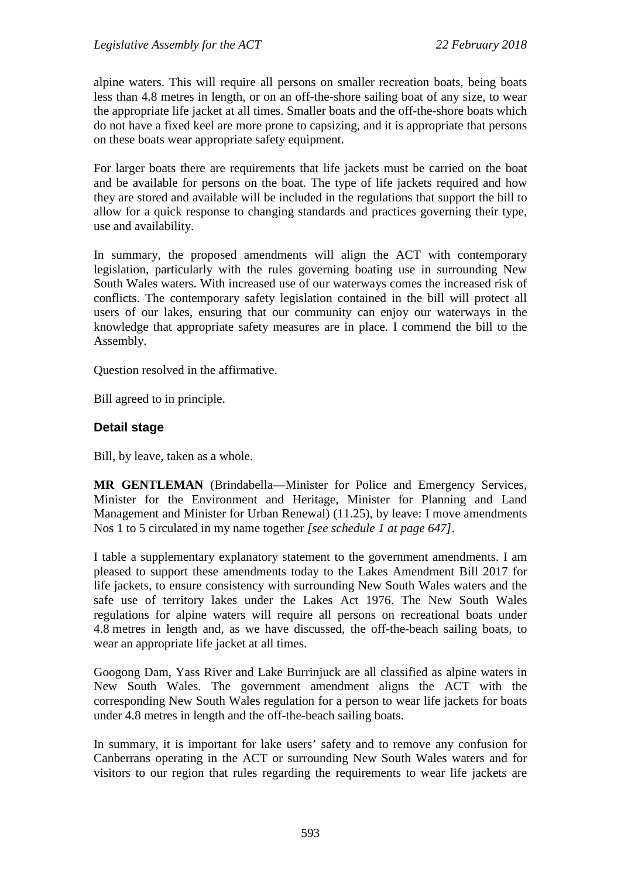alpine waters. This will require all persons on smaller recreation boats, being boats less than 4.8 metres in length, or on an off-the-shore sailing boat of any size, to wear the appropriate life jacket at all times. Smaller boats and the off-the-shore boats which do not have a fixed keel are more prone to capsizing, and it is appropriate that persons on these boats wear appropriate safety equipment.

For larger boats there are requirements that life jackets must be carried on the boat and be available for persons on the boat. The type of life jackets required and how they are stored and available will be included in the regulations that support the bill to allow for a quick response to changing standards and practices governing their type, use and availability.

In summary, the proposed amendments will align the ACT with contemporary legislation, particularly with the rules governing boating use in surrounding New South Wales waters. With increased use of our waterways comes the increased risk of conflicts. The contemporary safety legislation contained in the bill will protect all users of our lakes, ensuring that our community can enjoy our waterways in the knowledge that appropriate safety measures are in place. I commend the bill to the Assembly.

Question resolved in the affirmative.

Bill agreed to in principle.

### Detail stage

Bill, by leave, taken as a whole.

**MR GENTLEMAN** (Brindabella—Minister for Police and Emergency Services, Minister for the Environment and Heritage, Minister for Planning and Land Management and Minister for Urban Renewal) (11.25), by leave: I move amendments Nos 1 to 5 circulated in my name together *[see schedule 1 at page 647]*.

I table a supplementary explanatory statement to the government amendments. I am pleased to support these amendments today to the Lakes Amendment Bill 2017 for life jackets, to ensure consistency with surrounding New South Wales waters and the safe use of territory lakes under the Lakes Act 1976. The New South Wales regulations for alpine waters will require all persons on recreational boats under 4.8 metres in length and, as we have discussed, the off-the-beach sailing boats, to wear an appropriate life jacket at all times.

Googong Dam, Yass River and Lake Burrinjuck are all classified as alpine waters in New South Wales. The government amendment aligns the ACT with the corresponding New South Wales regulation for a person to wear life jackets for boats under 4.8 metres in length and the off-the-beach sailing boats.

In summary, it is important for lake users' safety and to remove any confusion for Canberrans operating in the ACT or surrounding New South Wales waters and for visitors to our region that rules regarding the requirements to wear life jackets are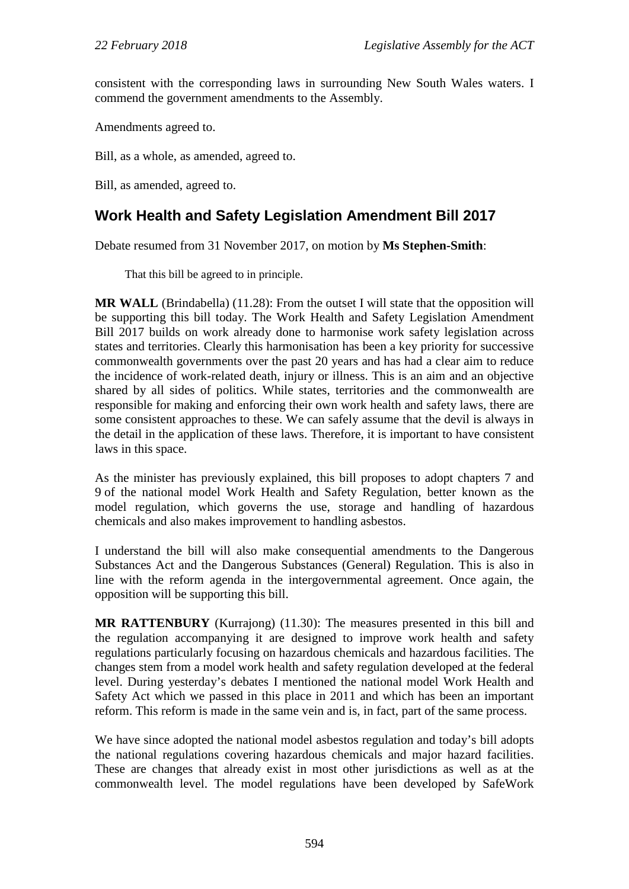consistent with the corresponding laws in surrounding New South Wales waters. I commend the government amendments to the Assembly.

Amendments agreed to.

Bill, as a whole, as amended, agreed to.

Bill, as amended, agreed to.

## Work Health and Safety Legislation Amendment Bill 2017

Debate resumed from 31 November 2017, on motion by **Ms Stephen-Smith**:

> That this bill be agreed to in principle.

**MR WALL** (Brindabella) (11.28): From the outset I will state that the opposition will be supporting this bill today. The Work Health and Safety Legislation Amendment Bill 2017 builds on work already done to harmonise work safety legislation across states and territories. Clearly this harmonisation has been a key priority for successive commonwealth governments over the past 20 years and has had a clear aim to reduce the incidence of work-related death, injury or illness. This is an aim and an objective shared by all sides of politics. While states, territories and the commonwealth are responsible for making and enforcing their own work health and safety laws, there are some consistent approaches to these. We can safely assume that the devil is always in the detail in the application of these laws. Therefore, it is important to have consistent laws in this space.

As the minister has previously explained, this bill proposes to adopt chapters 7 and 9 of the national model Work Health and Safety Regulation, better known as the model regulation, which governs the use, storage and handling of hazardous chemicals and also makes improvement to handling asbestos.

I understand the bill will also make consequential amendments to the Dangerous Substances Act and the Dangerous Substances (General) Regulation. This is also in line with the reform agenda in the intergovernmental agreement. Once again, the opposition will be supporting this bill.

**MR RATTENBURY** (Kurrajong) (11.30): The measures presented in this bill and the regulation accompanying it are designed to improve work health and safety regulations particularly focusing on hazardous chemicals and hazardous facilities. The changes stem from a model work health and safety regulation developed at the federal level. During yesterday's debates I mentioned the national model Work Health and Safety Act which we passed in this place in 2011 and which has been an important reform. This reform is made in the same vein and is, in fact, part of the same process.

We have since adopted the national model asbestos regulation and today's bill adopts the national regulations covering hazardous chemicals and major hazard facilities. These are changes that already exist in most other jurisdictions as well as at the commonwealth level. The model regulations have been developed by SafeWork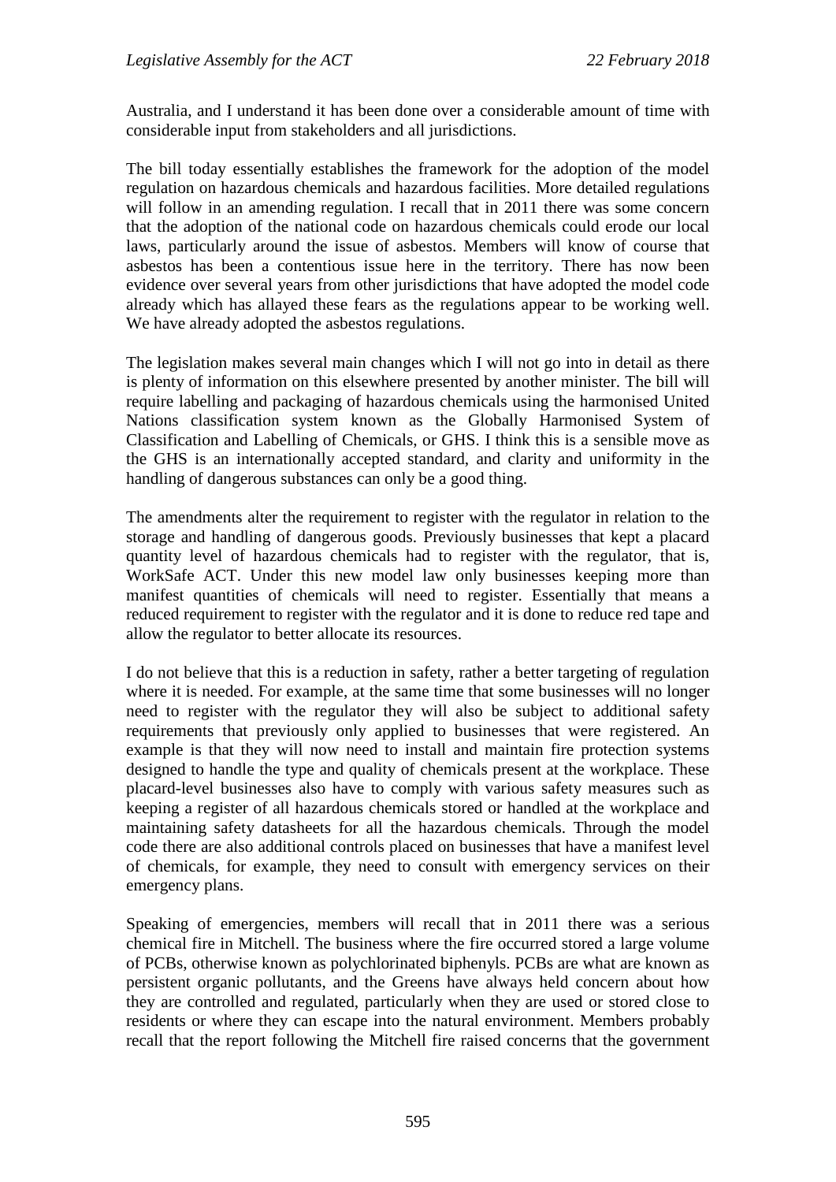Australia, and I understand it has been done over a considerable amount of time with considerable input from stakeholders and all jurisdictions.

The bill today essentially establishes the framework for the adoption of the model regulation on hazardous chemicals and hazardous facilities. More detailed regulations will follow in an amending regulation. I recall that in 2011 there was some concern that the adoption of the national code on hazardous chemicals could erode our local laws, particularly around the issue of asbestos. Members will know of course that asbestos has been a contentious issue here in the territory. There has now been evidence over several years from other jurisdictions that have adopted the model code already which has allayed these fears as the regulations appear to be working well. We have already adopted the asbestos regulations.

The legislation makes several main changes which I will not go into in detail as there is plenty of information on this elsewhere presented by another minister. The bill will require labelling and packaging of hazardous chemicals using the harmonised United Nations classification system known as the Globally Harmonised System of Classification and Labelling of Chemicals, or GHS. I think this is a sensible move as the GHS is an internationally accepted standard, and clarity and uniformity in the handling of dangerous substances can only be a good thing.

The amendments alter the requirement to register with the regulator in relation to the storage and handling of dangerous goods. Previously businesses that kept a placard quantity level of hazardous chemicals had to register with the regulator, that is, WorkSafe ACT. Under this new model law only businesses keeping more than manifest quantities of chemicals will need to register. Essentially that means a reduced requirement to register with the regulator and it is done to reduce red tape and allow the regulator to better allocate its resources.

I do not believe that this is a reduction in safety, rather a better targeting of regulation where it is needed. For example, at the same time that some businesses will no longer need to register with the regulator they will also be subject to additional safety requirements that previously only applied to businesses that were registered. An example is that they will now need to install and maintain fire protection systems designed to handle the type and quality of chemicals present at the workplace. These placard-level businesses also have to comply with various safety measures such as keeping a register of all hazardous chemicals stored or handled at the workplace and maintaining safety datasheets for all the hazardous chemicals. Through the model code there are also additional controls placed on businesses that have a manifest level of chemicals, for example, they need to consult with emergency services on their emergency plans.

Speaking of emergencies, members will recall that in 2011 there was a serious chemical fire in Mitchell. The business where the fire occurred stored a large volume of PCBs, otherwise known as polychlorinated biphenyls. PCBs are what are known as persistent organic pollutants, and the Greens have always held concern about how they are controlled and regulated, particularly when they are used or stored close to residents or where they can escape into the natural environment. Members probably recall that the report following the Mitchell fire raised concerns that the government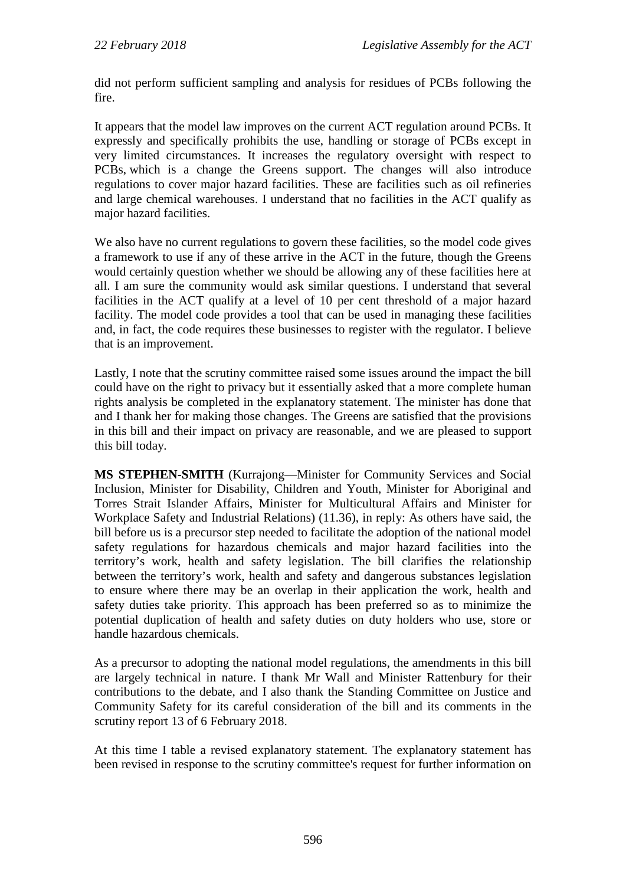did not perform sufficient sampling and analysis for residues of PCBs following the fire.

It appears that the model law improves on the current ACT regulation around PCBs. It expressly and specifically prohibits the use, handling or storage of PCBs except in very limited circumstances. It increases the regulatory oversight with respect to PCBs, which is a change the Greens support. The changes will also introduce regulations to cover major hazard facilities. These are facilities such as oil refineries and large chemical warehouses. I understand that no facilities in the ACT qualify as major hazard facilities.

We also have no current regulations to govern these facilities, so the model code gives a framework to use if any of these arrive in the ACT in the future, though the Greens would certainly question whether we should be allowing any of these facilities here at all. I am sure the community would ask similar questions. I understand that several facilities in the ACT qualify at a level of 10 per cent threshold of a major hazard facility. The model code provides a tool that can be used in managing these facilities and, in fact, the code requires these businesses to register with the regulator. I believe that is an improvement.

Lastly, I note that the scrutiny committee raised some issues around the impact the bill could have on the right to privacy but it essentially asked that a more complete human rights analysis be completed in the explanatory statement. The minister has done that and I thank her for making those changes. The Greens are satisfied that the provisions in this bill and their impact on privacy are reasonable, and we are pleased to support this bill today.

**MS STEPHEN-SMITH** (Kurrajong—Minister for Community Services and Social Inclusion, Minister for Disability, Children and Youth, Minister for Aboriginal and Torres Strait Islander Affairs, Minister for Multicultural Affairs and Minister for Workplace Safety and Industrial Relations) (11.36), in reply: As others have said, the bill before us is a precursor step needed to facilitate the adoption of the national model safety regulations for hazardous chemicals and major hazard facilities into the territory's work, health and safety legislation. The bill clarifies the relationship between the territory's work, health and safety and dangerous substances legislation to ensure where there may be an overlap in their application the work, health and safety duties take priority. This approach has been preferred so as to minimize the potential duplication of health and safety duties on duty holders who use, store or handle hazardous chemicals.

As a precursor to adopting the national model regulations, the amendments in this bill are largely technical in nature. I thank Mr Wall and Minister Rattenbury for their contributions to the debate, and I also thank the Standing Committee on Justice and Community Safety for its careful consideration of the bill and its comments in the scrutiny report 13 of 6 February 2018.

At this time I table a revised explanatory statement. The explanatory statement has been revised in response to the scrutiny committee's request for further information on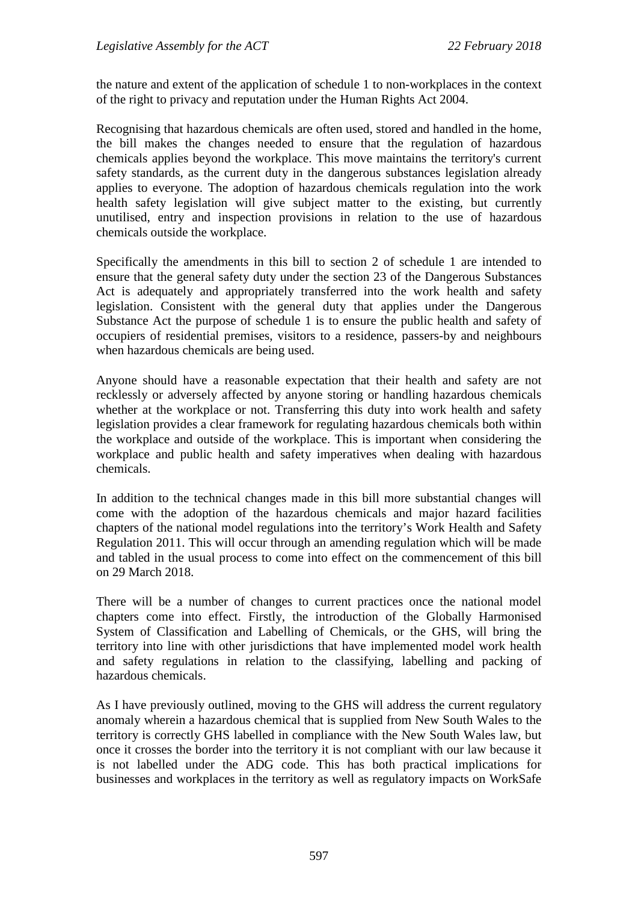the nature and extent of the application of schedule 1 to non-workplaces in the context of the right to privacy and reputation under the Human Rights Act 2004.

Recognising that hazardous chemicals are often used, stored and handled in the home, the bill makes the changes needed to ensure that the regulation of hazardous chemicals applies beyond the workplace. This move maintains the territory's current safety standards, as the current duty in the dangerous substances legislation already applies to everyone. The adoption of hazardous chemicals regulation into the work health safety legislation will give subject matter to the existing, but currently unutilised, entry and inspection provisions in relation to the use of hazardous chemicals outside the workplace.

Specifically the amendments in this bill to section 2 of schedule 1 are intended to ensure that the general safety duty under the section 23 of the Dangerous Substances Act is adequately and appropriately transferred into the work health and safety legislation. Consistent with the general duty that applies under the Dangerous Substance Act the purpose of schedule 1 is to ensure the public health and safety of occupiers of residential premises, visitors to a residence, passers-by and neighbours when hazardous chemicals are being used.

Anyone should have a reasonable expectation that their health and safety are not recklessly or adversely affected by anyone storing or handling hazardous chemicals whether at the workplace or not. Transferring this duty into work health and safety legislation provides a clear framework for regulating hazardous chemicals both within the workplace and outside of the workplace. This is important when considering the workplace and public health and safety imperatives when dealing with hazardous chemicals.

In addition to the technical changes made in this bill more substantial changes will come with the adoption of the hazardous chemicals and major hazard facilities chapters of the national model regulations into the territory's Work Health and Safety Regulation 2011. This will occur through an amending regulation which will be made and tabled in the usual process to come into effect on the commencement of this bill on 29 March 2018.

There will be a number of changes to current practices once the national model chapters come into effect. Firstly, the introduction of the Globally Harmonised System of Classification and Labelling of Chemicals, or the GHS, will bring the territory into line with other jurisdictions that have implemented model work health and safety regulations in relation to the classifying, labelling and packing of hazardous chemicals.

As I have previously outlined, moving to the GHS will address the current regulatory anomaly wherein a hazardous chemical that is supplied from New South Wales to the territory is correctly GHS labelled in compliance with the New South Wales law, but once it crosses the border into the territory it is not compliant with our law because it is not labelled under the ADG code. This has both practical implications for businesses and workplaces in the territory as well as regulatory impacts on WorkSafe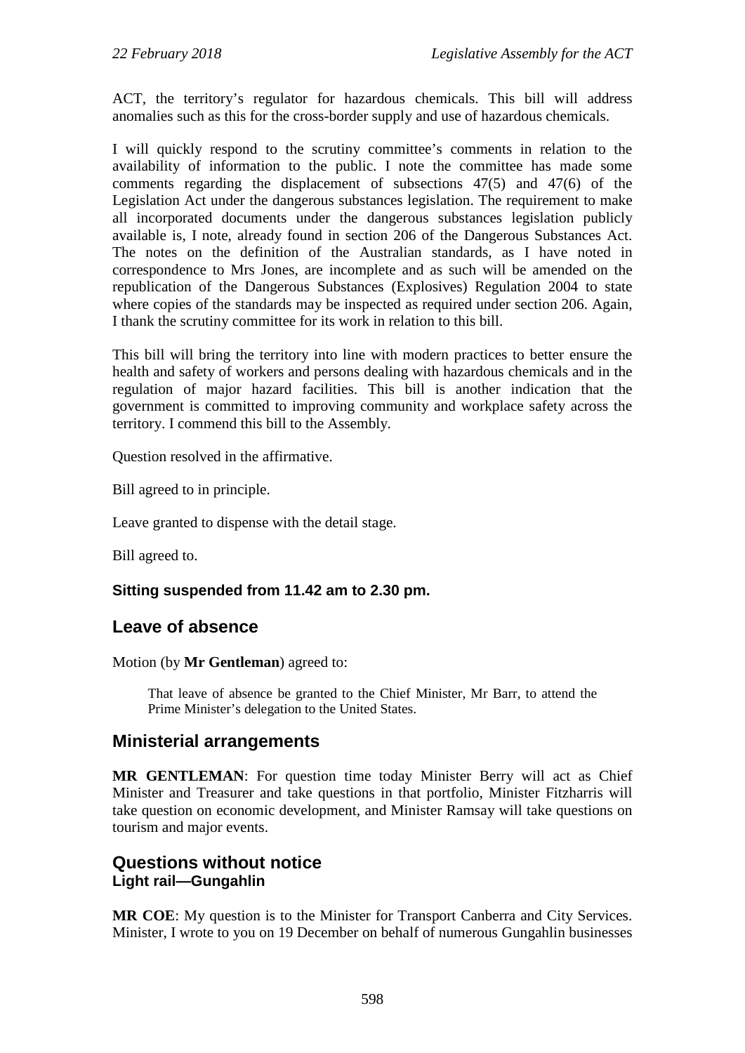ACT, the territory's regulator for hazardous chemicals. This bill will address anomalies such as this for the cross-border supply and use of hazardous chemicals.

I will quickly respond to the scrutiny committee's comments in relation to the availability of information to the public. I note the committee has made some comments regarding the displacement of subsections 47(5) and 47(6) of the Legislation Act under the dangerous substances legislation. The requirement to make all incorporated documents under the dangerous substances legislation publicly available is, I note, already found in section 206 of the Dangerous Substances Act. The notes on the definition of the Australian standards, as I have noted in correspondence to Mrs Jones, are incomplete and as such will be amended on the republication of the Dangerous Substances (Explosives) Regulation 2004 to state where copies of the standards may be inspected as required under section 206. Again, I thank the scrutiny committee for its work in relation to this bill.

This bill will bring the territory into line with modern practices to better ensure the health and safety of workers and persons dealing with hazardous chemicals and in the regulation of major hazard facilities. This bill is another indication that the government is committed to improving community and workplace safety across the territory. I commend this bill to the Assembly.

Question resolved in the affirmative.

Bill agreed to in principle.

Leave granted to dispense with the detail stage.

Bill agreed to.

**Sitting suspended from 11.42 am to 2.30 pm.**

## Leave of absence

Motion (by **Mr Gentleman**) agreed to:

> That leave of absence be granted to the Chief Minister, Mr Barr, to attend the Prime Minister's delegation to the United States.

## Ministerial arrangements

**MR GENTLEMAN**: For question time today Minister Berry will act as Chief Minister and Treasurer and take questions in that portfolio, Minister Fitzharris will take question on economic development, and Minister Ramsay will take questions on tourism and major events.

## Questions without notice

### Light rail—Gungahlin

**MR COE**: My question is to the Minister for Transport Canberra and City Services. Minister, I wrote to you on 19 December on behalf of numerous Gungahlin businesses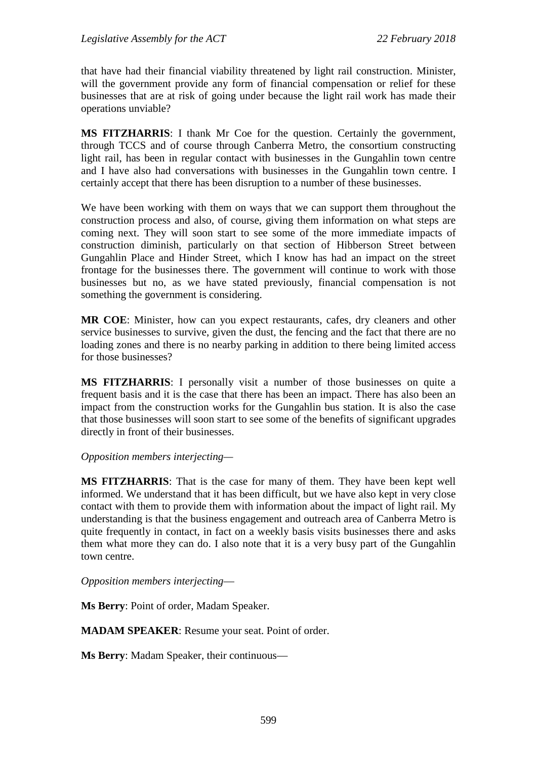that have had their financial viability threatened by light rail construction. Minister, will the government provide any form of financial compensation or relief for these businesses that are at risk of going under because the light rail work has made their operations unviable?

**MS FITZHARRIS**: I thank Mr Coe for the question. Certainly the government, through TCCS and of course through Canberra Metro, the consortium constructing light rail, has been in regular contact with businesses in the Gungahlin town centre and I have also had conversations with businesses in the Gungahlin town centre. I certainly accept that there has been disruption to a number of these businesses.

We have been working with them on ways that we can support them throughout the construction process and also, of course, giving them information on what steps are coming next. They will soon start to see some of the more immediate impacts of construction diminish, particularly on that section of Hibberson Street between Gungahlin Place and Hinder Street, which I know has had an impact on the street frontage for the businesses there. The government will continue to work with those businesses but no, as we have stated previously, financial compensation is not something the government is considering.

**MR COE**: Minister, how can you expect restaurants, cafes, dry cleaners and other service businesses to survive, given the dust, the fencing and the fact that there are no loading zones and there is no nearby parking in addition to there being limited access for those businesses?

**MS FITZHARRIS**: I personally visit a number of those businesses on quite a frequent basis and it is the case that there has been an impact. There has also been an impact from the construction works for the Gungahlin bus station. It is also the case that those businesses will soon start to see some of the benefits of significant upgrades directly in front of their businesses.

*Opposition members interjecting*—

**MS FITZHARRIS**: That is the case for many of them. They have been kept well informed. We understand that it has been difficult, but we have also kept in very close contact with them to provide them with information about the impact of light rail. My understanding is that the business engagement and outreach area of Canberra Metro is quite frequently in contact, in fact on a weekly basis visits businesses there and asks them what more they can do. I also note that it is a very busy part of the Gungahlin town centre.

*Opposition members interjecting*—

**Ms Berry**: Point of order, Madam Speaker.

**MADAM SPEAKER**: Resume your seat. Point of order.

**Ms Berry**: Madam Speaker, their continuous—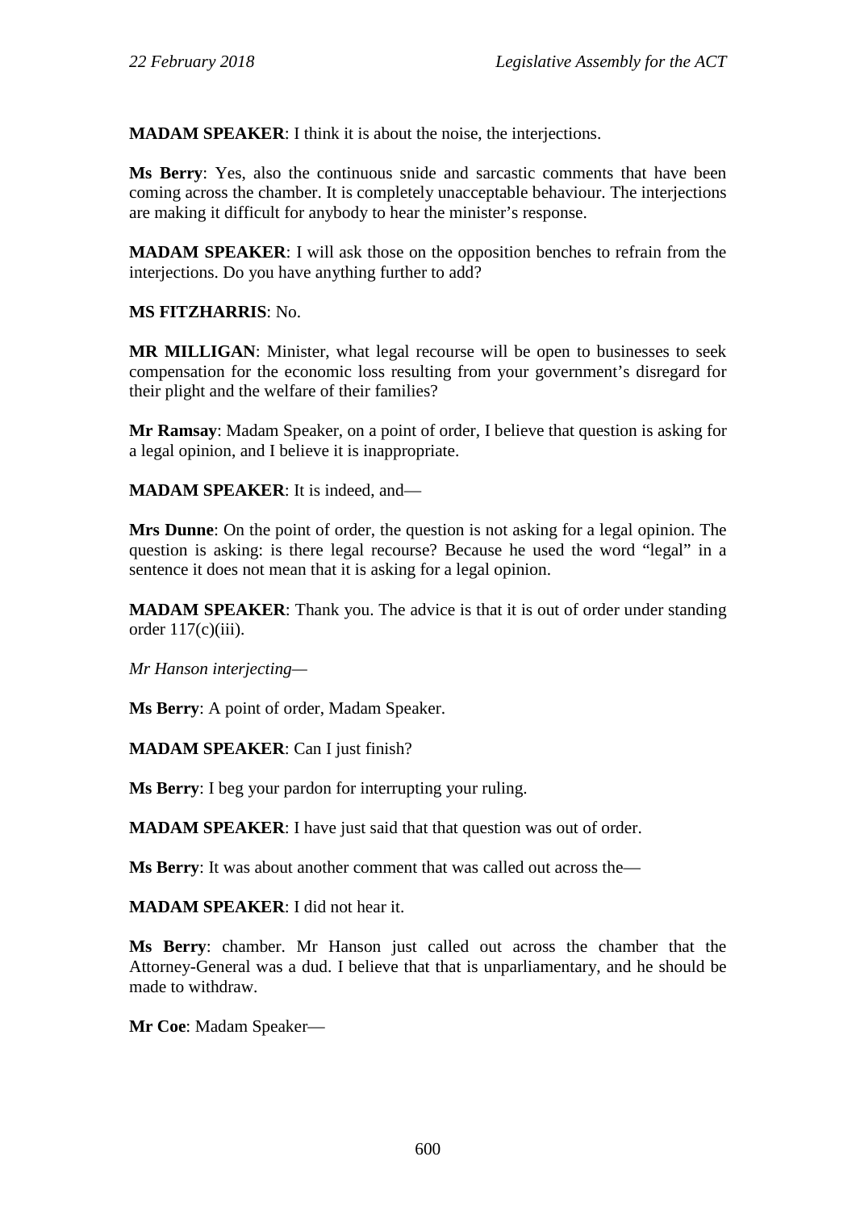**MADAM SPEAKER**: I think it is about the noise, the interjections.

**Ms Berry**: Yes, also the continuous snide and sarcastic comments that have been coming across the chamber. It is completely unacceptable behaviour. The interjections are making it difficult for anybody to hear the minister's response.

**MADAM SPEAKER**: I will ask those on the opposition benches to refrain from the interjections. Do you have anything further to add?

**MS FITZHARRIS**: No.

**MR MILLIGAN**: Minister, what legal recourse will be open to businesses to seek compensation for the economic loss resulting from your government's disregard for their plight and the welfare of their families?

**Mr Ramsay**: Madam Speaker, on a point of order, I believe that question is asking for a legal opinion, and I believe it is inappropriate.

**MADAM SPEAKER**: It is indeed, and—

**Mrs Dunne**: On the point of order, the question is not asking for a legal opinion. The question is asking: is there legal recourse? Because he used the word "legal" in a sentence it does not mean that it is asking for a legal opinion.

**MADAM SPEAKER**: Thank you. The advice is that it is out of order under standing order 117(c)(iii).

*Mr Hanson interjecting*—

**Ms Berry**: A point of order, Madam Speaker.

**MADAM SPEAKER**: Can I just finish?

**Ms Berry**: I beg your pardon for interrupting your ruling.

**MADAM SPEAKER**: I have just said that that question was out of order.

**Ms Berry**: It was about another comment that was called out across the—

**MADAM SPEAKER**: I did not hear it.

**Ms Berry**: chamber. Mr Hanson just called out across the chamber that the Attorney-General was a dud. I believe that that is unparliamentary, and he should be made to withdraw.

**Mr Coe**: Madam Speaker—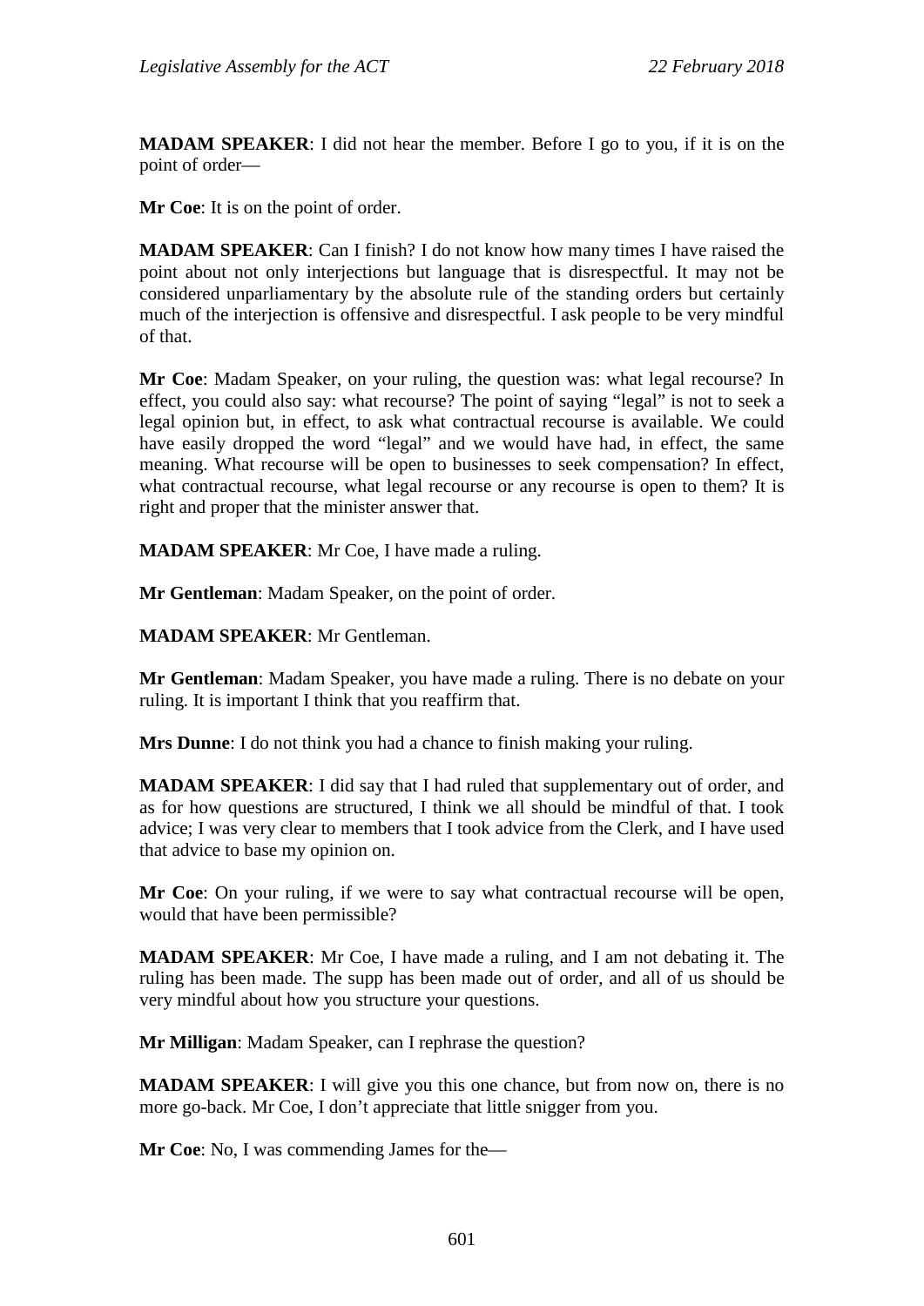**MADAM SPEAKER**: I did not hear the member. Before I go to you, if it is on the point of order—

**Mr Coe**: It is on the point of order.

**MADAM SPEAKER**: Can I finish? I do not know how many times I have raised the point about not only interjections but language that is disrespectful. It may not be considered unparliamentary by the absolute rule of the standing orders but certainly much of the interjection is offensive and disrespectful. I ask people to be very mindful of that.

**Mr Coe**: Madam Speaker, on your ruling, the question was: what legal recourse? In effect, you could also say: what recourse? The point of saying "legal" is not to seek a legal opinion but, in effect, to ask what contractual recourse is available. We could have easily dropped the word "legal" and we would have had, in effect, the same meaning. What recourse will be open to businesses to seek compensation? In effect, what contractual recourse, what legal recourse or any recourse is open to them? It is right and proper that the minister answer that.

**MADAM SPEAKER**: Mr Coe, I have made a ruling.

**Mr Gentleman**: Madam Speaker, on the point of order.

**MADAM SPEAKER**: Mr Gentleman.

**Mr Gentleman**: Madam Speaker, you have made a ruling. There is no debate on your ruling. It is important I think that you reaffirm that.

**Mrs Dunne**: I do not think you had a chance to finish making your ruling.

**MADAM SPEAKER**: I did say that I had ruled that supplementary out of order, and as for how questions are structured, I think we all should be mindful of that. I took advice; I was very clear to members that I took advice from the Clerk, and I have used that advice to base my opinion on.

**Mr Coe**: On your ruling, if we were to say what contractual recourse will be open, would that have been permissible?

**MADAM SPEAKER**: Mr Coe, I have made a ruling, and I am not debating it. The ruling has been made. The supp has been made out of order, and all of us should be very mindful about how you structure your questions.

**Mr Milligan**: Madam Speaker, can I rephrase the question?

**MADAM SPEAKER**: I will give you this one chance, but from now on, there is no more go-back. Mr Coe, I don't appreciate that little snigger from you.

**Mr Coe**: No, I was commending James for the—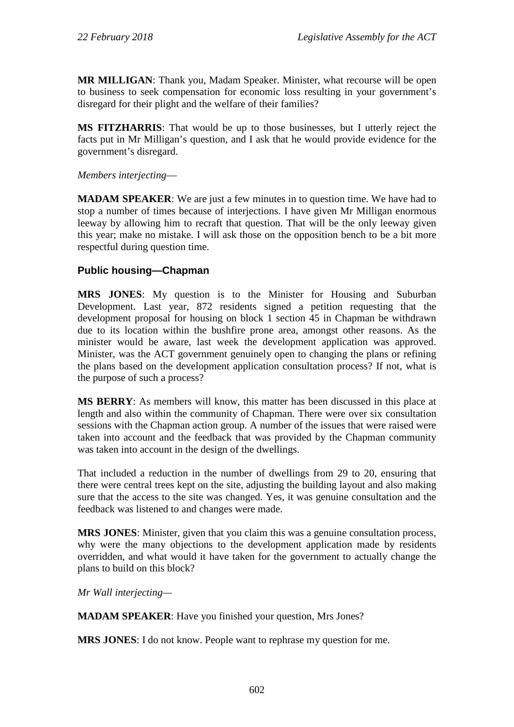**MR MILLIGAN**: Thank you, Madam Speaker. Minister, what recourse will be open to business to seek compensation for economic loss resulting in your government's disregard for their plight and the welfare of their families?

**MS FITZHARRIS**: That would be up to those businesses, but I utterly reject the facts put in Mr Milligan's question, and I ask that he would provide evidence for the government's disregard.

*Members interjecting*—

**MADAM SPEAKER**: We are just a few minutes in to question time. We have had to stop a number of times because of interjections. I have given Mr Milligan enormous leeway by allowing him to recraft that question. That will be the only leeway given this year; make no mistake. I will ask those on the opposition bench to be a bit more respectful during question time.

### Public housing—Chapman

**MRS JONES**: My question is to the Minister for Housing and Suburban Development. Last year, 872 residents signed a petition requesting that the development proposal for housing on block 1 section 45 in Chapman be withdrawn due to its location within the bushfire prone area, amongst other reasons. As the minister would be aware, last week the development application was approved. Minister, was the ACT government genuinely open to changing the plans or refining the plans based on the development application consultation process? If not, what is the purpose of such a process?

**MS BERRY**: As members will know, this matter has been discussed in this place at length and also within the community of Chapman. There were over six consultation sessions with the Chapman action group. A number of the issues that were raised were taken into account and the feedback that was provided by the Chapman community was taken into account in the design of the dwellings.

That included a reduction in the number of dwellings from 29 to 20, ensuring that there were central trees kept on the site, adjusting the building layout and also making sure that the access to the site was changed. Yes, it was genuine consultation and the feedback was listened to and changes were made.

**MRS JONES**: Minister, given that you claim this was a genuine consultation process, why were the many objections to the development application made by residents overridden, and what would it have taken for the government to actually change the plans to build on this block?

*Mr Wall interjecting*—

**MADAM SPEAKER**: Have you finished your question, Mrs Jones?

**MRS JONES**: I do not know. People want to rephrase my question for me.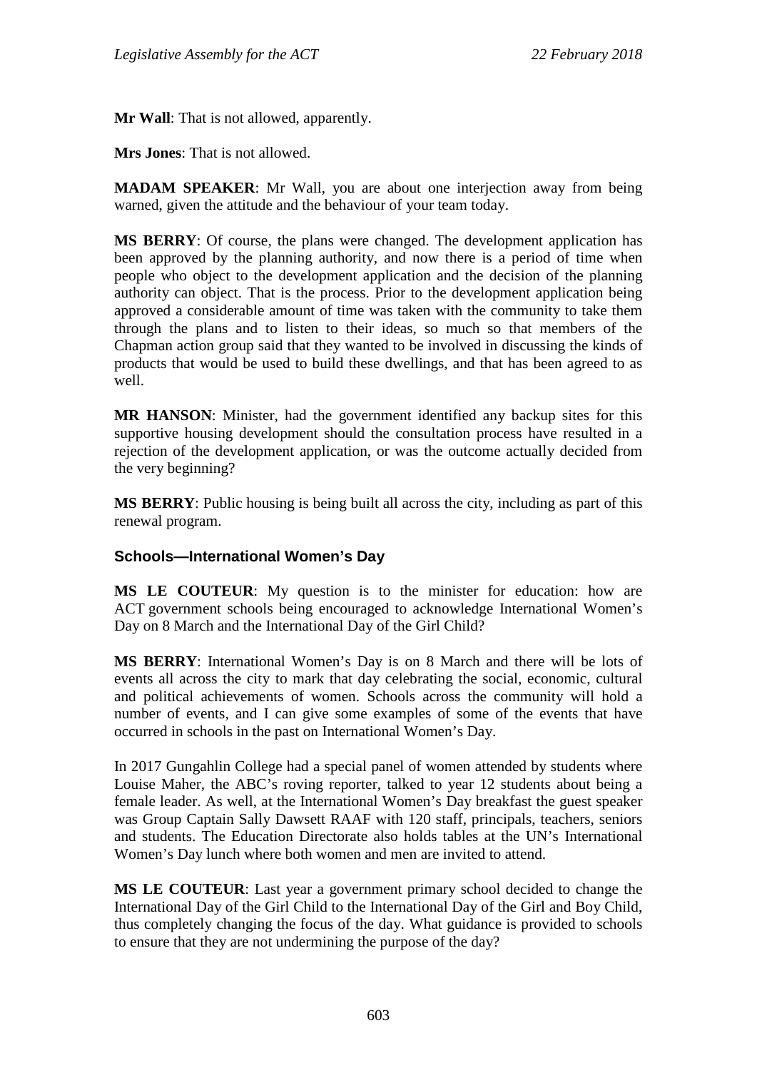**Mr Wall**: That is not allowed, apparently.

**Mrs Jones**: That is not allowed.

**MADAM SPEAKER**: Mr Wall, you are about one interjection away from being warned, given the attitude and the behaviour of your team today.

**MS BERRY**: Of course, the plans were changed. The development application has been approved by the planning authority, and now there is a period of time when people who object to the development application and the decision of the planning authority can object. That is the process. Prior to the development application being approved a considerable amount of time was taken with the community to take them through the plans and to listen to their ideas, so much so that members of the Chapman action group said that they wanted to be involved in discussing the kinds of products that would be used to build these dwellings, and that has been agreed to as well.

**MR HANSON**: Minister, had the government identified any backup sites for this supportive housing development should the consultation process have resulted in a rejection of the development application, or was the outcome actually decided from the very beginning?

**MS BERRY**: Public housing is being built all across the city, including as part of this renewal program.

### Schools—International Women's Day

**MS LE COUTEUR**: My question is to the minister for education: how are ACT government schools being encouraged to acknowledge International Women's Day on 8 March and the International Day of the Girl Child?

**MS BERRY**: International Women's Day is on 8 March and there will be lots of events all across the city to mark that day celebrating the social, economic, cultural and political achievements of women. Schools across the community will hold a number of events, and I can give some examples of some of the events that have occurred in schools in the past on International Women's Day.

In 2017 Gungahlin College had a special panel of women attended by students where Louise Maher, the ABC's roving reporter, talked to year 12 students about being a female leader. As well, at the International Women's Day breakfast the guest speaker was Group Captain Sally Dawsett RAAF with 120 staff, principals, teachers, seniors and students. The Education Directorate also holds tables at the UN's International Women's Day lunch where both women and men are invited to attend.

**MS LE COUTEUR**: Last year a government primary school decided to change the International Day of the Girl Child to the International Day of the Girl and Boy Child, thus completely changing the focus of the day. What guidance is provided to schools to ensure that they are not undermining the purpose of the day?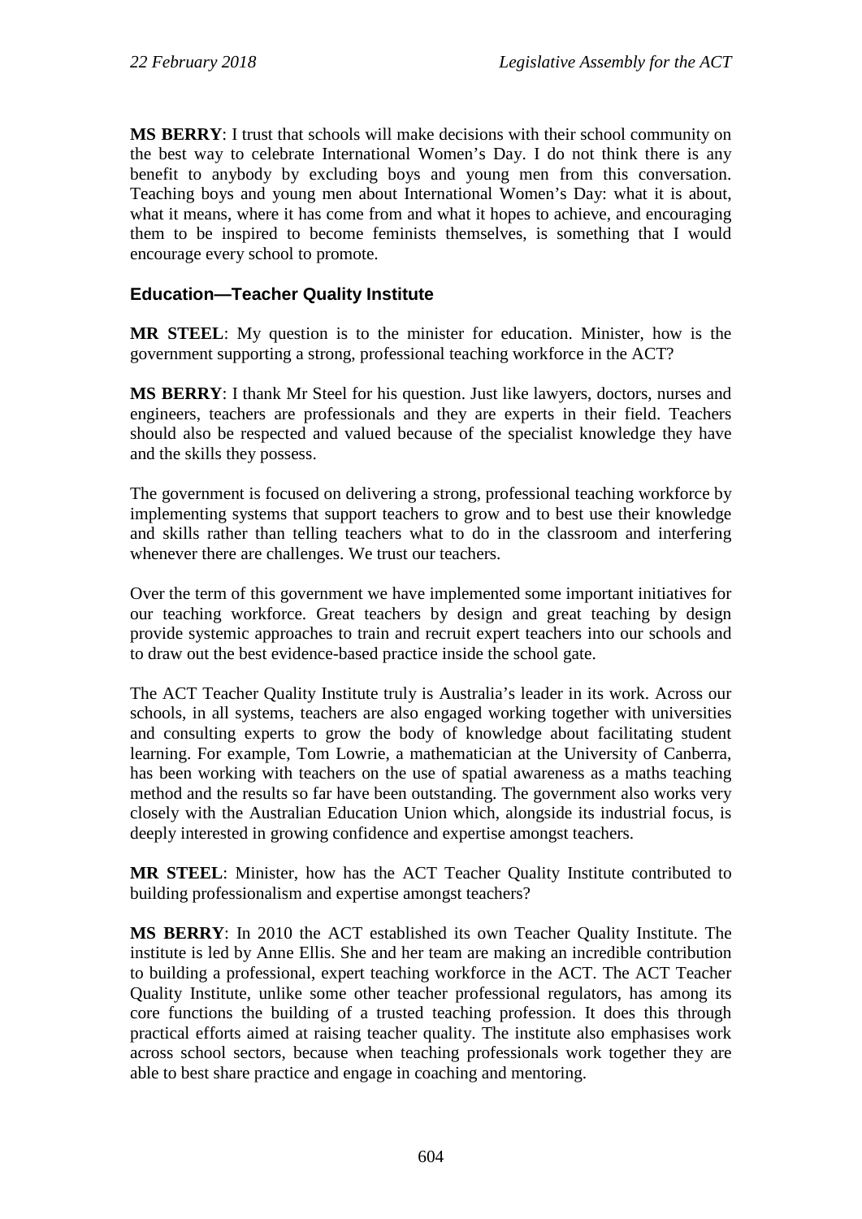**MS BERRY**: I trust that schools will make decisions with their school community on the best way to celebrate International Women's Day. I do not think there is any benefit to anybody by excluding boys and young men from this conversation. Teaching boys and young men about International Women's Day: what it is about, what it means, where it has come from and what it hopes to achieve, and encouraging them to be inspired to become feminists themselves, is something that I would encourage every school to promote.

### Education—Teacher Quality Institute

**MR STEEL**: My question is to the minister for education. Minister, how is the government supporting a strong, professional teaching workforce in the ACT?

**MS BERRY**: I thank Mr Steel for his question. Just like lawyers, doctors, nurses and engineers, teachers are professionals and they are experts in their field. Teachers should also be respected and valued because of the specialist knowledge they have and the skills they possess.

The government is focused on delivering a strong, professional teaching workforce by implementing systems that support teachers to grow and to best use their knowledge and skills rather than telling teachers what to do in the classroom and interfering whenever there are challenges. We trust our teachers.

Over the term of this government we have implemented some important initiatives for our teaching workforce. Great teachers by design and great teaching by design provide systemic approaches to train and recruit expert teachers into our schools and to draw out the best evidence-based practice inside the school gate.

The ACT Teacher Quality Institute truly is Australia's leader in its work. Across our schools, in all systems, teachers are also engaged working together with universities and consulting experts to grow the body of knowledge about facilitating student learning. For example, Tom Lowrie, a mathematician at the University of Canberra, has been working with teachers on the use of spatial awareness as a maths teaching method and the results so far have been outstanding. The government also works very closely with the Australian Education Union which, alongside its industrial focus, is deeply interested in growing confidence and expertise amongst teachers.

**MR STEEL**: Minister, how has the ACT Teacher Quality Institute contributed to building professionalism and expertise amongst teachers?

**MS BERRY**: In 2010 the ACT established its own Teacher Quality Institute. The institute is led by Anne Ellis. She and her team are making an incredible contribution to building a professional, expert teaching workforce in the ACT. The ACT Teacher Quality Institute, unlike some other teacher professional regulators, has among its core functions the building of a trusted teaching profession. It does this through practical efforts aimed at raising teacher quality. The institute also emphasises work across school sectors, because when teaching professionals work together they are able to best share practice and engage in coaching and mentoring.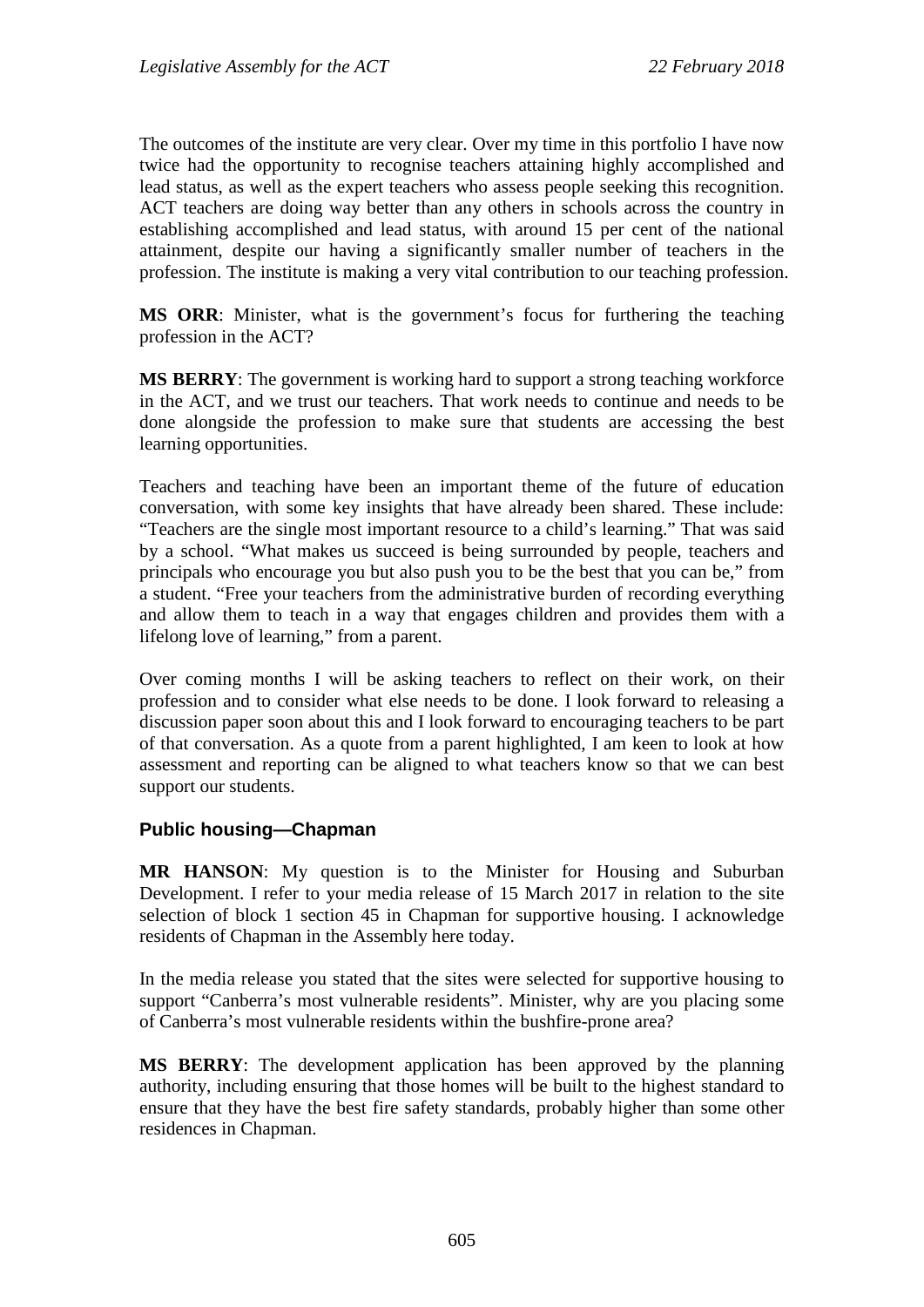The outcomes of the institute are very clear. Over my time in this portfolio I have now twice had the opportunity to recognise teachers attaining highly accomplished and lead status, as well as the expert teachers who assess people seeking this recognition. ACT teachers are doing way better than any others in schools across the country in establishing accomplished and lead status, with around 15 per cent of the national attainment, despite our having a significantly smaller number of teachers in the profession. The institute is making a very vital contribution to our teaching profession.

**MS ORR**: Minister, what is the government's focus for furthering the teaching profession in the ACT?

**MS BERRY**: The government is working hard to support a strong teaching workforce in the ACT, and we trust our teachers. That work needs to continue and needs to be done alongside the profession to make sure that students are accessing the best learning opportunities.

Teachers and teaching have been an important theme of the future of education conversation, with some key insights that have already been shared. These include: "Teachers are the single most important resource to a child's learning." That was said by a school. "What makes us succeed is being surrounded by people, teachers and principals who encourage you but also push you to be the best that you can be," from a student. "Free your teachers from the administrative burden of recording everything and allow them to teach in a way that engages children and provides them with a lifelong love of learning," from a parent.

Over coming months I will be asking teachers to reflect on their work, on their profession and to consider what else needs to be done. I look forward to releasing a discussion paper soon about this and I look forward to encouraging teachers to be part of that conversation. As a quote from a parent highlighted, I am keen to look at how assessment and reporting can be aligned to what teachers know so that we can best support our students.

### Public housing—Chapman

**MR HANSON**: My question is to the Minister for Housing and Suburban Development. I refer to your media release of 15 March 2017 in relation to the site selection of block 1 section 45 in Chapman for supportive housing. I acknowledge residents of Chapman in the Assembly here today.

In the media release you stated that the sites were selected for supportive housing to support "Canberra's most vulnerable residents". Minister, why are you placing some of Canberra's most vulnerable residents within the bushfire-prone area?

**MS BERRY**: The development application has been approved by the planning authority, including ensuring that those homes will be built to the highest standard to ensure that they have the best fire safety standards, probably higher than some other residences in Chapman.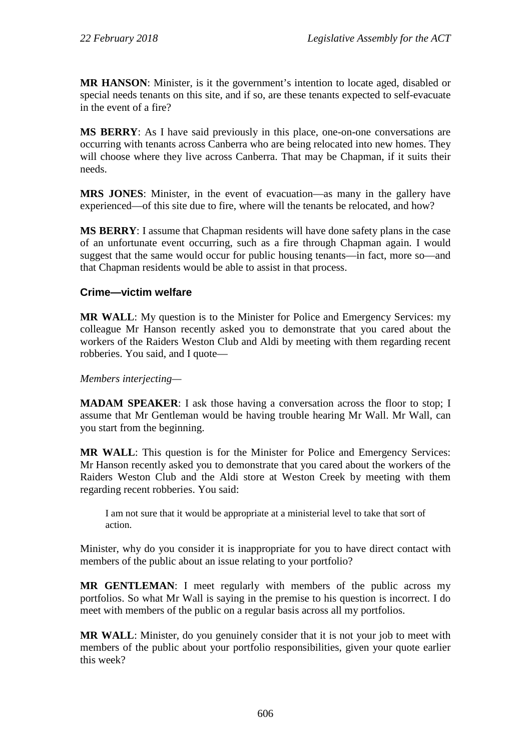**MR HANSON**: Minister, is it the government's intention to locate aged, disabled or special needs tenants on this site, and if so, are these tenants expected to self-evacuate in the event of a fire?

**MS BERRY**: As I have said previously in this place, one-on-one conversations are occurring with tenants across Canberra who are being relocated into new homes. They will choose where they live across Canberra. That may be Chapman, if it suits their needs.

**MRS JONES**: Minister, in the event of evacuation—as many in the gallery have experienced—of this site due to fire, where will the tenants be relocated, and how?

**MS BERRY**: I assume that Chapman residents will have done safety plans in the case of an unfortunate event occurring, such as a fire through Chapman again. I would suggest that the same would occur for public housing tenants—in fact, more so—and that Chapman residents would be able to assist in that process.

### Crime—victim welfare

**MR WALL**: My question is to the Minister for Police and Emergency Services: my colleague Mr Hanson recently asked you to demonstrate that you cared about the workers of the Raiders Weston Club and Aldi by meeting with them regarding recent robberies. You said, and I quote—

*Members interjecting*—

**MADAM SPEAKER**: I ask those having a conversation across the floor to stop; I assume that Mr Gentleman would be having trouble hearing Mr Wall. Mr Wall, can you start from the beginning.

**MR WALL**: This question is for the Minister for Police and Emergency Services: Mr Hanson recently asked you to demonstrate that you cared about the workers of the Raiders Weston Club and the Aldi store at Weston Creek by meeting with them regarding recent robberies. You said:

> I am not sure that it would be appropriate at a ministerial level to take that sort of action.

Minister, why do you consider it is inappropriate for you to have direct contact with members of the public about an issue relating to your portfolio?

**MR GENTLEMAN**: I meet regularly with members of the public across my portfolios. So what Mr Wall is saying in the premise to his question is incorrect. I do meet with members of the public on a regular basis across all my portfolios.

**MR WALL**: Minister, do you genuinely consider that it is not your job to meet with members of the public about your portfolio responsibilities, given your quote earlier this week?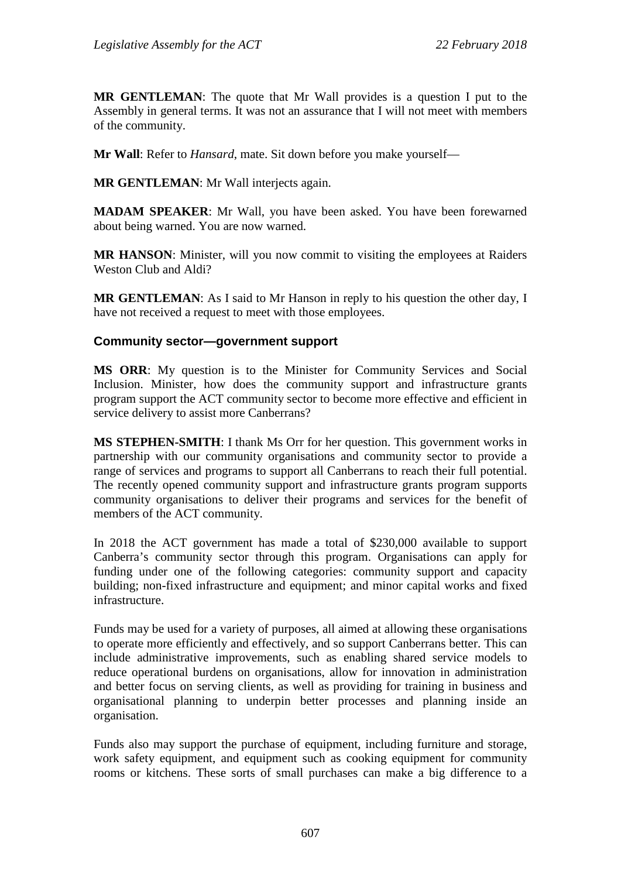**MR GENTLEMAN**: The quote that Mr Wall provides is a question I put to the Assembly in general terms. It was not an assurance that I will not meet with members of the community.

**Mr Wall**: Refer to *Hansard*, mate. Sit down before you make yourself—

**MR GENTLEMAN**: Mr Wall interjects again.

**MADAM SPEAKER**: Mr Wall, you have been asked. You have been forewarned about being warned. You are now warned.

**MR HANSON**: Minister, will you now commit to visiting the employees at Raiders Weston Club and Aldi?

**MR GENTLEMAN**: As I said to Mr Hanson in reply to his question the other day, I have not received a request to meet with those employees.

### Community sector—government support

**MS ORR**: My question is to the Minister for Community Services and Social Inclusion. Minister, how does the community support and infrastructure grants program support the ACT community sector to become more effective and efficient in service delivery to assist more Canberrans?

**MS STEPHEN-SMITH**: I thank Ms Orr for her question. This government works in partnership with our community organisations and community sector to provide a range of services and programs to support all Canberrans to reach their full potential. The recently opened community support and infrastructure grants program supports community organisations to deliver their programs and services for the benefit of members of the ACT community.

In 2018 the ACT government has made a total of $230,000 available to support Canberra's community sector through this program. Organisations can apply for funding under one of the following categories: community support and capacity building; non-fixed infrastructure and equipment; and minor capital works and fixed infrastructure.

Funds may be used for a variety of purposes, all aimed at allowing these organisations to operate more efficiently and effectively, and so support Canberrans better. This can include administrative improvements, such as enabling shared service models to reduce operational burdens on organisations, allow for innovation in administration and better focus on serving clients, as well as providing for training in business and organisational planning to underpin better processes and planning inside an organisation.

Funds also may support the purchase of equipment, including furniture and storage, work safety equipment, and equipment such as cooking equipment for community rooms or kitchens. These sorts of small purchases can make a big difference to a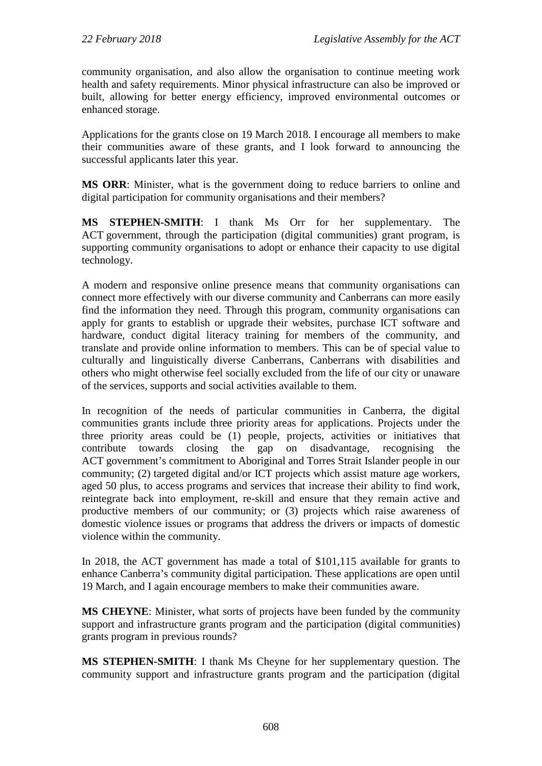community organisation, and also allow the organisation to continue meeting work health and safety requirements. Minor physical infrastructure can also be improved or built, allowing for better energy efficiency, improved environmental outcomes or enhanced storage.

Applications for the grants close on 19 March 2018. I encourage all members to make their communities aware of these grants, and I look forward to announcing the successful applicants later this year.

**MS ORR**: Minister, what is the government doing to reduce barriers to online and digital participation for community organisations and their members?

**MS STEPHEN-SMITH**: I thank Ms Orr for her supplementary. The ACT government, through the participation (digital communities) grant program, is supporting community organisations to adopt or enhance their capacity to use digital technology.

A modern and responsive online presence means that community organisations can connect more effectively with our diverse community and Canberrans can more easily find the information they need. Through this program, community organisations can apply for grants to establish or upgrade their websites, purchase ICT software and hardware, conduct digital literacy training for members of the community, and translate and provide online information to members. This can be of special value to culturally and linguistically diverse Canberrans, Canberrans with disabilities and others who might otherwise feel socially excluded from the life of our city or unaware of the services, supports and social activities available to them.

In recognition of the needs of particular communities in Canberra, the digital communities grants include three priority areas for applications. Projects under the three priority areas could be (1) people, projects, activities or initiatives that contribute towards closing the gap on disadvantage, recognising the ACT government's commitment to Aboriginal and Torres Strait Islander people in our community; (2) targeted digital and/or ICT projects which assist mature age workers, aged 50 plus, to access programs and services that increase their ability to find work, reintegrate back into employment, re-skill and ensure that they remain active and productive members of our community; or (3) projects which raise awareness of domestic violence issues or programs that address the drivers or impacts of domestic violence within the community.

In 2018, the ACT government has made a total of $101,115 available for grants to enhance Canberra's community digital participation. These applications are open until 19 March, and I again encourage members to make their communities aware.

**MS CHEYNE**: Minister, what sorts of projects have been funded by the community support and infrastructure grants program and the participation (digital communities) grants program in previous rounds?

**MS STEPHEN-SMITH**: I thank Ms Cheyne for her supplementary question. The community support and infrastructure grants program and the participation (digital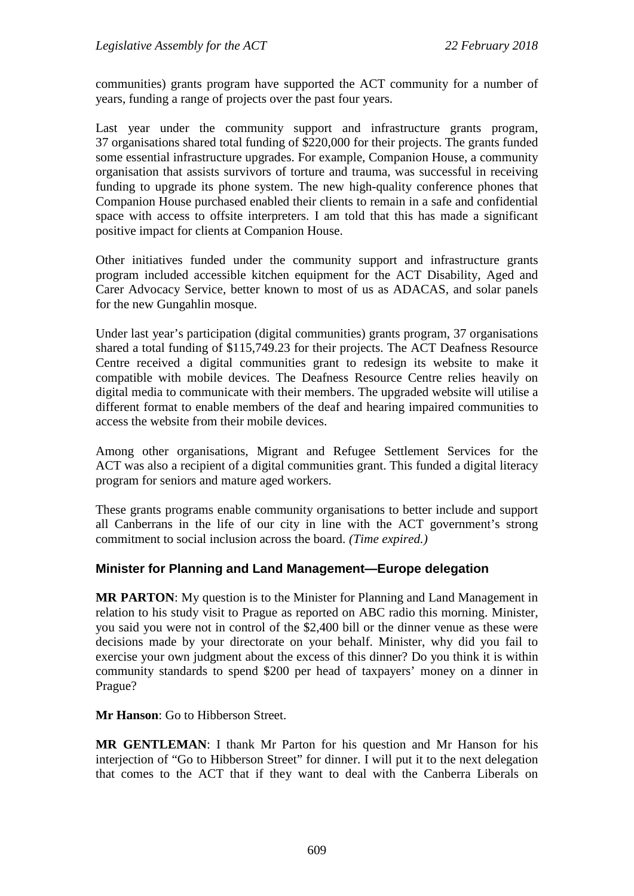communities) grants program have supported the ACT community for a number of years, funding a range of projects over the past four years.

Last year under the community support and infrastructure grants program, 37 organisations shared total funding of $220,000 for their projects. The grants funded some essential infrastructure upgrades. For example, Companion House, a community organisation that assists survivors of torture and trauma, was successful in receiving funding to upgrade its phone system. The new high-quality conference phones that Companion House purchased enabled their clients to remain in a safe and confidential space with access to offsite interpreters. I am told that this has made a significant positive impact for clients at Companion House.

Other initiatives funded under the community support and infrastructure grants program included accessible kitchen equipment for the ACT Disability, Aged and Carer Advocacy Service, better known to most of us as ADACAS, and solar panels for the new Gungahlin mosque.

Under last year's participation (digital communities) grants program, 37 organisations shared a total funding of $115,749.23 for their projects. The ACT Deafness Resource Centre received a digital communities grant to redesign its website to make it compatible with mobile devices. The Deafness Resource Centre relies heavily on digital media to communicate with their members. The upgraded website will utilise a different format to enable members of the deaf and hearing impaired communities to access the website from their mobile devices.

Among other organisations, Migrant and Refugee Settlement Services for the ACT was also a recipient of a digital communities grant. This funded a digital literacy program for seniors and mature aged workers.

These grants programs enable community organisations to better include and support all Canberrans in the life of our city in line with the ACT government's strong commitment to social inclusion across the board. *(Time expired.)*

### Minister for Planning and Land Management—Europe delegation

**MR PARTON**: My question is to the Minister for Planning and Land Management in relation to his study visit to Prague as reported on ABC radio this morning. Minister, you said you were not in control of the $2,400 bill or the dinner venue as these were decisions made by your directorate on your behalf. Minister, why did you fail to exercise your own judgment about the excess of this dinner? Do you think it is within community standards to spend $200 per head of taxpayers' money on a dinner in Prague?

**Mr Hanson**: Go to Hibberson Street.

**MR GENTLEMAN**: I thank Mr Parton for his question and Mr Hanson for his interjection of "Go to Hibberson Street" for dinner. I will put it to the next delegation that comes to the ACT that if they want to deal with the Canberra Liberals on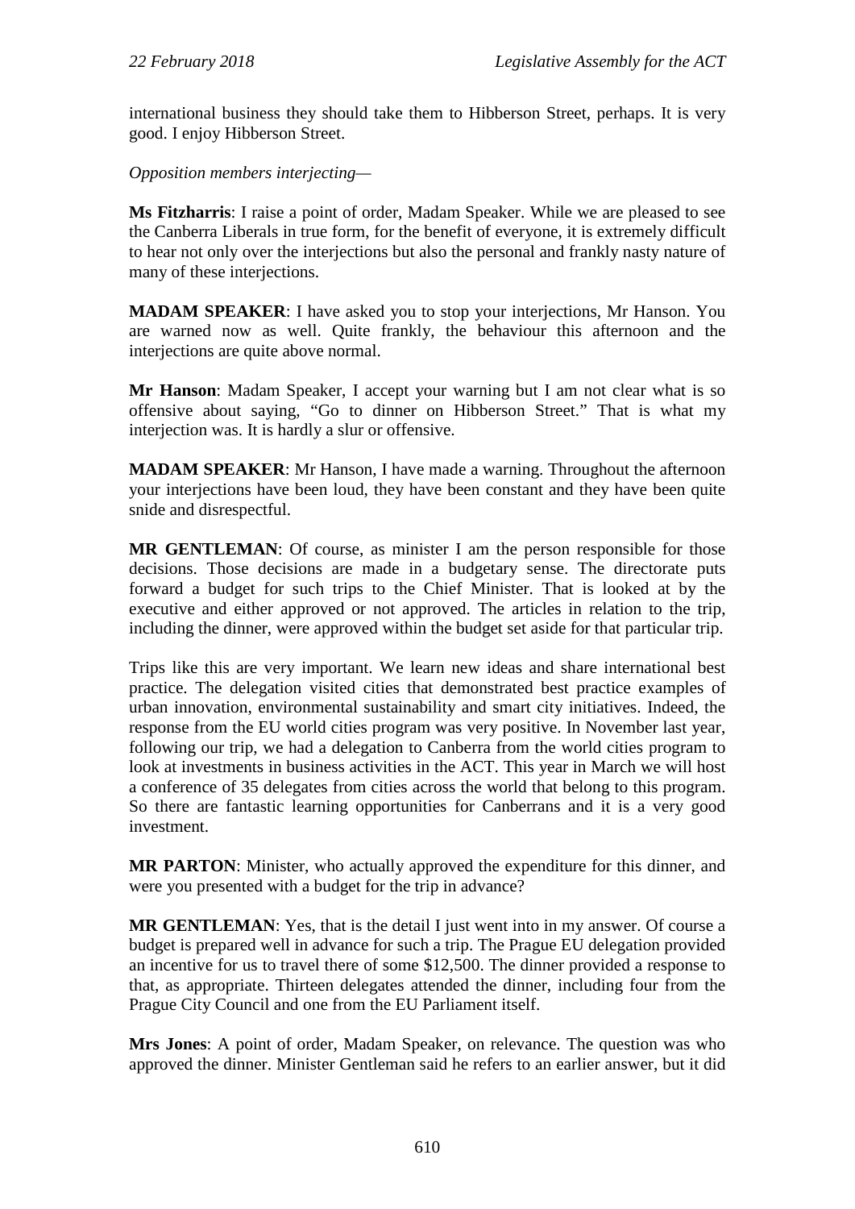international business they should take them to Hibberson Street, perhaps. It is very good. I enjoy Hibberson Street.

*Opposition members interjecting—*

**Ms Fitzharris**: I raise a point of order, Madam Speaker. While we are pleased to see the Canberra Liberals in true form, for the benefit of everyone, it is extremely difficult to hear not only over the interjections but also the personal and frankly nasty nature of many of these interjections.

**MADAM SPEAKER**: I have asked you to stop your interjections, Mr Hanson. You are warned now as well. Quite frankly, the behaviour this afternoon and the interjections are quite above normal.

**Mr Hanson**: Madam Speaker, I accept your warning but I am not clear what is so offensive about saying, "Go to dinner on Hibberson Street." That is what my interjection was. It is hardly a slur or offensive.

**MADAM SPEAKER**: Mr Hanson, I have made a warning. Throughout the afternoon your interjections have been loud, they have been constant and they have been quite snide and disrespectful.

**MR GENTLEMAN**: Of course, as minister I am the person responsible for those decisions. Those decisions are made in a budgetary sense. The directorate puts forward a budget for such trips to the Chief Minister. That is looked at by the executive and either approved or not approved. The articles in relation to the trip, including the dinner, were approved within the budget set aside for that particular trip.

Trips like this are very important. We learn new ideas and share international best practice. The delegation visited cities that demonstrated best practice examples of urban innovation, environmental sustainability and smart city initiatives. Indeed, the response from the EU world cities program was very positive. In November last year, following our trip, we had a delegation to Canberra from the world cities program to look at investments in business activities in the ACT. This year in March we will host a conference of 35 delegates from cities across the world that belong to this program. So there are fantastic learning opportunities for Canberrans and it is a very good investment.

**MR PARTON**: Minister, who actually approved the expenditure for this dinner, and were you presented with a budget for the trip in advance?

**MR GENTLEMAN**: Yes, that is the detail I just went into in my answer. Of course a budget is prepared well in advance for such a trip. The Prague EU delegation provided an incentive for us to travel there of some $12,500. The dinner provided a response to that, as appropriate. Thirteen delegates attended the dinner, including four from the Prague City Council and one from the EU Parliament itself.

**Mrs Jones**: A point of order, Madam Speaker, on relevance. The question was who approved the dinner. Minister Gentleman said he refers to an earlier answer, but it did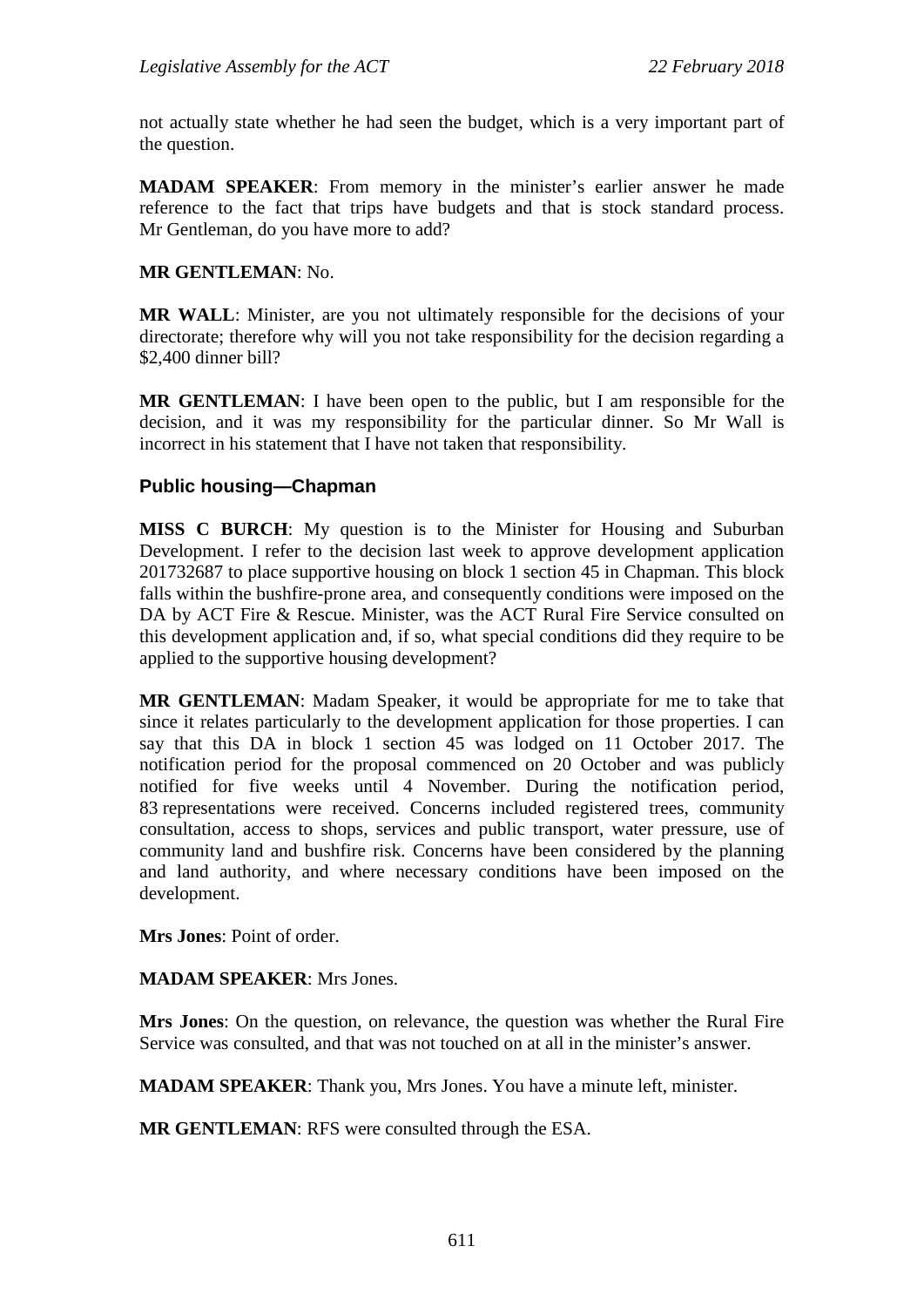not actually state whether he had seen the budget, which is a very important part of the question.

**MADAM SPEAKER**: From memory in the minister's earlier answer he made reference to the fact that trips have budgets and that is stock standard process. Mr Gentleman, do you have more to add?

**MR GENTLEMAN**: No.

**MR WALL**: Minister, are you not ultimately responsible for the decisions of your directorate; therefore why will you not take responsibility for the decision regarding a $2,400 dinner bill?

**MR GENTLEMAN**: I have been open to the public, but I am responsible for the decision, and it was my responsibility for the particular dinner. So Mr Wall is incorrect in his statement that I have not taken that responsibility.

### Public housing—Chapman

**MISS C BURCH**: My question is to the Minister for Housing and Suburban Development. I refer to the decision last week to approve development application 201732687 to place supportive housing on block 1 section 45 in Chapman. This block falls within the bushfire-prone area, and consequently conditions were imposed on the DA by ACT Fire & Rescue. Minister, was the ACT Rural Fire Service consulted on this development application and, if so, what special conditions did they require to be applied to the supportive housing development?

**MR GENTLEMAN**: Madam Speaker, it would be appropriate for me to take that since it relates particularly to the development application for those properties. I can say that this DA in block 1 section 45 was lodged on 11 October 2017. The notification period for the proposal commenced on 20 October and was publicly notified for five weeks until 4 November. During the notification period, 83 representations were received. Concerns included registered trees, community consultation, access to shops, services and public transport, water pressure, use of community land and bushfire risk. Concerns have been considered by the planning and land authority, and where necessary conditions have been imposed on the development.

**Mrs Jones**: Point of order.

**MADAM SPEAKER**: Mrs Jones.

**Mrs Jones**: On the question, on relevance, the question was whether the Rural Fire Service was consulted, and that was not touched on at all in the minister's answer.

**MADAM SPEAKER**: Thank you, Mrs Jones. You have a minute left, minister.

**MR GENTLEMAN**: RFS were consulted through the ESA.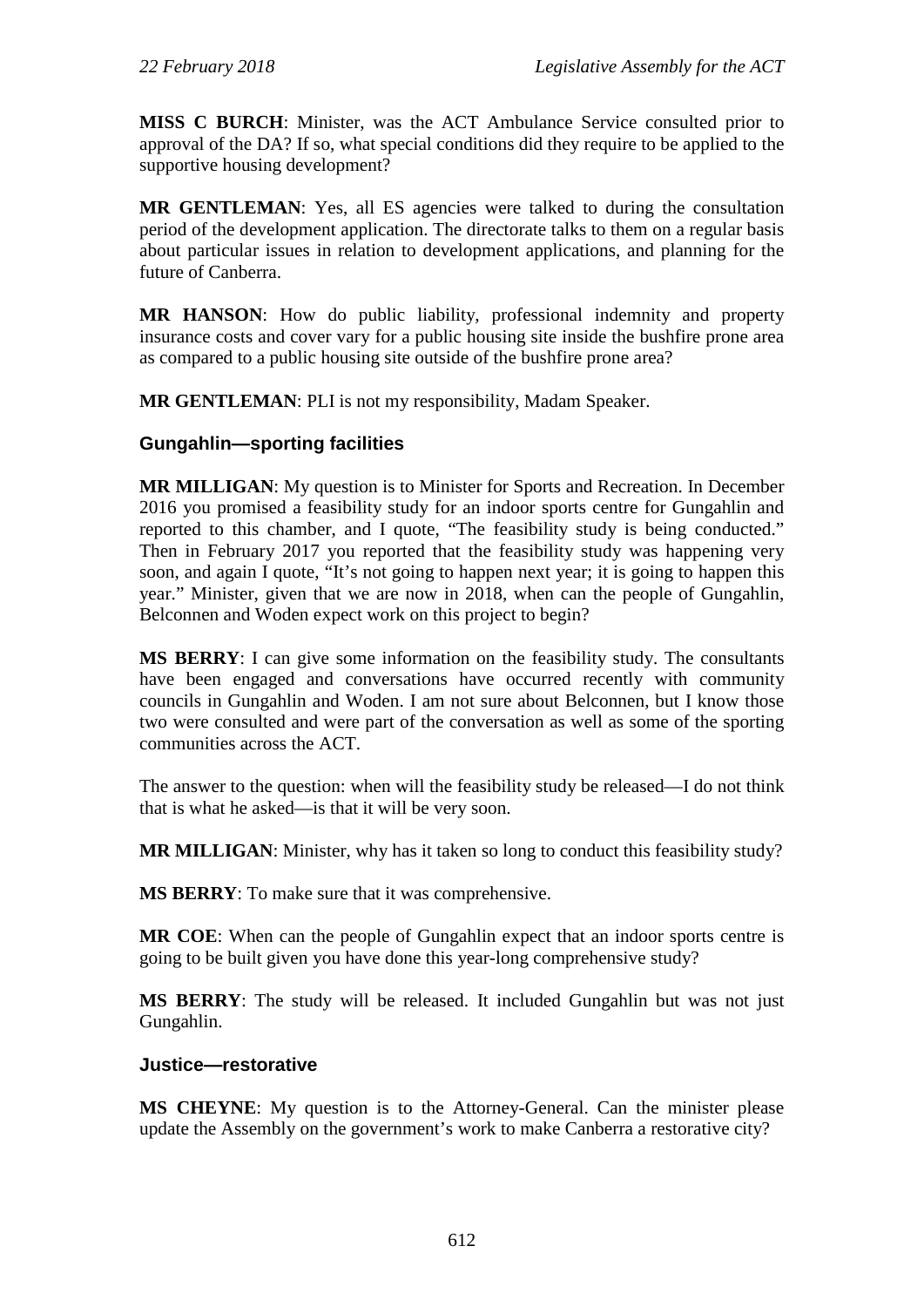**MISS C BURCH**: Minister, was the ACT Ambulance Service consulted prior to approval of the DA? If so, what special conditions did they require to be applied to the supportive housing development?

**MR GENTLEMAN**: Yes, all ES agencies were talked to during the consultation period of the development application. The directorate talks to them on a regular basis about particular issues in relation to development applications, and planning for the future of Canberra.

**MR HANSON**: How do public liability, professional indemnity and property insurance costs and cover vary for a public housing site inside the bushfire prone area as compared to a public housing site outside of the bushfire prone area?

**MR GENTLEMAN**: PLI is not my responsibility, Madam Speaker.

### Gungahlin—sporting facilities

**MR MILLIGAN**: My question is to Minister for Sports and Recreation. In December 2016 you promised a feasibility study for an indoor sports centre for Gungahlin and reported to this chamber, and I quote, "The feasibility study is being conducted." Then in February 2017 you reported that the feasibility study was happening very soon, and again I quote, "It's not going to happen next year; it is going to happen this year." Minister, given that we are now in 2018, when can the people of Gungahlin, Belconnen and Woden expect work on this project to begin?

**MS BERRY**: I can give some information on the feasibility study. The consultants have been engaged and conversations have occurred recently with community councils in Gungahlin and Woden. I am not sure about Belconnen, but I know those two were consulted and were part of the conversation as well as some of the sporting communities across the ACT.

The answer to the question: when will the feasibility study be released—I do not think that is what he asked—is that it will be very soon.

**MR MILLIGAN**: Minister, why has it taken so long to conduct this feasibility study?

**MS BERRY**: To make sure that it was comprehensive.

**MR COE**: When can the people of Gungahlin expect that an indoor sports centre is going to be built given you have done this year-long comprehensive study?

**MS BERRY**: The study will be released. It included Gungahlin but was not just Gungahlin.

### Justice—restorative

**MS CHEYNE**: My question is to the Attorney-General. Can the minister please update the Assembly on the government's work to make Canberra a restorative city?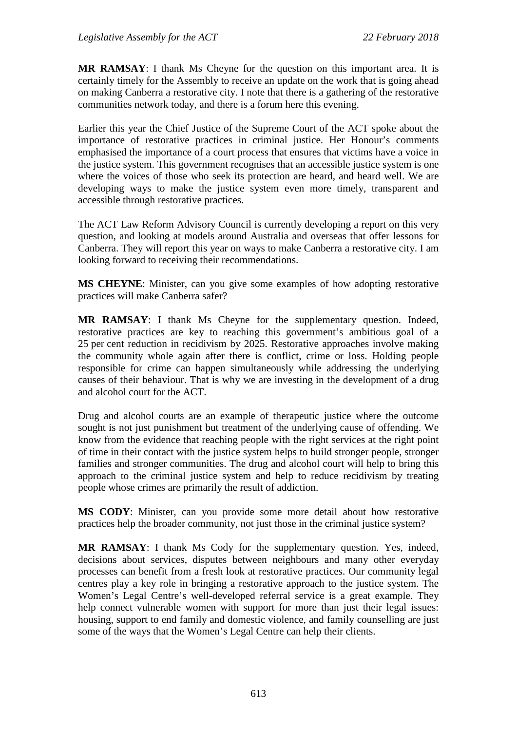**MR RAMSAY**: I thank Ms Cheyne for the question on this important area. It is certainly timely for the Assembly to receive an update on the work that is going ahead on making Canberra a restorative city. I note that there is a gathering of the restorative communities network today, and there is a forum here this evening.

Earlier this year the Chief Justice of the Supreme Court of the ACT spoke about the importance of restorative practices in criminal justice. Her Honour's comments emphasised the importance of a court process that ensures that victims have a voice in the justice system. This government recognises that an accessible justice system is one where the voices of those who seek its protection are heard, and heard well. We are developing ways to make the justice system even more timely, transparent and accessible through restorative practices.

The ACT Law Reform Advisory Council is currently developing a report on this very question, and looking at models around Australia and overseas that offer lessons for Canberra. They will report this year on ways to make Canberra a restorative city. I am looking forward to receiving their recommendations.

**MS CHEYNE**: Minister, can you give some examples of how adopting restorative practices will make Canberra safer?

**MR RAMSAY**: I thank Ms Cheyne for the supplementary question. Indeed, restorative practices are key to reaching this government's ambitious goal of a 25 per cent reduction in recidivism by 2025. Restorative approaches involve making the community whole again after there is conflict, crime or loss. Holding people responsible for crime can happen simultaneously while addressing the underlying causes of their behaviour. That is why we are investing in the development of a drug and alcohol court for the ACT.

Drug and alcohol courts are an example of therapeutic justice where the outcome sought is not just punishment but treatment of the underlying cause of offending. We know from the evidence that reaching people with the right services at the right point of time in their contact with the justice system helps to build stronger people, stronger families and stronger communities. The drug and alcohol court will help to bring this approach to the criminal justice system and help to reduce recidivism by treating people whose crimes are primarily the result of addiction.

**MS CODY**: Minister, can you provide some more detail about how restorative practices help the broader community, not just those in the criminal justice system?

**MR RAMSAY**: I thank Ms Cody for the supplementary question. Yes, indeed, decisions about services, disputes between neighbours and many other everyday processes can benefit from a fresh look at restorative practices. Our community legal centres play a key role in bringing a restorative approach to the justice system. The Women's Legal Centre's well-developed referral service is a great example. They help connect vulnerable women with support for more than just their legal issues: housing, support to end family and domestic violence, and family counselling are just some of the ways that the Women's Legal Centre can help their clients.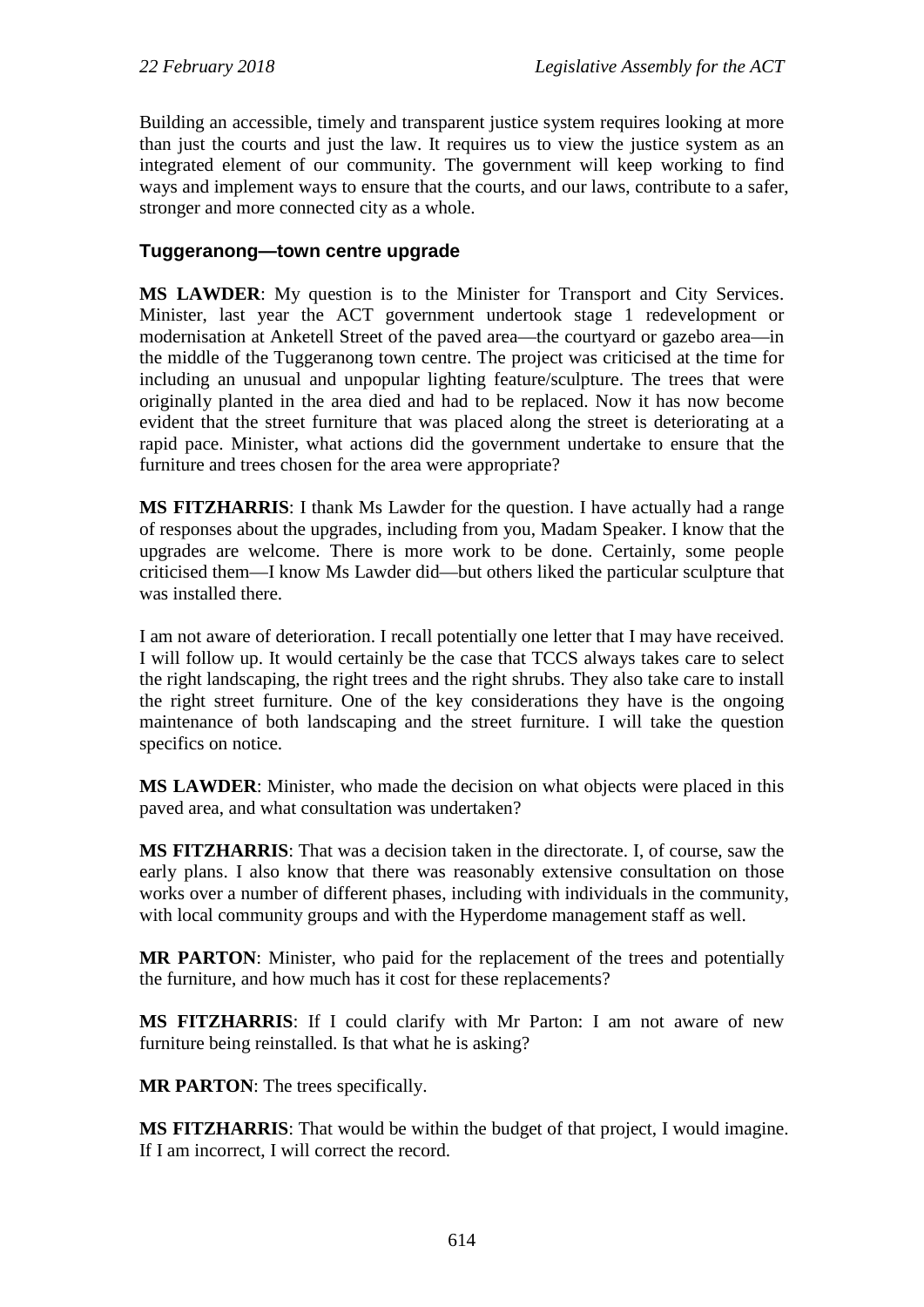Building an accessible, timely and transparent justice system requires looking at more than just the courts and just the law. It requires us to view the justice system as an integrated element of our community. The government will keep working to find ways and implement ways to ensure that the courts, and our laws, contribute to a safer, stronger and more connected city as a whole.

### Tuggeranong—town centre upgrade

**MS LAWDER**: My question is to the Minister for Transport and City Services. Minister, last year the ACT government undertook stage 1 redevelopment or modernisation at Anketell Street of the paved area—the courtyard or gazebo area—in the middle of the Tuggeranong town centre. The project was criticised at the time for including an unusual and unpopular lighting feature/sculpture. The trees that were originally planted in the area died and had to be replaced. Now it has now become evident that the street furniture that was placed along the street is deteriorating at a rapid pace. Minister, what actions did the government undertake to ensure that the furniture and trees chosen for the area were appropriate?

**MS FITZHARRIS**: I thank Ms Lawder for the question. I have actually had a range of responses about the upgrades, including from you, Madam Speaker. I know that the upgrades are welcome. There is more work to be done. Certainly, some people criticised them—I know Ms Lawder did—but others liked the particular sculpture that was installed there.

I am not aware of deterioration. I recall potentially one letter that I may have received. I will follow up. It would certainly be the case that TCCS always takes care to select the right landscaping, the right trees and the right shrubs. They also take care to install the right street furniture. One of the key considerations they have is the ongoing maintenance of both landscaping and the street furniture. I will take the question specifics on notice.

**MS LAWDER**: Minister, who made the decision on what objects were placed in this paved area, and what consultation was undertaken?

**MS FITZHARRIS**: That was a decision taken in the directorate. I, of course, saw the early plans. I also know that there was reasonably extensive consultation on those works over a number of different phases, including with individuals in the community, with local community groups and with the Hyperdome management staff as well.

**MR PARTON**: Minister, who paid for the replacement of the trees and potentially the furniture, and how much has it cost for these replacements?

**MS FITZHARRIS**: If I could clarify with Mr Parton: I am not aware of new furniture being reinstalled. Is that what he is asking?

**MR PARTON**: The trees specifically.

**MS FITZHARRIS**: That would be within the budget of that project, I would imagine. If I am incorrect, I will correct the record.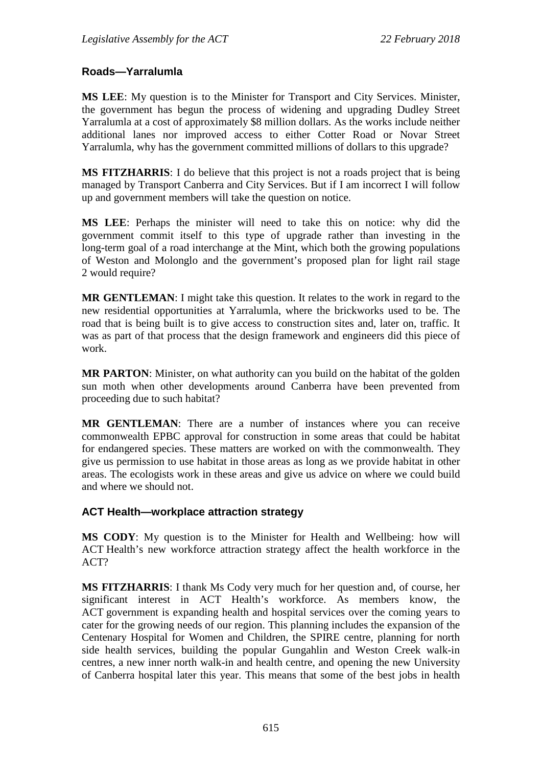### Roads—Yarralumla

**MS LEE**: My question is to the Minister for Transport and City Services. Minister, the government has begun the process of widening and upgrading Dudley Street Yarralumla at a cost of approximately $8 million dollars. As the works include neither additional lanes nor improved access to either Cotter Road or Novar Street Yarralumla, why has the government committed millions of dollars to this upgrade?

**MS FITZHARRIS**: I do believe that this project is not a roads project that is being managed by Transport Canberra and City Services. But if I am incorrect I will follow up and government members will take the question on notice.

**MS LEE**: Perhaps the minister will need to take this on notice: why did the government commit itself to this type of upgrade rather than investing in the long-term goal of a road interchange at the Mint, which both the growing populations of Weston and Molonglo and the government's proposed plan for light rail stage 2 would require?

**MR GENTLEMAN**: I might take this question. It relates to the work in regard to the new residential opportunities at Yarralumla, where the brickworks used to be. The road that is being built is to give access to construction sites and, later on, traffic. It was as part of that process that the design framework and engineers did this piece of work.

**MR PARTON**: Minister, on what authority can you build on the habitat of the golden sun moth when other developments around Canberra have been prevented from proceeding due to such habitat?

**MR GENTLEMAN**: There are a number of instances where you can receive commonwealth EPBC approval for construction in some areas that could be habitat for endangered species. These matters are worked on with the commonwealth. They give us permission to use habitat in those areas as long as we provide habitat in other areas. The ecologists work in these areas and give us advice on where we could build and where we should not.

### ACT Health—workplace attraction strategy

**MS CODY**: My question is to the Minister for Health and Wellbeing: how will ACT Health's new workforce attraction strategy affect the health workforce in the ACT?

**MS FITZHARRIS**: I thank Ms Cody very much for her question and, of course, her significant interest in ACT Health's workforce. As members know, the ACT government is expanding health and hospital services over the coming years to cater for the growing needs of our region. This planning includes the expansion of the Centenary Hospital for Women and Children, the SPIRE centre, planning for north side health services, building the popular Gungahlin and Weston Creek walk-in centres, a new inner north walk-in and health centre, and opening the new University of Canberra hospital later this year. This means that some of the best jobs in health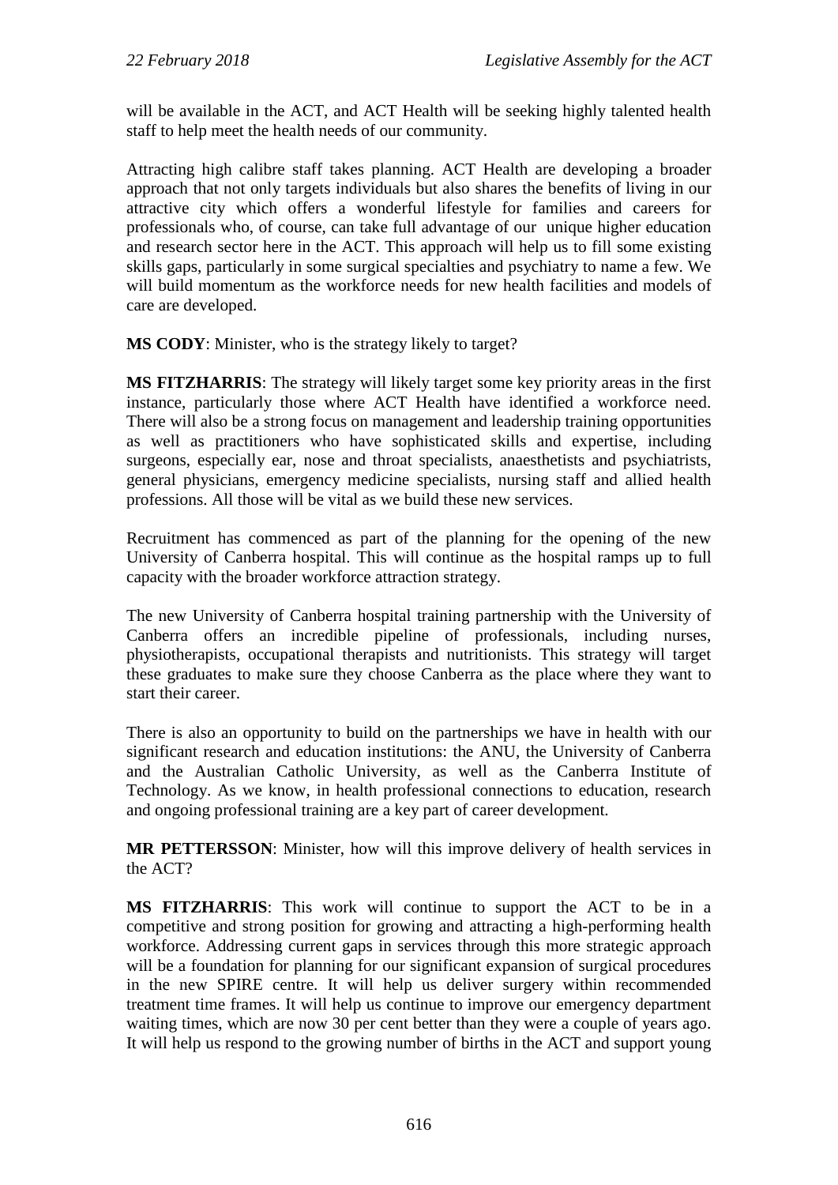will be available in the ACT, and ACT Health will be seeking highly talented health staff to help meet the health needs of our community.

Attracting high calibre staff takes planning. ACT Health are developing a broader approach that not only targets individuals but also shares the benefits of living in our attractive city which offers a wonderful lifestyle for families and careers for professionals who, of course, can take full advantage of our unique higher education and research sector here in the ACT. This approach will help us to fill some existing skills gaps, particularly in some surgical specialties and psychiatry to name a few. We will build momentum as the workforce needs for new health facilities and models of care are developed.

**MS CODY**: Minister, who is the strategy likely to target?

**MS FITZHARRIS**: The strategy will likely target some key priority areas in the first instance, particularly those where ACT Health have identified a workforce need. There will also be a strong focus on management and leadership training opportunities as well as practitioners who have sophisticated skills and expertise, including surgeons, especially ear, nose and throat specialists, anaesthetists and psychiatrists, general physicians, emergency medicine specialists, nursing staff and allied health professions. All those will be vital as we build these new services.

Recruitment has commenced as part of the planning for the opening of the new University of Canberra hospital. This will continue as the hospital ramps up to full capacity with the broader workforce attraction strategy.

The new University of Canberra hospital training partnership with the University of Canberra offers an incredible pipeline of professionals, including nurses, physiotherapists, occupational therapists and nutritionists. This strategy will target these graduates to make sure they choose Canberra as the place where they want to start their career.

There is also an opportunity to build on the partnerships we have in health with our significant research and education institutions: the ANU, the University of Canberra and the Australian Catholic University, as well as the Canberra Institute of Technology. As we know, in health professional connections to education, research and ongoing professional training are a key part of career development.

**MR PETTERSSON**: Minister, how will this improve delivery of health services in the ACT?

**MS FITZHARRIS**: This work will continue to support the ACT to be in a competitive and strong position for growing and attracting a high-performing health workforce. Addressing current gaps in services through this more strategic approach will be a foundation for planning for our significant expansion of surgical procedures in the new SPIRE centre. It will help us deliver surgery within recommended treatment time frames. It will help us continue to improve our emergency department waiting times, which are now 30 per cent better than they were a couple of years ago. It will help us respond to the growing number of births in the ACT and support young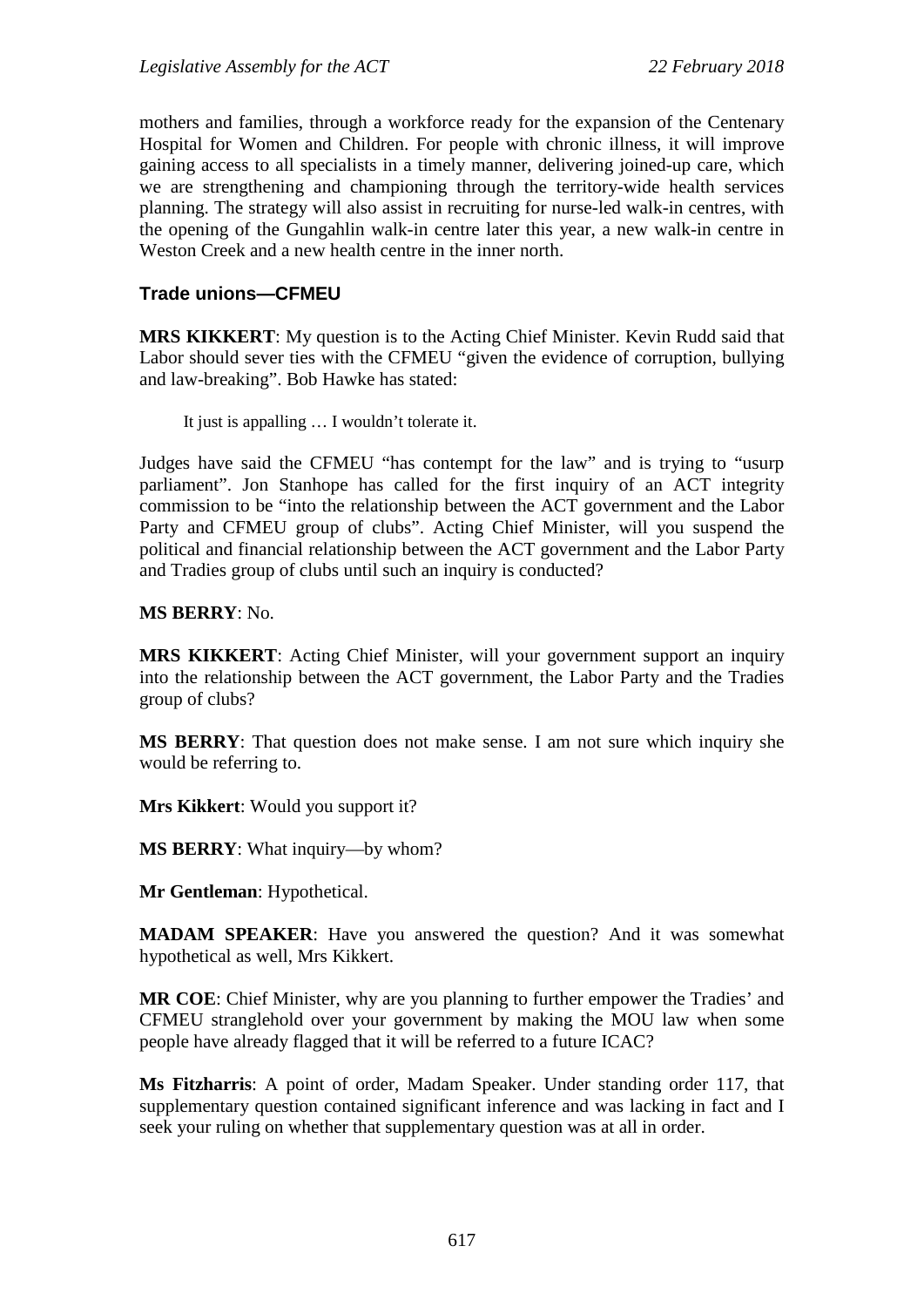mothers and families, through a workforce ready for the expansion of the Centenary Hospital for Women and Children. For people with chronic illness, it will improve gaining access to all specialists in a timely manner, delivering joined-up care, which we are strengthening and championing through the territory-wide health services planning. The strategy will also assist in recruiting for nurse-led walk-in centres, with the opening of the Gungahlin walk-in centre later this year, a new walk-in centre in Weston Creek and a new health centre in the inner north.

### Trade unions—CFMEU

**MRS KIKKERT**: My question is to the Acting Chief Minister. Kevin Rudd said that Labor should sever ties with the CFMEU "given the evidence of corruption, bullying and law-breaking". Bob Hawke has stated:

> It just is appalling … I wouldn't tolerate it.

Judges have said the CFMEU "has contempt for the law" and is trying to "usurp parliament". Jon Stanhope has called for the first inquiry of an ACT integrity commission to be "into the relationship between the ACT government and the Labor Party and CFMEU group of clubs". Acting Chief Minister, will you suspend the political and financial relationship between the ACT government and the Labor Party and Tradies group of clubs until such an inquiry is conducted?

**MS BERRY**: No.

**MRS KIKKERT**: Acting Chief Minister, will your government support an inquiry into the relationship between the ACT government, the Labor Party and the Tradies group of clubs?

**MS BERRY**: That question does not make sense. I am not sure which inquiry she would be referring to.

**Mrs Kikkert**: Would you support it?

**MS BERRY**: What inquiry—by whom?

**Mr Gentleman**: Hypothetical.

**MADAM SPEAKER**: Have you answered the question? And it was somewhat hypothetical as well, Mrs Kikkert.

**MR COE**: Chief Minister, why are you planning to further empower the Tradies' and CFMEU stranglehold over your government by making the MOU law when some people have already flagged that it will be referred to a future ICAC?

**Ms Fitzharris**: A point of order, Madam Speaker. Under standing order 117, that supplementary question contained significant inference and was lacking in fact and I seek your ruling on whether that supplementary question was at all in order.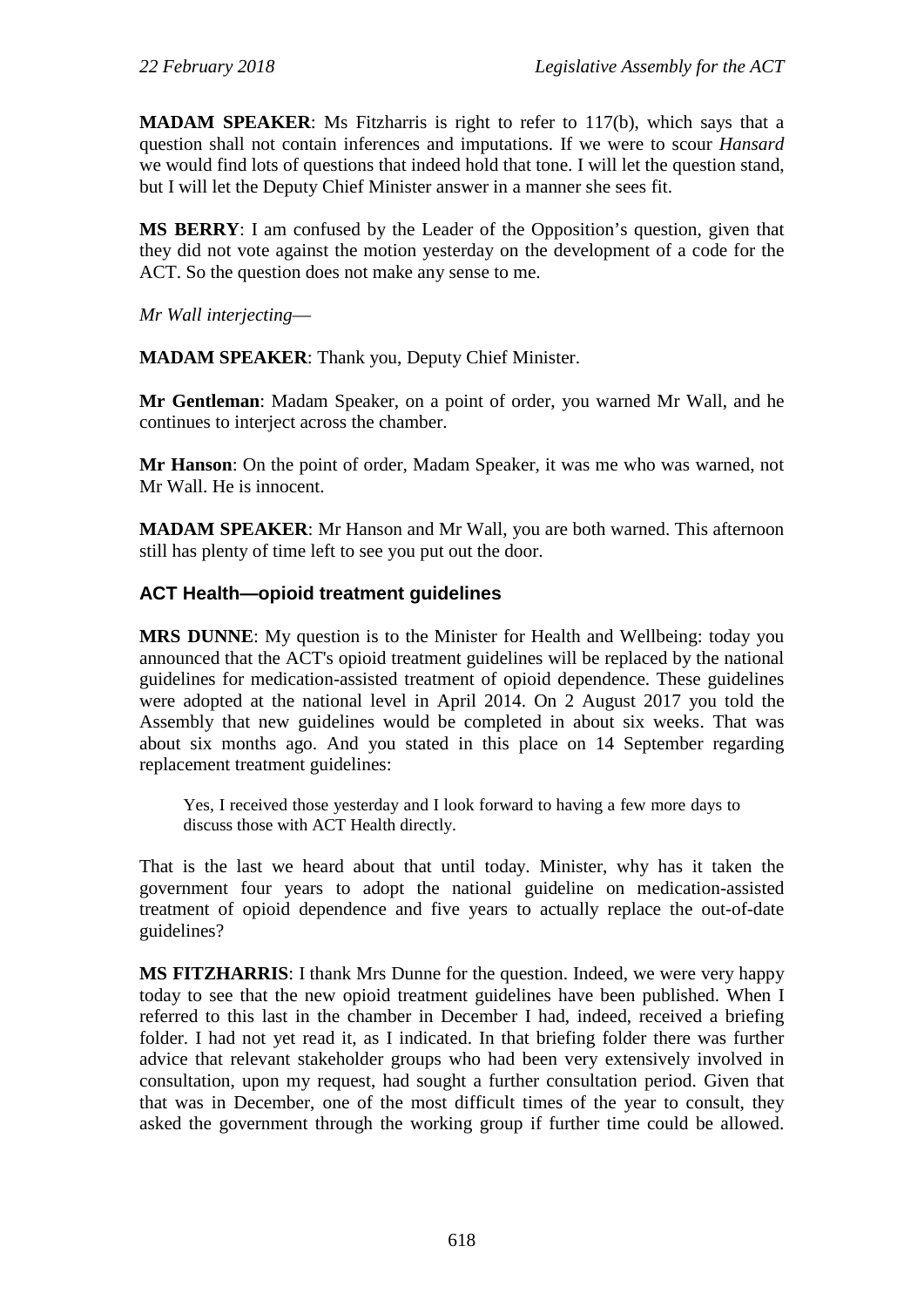**MADAM SPEAKER**: Ms Fitzharris is right to refer to 117(b), which says that a question shall not contain inferences and imputations. If we were to scour *Hansard* we would find lots of questions that indeed hold that tone. I will let the question stand, but I will let the Deputy Chief Minister answer in a manner she sees fit.

**MS BERRY**: I am confused by the Leader of the Opposition's question, given that they did not vote against the motion yesterday on the development of a code for the ACT. So the question does not make any sense to me.

*Mr Wall interjecting*—

**MADAM SPEAKER**: Thank you, Deputy Chief Minister.

**Mr Gentleman**: Madam Speaker, on a point of order, you warned Mr Wall, and he continues to interject across the chamber.

**Mr Hanson**: On the point of order, Madam Speaker, it was me who was warned, not Mr Wall. He is innocent.

**MADAM SPEAKER**: Mr Hanson and Mr Wall, you are both warned. This afternoon still has plenty of time left to see you put out the door.

### ACT Health—opioid treatment guidelines

**MRS DUNNE**: My question is to the Minister for Health and Wellbeing: today you announced that the ACT's opioid treatment guidelines will be replaced by the national guidelines for medication-assisted treatment of opioid dependence. These guidelines were adopted at the national level in April 2014. On 2 August 2017 you told the Assembly that new guidelines would be completed in about six weeks. That was about six months ago. And you stated in this place on 14 September regarding replacement treatment guidelines:

> Yes, I received those yesterday and I look forward to having a few more days to discuss those with ACT Health directly.

That is the last we heard about that until today. Minister, why has it taken the government four years to adopt the national guideline on medication-assisted treatment of opioid dependence and five years to actually replace the out-of-date guidelines?

**MS FITZHARRIS**: I thank Mrs Dunne for the question. Indeed, we were very happy today to see that the new opioid treatment guidelines have been published. When I referred to this last in the chamber in December I had, indeed, received a briefing folder. I had not yet read it, as I indicated. In that briefing folder there was further advice that relevant stakeholder groups who had been very extensively involved in consultation, upon my request, had sought a further consultation period. Given that that was in December, one of the most difficult times of the year to consult, they asked the government through the working group if further time could be allowed.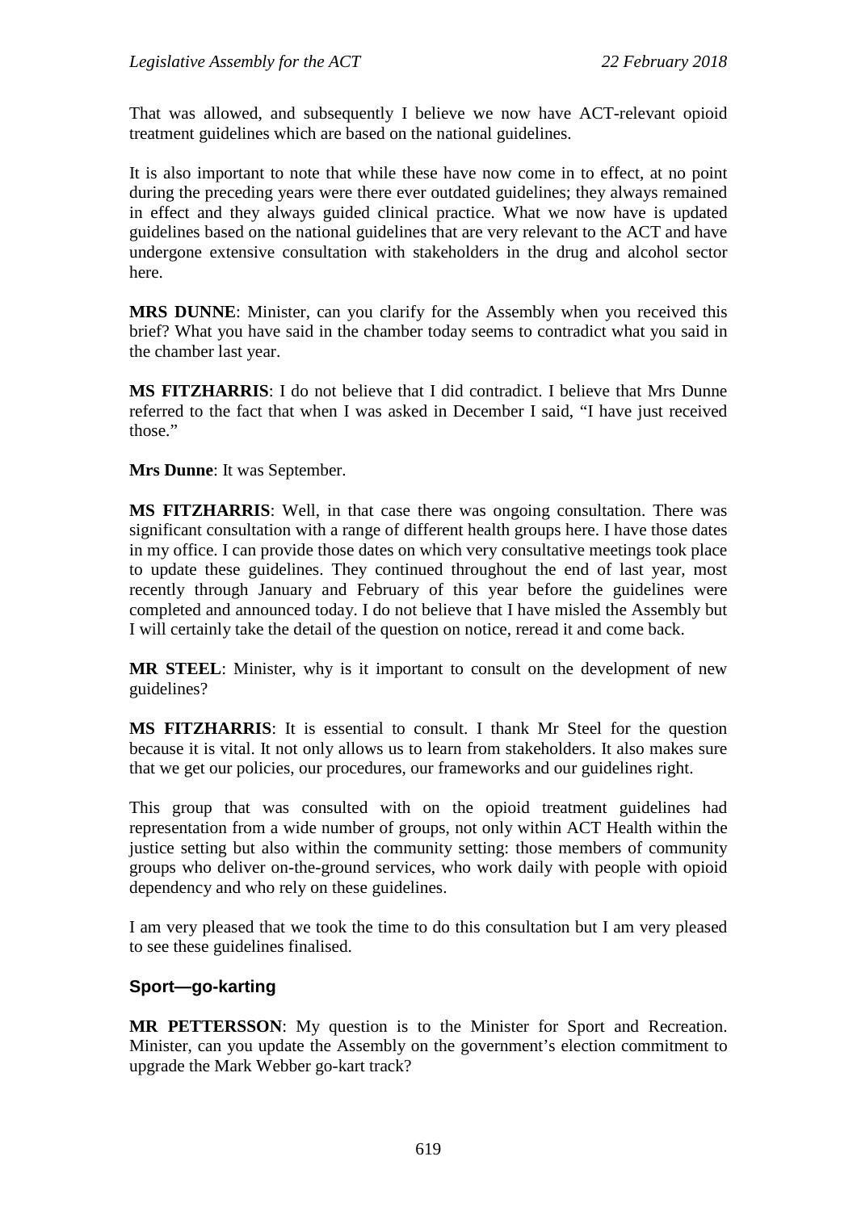That was allowed, and subsequently I believe we now have ACT-relevant opioid treatment guidelines which are based on the national guidelines.

It is also important to note that while these have now come in to effect, at no point during the preceding years were there ever outdated guidelines; they always remained in effect and they always guided clinical practice. What we now have is updated guidelines based on the national guidelines that are very relevant to the ACT and have undergone extensive consultation with stakeholders in the drug and alcohol sector here.

**MRS DUNNE**: Minister, can you clarify for the Assembly when you received this brief? What you have said in the chamber today seems to contradict what you said in the chamber last year.

**MS FITZHARRIS**: I do not believe that I did contradict. I believe that Mrs Dunne referred to the fact that when I was asked in December I said, "I have just received those."

**Mrs Dunne**: It was September.

**MS FITZHARRIS**: Well, in that case there was ongoing consultation. There was significant consultation with a range of different health groups here. I have those dates in my office. I can provide those dates on which very consultative meetings took place to update these guidelines. They continued throughout the end of last year, most recently through January and February of this year before the guidelines were completed and announced today. I do not believe that I have misled the Assembly but I will certainly take the detail of the question on notice, reread it and come back.

**MR STEEL**: Minister, why is it important to consult on the development of new guidelines?

**MS FITZHARRIS**: It is essential to consult. I thank Mr Steel for the question because it is vital. It not only allows us to learn from stakeholders. It also makes sure that we get our policies, our procedures, our frameworks and our guidelines right.

This group that was consulted with on the opioid treatment guidelines had representation from a wide number of groups, not only within ACT Health within the justice setting but also within the community setting: those members of community groups who deliver on-the-ground services, who work daily with people with opioid dependency and who rely on these guidelines.

I am very pleased that we took the time to do this consultation but I am very pleased to see these guidelines finalised.

### Sport—go-karting

**MR PETTERSSON**: My question is to the Minister for Sport and Recreation. Minister, can you update the Assembly on the government's election commitment to upgrade the Mark Webber go-kart track?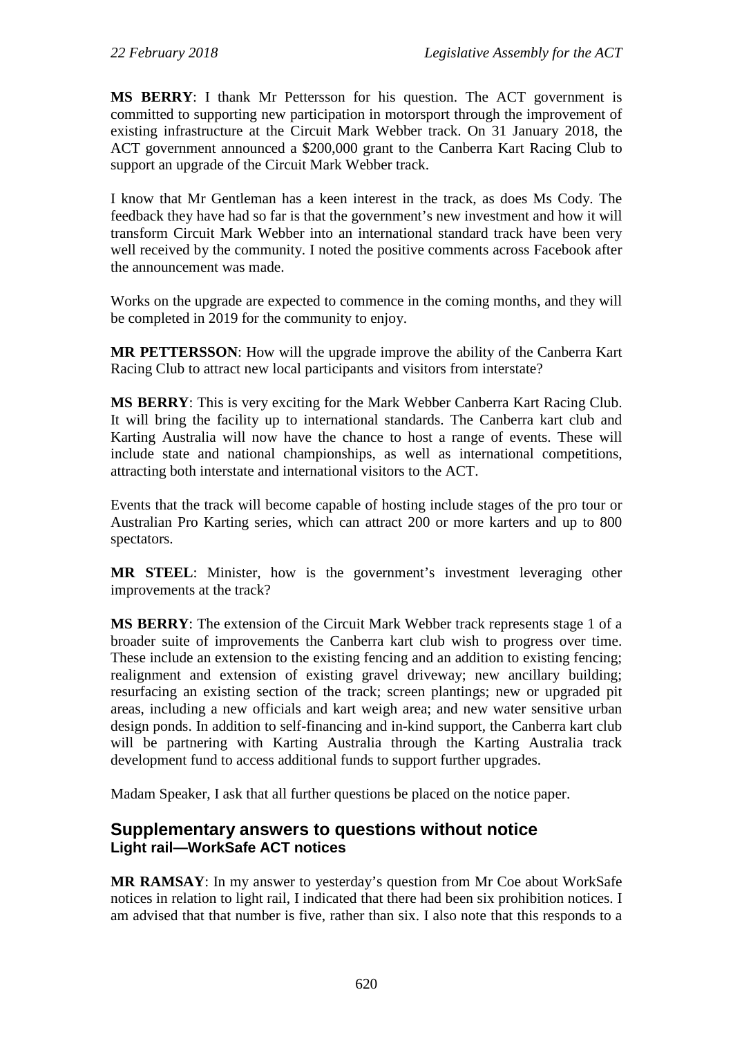**MS BERRY**: I thank Mr Pettersson for his question. The ACT government is committed to supporting new participation in motorsport through the improvement of existing infrastructure at the Circuit Mark Webber track. On 31 January 2018, the ACT government announced a $200,000 grant to the Canberra Kart Racing Club to support an upgrade of the Circuit Mark Webber track.

I know that Mr Gentleman has a keen interest in the track, as does Ms Cody. The feedback they have had so far is that the government's new investment and how it will transform Circuit Mark Webber into an international standard track have been very well received by the community. I noted the positive comments across Facebook after the announcement was made.

Works on the upgrade are expected to commence in the coming months, and they will be completed in 2019 for the community to enjoy.

**MR PETTERSSON**: How will the upgrade improve the ability of the Canberra Kart Racing Club to attract new local participants and visitors from interstate?

**MS BERRY**: This is very exciting for the Mark Webber Canberra Kart Racing Club. It will bring the facility up to international standards. The Canberra kart club and Karting Australia will now have the chance to host a range of events. These will include state and national championships, as well as international competitions, attracting both interstate and international visitors to the ACT.

Events that the track will become capable of hosting include stages of the pro tour or Australian Pro Karting series, which can attract 200 or more karters and up to 800 spectators.

**MR STEEL**: Minister, how is the government's investment leveraging other improvements at the track?

**MS BERRY**: The extension of the Circuit Mark Webber track represents stage 1 of a broader suite of improvements the Canberra kart club wish to progress over time. These include an extension to the existing fencing and an addition to existing fencing; realignment and extension of existing gravel driveway; new ancillary building; resurfacing an existing section of the track; screen plantings; new or upgraded pit areas, including a new officials and kart weigh area; and new water sensitive urban design ponds. In addition to self-financing and in-kind support, the Canberra kart club will be partnering with Karting Australia through the Karting Australia track development fund to access additional funds to support further upgrades.

Madam Speaker, I ask that all further questions be placed on the notice paper.

## Supplementary answers to questions without notice

### Light rail—WorkSafe ACT notices

**MR RAMSAY**: In my answer to yesterday's question from Mr Coe about WorkSafe notices in relation to light rail, I indicated that there had been six prohibition notices. I am advised that that number is five, rather than six. I also note that this responds to a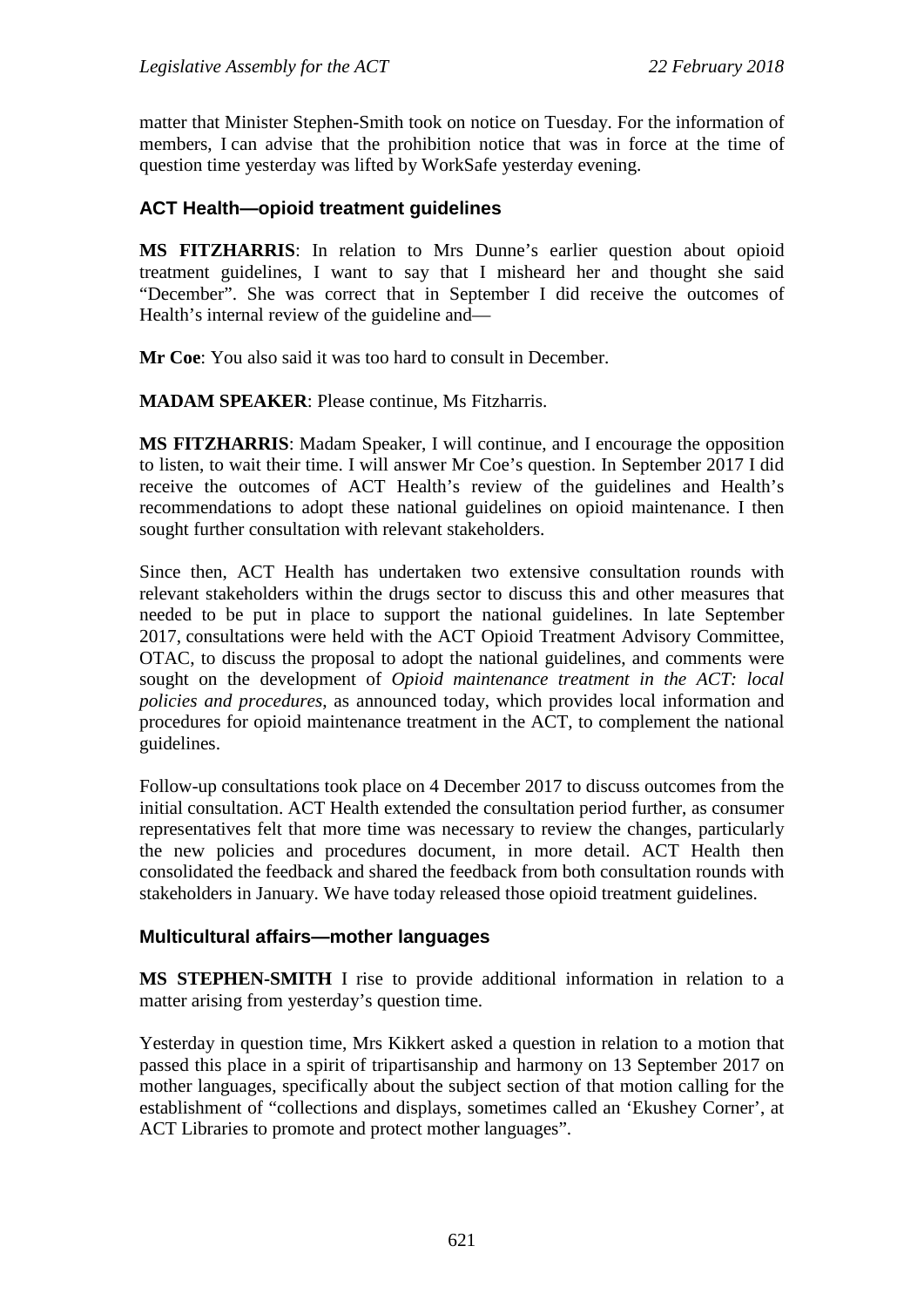matter that Minister Stephen-Smith took on notice on Tuesday. For the information of members, I can advise that the prohibition notice that was in force at the time of question time yesterday was lifted by WorkSafe yesterday evening.

### ACT Health—opioid treatment guidelines

**MS FITZHARRIS**: In relation to Mrs Dunne's earlier question about opioid treatment guidelines, I want to say that I misheard her and thought she said "December". She was correct that in September I did receive the outcomes of Health's internal review of the guideline and—

**Mr Coe**: You also said it was too hard to consult in December.

**MADAM SPEAKER**: Please continue, Ms Fitzharris.

**MS FITZHARRIS**: Madam Speaker, I will continue, and I encourage the opposition to listen, to wait their time. I will answer Mr Coe's question. In September 2017 I did receive the outcomes of ACT Health's review of the guidelines and Health's recommendations to adopt these national guidelines on opioid maintenance. I then sought further consultation with relevant stakeholders.

Since then, ACT Health has undertaken two extensive consultation rounds with relevant stakeholders within the drugs sector to discuss this and other measures that needed to be put in place to support the national guidelines. In late September 2017, consultations were held with the ACT Opioid Treatment Advisory Committee, OTAC, to discuss the proposal to adopt the national guidelines, and comments were sought on the development of *Opioid maintenance treatment in the ACT: local policies and procedures*, as announced today, which provides local information and procedures for opioid maintenance treatment in the ACT, to complement the national guidelines.

Follow-up consultations took place on 4 December 2017 to discuss outcomes from the initial consultation. ACT Health extended the consultation period further, as consumer representatives felt that more time was necessary to review the changes, particularly the new policies and procedures document, in more detail. ACT Health then consolidated the feedback and shared the feedback from both consultation rounds with stakeholders in January. We have today released those opioid treatment guidelines.

### Multicultural affairs—mother languages

**MS STEPHEN-SMITH** I rise to provide additional information in relation to a matter arising from yesterday's question time.

Yesterday in question time, Mrs Kikkert asked a question in relation to a motion that passed this place in a spirit of tripartisanship and harmony on 13 September 2017 on mother languages, specifically about the subject section of that motion calling for the establishment of "collections and displays, sometimes called an 'Ekushey Corner', at ACT Libraries to promote and protect mother languages".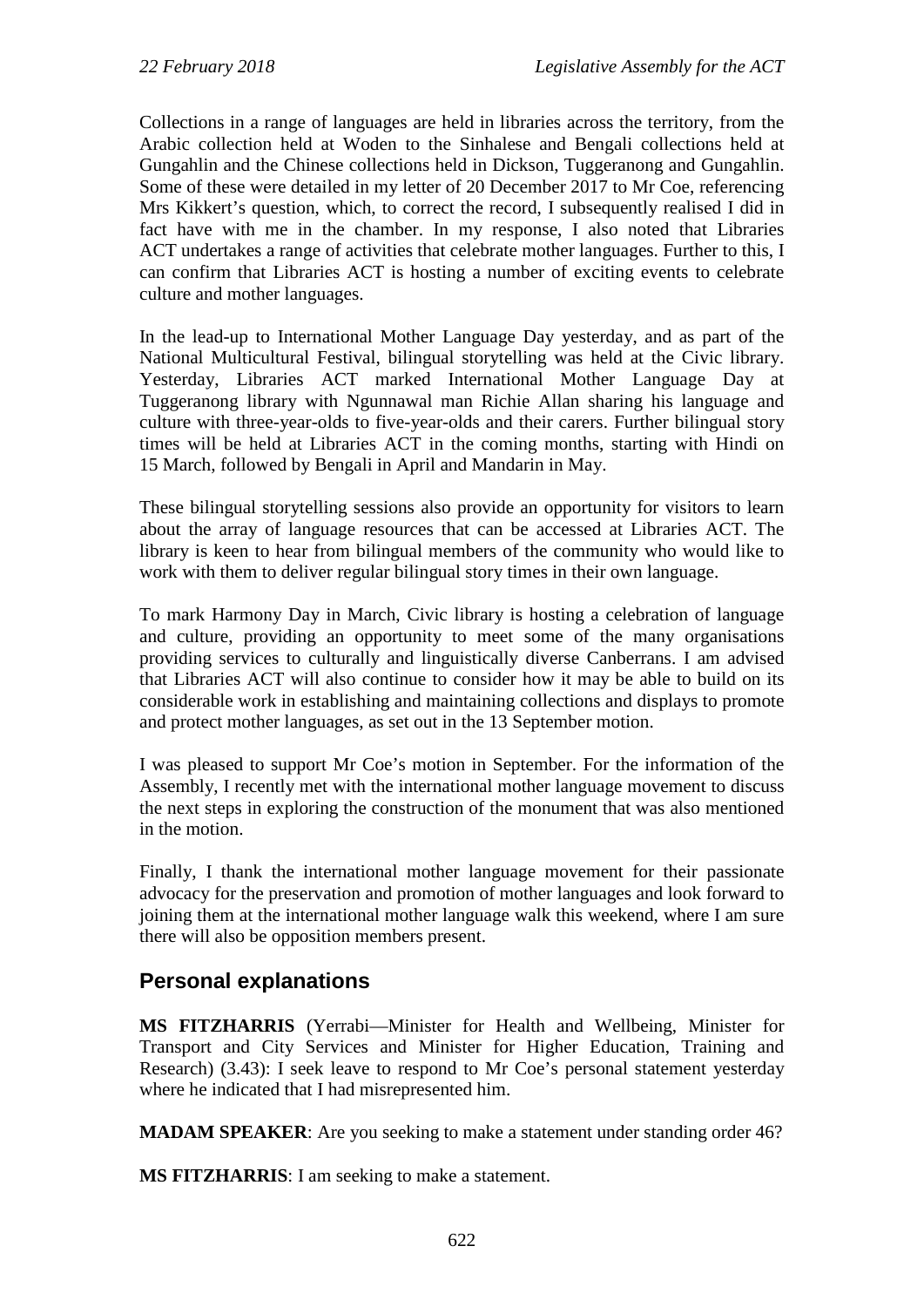Collections in a range of languages are held in libraries across the territory, from the Arabic collection held at Woden to the Sinhalese and Bengali collections held at Gungahlin and the Chinese collections held in Dickson, Tuggeranong and Gungahlin. Some of these were detailed in my letter of 20 December 2017 to Mr Coe, referencing Mrs Kikkert's question, which, to correct the record, I subsequently realised I did in fact have with me in the chamber. In my response, I also noted that Libraries ACT undertakes a range of activities that celebrate mother languages. Further to this, I can confirm that Libraries ACT is hosting a number of exciting events to celebrate culture and mother languages.

In the lead-up to International Mother Language Day yesterday, and as part of the National Multicultural Festival, bilingual storytelling was held at the Civic library. Yesterday, Libraries ACT marked International Mother Language Day at Tuggeranong library with Ngunnawal man Richie Allan sharing his language and culture with three-year-olds to five-year-olds and their carers. Further bilingual story times will be held at Libraries ACT in the coming months, starting with Hindi on 15 March, followed by Bengali in April and Mandarin in May.

These bilingual storytelling sessions also provide an opportunity for visitors to learn about the array of language resources that can be accessed at Libraries ACT. The library is keen to hear from bilingual members of the community who would like to work with them to deliver regular bilingual story times in their own language.

To mark Harmony Day in March, Civic library is hosting a celebration of language and culture, providing an opportunity to meet some of the many organisations providing services to culturally and linguistically diverse Canberrans. I am advised that Libraries ACT will also continue to consider how it may be able to build on its considerable work in establishing and maintaining collections and displays to promote and protect mother languages, as set out in the 13 September motion.

I was pleased to support Mr Coe's motion in September. For the information of the Assembly, I recently met with the international mother language movement to discuss the next steps in exploring the construction of the monument that was also mentioned in the motion.

Finally, I thank the international mother language movement for their passionate advocacy for the preservation and promotion of mother languages and look forward to joining them at the international mother language walk this weekend, where I am sure there will also be opposition members present.

## Personal explanations

**MS FITZHARRIS** (Yerrabi—Minister for Health and Wellbeing, Minister for Transport and City Services and Minister for Higher Education, Training and Research) (3.43): I seek leave to respond to Mr Coe's personal statement yesterday where he indicated that I had misrepresented him.

**MADAM SPEAKER**: Are you seeking to make a statement under standing order 46?

**MS FITZHARRIS**: I am seeking to make a statement.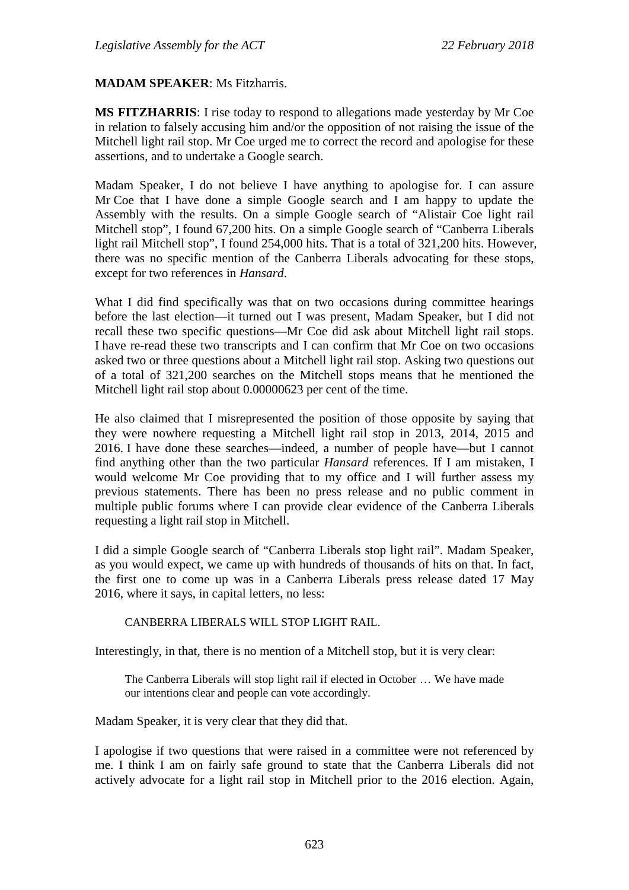**MADAM SPEAKER**: Ms Fitzharris.

**MS FITZHARRIS**: I rise today to respond to allegations made yesterday by Mr Coe in relation to falsely accusing him and/or the opposition of not raising the issue of the Mitchell light rail stop. Mr Coe urged me to correct the record and apologise for these assertions, and to undertake a Google search.

Madam Speaker, I do not believe I have anything to apologise for. I can assure Mr Coe that I have done a simple Google search and I am happy to update the Assembly with the results. On a simple Google search of "Alistair Coe light rail Mitchell stop", I found 67,200 hits. On a simple Google search of "Canberra Liberals light rail Mitchell stop", I found 254,000 hits. That is a total of 321,200 hits. However, there was no specific mention of the Canberra Liberals advocating for these stops, except for two references in *Hansard*.

What I did find specifically was that on two occasions during committee hearings before the last election—it turned out I was present, Madam Speaker, but I did not recall these two specific questions—Mr Coe did ask about Mitchell light rail stops. I have re-read these two transcripts and I can confirm that Mr Coe on two occasions asked two or three questions about a Mitchell light rail stop. Asking two questions out of a total of 321,200 searches on the Mitchell stops means that he mentioned the Mitchell light rail stop about 0.00000623 per cent of the time.

He also claimed that I misrepresented the position of those opposite by saying that they were nowhere requesting a Mitchell light rail stop in 2013, 2014, 2015 and 2016. I have done these searches—indeed, a number of people have—but I cannot find anything other than the two particular *Hansard* references. If I am mistaken, I would welcome Mr Coe providing that to my office and I will further assess my previous statements. There has been no press release and no public comment in multiple public forums where I can provide clear evidence of the Canberra Liberals requesting a light rail stop in Mitchell.

I did a simple Google search of "Canberra Liberals stop light rail". Madam Speaker, as you would expect, we came up with hundreds of thousands of hits on that. In fact, the first one to come up was in a Canberra Liberals press release dated 17 May 2016, where it says, in capital letters, no less:

> CANBERRA LIBERALS WILL STOP LIGHT RAIL.

Interestingly, in that, there is no mention of a Mitchell stop, but it is very clear:

> The Canberra Liberals will stop light rail if elected in October … We have made our intentions clear and people can vote accordingly.

Madam Speaker, it is very clear that they did that.

I apologise if two questions that were raised in a committee were not referenced by me. I think I am on fairly safe ground to state that the Canberra Liberals did not actively advocate for a light rail stop in Mitchell prior to the 2016 election. Again,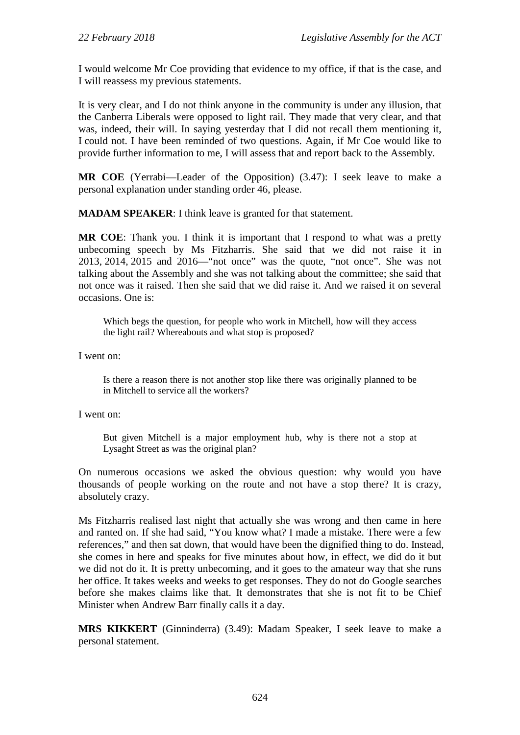I would welcome Mr Coe providing that evidence to my office, if that is the case, and I will reassess my previous statements.

It is very clear, and I do not think anyone in the community is under any illusion, that the Canberra Liberals were opposed to light rail. They made that very clear, and that was, indeed, their will. In saying yesterday that I did not recall them mentioning it, I could not. I have been reminded of two questions. Again, if Mr Coe would like to provide further information to me, I will assess that and report back to the Assembly.

**MR COE** (Yerrabi—Leader of the Opposition) (3.47): I seek leave to make a personal explanation under standing order 46, please.

**MADAM SPEAKER**: I think leave is granted for that statement.

**MR COE**: Thank you. I think it is important that I respond to what was a pretty unbecoming speech by Ms Fitzharris. She said that we did not raise it in 2013, 2014, 2015 and 2016—"not once" was the quote, "not once". She was not talking about the Assembly and she was not talking about the committee; she said that not once was it raised. Then she said that we did raise it. And we raised it on several occasions. One is:

> Which begs the question, for people who work in Mitchell, how will they access the light rail? Whereabouts and what stop is proposed?

I went on:

> Is there a reason there is not another stop like there was originally planned to be in Mitchell to service all the workers?

I went on:

> But given Mitchell is a major employment hub, why is there not a stop at Lysaght Street as was the original plan?

On numerous occasions we asked the obvious question: why would you have thousands of people working on the route and not have a stop there? It is crazy, absolutely crazy.

Ms Fitzharris realised last night that actually she was wrong and then came in here and ranted on. If she had said, "You know what? I made a mistake. There were a few references," and then sat down, that would have been the dignified thing to do. Instead, she comes in here and speaks for five minutes about how, in effect, we did do it but we did not do it. It is pretty unbecoming, and it goes to the amateur way that she runs her office. It takes weeks and weeks to get responses. They do not do Google searches before she makes claims like that. It demonstrates that she is not fit to be Chief Minister when Andrew Barr finally calls it a day.

**MRS KIKKERT** (Ginninderra) (3.49): Madam Speaker, I seek leave to make a personal statement.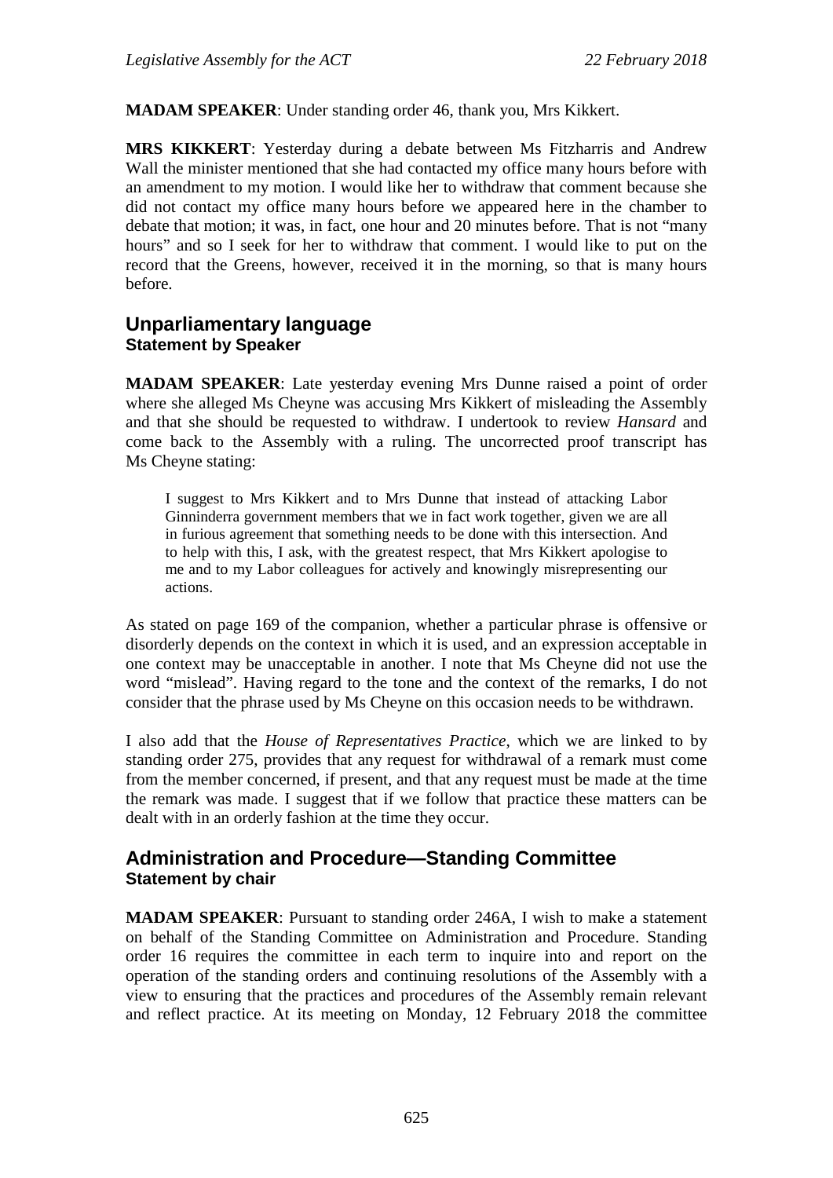**MADAM SPEAKER**: Under standing order 46, thank you, Mrs Kikkert.

**MRS KIKKERT**: Yesterday during a debate between Ms Fitzharris and Andrew Wall the minister mentioned that she had contacted my office many hours before with an amendment to my motion. I would like her to withdraw that comment because she did not contact my office many hours before we appeared here in the chamber to debate that motion; it was, in fact, one hour and 20 minutes before. That is not "many hours" and so I seek for her to withdraw that comment. I would like to put on the record that the Greens, however, received it in the morning, so that is many hours before.

## Unparliamentary language

### Statement by Speaker

**MADAM SPEAKER**: Late yesterday evening Mrs Dunne raised a point of order where she alleged Ms Cheyne was accusing Mrs Kikkert of misleading the Assembly and that she should be requested to withdraw. I undertook to review *Hansard* and come back to the Assembly with a ruling. The uncorrected proof transcript has Ms Cheyne stating:

> I suggest to Mrs Kikkert and to Mrs Dunne that instead of attacking Labor Ginninderra government members that we in fact work together, given we are all in furious agreement that something needs to be done with this intersection. And to help with this, I ask, with the greatest respect, that Mrs Kikkert apologise to me and to my Labor colleagues for actively and knowingly misrepresenting our actions.

As stated on page 169 of the companion, whether a particular phrase is offensive or disorderly depends on the context in which it is used, and an expression acceptable in one context may be unacceptable in another. I note that Ms Cheyne did not use the word "mislead". Having regard to the tone and the context of the remarks, I do not consider that the phrase used by Ms Cheyne on this occasion needs to be withdrawn.

I also add that the *House of Representatives Practice*, which we are linked to by standing order 275, provides that any request for withdrawal of a remark must come from the member concerned, if present, and that any request must be made at the time the remark was made. I suggest that if we follow that practice these matters can be dealt with in an orderly fashion at the time they occur.

## Administration and Procedure—Standing Committee

### Statement by chair

**MADAM SPEAKER**: Pursuant to standing order 246A, I wish to make a statement on behalf of the Standing Committee on Administration and Procedure. Standing order 16 requires the committee in each term to inquire into and report on the operation of the standing orders and continuing resolutions of the Assembly with a view to ensuring that the practices and procedures of the Assembly remain relevant and reflect practice. At its meeting on Monday, 12 February 2018 the committee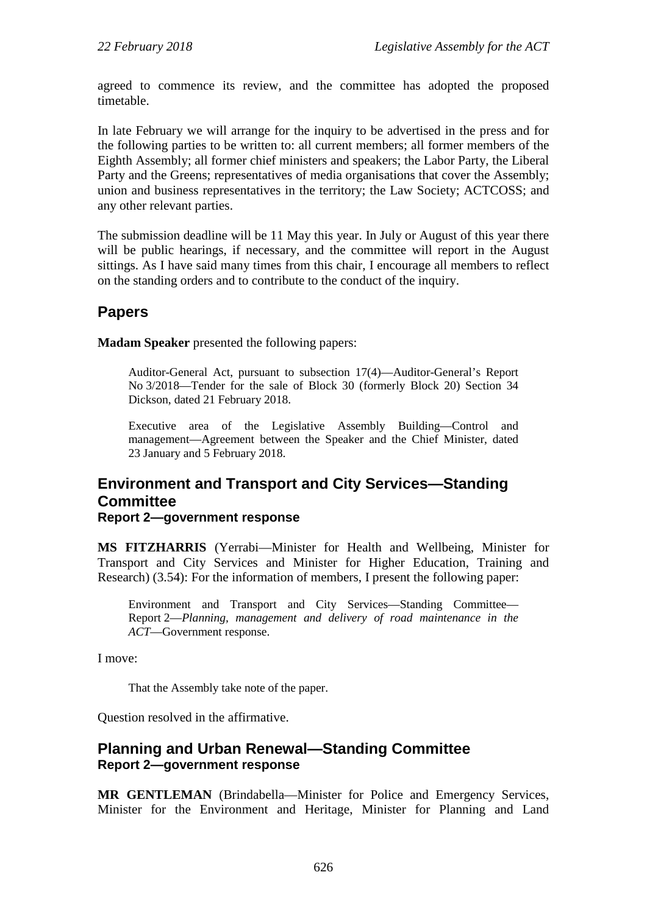agreed to commence its review, and the committee has adopted the proposed timetable.

In late February we will arrange for the inquiry to be advertised in the press and for the following parties to be written to: all current members; all former members of the Eighth Assembly; all former chief ministers and speakers; the Labor Party, the Liberal Party and the Greens; representatives of media organisations that cover the Assembly; union and business representatives in the territory; the Law Society; ACTCOSS; and any other relevant parties.

The submission deadline will be 11 May this year. In July or August of this year there will be public hearings, if necessary, and the committee will report in the August sittings. As I have said many times from this chair, I encourage all members to reflect on the standing orders and to contribute to the conduct of the inquiry.

## Papers

**Madam Speaker** presented the following papers:

> Auditor-General Act, pursuant to subsection 17(4)—Auditor-General's Report No 3/2018—Tender for the sale of Block 30 (formerly Block 20) Section 34 Dickson, dated 21 February 2018.
>
> Executive area of the Legislative Assembly Building—Control and management—Agreement between the Speaker and the Chief Minister, dated 23 January and 5 February 2018.

## Environment and Transport and City Services—Standing Committee

### Report 2—government response

**MS FITZHARRIS** (Yerrabi—Minister for Health and Wellbeing, Minister for Transport and City Services and Minister for Higher Education, Training and Research) (3.54): For the information of members, I present the following paper:

> Environment and Transport and City Services—Standing Committee—Report 2—*Planning, management and delivery of road maintenance in the ACT*—Government response.

I move:

> That the Assembly take note of the paper.

Question resolved in the affirmative.

## Planning and Urban Renewal—Standing Committee

### Report 2—government response

**MR GENTLEMAN** (Brindabella—Minister for Police and Emergency Services, Minister for the Environment and Heritage, Minister for Planning and Land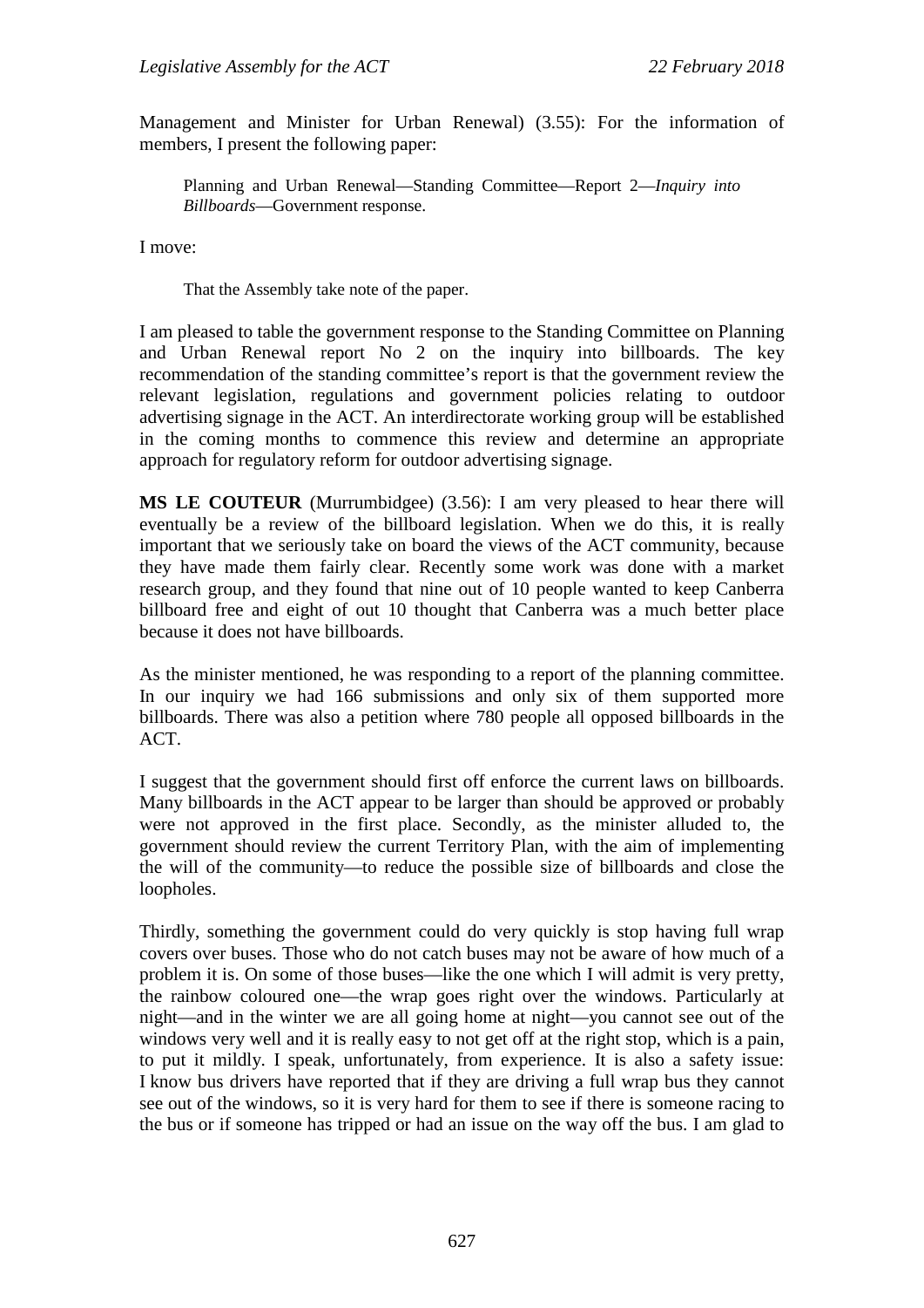Management and Minister for Urban Renewal) (3.55): For the information of members, I present the following paper:

> Planning and Urban Renewal—Standing Committee—Report 2—*Inquiry into Billboards*—Government response.

I move:

> That the Assembly take note of the paper.

I am pleased to table the government response to the Standing Committee on Planning and Urban Renewal report No 2 on the inquiry into billboards. The key recommendation of the standing committee's report is that the government review the relevant legislation, regulations and government policies relating to outdoor advertising signage in the ACT. An interdirectorate working group will be established in the coming months to commence this review and determine an appropriate approach for regulatory reform for outdoor advertising signage.

**MS LE COUTEUR** (Murrumbidgee) (3.56): I am very pleased to hear there will eventually be a review of the billboard legislation. When we do this, it is really important that we seriously take on board the views of the ACT community, because they have made them fairly clear. Recently some work was done with a market research group, and they found that nine out of 10 people wanted to keep Canberra billboard free and eight of out 10 thought that Canberra was a much better place because it does not have billboards.

As the minister mentioned, he was responding to a report of the planning committee. In our inquiry we had 166 submissions and only six of them supported more billboards. There was also a petition where 780 people all opposed billboards in the ACT.

I suggest that the government should first off enforce the current laws on billboards. Many billboards in the ACT appear to be larger than should be approved or probably were not approved in the first place. Secondly, as the minister alluded to, the government should review the current Territory Plan, with the aim of implementing the will of the community—to reduce the possible size of billboards and close the loopholes.

Thirdly, something the government could do very quickly is stop having full wrap covers over buses. Those who do not catch buses may not be aware of how much of a problem it is. On some of those buses—like the one which I will admit is very pretty, the rainbow coloured one—the wrap goes right over the windows. Particularly at night—and in the winter we are all going home at night—you cannot see out of the windows very well and it is really easy to not get off at the right stop, which is a pain, to put it mildly. I speak, unfortunately, from experience. It is also a safety issue: I know bus drivers have reported that if they are driving a full wrap bus they cannot see out of the windows, so it is very hard for them to see if there is someone racing to the bus or if someone has tripped or had an issue on the way off the bus. I am glad to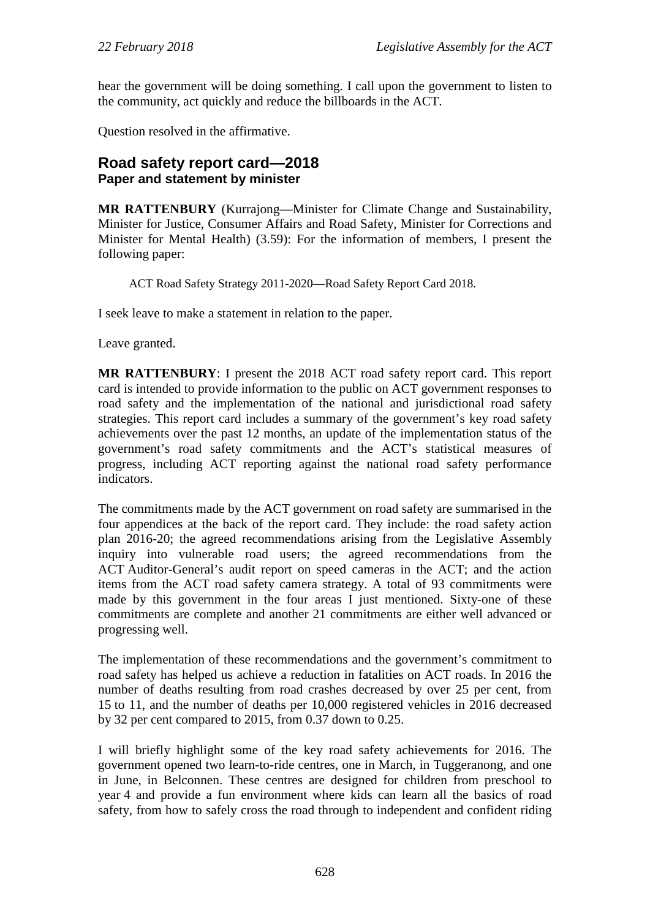hear the government will be doing something. I call upon the government to listen to the community, act quickly and reduce the billboards in the ACT.

Question resolved in the affirmative.

## Road safety report card—2018
### Paper and statement by minister

**MR RATTENBURY** (Kurrajong—Minister for Climate Change and Sustainability, Minister for Justice, Consumer Affairs and Road Safety, Minister for Corrections and Minister for Mental Health) (3.59): For the information of members, I present the following paper:

> ACT Road Safety Strategy 2011-2020—Road Safety Report Card 2018.

I seek leave to make a statement in relation to the paper.

Leave granted.

**MR RATTENBURY**: I present the 2018 ACT road safety report card. This report card is intended to provide information to the public on ACT government responses to road safety and the implementation of the national and jurisdictional road safety strategies. This report card includes a summary of the government's key road safety achievements over the past 12 months, an update of the implementation status of the government's road safety commitments and the ACT's statistical measures of progress, including ACT reporting against the national road safety performance indicators.

The commitments made by the ACT government on road safety are summarised in the four appendices at the back of the report card. They include: the road safety action plan 2016-20; the agreed recommendations arising from the Legislative Assembly inquiry into vulnerable road users; the agreed recommendations from the ACT Auditor-General's audit report on speed cameras in the ACT; and the action items from the ACT road safety camera strategy. A total of 93 commitments were made by this government in the four areas I just mentioned. Sixty-one of these commitments are complete and another 21 commitments are either well advanced or progressing well.

The implementation of these recommendations and the government's commitment to road safety has helped us achieve a reduction in fatalities on ACT roads. In 2016 the number of deaths resulting from road crashes decreased by over 25 per cent, from 15 to 11, and the number of deaths per 10,000 registered vehicles in 2016 decreased by 32 per cent compared to 2015, from 0.37 down to 0.25.

I will briefly highlight some of the key road safety achievements for 2016. The government opened two learn-to-ride centres, one in March, in Tuggeranong, and one in June, in Belconnen. These centres are designed for children from preschool to year 4 and provide a fun environment where kids can learn all the basics of road safety, from how to safely cross the road through to independent and confident riding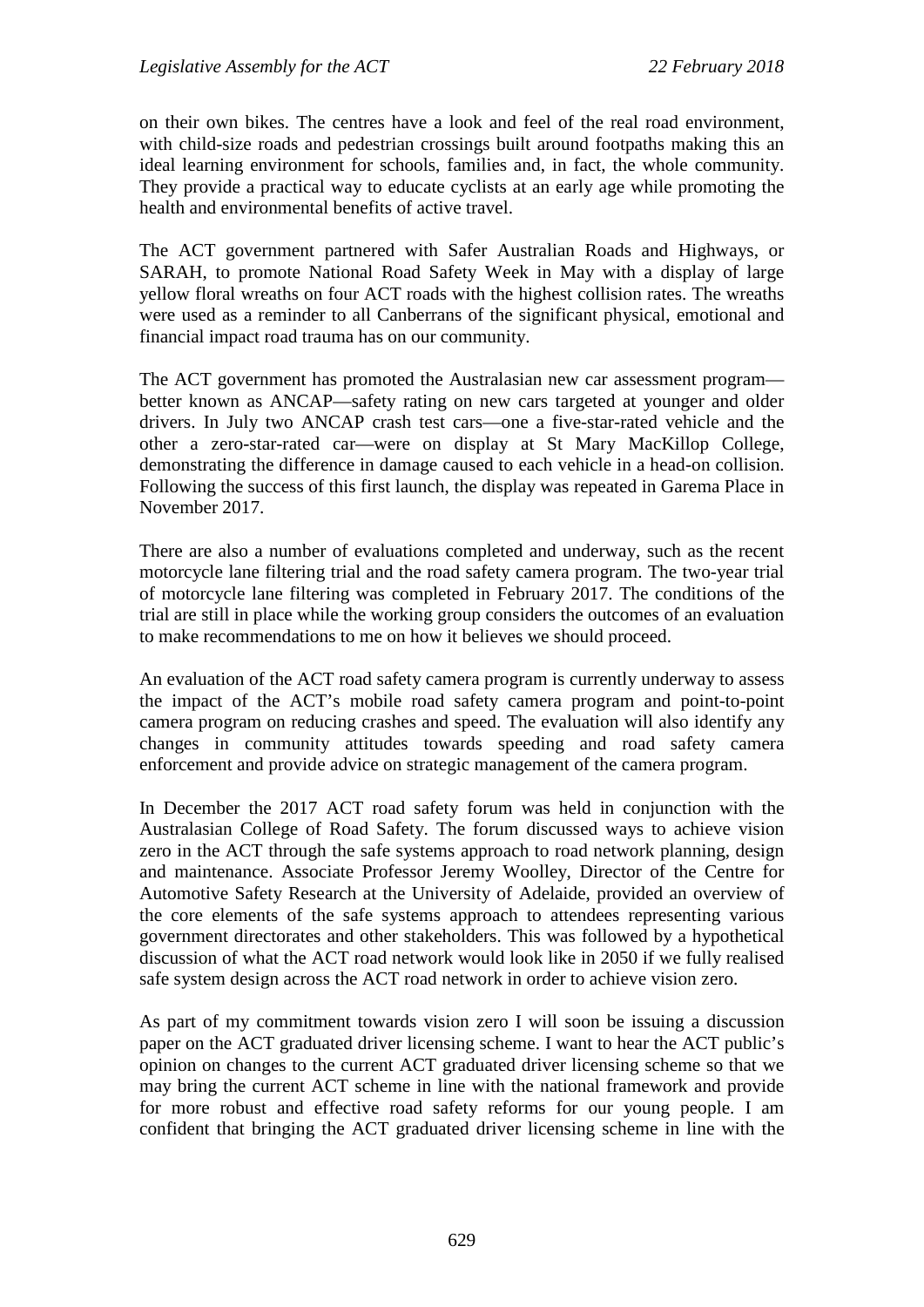on their own bikes. The centres have a look and feel of the real road environment, with child-size roads and pedestrian crossings built around footpaths making this an ideal learning environment for schools, families and, in fact, the whole community. They provide a practical way to educate cyclists at an early age while promoting the health and environmental benefits of active travel.

The ACT government partnered with Safer Australian Roads and Highways, or SARAH, to promote National Road Safety Week in May with a display of large yellow floral wreaths on four ACT roads with the highest collision rates. The wreaths were used as a reminder to all Canberrans of the significant physical, emotional and financial impact road trauma has on our community.

The ACT government has promoted the Australasian new car assessment program—better known as ANCAP—safety rating on new cars targeted at younger and older drivers. In July two ANCAP crash test cars—one a five-star-rated vehicle and the other a zero-star-rated car—were on display at St Mary MacKillop College, demonstrating the difference in damage caused to each vehicle in a head-on collision. Following the success of this first launch, the display was repeated in Garema Place in November 2017.

There are also a number of evaluations completed and underway, such as the recent motorcycle lane filtering trial and the road safety camera program. The two-year trial of motorcycle lane filtering was completed in February 2017. The conditions of the trial are still in place while the working group considers the outcomes of an evaluation to make recommendations to me on how it believes we should proceed.

An evaluation of the ACT road safety camera program is currently underway to assess the impact of the ACT's mobile road safety camera program and point-to-point camera program on reducing crashes and speed. The evaluation will also identify any changes in community attitudes towards speeding and road safety camera enforcement and provide advice on strategic management of the camera program.

In December the 2017 ACT road safety forum was held in conjunction with the Australasian College of Road Safety. The forum discussed ways to achieve vision zero in the ACT through the safe systems approach to road network planning, design and maintenance. Associate Professor Jeremy Woolley, Director of the Centre for Automotive Safety Research at the University of Adelaide, provided an overview of the core elements of the safe systems approach to attendees representing various government directorates and other stakeholders. This was followed by a hypothetical discussion of what the ACT road network would look like in 2050 if we fully realised safe system design across the ACT road network in order to achieve vision zero.

As part of my commitment towards vision zero I will soon be issuing a discussion paper on the ACT graduated driver licensing scheme. I want to hear the ACT public's opinion on changes to the current ACT graduated driver licensing scheme so that we may bring the current ACT scheme in line with the national framework and provide for more robust and effective road safety reforms for our young people. I am confident that bringing the ACT graduated driver licensing scheme in line with the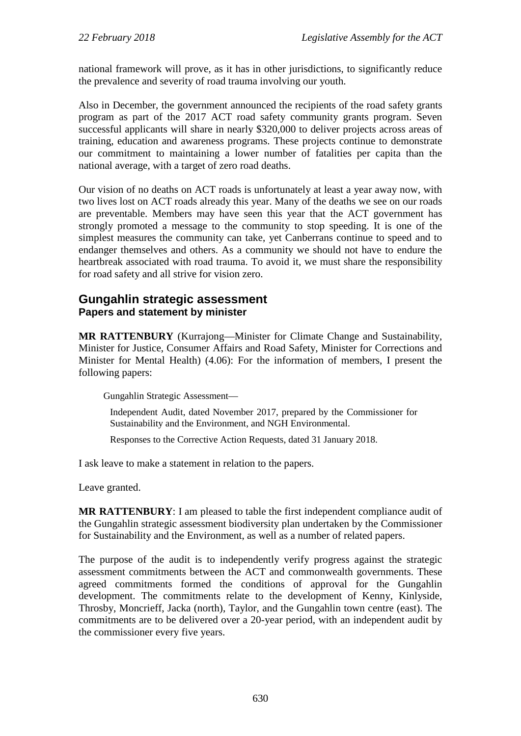national framework will prove, as it has in other jurisdictions, to significantly reduce the prevalence and severity of road trauma involving our youth.

Also in December, the government announced the recipients of the road safety grants program as part of the 2017 ACT road safety community grants program. Seven successful applicants will share in nearly $320,000 to deliver projects across areas of training, education and awareness programs. These projects continue to demonstrate our commitment to maintaining a lower number of fatalities per capita than the national average, with a target of zero road deaths.

Our vision of no deaths on ACT roads is unfortunately at least a year away now, with two lives lost on ACT roads already this year. Many of the deaths we see on our roads are preventable. Members may have seen this year that the ACT government has strongly promoted a message to the community to stop speeding. It is one of the simplest measures the community can take, yet Canberrans continue to speed and to endanger themselves and others. As a community we should not have to endure the heartbreak associated with road trauma. To avoid it, we must share the responsibility for road safety and all strive for vision zero.

## Gungahlin strategic assessment

### Papers and statement by minister

**MR RATTENBURY** (Kurrajong—Minister for Climate Change and Sustainability, Minister for Justice, Consumer Affairs and Road Safety, Minister for Corrections and Minister for Mental Health) (4.06): For the information of members, I present the following papers:

> Gungahlin Strategic Assessment—
>
> Independent Audit, dated November 2017, prepared by the Commissioner for Sustainability and the Environment, and NGH Environmental.
>
> Responses to the Corrective Action Requests, dated 31 January 2018.

I ask leave to make a statement in relation to the papers.

Leave granted.

**MR RATTENBURY**: I am pleased to table the first independent compliance audit of the Gungahlin strategic assessment biodiversity plan undertaken by the Commissioner for Sustainability and the Environment, as well as a number of related papers.

The purpose of the audit is to independently verify progress against the strategic assessment commitments between the ACT and commonwealth governments. These agreed commitments formed the conditions of approval for the Gungahlin development. The commitments relate to the development of Kenny, Kinlyside, Throsby, Moncrieff, Jacka (north), Taylor, and the Gungahlin town centre (east). The commitments are to be delivered over a 20-year period, with an independent audit by the commissioner every five years.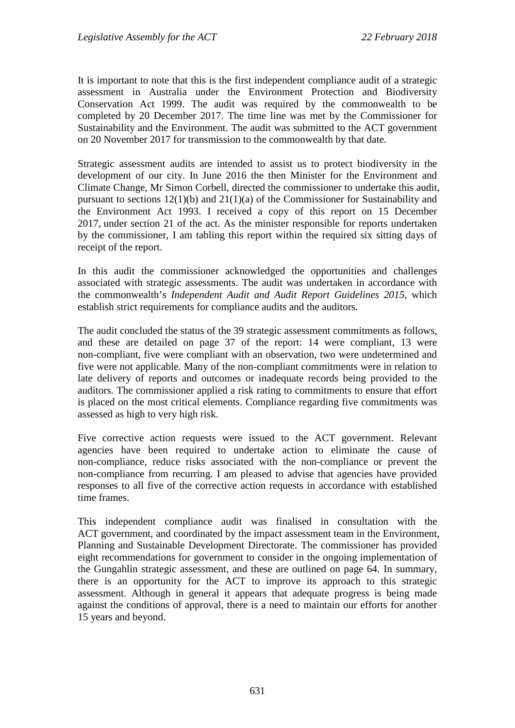It is important to note that this is the first independent compliance audit of a strategic assessment in Australia under the Environment Protection and Biodiversity Conservation Act 1999. The audit was required by the commonwealth to be completed by 20 December 2017. The time line was met by the Commissioner for Sustainability and the Environment. The audit was submitted to the ACT government on 20 November 2017 for transmission to the commonwealth by that date.

Strategic assessment audits are intended to assist us to protect biodiversity in the development of our city. In June 2016 the then Minister for the Environment and Climate Change, Mr Simon Corbell, directed the commissioner to undertake this audit, pursuant to sections 12(1)(b) and 21(1)(a) of the Commissioner for Sustainability and the Environment Act 1993. I received a copy of this report on 15 December 2017, under section 21 of the act. As the minister responsible for reports undertaken by the commissioner, I am tabling this report within the required six sitting days of receipt of the report.

In this audit the commissioner acknowledged the opportunities and challenges associated with strategic assessments. The audit was undertaken in accordance with the commonwealth's *Independent Audit and Audit Report Guidelines 2015*, which establish strict requirements for compliance audits and the auditors.

The audit concluded the status of the 39 strategic assessment commitments as follows, and these are detailed on page 37 of the report: 14 were compliant, 13 were non-compliant, five were compliant with an observation, two were undetermined and five were not applicable. Many of the non-compliant commitments were in relation to late delivery of reports and outcomes or inadequate records being provided to the auditors. The commissioner applied a risk rating to commitments to ensure that effort is placed on the most critical elements. Compliance regarding five commitments was assessed as high to very high risk.

Five corrective action requests were issued to the ACT government. Relevant agencies have been required to undertake action to eliminate the cause of non-compliance, reduce risks associated with the non-compliance or prevent the non-compliance from recurring. I am pleased to advise that agencies have provided responses to all five of the corrective action requests in accordance with established time frames.

This independent compliance audit was finalised in consultation with the ACT government, and coordinated by the impact assessment team in the Environment, Planning and Sustainable Development Directorate. The commissioner has provided eight recommendations for government to consider in the ongoing implementation of the Gungahlin strategic assessment, and these are outlined on page 64. In summary, there is an opportunity for the ACT to improve its approach to this strategic assessment. Although in general it appears that adequate progress is being made against the conditions of approval, there is a need to maintain our efforts for another 15 years and beyond.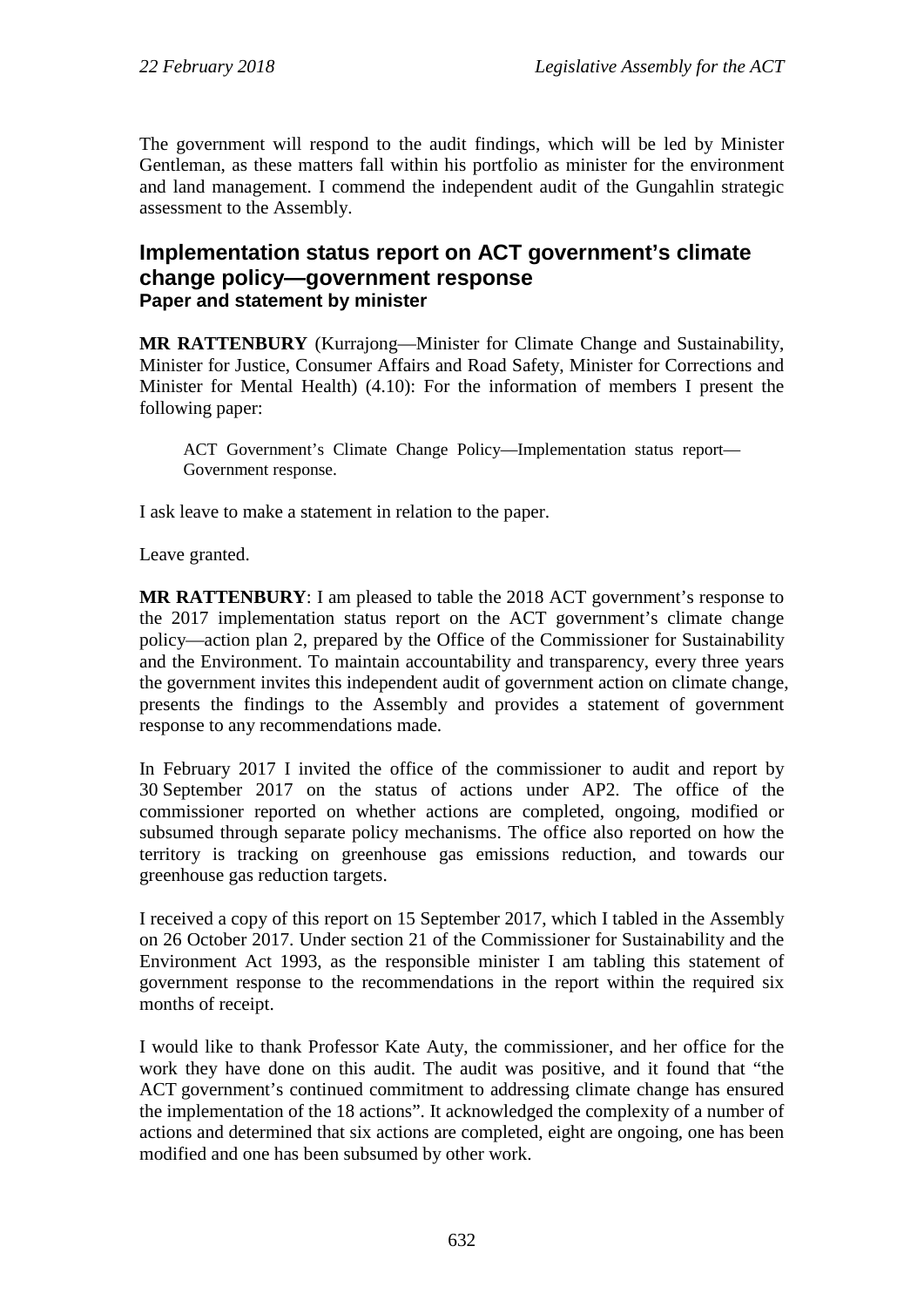The government will respond to the audit findings, which will be led by Minister Gentleman, as these matters fall within his portfolio as minister for the environment and land management. I commend the independent audit of the Gungahlin strategic assessment to the Assembly.

## Implementation status report on ACT government's climate change policy—government response

### Paper and statement by minister

**MR RATTENBURY** (Kurrajong—Minister for Climate Change and Sustainability, Minister for Justice, Consumer Affairs and Road Safety, Minister for Corrections and Minister for Mental Health) (4.10): For the information of members I present the following paper:

> ACT Government's Climate Change Policy—Implementation status report—Government response.

I ask leave to make a statement in relation to the paper.

Leave granted.

**MR RATTENBURY**: I am pleased to table the 2018 ACT government's response to the 2017 implementation status report on the ACT government's climate change policy—action plan 2, prepared by the Office of the Commissioner for Sustainability and the Environment. To maintain accountability and transparency, every three years the government invites this independent audit of government action on climate change, presents the findings to the Assembly and provides a statement of government response to any recommendations made.

In February 2017 I invited the office of the commissioner to audit and report by 30 September 2017 on the status of actions under AP2. The office of the commissioner reported on whether actions are completed, ongoing, modified or subsumed through separate policy mechanisms. The office also reported on how the territory is tracking on greenhouse gas emissions reduction, and towards our greenhouse gas reduction targets.

I received a copy of this report on 15 September 2017, which I tabled in the Assembly on 26 October 2017. Under section 21 of the Commissioner for Sustainability and the Environment Act 1993, as the responsible minister I am tabling this statement of government response to the recommendations in the report within the required six months of receipt.

I would like to thank Professor Kate Auty, the commissioner, and her office for the work they have done on this audit. The audit was positive, and it found that "the ACT government's continued commitment to addressing climate change has ensured the implementation of the 18 actions". It acknowledged the complexity of a number of actions and determined that six actions are completed, eight are ongoing, one has been modified and one has been subsumed by other work.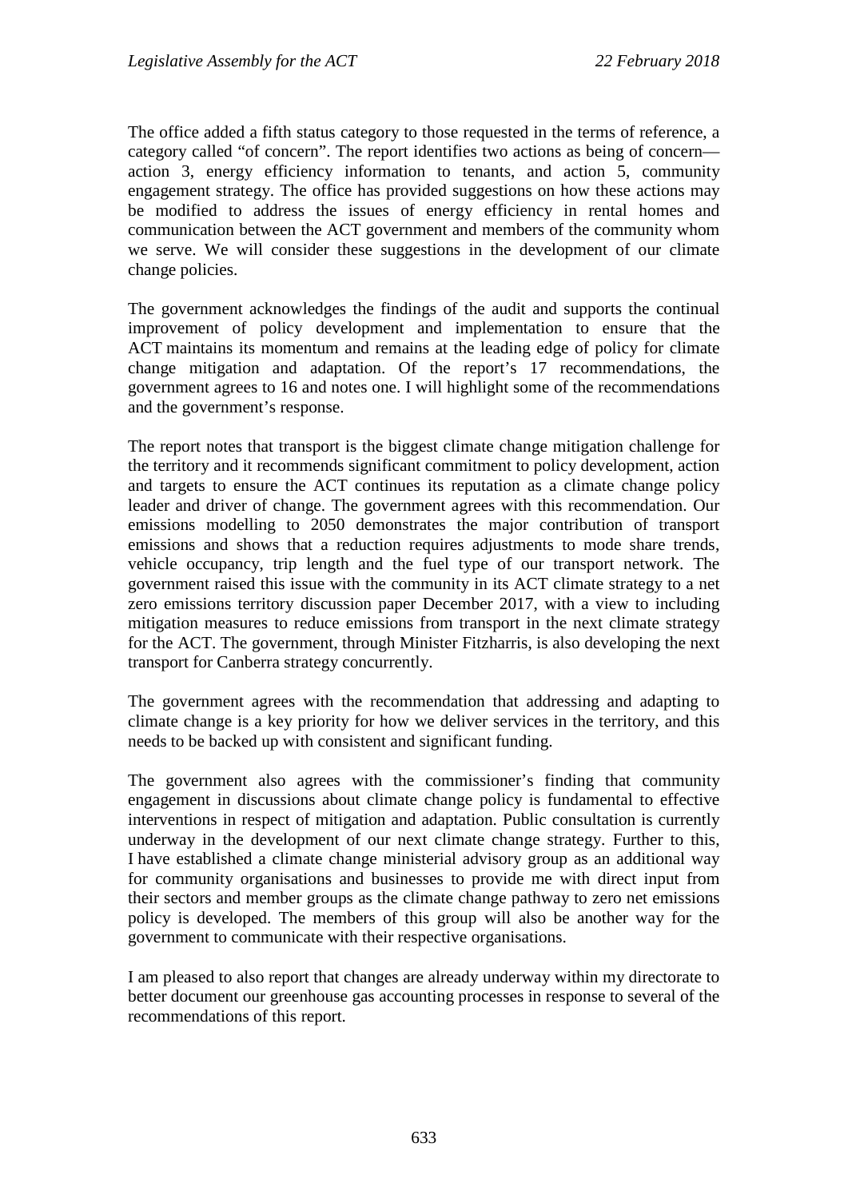The office added a fifth status category to those requested in the terms of reference, a category called "of concern". The report identifies two actions as being of concern—action 3, energy efficiency information to tenants, and action 5, community engagement strategy. The office has provided suggestions on how these actions may be modified to address the issues of energy efficiency in rental homes and communication between the ACT government and members of the community whom we serve. We will consider these suggestions in the development of our climate change policies.

The government acknowledges the findings of the audit and supports the continual improvement of policy development and implementation to ensure that the ACT maintains its momentum and remains at the leading edge of policy for climate change mitigation and adaptation. Of the report's 17 recommendations, the government agrees to 16 and notes one. I will highlight some of the recommendations and the government's response.

The report notes that transport is the biggest climate change mitigation challenge for the territory and it recommends significant commitment to policy development, action and targets to ensure the ACT continues its reputation as a climate change policy leader and driver of change. The government agrees with this recommendation. Our emissions modelling to 2050 demonstrates the major contribution of transport emissions and shows that a reduction requires adjustments to mode share trends, vehicle occupancy, trip length and the fuel type of our transport network. The government raised this issue with the community in its ACT climate strategy to a net zero emissions territory discussion paper December 2017, with a view to including mitigation measures to reduce emissions from transport in the next climate strategy for the ACT. The government, through Minister Fitzharris, is also developing the next transport for Canberra strategy concurrently.

The government agrees with the recommendation that addressing and adapting to climate change is a key priority for how we deliver services in the territory, and this needs to be backed up with consistent and significant funding.

The government also agrees with the commissioner's finding that community engagement in discussions about climate change policy is fundamental to effective interventions in respect of mitigation and adaptation. Public consultation is currently underway in the development of our next climate change strategy. Further to this, I have established a climate change ministerial advisory group as an additional way for community organisations and businesses to provide me with direct input from their sectors and member groups as the climate change pathway to zero net emissions policy is developed. The members of this group will also be another way for the government to communicate with their respective organisations.

I am pleased to also report that changes are already underway within my directorate to better document our greenhouse gas accounting processes in response to several of the recommendations of this report.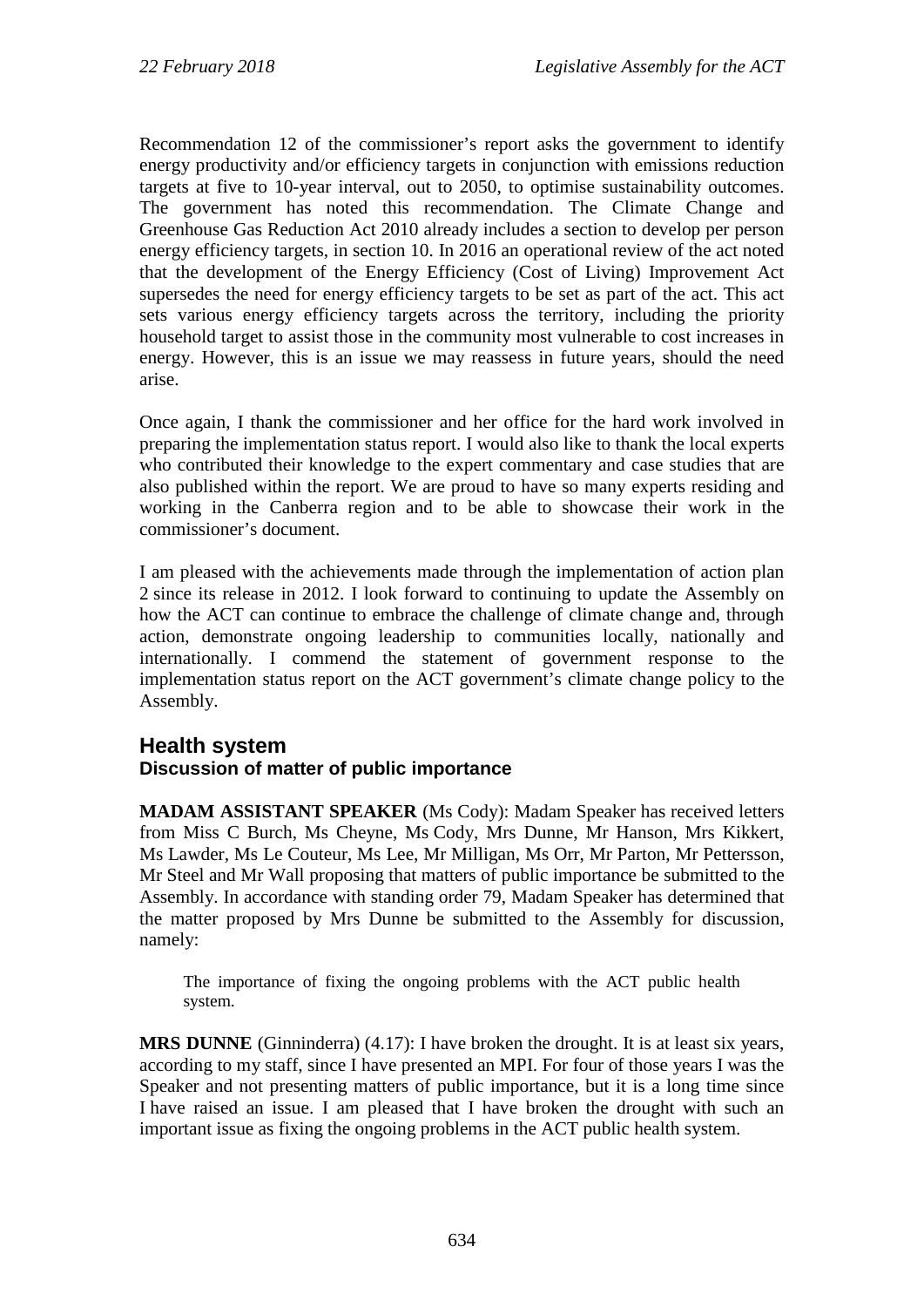Recommendation 12 of the commissioner's report asks the government to identify energy productivity and/or efficiency targets in conjunction with emissions reduction targets at five to 10-year interval, out to 2050, to optimise sustainability outcomes. The government has noted this recommendation. The Climate Change and Greenhouse Gas Reduction Act 2010 already includes a section to develop per person energy efficiency targets, in section 10. In 2016 an operational review of the act noted that the development of the Energy Efficiency (Cost of Living) Improvement Act supersedes the need for energy efficiency targets to be set as part of the act. This act sets various energy efficiency targets across the territory, including the priority household target to assist those in the community most vulnerable to cost increases in energy. However, this is an issue we may reassess in future years, should the need arise.

Once again, I thank the commissioner and her office for the hard work involved in preparing the implementation status report. I would also like to thank the local experts who contributed their knowledge to the expert commentary and case studies that are also published within the report. We are proud to have so many experts residing and working in the Canberra region and to be able to showcase their work in the commissioner's document.

I am pleased with the achievements made through the implementation of action plan 2 since its release in 2012. I look forward to continuing to update the Assembly on how the ACT can continue to embrace the challenge of climate change and, through action, demonstrate ongoing leadership to communities locally, nationally and internationally. I commend the statement of government response to the implementation status report on the ACT government's climate change policy to the Assembly.

## Health system

### Discussion of matter of public importance

**MADAM ASSISTANT SPEAKER** (Ms Cody): Madam Speaker has received letters from Miss C Burch, Ms Cheyne, Ms Cody, Mrs Dunne, Mr Hanson, Mrs Kikkert, Ms Lawder, Ms Le Couteur, Ms Lee, Mr Milligan, Ms Orr, Mr Parton, Mr Pettersson, Mr Steel and Mr Wall proposing that matters of public importance be submitted to the Assembly. In accordance with standing order 79, Madam Speaker has determined that the matter proposed by Mrs Dunne be submitted to the Assembly for discussion, namely:

> The importance of fixing the ongoing problems with the ACT public health system.

**MRS DUNNE** (Ginninderra) (4.17): I have broken the drought. It is at least six years, according to my staff, since I have presented an MPI. For four of those years I was the Speaker and not presenting matters of public importance, but it is a long time since I have raised an issue. I am pleased that I have broken the drought with such an important issue as fixing the ongoing problems in the ACT public health system.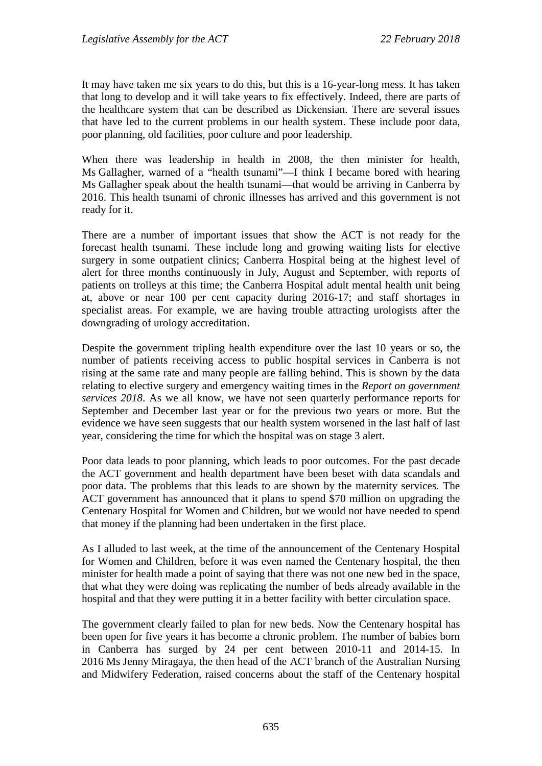It may have taken me six years to do this, but this is a 16-year-long mess. It has taken that long to develop and it will take years to fix effectively. Indeed, there are parts of the healthcare system that can be described as Dickensian. There are several issues that have led to the current problems in our health system. These include poor data, poor planning, old facilities, poor culture and poor leadership.

When there was leadership in health in 2008, the then minister for health, Ms Gallagher, warned of a "health tsunami"—I think I became bored with hearing Ms Gallagher speak about the health tsunami—that would be arriving in Canberra by 2016. This health tsunami of chronic illnesses has arrived and this government is not ready for it.

There are a number of important issues that show the ACT is not ready for the forecast health tsunami. These include long and growing waiting lists for elective surgery in some outpatient clinics; Canberra Hospital being at the highest level of alert for three months continuously in July, August and September, with reports of patients on trolleys at this time; the Canberra Hospital adult mental health unit being at, above or near 100 per cent capacity during 2016-17; and staff shortages in specialist areas. For example, we are having trouble attracting urologists after the downgrading of urology accreditation.

Despite the government tripling health expenditure over the last 10 years or so, the number of patients receiving access to public hospital services in Canberra is not rising at the same rate and many people are falling behind. This is shown by the data relating to elective surgery and emergency waiting times in the *Report on government services 2018*. As we all know, we have not seen quarterly performance reports for September and December last year or for the previous two years or more. But the evidence we have seen suggests that our health system worsened in the last half of last year, considering the time for which the hospital was on stage 3 alert.

Poor data leads to poor planning, which leads to poor outcomes. For the past decade the ACT government and health department have been beset with data scandals and poor data. The problems that this leads to are shown by the maternity services. The ACT government has announced that it plans to spend $70 million on upgrading the Centenary Hospital for Women and Children, but we would not have needed to spend that money if the planning had been undertaken in the first place.

As I alluded to last week, at the time of the announcement of the Centenary Hospital for Women and Children, before it was even named the Centenary hospital, the then minister for health made a point of saying that there was not one new bed in the space, that what they were doing was replicating the number of beds already available in the hospital and that they were putting it in a better facility with better circulation space.

The government clearly failed to plan for new beds. Now the Centenary hospital has been open for five years it has become a chronic problem. The number of babies born in Canberra has surged by 24 per cent between 2010-11 and 2014-15. In 2016 Ms Jenny Miragaya, the then head of the ACT branch of the Australian Nursing and Midwifery Federation, raised concerns about the staff of the Centenary hospital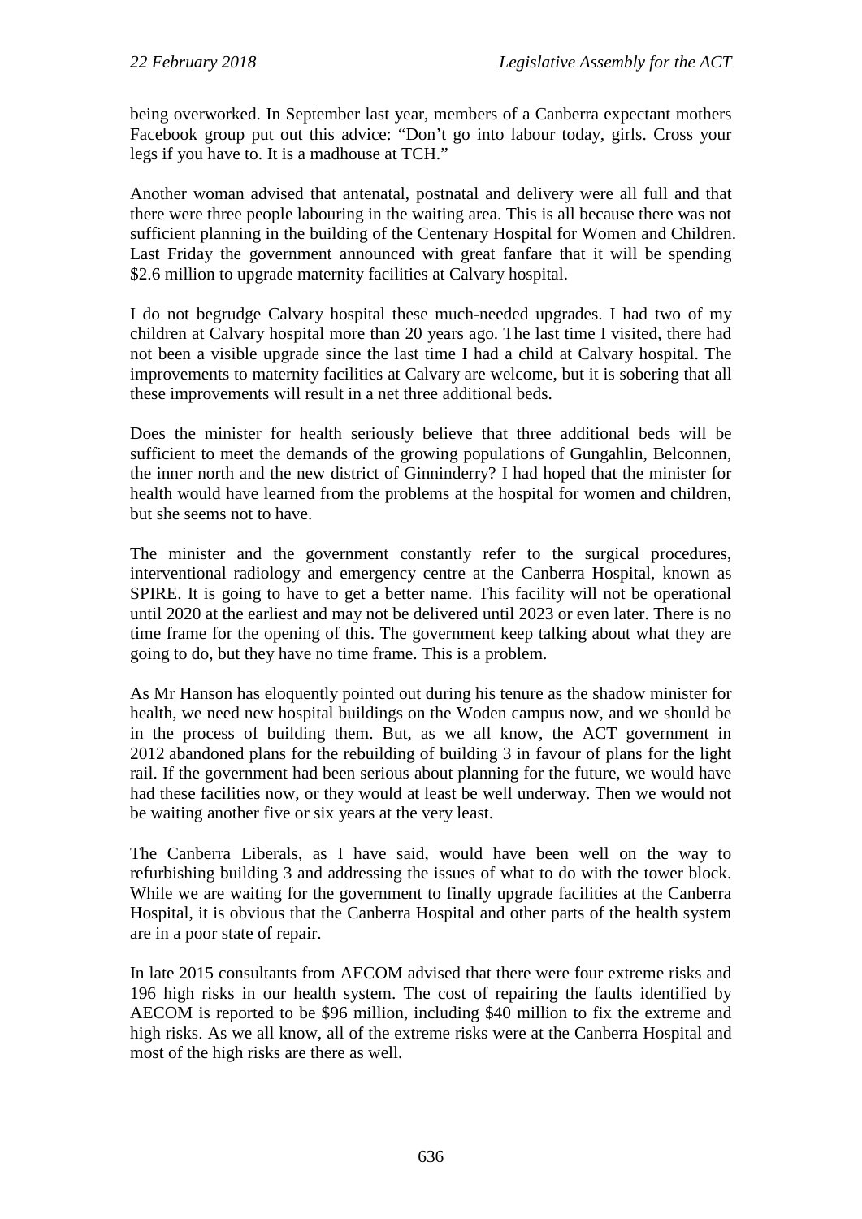being overworked. In September last year, members of a Canberra expectant mothers Facebook group put out this advice: "Don't go into labour today, girls. Cross your legs if you have to. It is a madhouse at TCH."

Another woman advised that antenatal, postnatal and delivery were all full and that there were three people labouring in the waiting area. This is all because there was not sufficient planning in the building of the Centenary Hospital for Women and Children. Last Friday the government announced with great fanfare that it will be spending \$2.6 million to upgrade maternity facilities at Calvary hospital.

I do not begrudge Calvary hospital these much-needed upgrades. I had two of my children at Calvary hospital more than 20 years ago. The last time I visited, there had not been a visible upgrade since the last time I had a child at Calvary hospital. The improvements to maternity facilities at Calvary are welcome, but it is sobering that all these improvements will result in a net three additional beds.

Does the minister for health seriously believe that three additional beds will be sufficient to meet the demands of the growing populations of Gungahlin, Belconnen, the inner north and the new district of Ginninderry? I had hoped that the minister for health would have learned from the problems at the hospital for women and children, but she seems not to have.

The minister and the government constantly refer to the surgical procedures, interventional radiology and emergency centre at the Canberra Hospital, known as SPIRE. It is going to have to get a better name. This facility will not be operational until 2020 at the earliest and may not be delivered until 2023 or even later. There is no time frame for the opening of this. The government keep talking about what they are going to do, but they have no time frame. This is a problem.

As Mr Hanson has eloquently pointed out during his tenure as the shadow minister for health, we need new hospital buildings on the Woden campus now, and we should be in the process of building them. But, as we all know, the ACT government in 2012 abandoned plans for the rebuilding of building 3 in favour of plans for the light rail. If the government had been serious about planning for the future, we would have had these facilities now, or they would at least be well underway. Then we would not be waiting another five or six years at the very least.

The Canberra Liberals, as I have said, would have been well on the way to refurbishing building 3 and addressing the issues of what to do with the tower block. While we are waiting for the government to finally upgrade facilities at the Canberra Hospital, it is obvious that the Canberra Hospital and other parts of the health system are in a poor state of repair.

In late 2015 consultants from AECOM advised that there were four extreme risks and 196 high risks in our health system. The cost of repairing the faults identified by AECOM is reported to be \$96 million, including \$40 million to fix the extreme and high risks. As we all know, all of the extreme risks were at the Canberra Hospital and most of the high risks are there as well.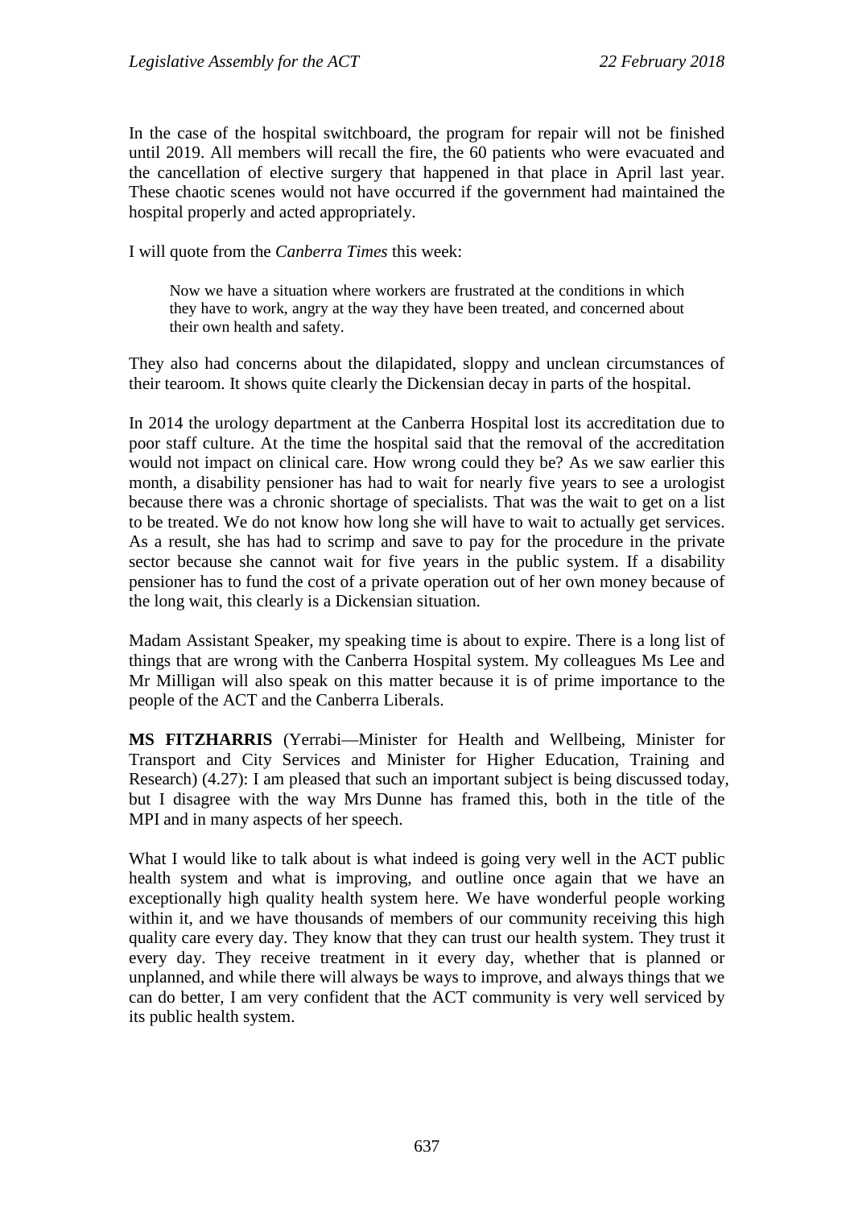In the case of the hospital switchboard, the program for repair will not be finished until 2019. All members will recall the fire, the 60 patients who were evacuated and the cancellation of elective surgery that happened in that place in April last year. These chaotic scenes would not have occurred if the government had maintained the hospital properly and acted appropriately.

I will quote from the *Canberra Times* this week:

> Now we have a situation where workers are frustrated at the conditions in which they have to work, angry at the way they have been treated, and concerned about their own health and safety.

They also had concerns about the dilapidated, sloppy and unclean circumstances of their tearoom. It shows quite clearly the Dickensian decay in parts of the hospital.

In 2014 the urology department at the Canberra Hospital lost its accreditation due to poor staff culture. At the time the hospital said that the removal of the accreditation would not impact on clinical care. How wrong could they be? As we saw earlier this month, a disability pensioner has had to wait for nearly five years to see a urologist because there was a chronic shortage of specialists. That was the wait to get on a list to be treated. We do not know how long she will have to wait to actually get services. As a result, she has had to scrimp and save to pay for the procedure in the private sector because she cannot wait for five years in the public system. If a disability pensioner has to fund the cost of a private operation out of her own money because of the long wait, this clearly is a Dickensian situation.

Madam Assistant Speaker, my speaking time is about to expire. There is a long list of things that are wrong with the Canberra Hospital system. My colleagues Ms Lee and Mr Milligan will also speak on this matter because it is of prime importance to the people of the ACT and the Canberra Liberals.

**MS FITZHARRIS** (Yerrabi—Minister for Health and Wellbeing, Minister for Transport and City Services and Minister for Higher Education, Training and Research) (4.27): I am pleased that such an important subject is being discussed today, but I disagree with the way Mrs Dunne has framed this, both in the title of the MPI and in many aspects of her speech.

What I would like to talk about is what indeed is going very well in the ACT public health system and what is improving, and outline once again that we have an exceptionally high quality health system here. We have wonderful people working within it, and we have thousands of members of our community receiving this high quality care every day. They know that they can trust our health system. They trust it every day. They receive treatment in it every day, whether that is planned or unplanned, and while there will always be ways to improve, and always things that we can do better, I am very confident that the ACT community is very well serviced by its public health system.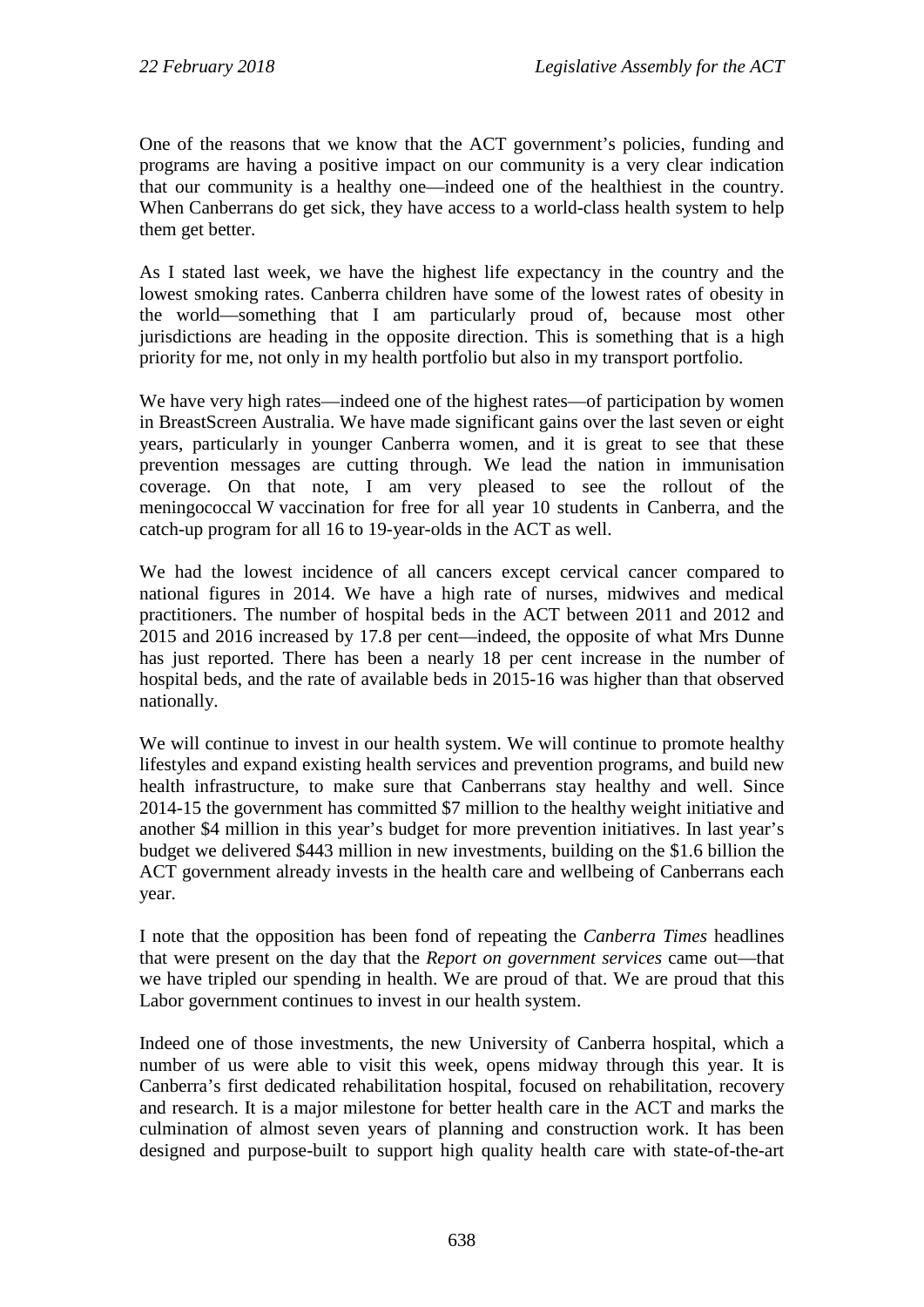One of the reasons that we know that the ACT government's policies, funding and programs are having a positive impact on our community is a very clear indication that our community is a healthy one—indeed one of the healthiest in the country. When Canberrans do get sick, they have access to a world-class health system to help them get better.

As I stated last week, we have the highest life expectancy in the country and the lowest smoking rates. Canberra children have some of the lowest rates of obesity in the world—something that I am particularly proud of, because most other jurisdictions are heading in the opposite direction. This is something that is a high priority for me, not only in my health portfolio but also in my transport portfolio.

We have very high rates—indeed one of the highest rates—of participation by women in BreastScreen Australia. We have made significant gains over the last seven or eight years, particularly in younger Canberra women, and it is great to see that these prevention messages are cutting through. We lead the nation in immunisation coverage. On that note, I am very pleased to see the rollout of the meningococcal W vaccination for free for all year 10 students in Canberra, and the catch-up program for all 16 to 19-year-olds in the ACT as well.

We had the lowest incidence of all cancers except cervical cancer compared to national figures in 2014. We have a high rate of nurses, midwives and medical practitioners. The number of hospital beds in the ACT between 2011 and 2012 and 2015 and 2016 increased by 17.8 per cent—indeed, the opposite of what Mrs Dunne has just reported. There has been a nearly 18 per cent increase in the number of hospital beds, and the rate of available beds in 2015-16 was higher than that observed nationally.

We will continue to invest in our health system. We will continue to promote healthy lifestyles and expand existing health services and prevention programs, and build new health infrastructure, to make sure that Canberrans stay healthy and well. Since 2014-15 the government has committed $7 million to the healthy weight initiative and another $4 million in this year's budget for more prevention initiatives. In last year's budget we delivered $443 million in new investments, building on the $1.6 billion the ACT government already invests in the health care and wellbeing of Canberrans each year.

I note that the opposition has been fond of repeating the *Canberra Times* headlines that were present on the day that the *Report on government services* came out—that we have tripled our spending in health. We are proud of that. We are proud that this Labor government continues to invest in our health system.

Indeed one of those investments, the new University of Canberra hospital, which a number of us were able to visit this week, opens midway through this year. It is Canberra's first dedicated rehabilitation hospital, focused on rehabilitation, recovery and research. It is a major milestone for better health care in the ACT and marks the culmination of almost seven years of planning and construction work. It has been designed and purpose-built to support high quality health care with state-of-the-art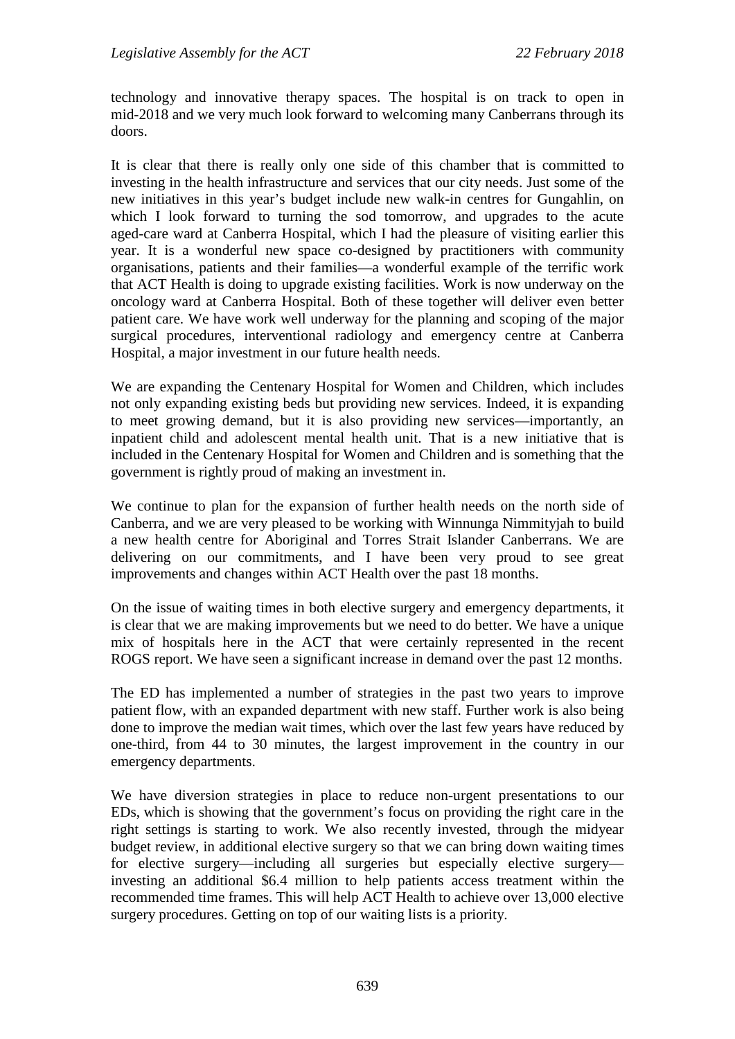technology and innovative therapy spaces. The hospital is on track to open in mid-2018 and we very much look forward to welcoming many Canberrans through its doors.

It is clear that there is really only one side of this chamber that is committed to investing in the health infrastructure and services that our city needs. Just some of the new initiatives in this year's budget include new walk-in centres for Gungahlin, on which I look forward to turning the sod tomorrow, and upgrades to the acute aged-care ward at Canberra Hospital, which I had the pleasure of visiting earlier this year. It is a wonderful new space co-designed by practitioners with community organisations, patients and their families—a wonderful example of the terrific work that ACT Health is doing to upgrade existing facilities. Work is now underway on the oncology ward at Canberra Hospital. Both of these together will deliver even better patient care. We have work well underway for the planning and scoping of the major surgical procedures, interventional radiology and emergency centre at Canberra Hospital, a major investment in our future health needs.

We are expanding the Centenary Hospital for Women and Children, which includes not only expanding existing beds but providing new services. Indeed, it is expanding to meet growing demand, but it is also providing new services—importantly, an inpatient child and adolescent mental health unit. That is a new initiative that is included in the Centenary Hospital for Women and Children and is something that the government is rightly proud of making an investment in.

We continue to plan for the expansion of further health needs on the north side of Canberra, and we are very pleased to be working with Winnunga Nimmityjah to build a new health centre for Aboriginal and Torres Strait Islander Canberrans. We are delivering on our commitments, and I have been very proud to see great improvements and changes within ACT Health over the past 18 months.

On the issue of waiting times in both elective surgery and emergency departments, it is clear that we are making improvements but we need to do better. We have a unique mix of hospitals here in the ACT that were certainly represented in the recent ROGS report. We have seen a significant increase in demand over the past 12 months.

The ED has implemented a number of strategies in the past two years to improve patient flow, with an expanded department with new staff. Further work is also being done to improve the median wait times, which over the last few years have reduced by one-third, from 44 to 30 minutes, the largest improvement in the country in our emergency departments.

We have diversion strategies in place to reduce non-urgent presentations to our EDs, which is showing that the government's focus on providing the right care in the right settings is starting to work. We also recently invested, through the midyear budget review, in additional elective surgery so that we can bring down waiting times for elective surgery—including all surgeries but especially elective surgery—investing an additional $6.4 million to help patients access treatment within the recommended time frames. This will help ACT Health to achieve over 13,000 elective surgery procedures. Getting on top of our waiting lists is a priority.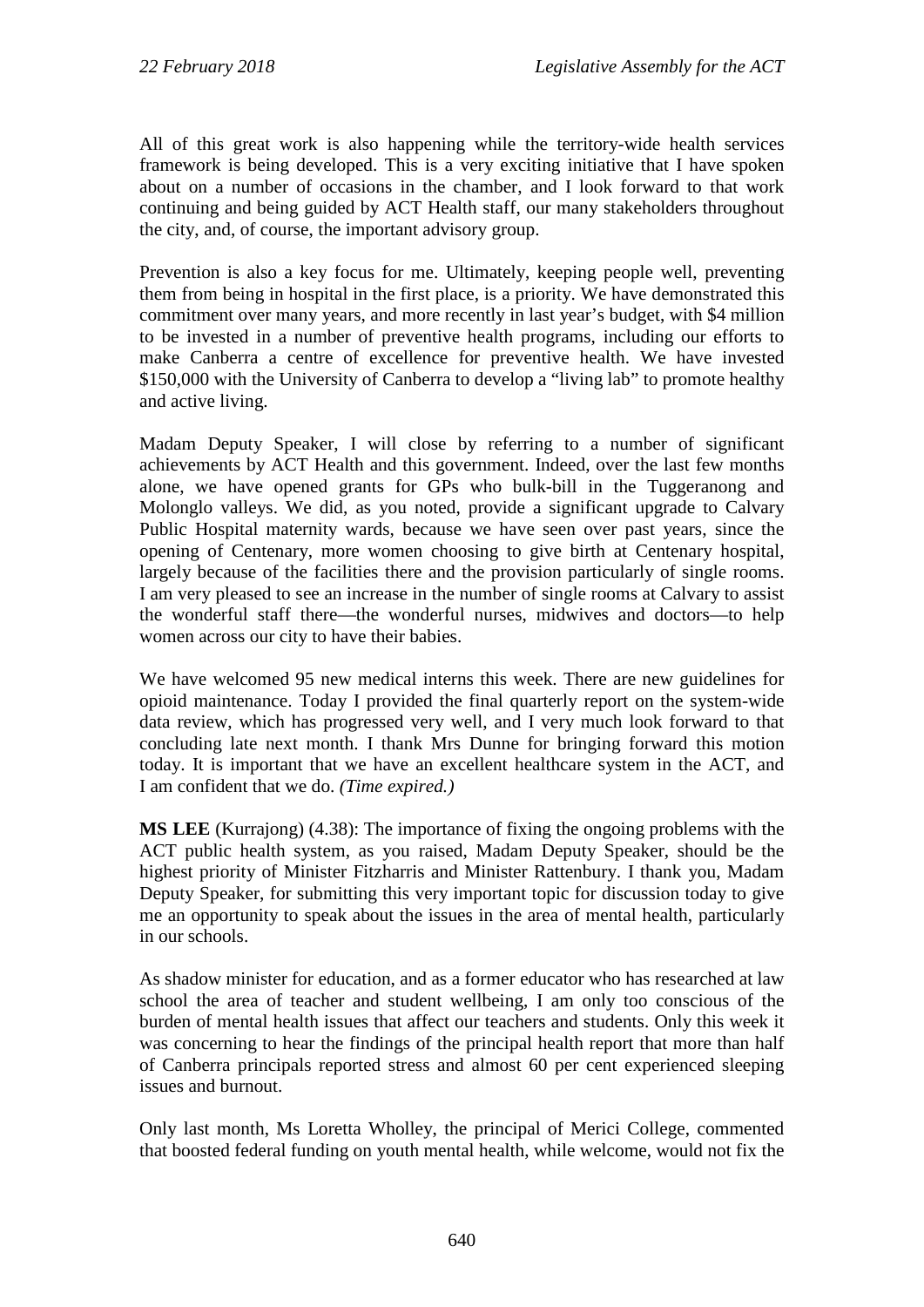All of this great work is also happening while the territory-wide health services framework is being developed. This is a very exciting initiative that I have spoken about on a number of occasions in the chamber, and I look forward to that work continuing and being guided by ACT Health staff, our many stakeholders throughout the city, and, of course, the important advisory group.

Prevention is also a key focus for me. Ultimately, keeping people well, preventing them from being in hospital in the first place, is a priority. We have demonstrated this commitment over many years, and more recently in last year's budget, with $4 million to be invested in a number of preventive health programs, including our efforts to make Canberra a centre of excellence for preventive health. We have invested $150,000 with the University of Canberra to develop a "living lab" to promote healthy and active living.

Madam Deputy Speaker, I will close by referring to a number of significant achievements by ACT Health and this government. Indeed, over the last few months alone, we have opened grants for GPs who bulk-bill in the Tuggeranong and Molonglo valleys. We did, as you noted, provide a significant upgrade to Calvary Public Hospital maternity wards, because we have seen over past years, since the opening of Centenary, more women choosing to give birth at Centenary hospital, largely because of the facilities there and the provision particularly of single rooms. I am very pleased to see an increase in the number of single rooms at Calvary to assist the wonderful staff there—the wonderful nurses, midwives and doctors—to help women across our city to have their babies.

We have welcomed 95 new medical interns this week. There are new guidelines for opioid maintenance. Today I provided the final quarterly report on the system-wide data review, which has progressed very well, and I very much look forward to that concluding late next month. I thank Mrs Dunne for bringing forward this motion today. It is important that we have an excellent healthcare system in the ACT, and I am confident that we do. *(Time expired.)*

**MS LEE** (Kurrajong) (4.38): The importance of fixing the ongoing problems with the ACT public health system, as you raised, Madam Deputy Speaker, should be the highest priority of Minister Fitzharris and Minister Rattenbury. I thank you, Madam Deputy Speaker, for submitting this very important topic for discussion today to give me an opportunity to speak about the issues in the area of mental health, particularly in our schools.

As shadow minister for education, and as a former educator who has researched at law school the area of teacher and student wellbeing, I am only too conscious of the burden of mental health issues that affect our teachers and students. Only this week it was concerning to hear the findings of the principal health report that more than half of Canberra principals reported stress and almost 60 per cent experienced sleeping issues and burnout.

Only last month, Ms Loretta Wholley, the principal of Merici College, commented that boosted federal funding on youth mental health, while welcome, would not fix the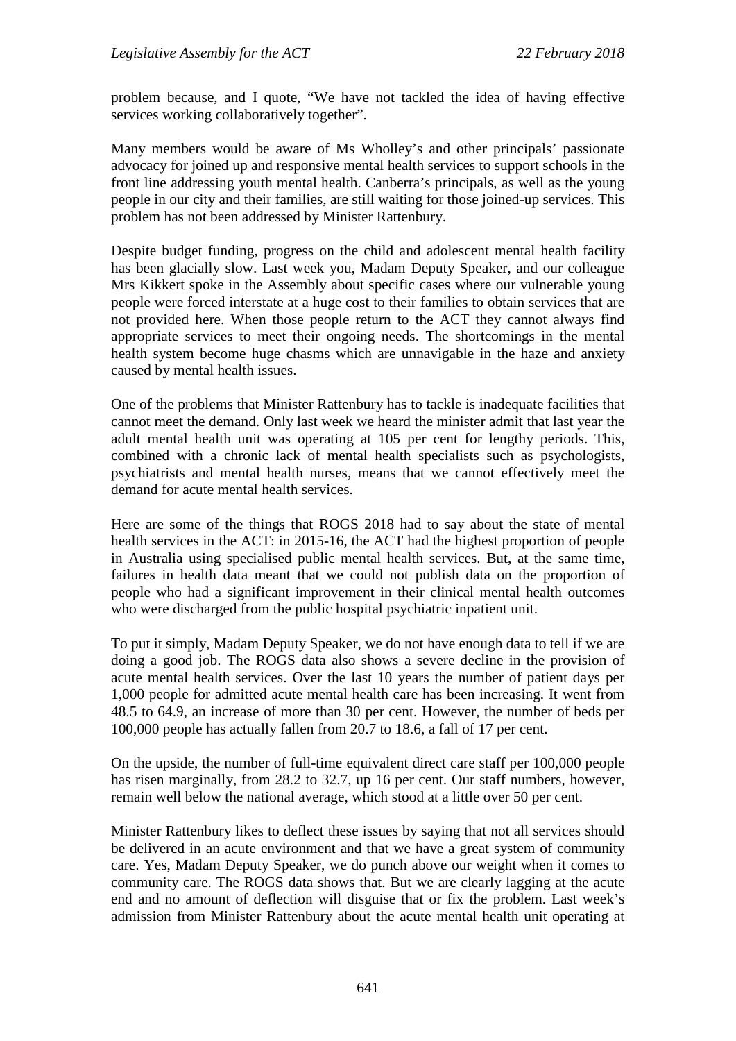problem because, and I quote, "We have not tackled the idea of having effective services working collaboratively together".

Many members would be aware of Ms Wholley's and other principals' passionate advocacy for joined up and responsive mental health services to support schools in the front line addressing youth mental health. Canberra's principals, as well as the young people in our city and their families, are still waiting for those joined-up services. This problem has not been addressed by Minister Rattenbury.

Despite budget funding, progress on the child and adolescent mental health facility has been glacially slow. Last week you, Madam Deputy Speaker, and our colleague Mrs Kikkert spoke in the Assembly about specific cases where our vulnerable young people were forced interstate at a huge cost to their families to obtain services that are not provided here. When those people return to the ACT they cannot always find appropriate services to meet their ongoing needs. The shortcomings in the mental health system become huge chasms which are unnavigable in the haze and anxiety caused by mental health issues.

One of the problems that Minister Rattenbury has to tackle is inadequate facilities that cannot meet the demand. Only last week we heard the minister admit that last year the adult mental health unit was operating at 105 per cent for lengthy periods. This, combined with a chronic lack of mental health specialists such as psychologists, psychiatrists and mental health nurses, means that we cannot effectively meet the demand for acute mental health services.

Here are some of the things that ROGS 2018 had to say about the state of mental health services in the ACT: in 2015-16, the ACT had the highest proportion of people in Australia using specialised public mental health services. But, at the same time, failures in health data meant that we could not publish data on the proportion of people who had a significant improvement in their clinical mental health outcomes who were discharged from the public hospital psychiatric inpatient unit.

To put it simply, Madam Deputy Speaker, we do not have enough data to tell if we are doing a good job. The ROGS data also shows a severe decline in the provision of acute mental health services. Over the last 10 years the number of patient days per 1,000 people for admitted acute mental health care has been increasing. It went from 48.5 to 64.9, an increase of more than 30 per cent. However, the number of beds per 100,000 people has actually fallen from 20.7 to 18.6, a fall of 17 per cent.

On the upside, the number of full-time equivalent direct care staff per 100,000 people has risen marginally, from 28.2 to 32.7, up 16 per cent. Our staff numbers, however, remain well below the national average, which stood at a little over 50 per cent.

Minister Rattenbury likes to deflect these issues by saying that not all services should be delivered in an acute environment and that we have a great system of community care. Yes, Madam Deputy Speaker, we do punch above our weight when it comes to community care. The ROGS data shows that. But we are clearly lagging at the acute end and no amount of deflection will disguise that or fix the problem. Last week's admission from Minister Rattenbury about the acute mental health unit operating at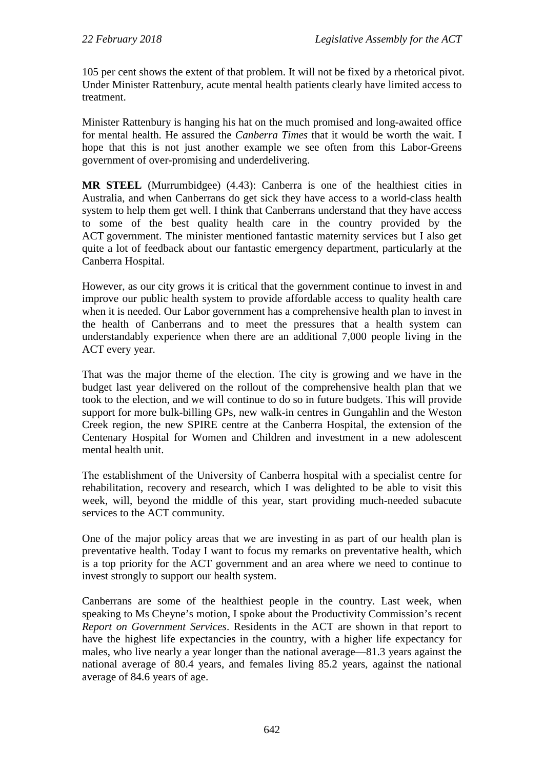105 per cent shows the extent of that problem. It will not be fixed by a rhetorical pivot. Under Minister Rattenbury, acute mental health patients clearly have limited access to treatment.

Minister Rattenbury is hanging his hat on the much promised and long-awaited office for mental health. He assured the *Canberra Times* that it would be worth the wait. I hope that this is not just another example we see often from this Labor-Greens government of over-promising and underdelivering.

**MR STEEL** (Murrumbidgee) (4.43): Canberra is one of the healthiest cities in Australia, and when Canberrans do get sick they have access to a world-class health system to help them get well. I think that Canberrans understand that they have access to some of the best quality health care in the country provided by the ACT government. The minister mentioned fantastic maternity services but I also get quite a lot of feedback about our fantastic emergency department, particularly at the Canberra Hospital.

However, as our city grows it is critical that the government continue to invest in and improve our public health system to provide affordable access to quality health care when it is needed. Our Labor government has a comprehensive health plan to invest in the health of Canberrans and to meet the pressures that a health system can understandably experience when there are an additional 7,000 people living in the ACT every year.

That was the major theme of the election. The city is growing and we have in the budget last year delivered on the rollout of the comprehensive health plan that we took to the election, and we will continue to do so in future budgets. This will provide support for more bulk-billing GPs, new walk-in centres in Gungahlin and the Weston Creek region, the new SPIRE centre at the Canberra Hospital, the extension of the Centenary Hospital for Women and Children and investment in a new adolescent mental health unit.

The establishment of the University of Canberra hospital with a specialist centre for rehabilitation, recovery and research, which I was delighted to be able to visit this week, will, beyond the middle of this year, start providing much-needed subacute services to the ACT community.

One of the major policy areas that we are investing in as part of our health plan is preventative health. Today I want to focus my remarks on preventative health, which is a top priority for the ACT government and an area where we need to continue to invest strongly to support our health system.

Canberrans are some of the healthiest people in the country. Last week, when speaking to Ms Cheyne's motion, I spoke about the Productivity Commission's recent *Report on Government Services*. Residents in the ACT are shown in that report to have the highest life expectancies in the country, with a higher life expectancy for males, who live nearly a year longer than the national average—81.3 years against the national average of 80.4 years, and females living 85.2 years, against the national average of 84.6 years of age.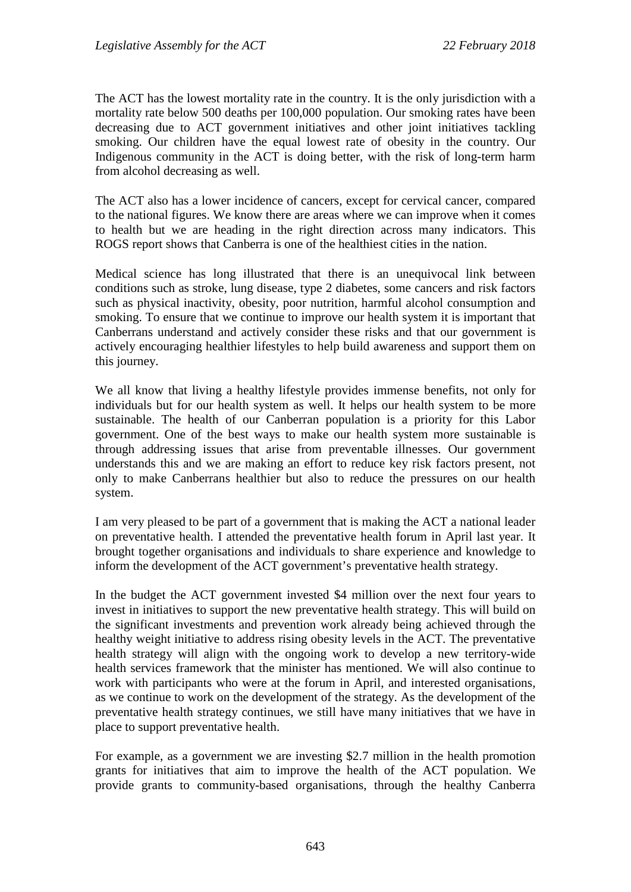The ACT has the lowest mortality rate in the country. It is the only jurisdiction with a mortality rate below 500 deaths per 100,000 population. Our smoking rates have been decreasing due to ACT government initiatives and other joint initiatives tackling smoking. Our children have the equal lowest rate of obesity in the country. Our Indigenous community in the ACT is doing better, with the risk of long-term harm from alcohol decreasing as well.

The ACT also has a lower incidence of cancers, except for cervical cancer, compared to the national figures. We know there are areas where we can improve when it comes to health but we are heading in the right direction across many indicators. This ROGS report shows that Canberra is one of the healthiest cities in the nation.

Medical science has long illustrated that there is an unequivocal link between conditions such as stroke, lung disease, type 2 diabetes, some cancers and risk factors such as physical inactivity, obesity, poor nutrition, harmful alcohol consumption and smoking. To ensure that we continue to improve our health system it is important that Canberrans understand and actively consider these risks and that our government is actively encouraging healthier lifestyles to help build awareness and support them on this journey.

We all know that living a healthy lifestyle provides immense benefits, not only for individuals but for our health system as well. It helps our health system to be more sustainable. The health of our Canberran population is a priority for this Labor government. One of the best ways to make our health system more sustainable is through addressing issues that arise from preventable illnesses. Our government understands this and we are making an effort to reduce key risk factors present, not only to make Canberrans healthier but also to reduce the pressures on our health system.

I am very pleased to be part of a government that is making the ACT a national leader on preventative health. I attended the preventative health forum in April last year. It brought together organisations and individuals to share experience and knowledge to inform the development of the ACT government's preventative health strategy.

In the budget the ACT government invested $4 million over the next four years to invest in initiatives to support the new preventative health strategy. This will build on the significant investments and prevention work already being achieved through the healthy weight initiative to address rising obesity levels in the ACT. The preventative health strategy will align with the ongoing work to develop a new territory-wide health services framework that the minister has mentioned. We will also continue to work with participants who were at the forum in April, and interested organisations, as we continue to work on the development of the strategy. As the development of the preventative health strategy continues, we still have many initiatives that we have in place to support preventative health.

For example, as a government we are investing $2.7 million in the health promotion grants for initiatives that aim to improve the health of the ACT population. We provide grants to community-based organisations, through the healthy Canberra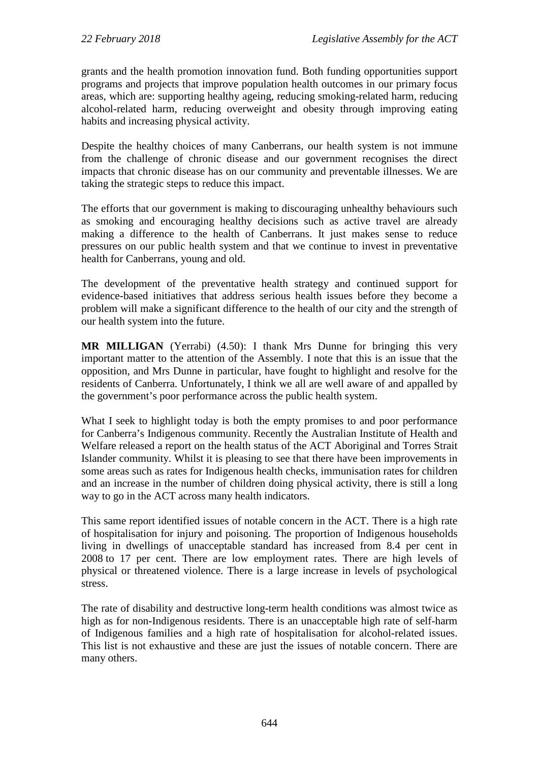grants and the health promotion innovation fund. Both funding opportunities support programs and projects that improve population health outcomes in our primary focus areas, which are: supporting healthy ageing, reducing smoking-related harm, reducing alcohol-related harm, reducing overweight and obesity through improving eating habits and increasing physical activity.

Despite the healthy choices of many Canberrans, our health system is not immune from the challenge of chronic disease and our government recognises the direct impacts that chronic disease has on our community and preventable illnesses. We are taking the strategic steps to reduce this impact.

The efforts that our government is making to discouraging unhealthy behaviours such as smoking and encouraging healthy decisions such as active travel are already making a difference to the health of Canberrans. It just makes sense to reduce pressures on our public health system and that we continue to invest in preventative health for Canberrans, young and old.

The development of the preventative health strategy and continued support for evidence-based initiatives that address serious health issues before they become a problem will make a significant difference to the health of our city and the strength of our health system into the future.

**MR MILLIGAN** (Yerrabi) (4.50): I thank Mrs Dunne for bringing this very important matter to the attention of the Assembly. I note that this is an issue that the opposition, and Mrs Dunne in particular, have fought to highlight and resolve for the residents of Canberra. Unfortunately, I think we all are well aware of and appalled by the government's poor performance across the public health system.

What I seek to highlight today is both the empty promises to and poor performance for Canberra's Indigenous community. Recently the Australian Institute of Health and Welfare released a report on the health status of the ACT Aboriginal and Torres Strait Islander community. Whilst it is pleasing to see that there have been improvements in some areas such as rates for Indigenous health checks, immunisation rates for children and an increase in the number of children doing physical activity, there is still a long way to go in the ACT across many health indicators.

This same report identified issues of notable concern in the ACT. There is a high rate of hospitalisation for injury and poisoning. The proportion of Indigenous households living in dwellings of unacceptable standard has increased from 8.4 per cent in 2008 to 17 per cent. There are low employment rates. There are high levels of physical or threatened violence. There is a large increase in levels of psychological stress.

The rate of disability and destructive long-term health conditions was almost twice as high as for non-Indigenous residents. There is an unacceptable high rate of self-harm of Indigenous families and a high rate of hospitalisation for alcohol-related issues. This list is not exhaustive and these are just the issues of notable concern. There are many others.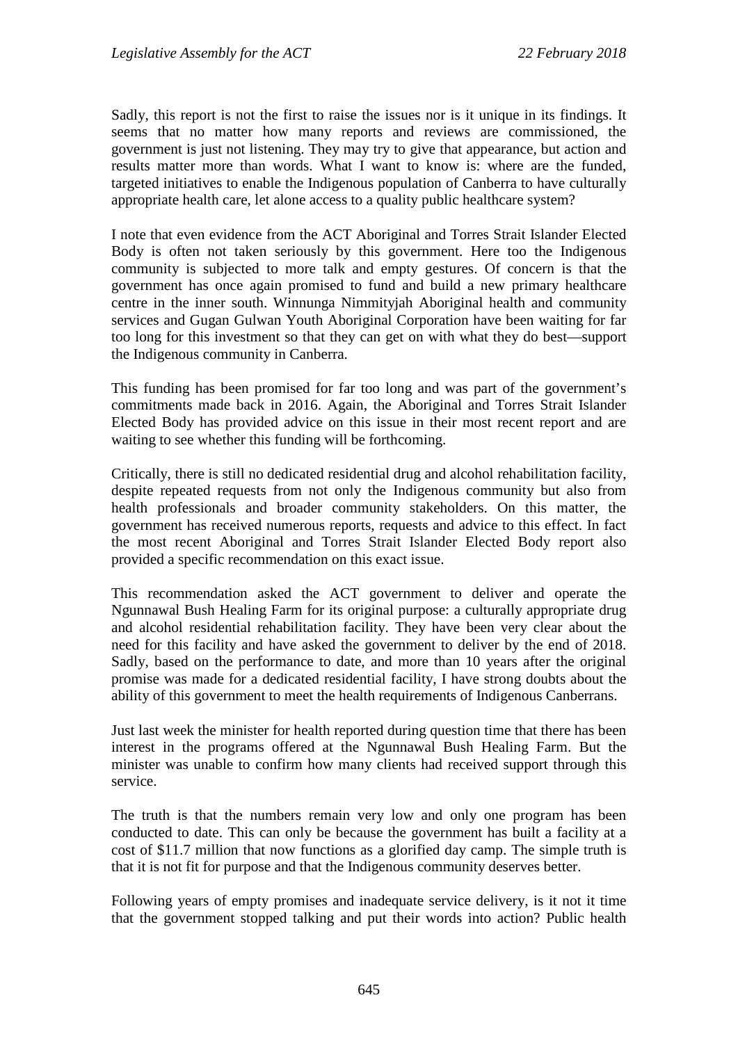Sadly, this report is not the first to raise the issues nor is it unique in its findings. It seems that no matter how many reports and reviews are commissioned, the government is just not listening. They may try to give that appearance, but action and results matter more than words. What I want to know is: where are the funded, targeted initiatives to enable the Indigenous population of Canberra to have culturally appropriate health care, let alone access to a quality public healthcare system?

I note that even evidence from the ACT Aboriginal and Torres Strait Islander Elected Body is often not taken seriously by this government. Here too the Indigenous community is subjected to more talk and empty gestures. Of concern is that the government has once again promised to fund and build a new primary healthcare centre in the inner south. Winnunga Nimmityjah Aboriginal health and community services and Gugan Gulwan Youth Aboriginal Corporation have been waiting for far too long for this investment so that they can get on with what they do best—support the Indigenous community in Canberra.

This funding has been promised for far too long and was part of the government's commitments made back in 2016. Again, the Aboriginal and Torres Strait Islander Elected Body has provided advice on this issue in their most recent report and are waiting to see whether this funding will be forthcoming.

Critically, there is still no dedicated residential drug and alcohol rehabilitation facility, despite repeated requests from not only the Indigenous community but also from health professionals and broader community stakeholders. On this matter, the government has received numerous reports, requests and advice to this effect. In fact the most recent Aboriginal and Torres Strait Islander Elected Body report also provided a specific recommendation on this exact issue.

This recommendation asked the ACT government to deliver and operate the Ngunnawal Bush Healing Farm for its original purpose: a culturally appropriate drug and alcohol residential rehabilitation facility. They have been very clear about the need for this facility and have asked the government to deliver by the end of 2018. Sadly, based on the performance to date, and more than 10 years after the original promise was made for a dedicated residential facility, I have strong doubts about the ability of this government to meet the health requirements of Indigenous Canberrans.

Just last week the minister for health reported during question time that there has been interest in the programs offered at the Ngunnawal Bush Healing Farm. But the minister was unable to confirm how many clients had received support through this service.

The truth is that the numbers remain very low and only one program has been conducted to date. This can only be because the government has built a facility at a cost of $11.7 million that now functions as a glorified day camp. The simple truth is that it is not fit for purpose and that the Indigenous community deserves better.

Following years of empty promises and inadequate service delivery, is it not it time that the government stopped talking and put their words into action? Public health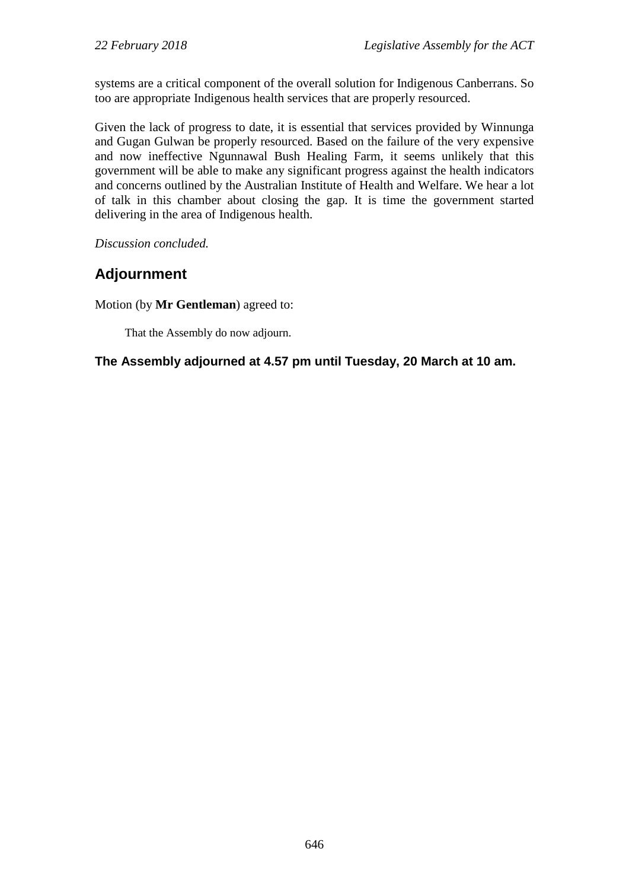systems are a critical component of the overall solution for Indigenous Canberrans. So too are appropriate Indigenous health services that are properly resourced.

Given the lack of progress to date, it is essential that services provided by Winnunga and Gugan Gulwan be properly resourced. Based on the failure of the very expensive and now ineffective Ngunnawal Bush Healing Farm, it seems unlikely that this government will be able to make any significant progress against the health indicators and concerns outlined by the Australian Institute of Health and Welfare. We hear a lot of talk in this chamber about closing the gap. It is time the government started delivering in the area of Indigenous health.

*Discussion concluded.*

## Adjournment

Motion (by **Mr Gentleman**) agreed to:

> That the Assembly do now adjourn.

**The Assembly adjourned at 4.57 pm until Tuesday, 20 March at 10 am.**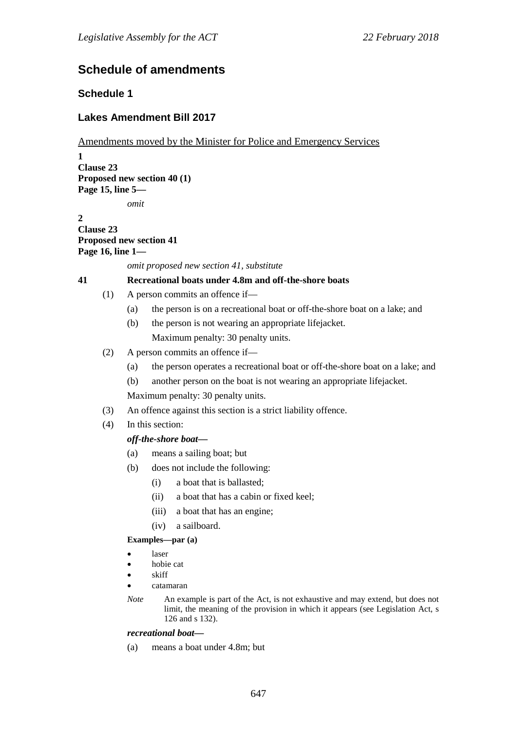## Schedule of amendments

### Schedule 1

### Lakes Amendment Bill 2017

Amendments moved by the Minister for Police and Emergency Services

**1**
**Clause 23**
**Proposed new section 40 (1)**
**Page 15, line 5—**

*omit*

**2**
**Clause 23**
**Proposed new section 41**
**Page 16, line 1—**

*omit proposed new section 41, substitute*

**41 Recreational boats under 4.8m and off-the-shore boats**

(1) A person commits an offence if—

(a) the person is on a recreational boat or off-the-shore boat on a lake; and

(b) the person is not wearing an appropriate lifejacket.

Maximum penalty: 30 penalty units.

(2) A person commits an offence if—

(a) the person operates a recreational boat or off-the-shore boat on a lake; and

(b) another person on the boat is not wearing an appropriate lifejacket.

Maximum penalty: 30 penalty units.

(3) An offence against this section is a strict liability offence.

(4) In this section:

***off-the-shore boat***—

(a) means a sailing boat; but

(b) does not include the following:

(i) a boat that is ballasted;

(ii) a boat that has a cabin or fixed keel;

(iii) a boat that has an engine;

(iv) a sailboard.

**Examples—par (a)**

- laser
- hobie cat
- skiff
- catamaran

*Note* An example is part of the Act, is not exhaustive and may extend, but does not limit, the meaning of the provision in which it appears (see Legislation Act, s 126 and s 132).

***recreational boat***—

(a) means a boat under 4.8m; but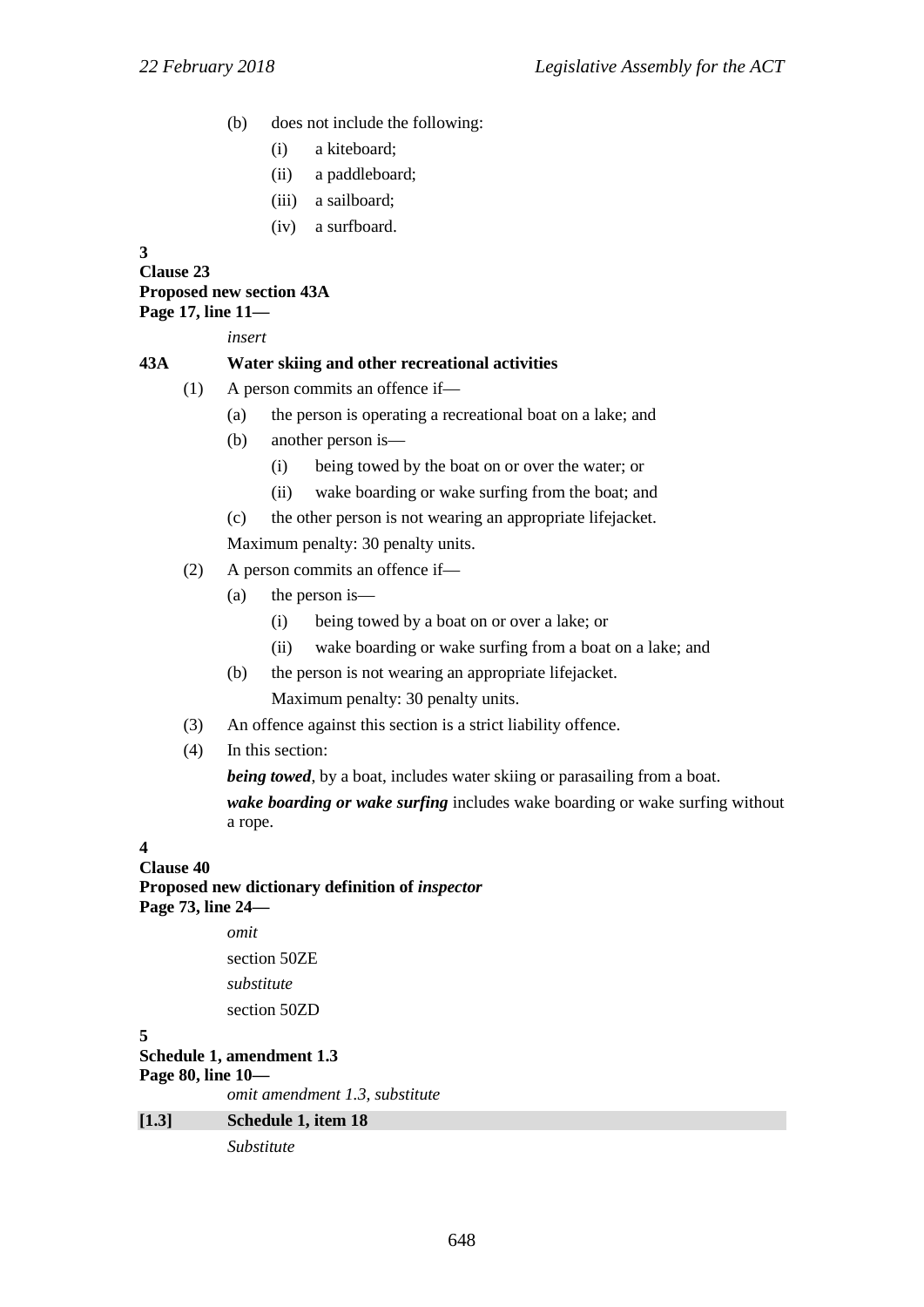(b) does not include the following:

(i) a kiteboard;

(ii) a paddleboard;

(iii) a sailboard;

(iv) a surfboard.

**3**
**Clause 23**
**Proposed new section 43A**
**Page 17, line 11—**

*insert*

**43A Water skiing and other recreational activities**

(1) A person commits an offence if—

(a) the person is operating a recreational boat on a lake; and

(b) another person is—

(i) being towed by the boat on or over the water; or

(ii) wake boarding or wake surfing from the boat; and

(c) the other person is not wearing an appropriate lifejacket.

Maximum penalty: 30 penalty units.

(2) A person commits an offence if—

(a) the person is—

(i) being towed by a boat on or over a lake; or

(ii) wake boarding or wake surfing from a boat on a lake; and

(b) the person is not wearing an appropriate lifejacket.

Maximum penalty: 30 penalty units.

(3) An offence against this section is a strict liability offence.

(4) In this section:

***being towed***, by a boat, includes water skiing or parasailing from a boat.

***wake boarding or wake surfing*** includes wake boarding or wake surfing without a rope.

**4**
**Clause 40**
**Proposed new dictionary definition of *inspector***
**Page 73, line 24—**

*omit*

section 50ZE

*substitute*

section 50ZD

**5**
**Schedule 1, amendment 1.3**
**Page 80, line 10—**

*omit amendment 1.3, substitute*

**[1.3] Schedule 1, item 18**

*Substitute*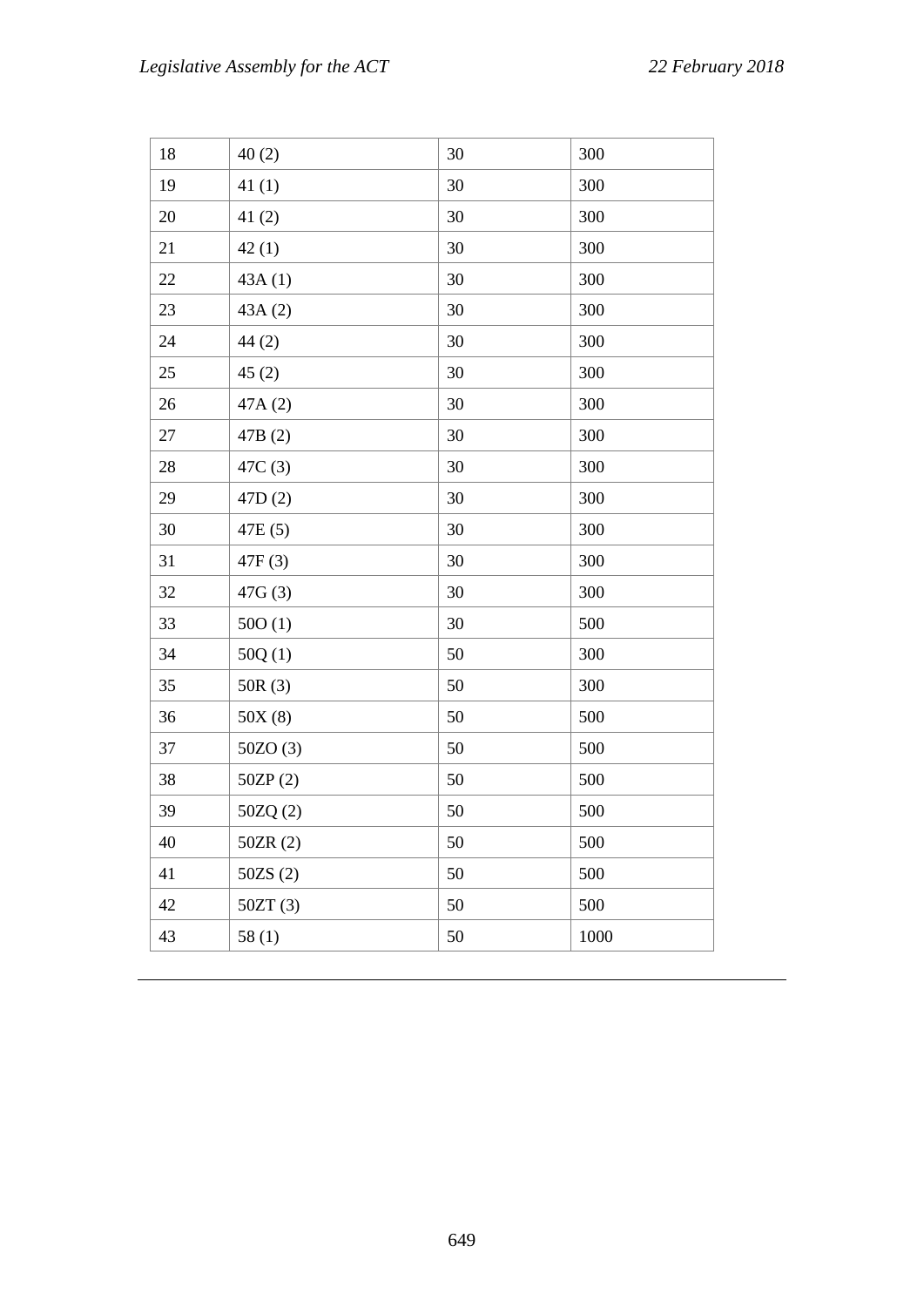| 18 | 40 (2) | 30 | 300 |
|---|---|---|---|
| 19 | 41 (1) | 30 | 300 |
| 20 | 41 (2) | 30 | 300 |
| 21 | 42 (1) | 30 | 300 |
| 22 | 43A (1) | 30 | 300 |
| 23 | 43A (2) | 30 | 300 |
| 24 | 44 (2) | 30 | 300 |
| 25 | 45 (2) | 30 | 300 |
| 26 | 47A (2) | 30 | 300 |
| 27 | 47B (2) | 30 | 300 |
| 28 | 47C (3) | 30 | 300 |
| 29 | 47D (2) | 30 | 300 |
| 30 | 47E (5) | 30 | 300 |
| 31 | 47F (3) | 30 | 300 |
| 32 | 47G (3) | 30 | 300 |
| 33 | 50O (1) | 30 | 500 |
| 34 | 50Q (1) | 50 | 300 |
| 35 | 50R (3) | 50 | 300 |
| 36 | 50X (8) | 50 | 500 |
| 37 | 50ZO (3) | 50 | 500 |
| 38 | 50ZP (2) | 50 | 500 |
| 39 | 50ZQ (2) | 50 | 500 |
| 40 | 50ZR (2) | 50 | 500 |
| 41 | 50ZS (2) | 50 | 500 |
| 42 | 50ZT (3) | 50 | 500 |
| 43 | 58 (1) | 50 | 1000 |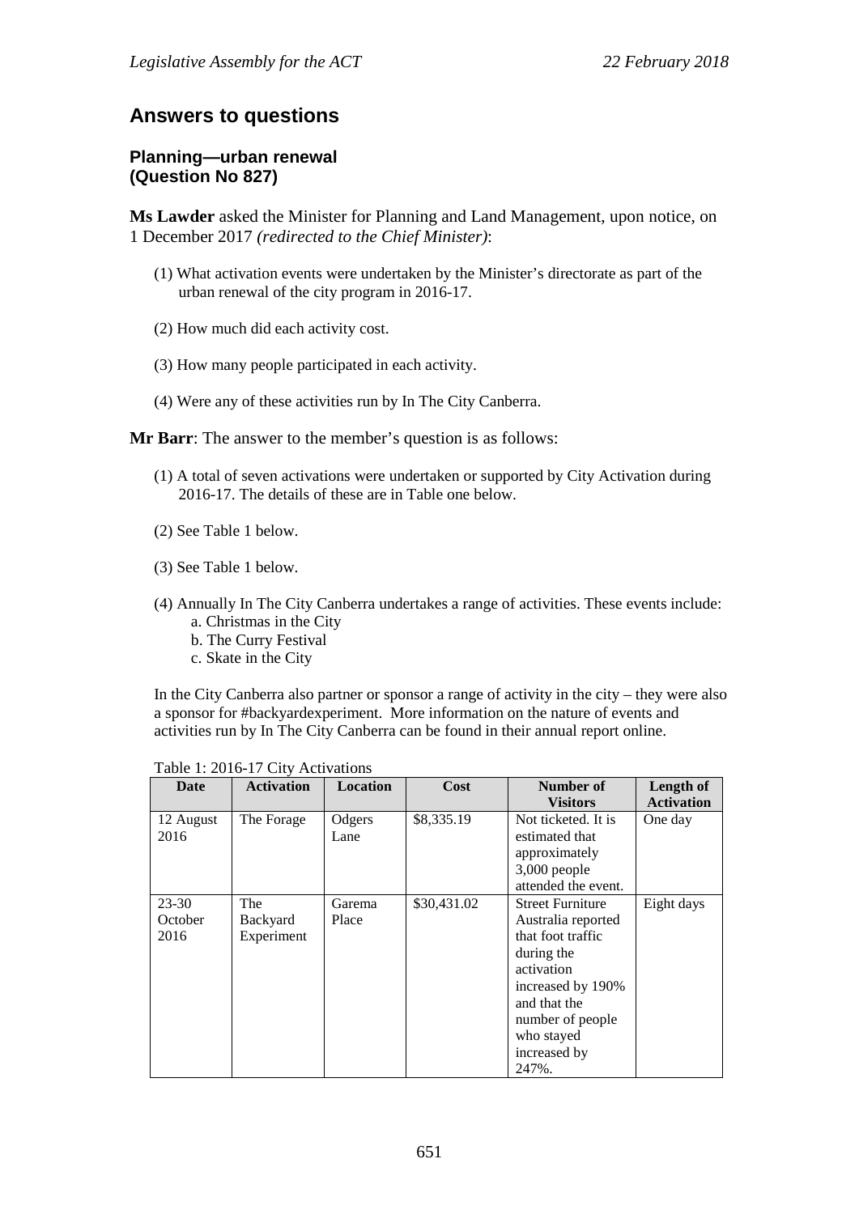## Answers to questions

### Planning—urban renewal (Question No 827)

**Ms Lawder** asked the Minister for Planning and Land Management, upon notice, on 1 December 2017 *(redirected to the Chief Minister)*:

(1) What activation events were undertaken by the Minister's directorate as part of the urban renewal of the city program in 2016-17.

(2) How much did each activity cost.

(3) How many people participated in each activity.

(4) Were any of these activities run by In The City Canberra.

**Mr Barr**: The answer to the member's question is as follows:

(1) A total of seven activations were undertaken or supported by City Activation during 2016-17. The details of these are in Table one below.

(2) See Table 1 below.

(3) See Table 1 below.

(4) Annually In The City Canberra undertakes a range of activities. These events include:
   a. Christmas in the City
   b. The Curry Festival
   c. Skate in the City

In the City Canberra also partner or sponsor a range of activity in the city – they were also a sponsor for #backyardexperiment. More information on the nature of events and activities run by In The City Canberra can be found in their annual report online.

Table 1: 2016-17 City Activations

| Date | Activation | Location | Cost | Number of Visitors | Length of Activation |
|---|---|---|---|---|---|
| 12 August 2016 | The Forage | Odgers Lane | $8,335.19 | Not ticketed. It is estimated that approximately 3,000 people attended the event. | One day |
| 23-30 October 2016 | The Backyard Experiment | Garema Place | $30,431.02 | Street Furniture Australia reported that foot traffic during the activation increased by 190% and that the number of people who stayed increased by 247%. | Eight days |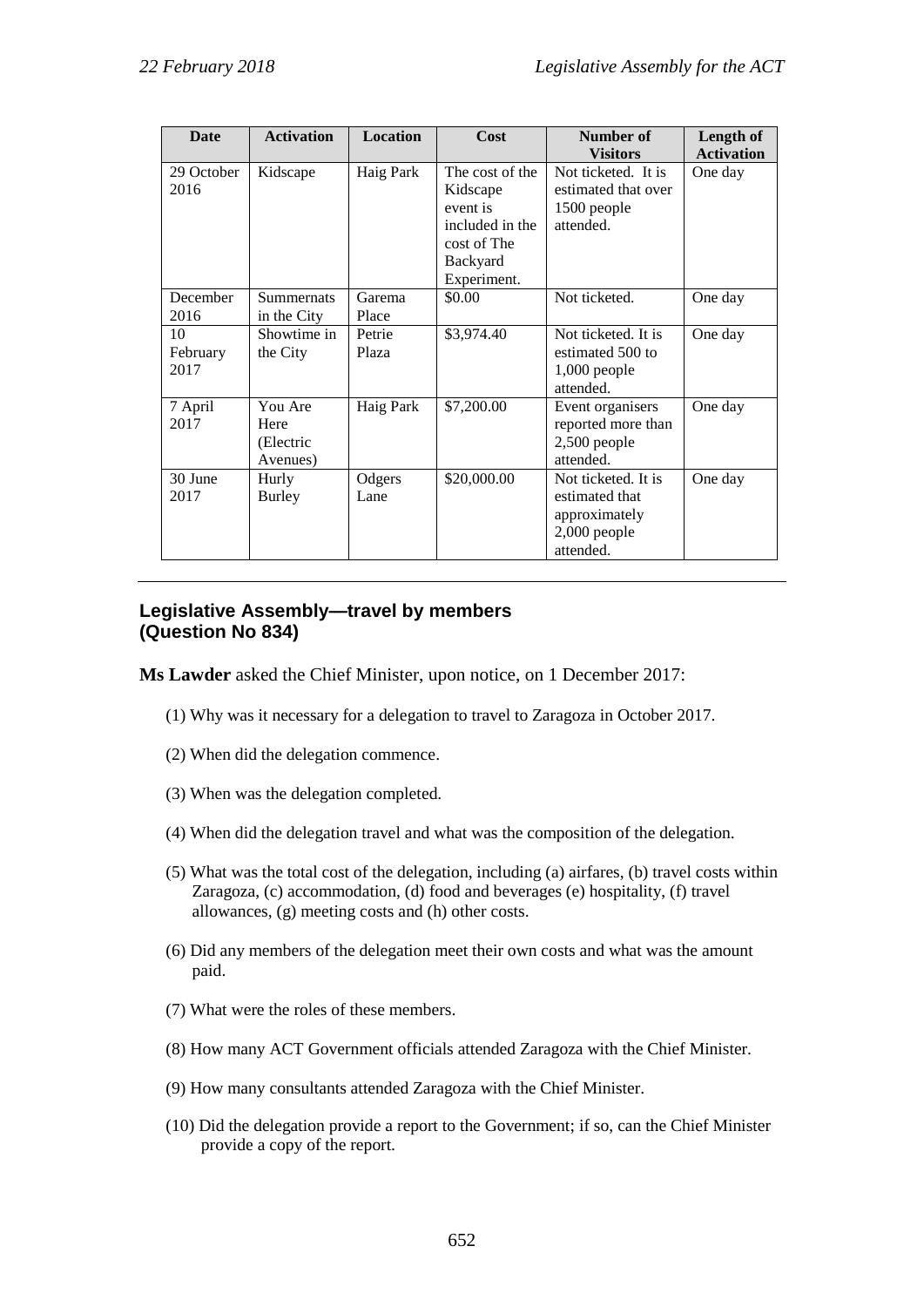| Date | Activation | Location | Cost | Number of Visitors | Length of Activation |
|---|---|---|---|---|---|
| 29 October 2016 | Kidscape | Haig Park | The cost of the Kidscape event is included in the cost of The Backyard Experiment. | Not ticketed. It is estimated that over 1500 people attended. | One day |
| December 2016 | Summernats in the City | Garema Place | $0.00 | Not ticketed. | One day |
| 10 February 2017 | Showtime in the City | Petrie Plaza | $3,974.40 | Not ticketed. It is estimated 500 to 1,000 people attended. | One day |
| 7 April 2017 | You Are Here (Electric Avenues) | Haig Park | $7,200.00 | Event organisers reported more than 2,500 people attended. | One day |
| 30 June 2017 | Hurly Burley | Odgers Lane | $20,000.00 | Not ticketed. It is estimated that approximately 2,000 people attended. | One day |

---

### Legislative Assembly—travel by members (Question No 834)

**Ms Lawder** asked the Chief Minister, upon notice, on 1 December 2017:

(1) Why was it necessary for a delegation to travel to Zaragoza in October 2017.

(2) When did the delegation commence.

(3) When was the delegation completed.

(4) When did the delegation travel and what was the composition of the delegation.

(5) What was the total cost of the delegation, including (a) airfares, (b) travel costs within Zaragoza, (c) accommodation, (d) food and beverages (e) hospitality, (f) travel allowances, (g) meeting costs and (h) other costs.

(6) Did any members of the delegation meet their own costs and what was the amount paid.

(7) What were the roles of these members.

(8) How many ACT Government officials attended Zaragoza with the Chief Minister.

(9) How many consultants attended Zaragoza with the Chief Minister.

(10) Did the delegation provide a report to the Government; if so, can the Chief Minister provide a copy of the report.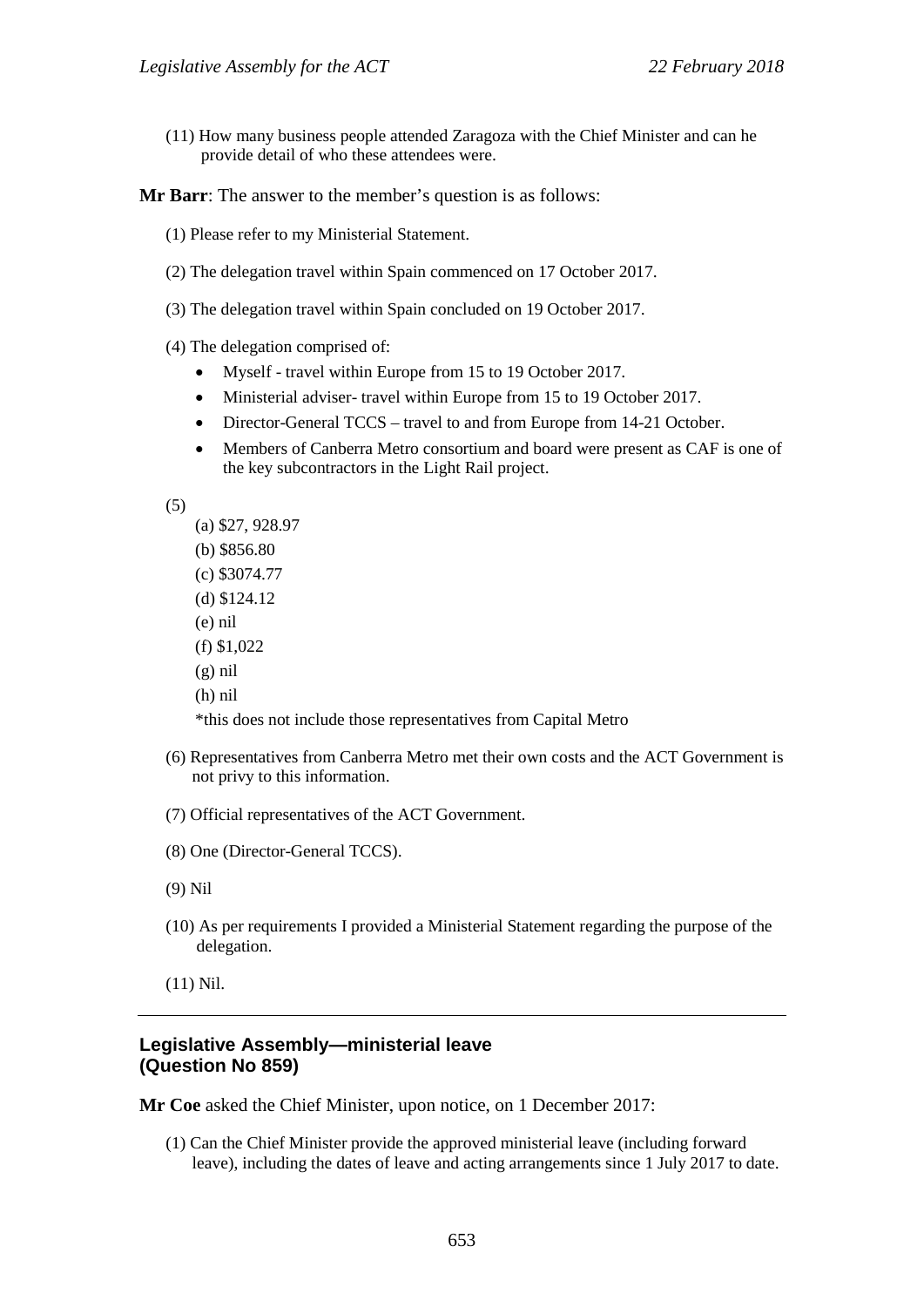(11) How many business people attended Zaragoza with the Chief Minister and can he provide detail of who these attendees were.

**Mr Barr**: The answer to the member's question is as follows:

(1) Please refer to my Ministerial Statement.

(2) The delegation travel within Spain commenced on 17 October 2017.

(3) The delegation travel within Spain concluded on 19 October 2017.

(4) The delegation comprised of:

- Myself - travel within Europe from 15 to 19 October 2017.
- Ministerial adviser- travel within Europe from 15 to 19 October 2017.
- Director-General TCCS – travel to and from Europe from 14-21 October.
- Members of Canberra Metro consortium and board were present as CAF is one of the key subcontractors in the Light Rail project.

(5)

(a) $27, 928.97

(b) $856.80

(c) $3074.77

(d) $124.12

(e) nil

(f) $1,022

(g) nil

(h) nil

*this does not include those representatives from Capital Metro

(6) Representatives from Canberra Metro met their own costs and the ACT Government is not privy to this information.

(7) Official representatives of the ACT Government.

(8) One (Director-General TCCS).

(9) Nil

(10) As per requirements I provided a Ministerial Statement regarding the purpose of the delegation.

(11) Nil.

---

## Legislative Assembly—ministerial leave (Question No 859)

**Mr Coe** asked the Chief Minister, upon notice, on 1 December 2017:

(1) Can the Chief Minister provide the approved ministerial leave (including forward leave), including the dates of leave and acting arrangements since 1 July 2017 to date.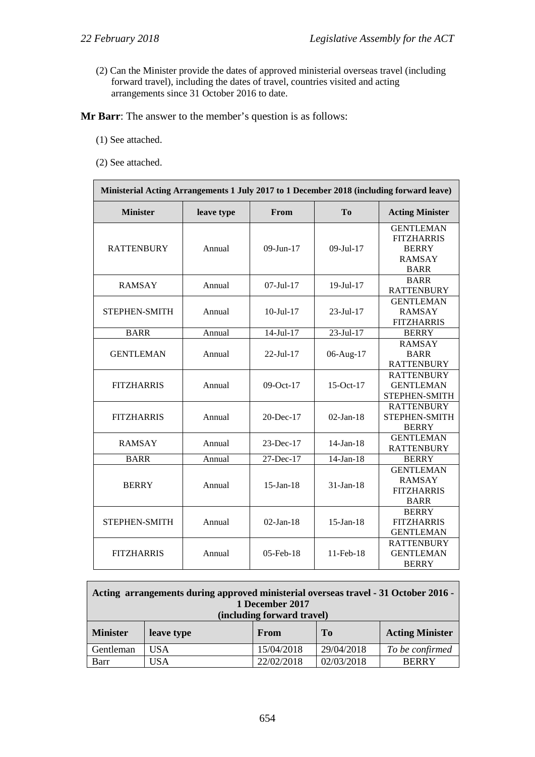(2) Can the Minister provide the dates of approved ministerial overseas travel (including forward travel), including the dates of travel, countries visited and acting arrangements since 31 October 2016 to date.

**Mr Barr**: The answer to the member's question is as follows:

(1) See attached.

(2) See attached.

| Ministerial Acting Arrangements 1 July 2017 to 1 December 2018 (including forward leave) | | | | |
|---|---|---|---|---|
| **Minister** | **leave type** | **From** | **To** | **Acting Minister** |
| RATTENBURY | Annual | 09-Jun-17 | 09-Jul-17 | GENTLEMAN FITZHARRIS BERRY RAMSAY BARR |
| RAMSAY | Annual | 07-Jul-17 | 19-Jul-17 | BARR RATTENBURY |
| STEPHEN-SMITH | Annual | 10-Jul-17 | 23-Jul-17 | GENTLEMAN RAMSAY FITZHARRIS |
| BARR | Annual | 14-Jul-17 | 23-Jul-17 | BERRY |
| GENTLEMAN | Annual | 22-Jul-17 | 06-Aug-17 | RAMSAY BARR RATTENBURY |
| FITZHARRIS | Annual | 09-Oct-17 | 15-Oct-17 | RATTENBURY GENTLEMAN STEPHEN-SMITH |
| FITZHARRIS | Annual | 20-Dec-17 | 02-Jan-18 | RATTENBURY STEPHEN-SMITH BERRY |
| RAMSAY | Annual | 23-Dec-17 | 14-Jan-18 | GENTLEMAN RATTENBURY |
| BARR | Annual | 27-Dec-17 | 14-Jan-18 | BERRY |
| BERRY | Annual | 15-Jan-18 | 31-Jan-18 | GENTLEMAN RAMSAY FITZHARRIS BARR |
| STEPHEN-SMITH | Annual | 02-Jan-18 | 15-Jan-18 | BERRY FITZHARRIS GENTLEMAN |
| FITZHARRIS | Annual | 05-Feb-18 | 11-Feb-18 | RATTENBURY GENTLEMAN BERRY |

| Acting arrangements during approved ministerial overseas travel - 31 October 2016 - 1 December 2017 (including forward travel) | | | | |
|---|---|---|---|---|
| **Minister** | **leave type** | **From** | **To** | **Acting Minister** |
| Gentleman | USA | 15/04/2018 | 29/04/2018 | *To be confirmed* |
| Barr | USA | 22/02/2018 | 02/03/2018 | BERRY |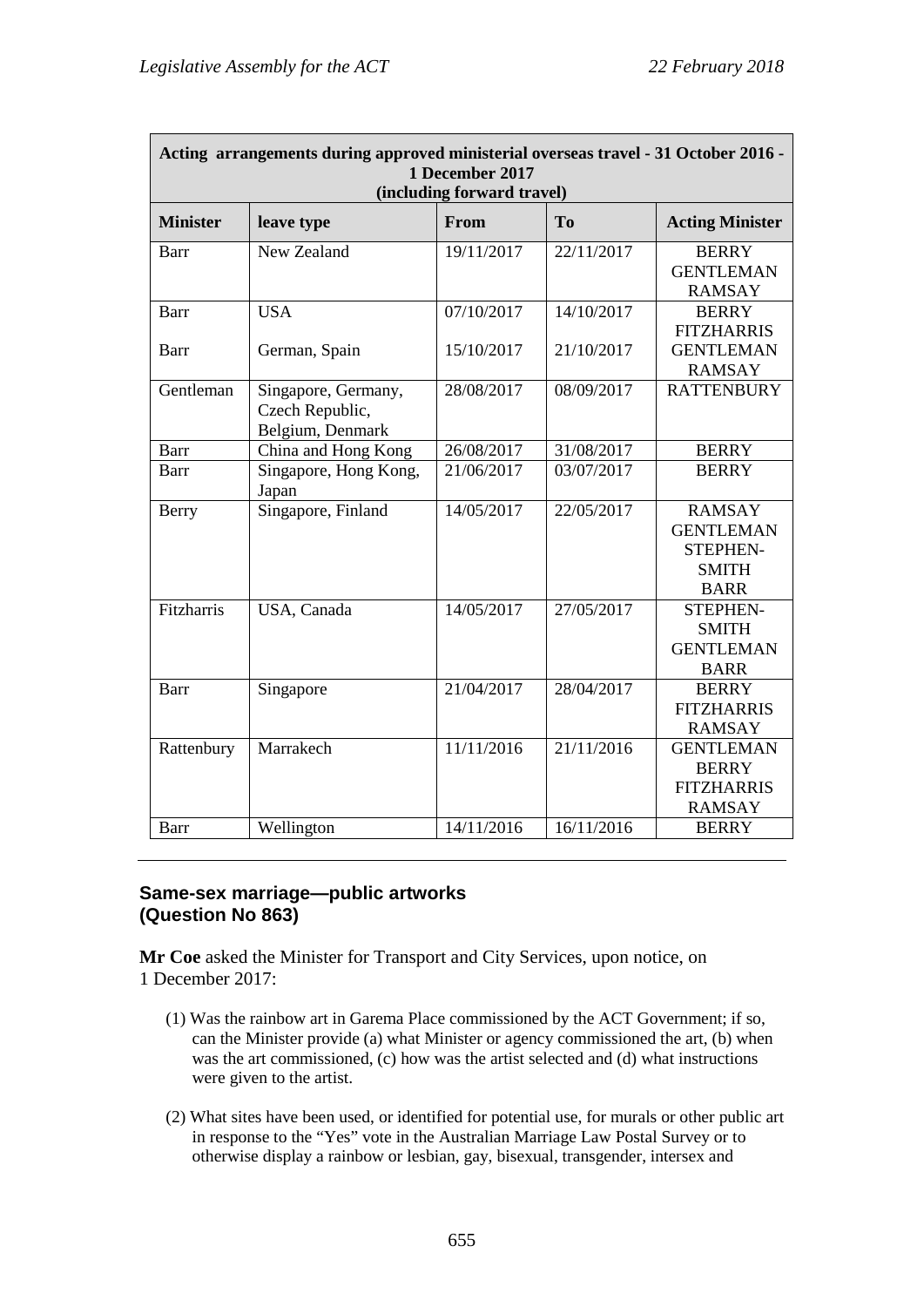| Acting arrangements during approved ministerial overseas travel - 31 October 2016 - 1 December 2017 (including forward travel) | | | | |
|---|---|---|---|---|
| **Minister** | **leave type** | **From** | **To** | **Acting Minister** |
| Barr | New Zealand | 19/11/2017 | 22/11/2017 | BERRY GENTLEMAN RAMSAY |
| Barr<br>Barr | USA<br>German, Spain | 07/10/2017<br>15/10/2017 | 14/10/2017<br>21/10/2017 | BERRY FITZHARRIS GENTLEMAN RAMSAY |
| Gentleman | Singapore, Germany, Czech Republic, Belgium, Denmark | 28/08/2017 | 08/09/2017 | RATTENBURY |
| Barr | China and Hong Kong | 26/08/2017 | 31/08/2017 | BERRY |
| Barr | Singapore, Hong Kong, Japan | 21/06/2017 | 03/07/2017 | BERRY |
| Berry | Singapore, Finland | 14/05/2017 | 22/05/2017 | RAMSAY GENTLEMAN STEPHEN-SMITH BARR |
| Fitzharris | USA, Canada | 14/05/2017 | 27/05/2017 | STEPHEN-SMITH GENTLEMAN BARR |
| Barr | Singapore | 21/04/2017 | 28/04/2017 | BERRY FITZHARRIS RAMSAY |
| Rattenbury | Marrakech | 11/11/2016 | 21/11/2016 | GENTLEMAN BERRY FITZHARRIS RAMSAY |
| Barr | Wellington | 14/11/2016 | 16/11/2016 | BERRY |

---

### Same-sex marriage—public artworks (Question No 863)

**Mr Coe** asked the Minister for Transport and City Services, upon notice, on 1 December 2017:

(1) Was the rainbow art in Garema Place commissioned by the ACT Government; if so, can the Minister provide (a) what Minister or agency commissioned the art, (b) when was the art commissioned, (c) how was the artist selected and (d) what instructions were given to the artist.

(2) What sites have been used, or identified for potential use, for murals or other public art in response to the "Yes" vote in the Australian Marriage Law Postal Survey or to otherwise display a rainbow or lesbian, gay, bisexual, transgender, intersex and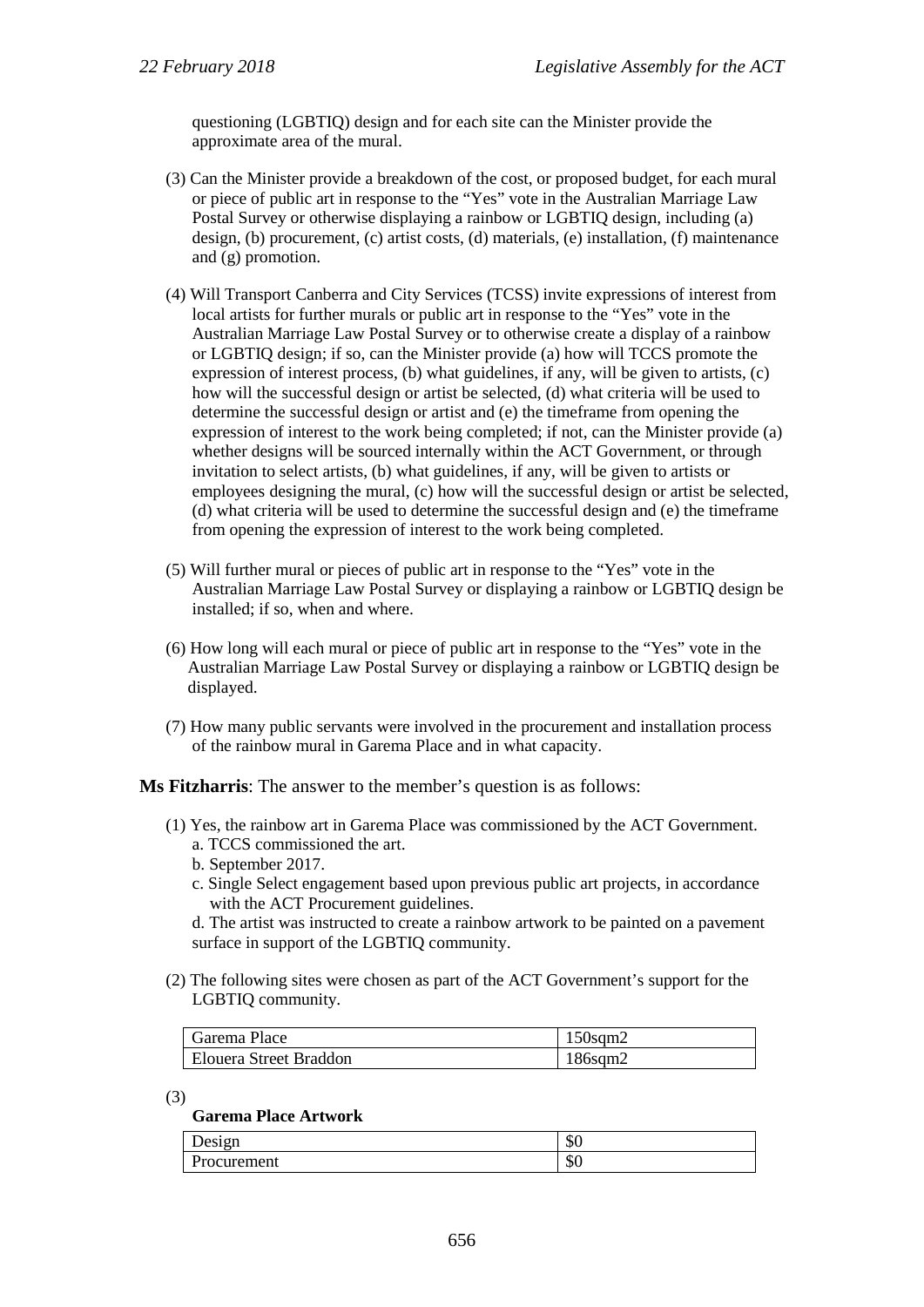questioning (LGBTIQ) design and for each site can the Minister provide the approximate area of the mural.

(3) Can the Minister provide a breakdown of the cost, or proposed budget, for each mural or piece of public art in response to the "Yes" vote in the Australian Marriage Law Postal Survey or otherwise displaying a rainbow or LGBTIQ design, including (a) design, (b) procurement, (c) artist costs, (d) materials, (e) installation, (f) maintenance and (g) promotion.

(4) Will Transport Canberra and City Services (TCSS) invite expressions of interest from local artists for further murals or public art in response to the "Yes" vote in the Australian Marriage Law Postal Survey or to otherwise create a display of a rainbow or LGBTIQ design; if so, can the Minister provide (a) how will TCCS promote the expression of interest process, (b) what guidelines, if any, will be given to artists, (c) how will the successful design or artist be selected, (d) what criteria will be used to determine the successful design or artist and (e) the timeframe from opening the expression of interest to the work being completed; if not, can the Minister provide (a) whether designs will be sourced internally within the ACT Government, or through invitation to select artists, (b) what guidelines, if any, will be given to artists or employees designing the mural, (c) how will the successful design or artist be selected, (d) what criteria will be used to determine the successful design and (e) the timeframe from opening the expression of interest to the work being completed.

(5) Will further mural or pieces of public art in response to the "Yes" vote in the Australian Marriage Law Postal Survey or displaying a rainbow or LGBTIQ design be installed; if so, when and where.

(6) How long will each mural or piece of public art in response to the "Yes" vote in the Australian Marriage Law Postal Survey or displaying a rainbow or LGBTIQ design be displayed.

(7) How many public servants were involved in the procurement and installation process of the rainbow mural in Garema Place and in what capacity.

**Ms Fitzharris**: The answer to the member's question is as follows:

(1) Yes, the rainbow art in Garema Place was commissioned by the ACT Government.
   a. TCCS commissioned the art.
   b. September 2017.
   c. Single Select engagement based upon previous public art projects, in accordance with the ACT Procurement guidelines.
   d. The artist was instructed to create a rainbow artwork to be painted on a pavement surface in support of the LGBTIQ community.

(2) The following sites were chosen as part of the ACT Government's support for the LGBTIQ community.

| Garema Place | 150sqm2 |
|---|---|
| Elouera Street Braddon | 186sqm2 |

(3)

**Garema Place Artwork**

| Design | $0 |
|---|---|
| Procurement | $0 |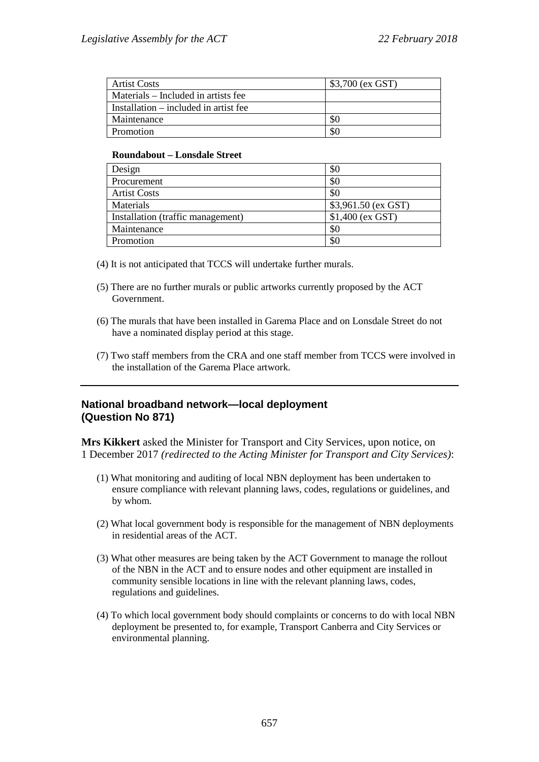| Artist Costs | $3,700 (ex GST) |
| --- | --- |
| Materials – Included in artists fee | |
| Installation – included in artist fee | |
| Maintenance | $0 |
| Promotion | $0 |

**Roundabout – Lonsdale Street**

| Design | $0 |
| --- | --- |
| Procurement | $0 |
| Artist Costs | $0 |
| Materials | $3,961.50 (ex GST) |
| Installation (traffic management) | $1,400 (ex GST) |
| Maintenance | $0 |
| Promotion | $0 |

(4) It is not anticipated that TCCS will undertake further murals.

(5) There are no further murals or public artworks currently proposed by the ACT Government.

(6) The murals that have been installed in Garema Place and on Lonsdale Street do not have a nominated display period at this stage.

(7) Two staff members from the CRA and one staff member from TCCS were involved in the installation of the Garema Place artwork.

---

## National broadband network—local deployment (Question No 871)

**Mrs Kikkert** asked the Minister for Transport and City Services, upon notice, on 1 December 2017 *(redirected to the Acting Minister for Transport and City Services)*:

(1) What monitoring and auditing of local NBN deployment has been undertaken to ensure compliance with relevant planning laws, codes, regulations or guidelines, and by whom.

(2) What local government body is responsible for the management of NBN deployments in residential areas of the ACT.

(3) What other measures are being taken by the ACT Government to manage the rollout of the NBN in the ACT and to ensure nodes and other equipment are installed in community sensible locations in line with the relevant planning laws, codes, regulations and guidelines.

(4) To which local government body should complaints or concerns to do with local NBN deployment be presented to, for example, Transport Canberra and City Services or environmental planning.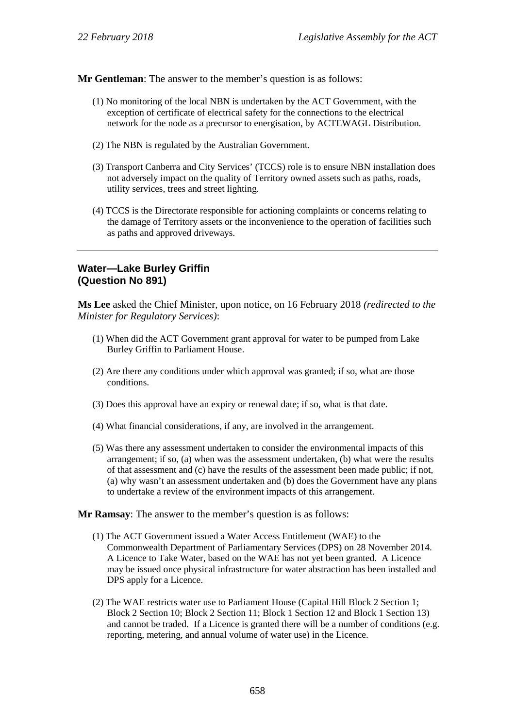**Mr Gentleman**: The answer to the member's question is as follows:

(1) No monitoring of the local NBN is undertaken by the ACT Government, with the exception of certificate of electrical safety for the connections to the electrical network for the node as a precursor to energisation, by ACTEWAGL Distribution.

(2) The NBN is regulated by the Australian Government.

(3) Transport Canberra and City Services' (TCCS) role is to ensure NBN installation does not adversely impact on the quality of Territory owned assets such as paths, roads, utility services, trees and street lighting.

(4) TCCS is the Directorate responsible for actioning complaints or concerns relating to the damage of Territory assets or the inconvenience to the operation of facilities such as paths and approved driveways.

---

## Water—Lake Burley Griffin (Question No 891)

**Ms Lee** asked the Chief Minister, upon notice, on 16 February 2018 *(redirected to the Minister for Regulatory Services)*:

(1) When did the ACT Government grant approval for water to be pumped from Lake Burley Griffin to Parliament House.

(2) Are there any conditions under which approval was granted; if so, what are those conditions.

(3) Does this approval have an expiry or renewal date; if so, what is that date.

(4) What financial considerations, if any, are involved in the arrangement.

(5) Was there any assessment undertaken to consider the environmental impacts of this arrangement; if so, (a) when was the assessment undertaken, (b) what were the results of that assessment and (c) have the results of the assessment been made public; if not, (a) why wasn't an assessment undertaken and (b) does the Government have any plans to undertake a review of the environment impacts of this arrangement.

**Mr Ramsay**: The answer to the member's question is as follows:

(1) The ACT Government issued a Water Access Entitlement (WAE) to the Commonwealth Department of Parliamentary Services (DPS) on 28 November 2014. A Licence to Take Water, based on the WAE has not yet been granted. A Licence may be issued once physical infrastructure for water abstraction has been installed and DPS apply for a Licence.

(2) The WAE restricts water use to Parliament House (Capital Hill Block 2 Section 1; Block 2 Section 10; Block 2 Section 11; Block 1 Section 12 and Block 1 Section 13) and cannot be traded. If a Licence is granted there will be a number of conditions (e.g. reporting, metering, and annual volume of water use) in the Licence.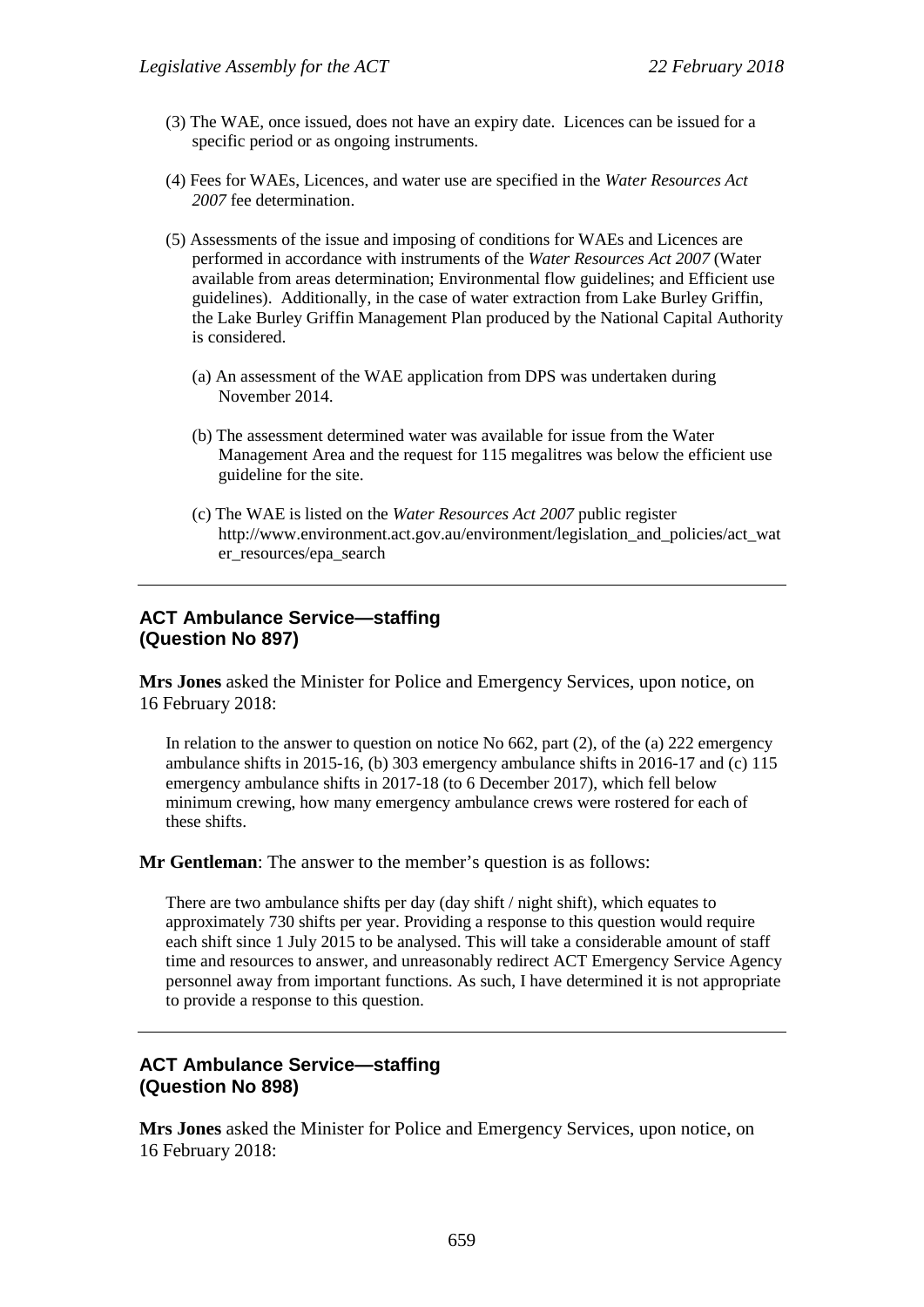(3) The WAE, once issued, does not have an expiry date. Licences can be issued for a specific period or as ongoing instruments.

(4) Fees for WAEs, Licences, and water use are specified in the *Water Resources Act 2007* fee determination.

(5) Assessments of the issue and imposing of conditions for WAEs and Licences are performed in accordance with instruments of the *Water Resources Act 2007* (Water available from areas determination; Environmental flow guidelines; and Efficient use guidelines). Additionally, in the case of water extraction from Lake Burley Griffin, the Lake Burley Griffin Management Plan produced by the National Capital Authority is considered.

(a) An assessment of the WAE application from DPS was undertaken during November 2014.

(b) The assessment determined water was available for issue from the Water Management Area and the request for 115 megalitres was below the efficient use guideline for the site.

(c) The WAE is listed on the *Water Resources Act 2007* public register http://www.environment.act.gov.au/environment/legislation_and_policies/act_water_resources/epa_search

---

## ACT Ambulance Service—staffing (Question No 897)

**Mrs Jones** asked the Minister for Police and Emergency Services, upon notice, on 16 February 2018:

In relation to the answer to question on notice No 662, part (2), of the (a) 222 emergency ambulance shifts in 2015-16, (b) 303 emergency ambulance shifts in 2016-17 and (c) 115 emergency ambulance shifts in 2017-18 (to 6 December 2017), which fell below minimum crewing, how many emergency ambulance crews were rostered for each of these shifts.

**Mr Gentleman**: The answer to the member's question is as follows:

There are two ambulance shifts per day (day shift / night shift), which equates to approximately 730 shifts per year. Providing a response to this question would require each shift since 1 July 2015 to be analysed. This will take a considerable amount of staff time and resources to answer, and unreasonably redirect ACT Emergency Service Agency personnel away from important functions. As such, I have determined it is not appropriate to provide a response to this question.

---

## ACT Ambulance Service—staffing (Question No 898)

**Mrs Jones** asked the Minister for Police and Emergency Services, upon notice, on 16 February 2018: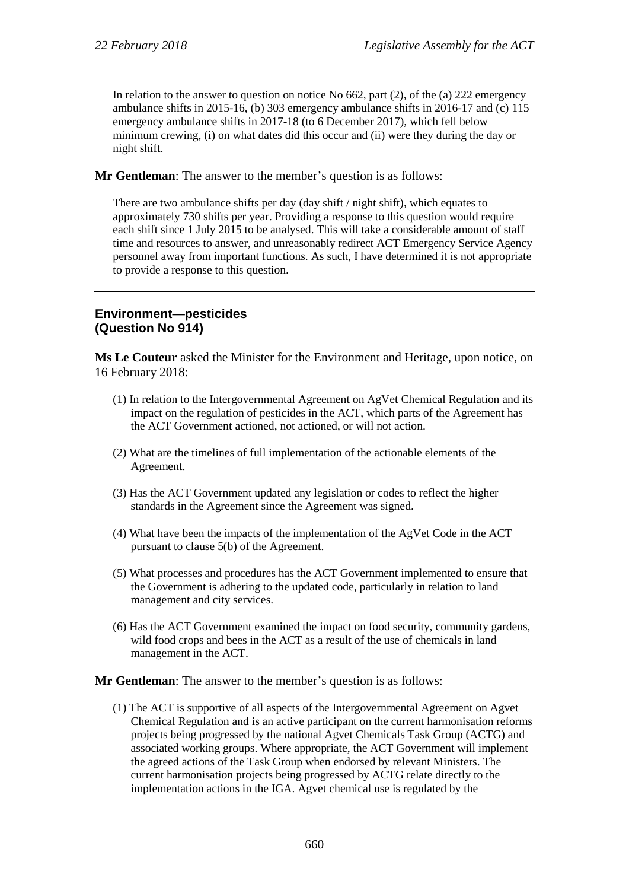In relation to the answer to question on notice No 662, part (2), of the (a) 222 emergency ambulance shifts in 2015-16, (b) 303 emergency ambulance shifts in 2016-17 and (c) 115 emergency ambulance shifts in 2017-18 (to 6 December 2017), which fell below minimum crewing, (i) on what dates did this occur and (ii) were they during the day or night shift.

**Mr Gentleman**: The answer to the member's question is as follows:

There are two ambulance shifts per day (day shift / night shift), which equates to approximately 730 shifts per year. Providing a response to this question would require each shift since 1 July 2015 to be analysed. This will take a considerable amount of staff time and resources to answer, and unreasonably redirect ACT Emergency Service Agency personnel away from important functions. As such, I have determined it is not appropriate to provide a response to this question.

---

### Environment—pesticides
### (Question No 914)

**Ms Le Couteur** asked the Minister for the Environment and Heritage, upon notice, on 16 February 2018:

(1) In relation to the Intergovernmental Agreement on AgVet Chemical Regulation and its impact on the regulation of pesticides in the ACT, which parts of the Agreement has the ACT Government actioned, not actioned, or will not action.

(2) What are the timelines of full implementation of the actionable elements of the Agreement.

(3) Has the ACT Government updated any legislation or codes to reflect the higher standards in the Agreement since the Agreement was signed.

(4) What have been the impacts of the implementation of the AgVet Code in the ACT pursuant to clause 5(b) of the Agreement.

(5) What processes and procedures has the ACT Government implemented to ensure that the Government is adhering to the updated code, particularly in relation to land management and city services.

(6) Has the ACT Government examined the impact on food security, community gardens, wild food crops and bees in the ACT as a result of the use of chemicals in land management in the ACT.

**Mr Gentleman**: The answer to the member's question is as follows:

(1) The ACT is supportive of all aspects of the Intergovernmental Agreement on Agvet Chemical Regulation and is an active participant on the current harmonisation reforms projects being progressed by the national Agvet Chemicals Task Group (ACTG) and associated working groups. Where appropriate, the ACT Government will implement the agreed actions of the Task Group when endorsed by relevant Ministers. The current harmonisation projects being progressed by ACTG relate directly to the implementation actions in the IGA. Agvet chemical use is regulated by the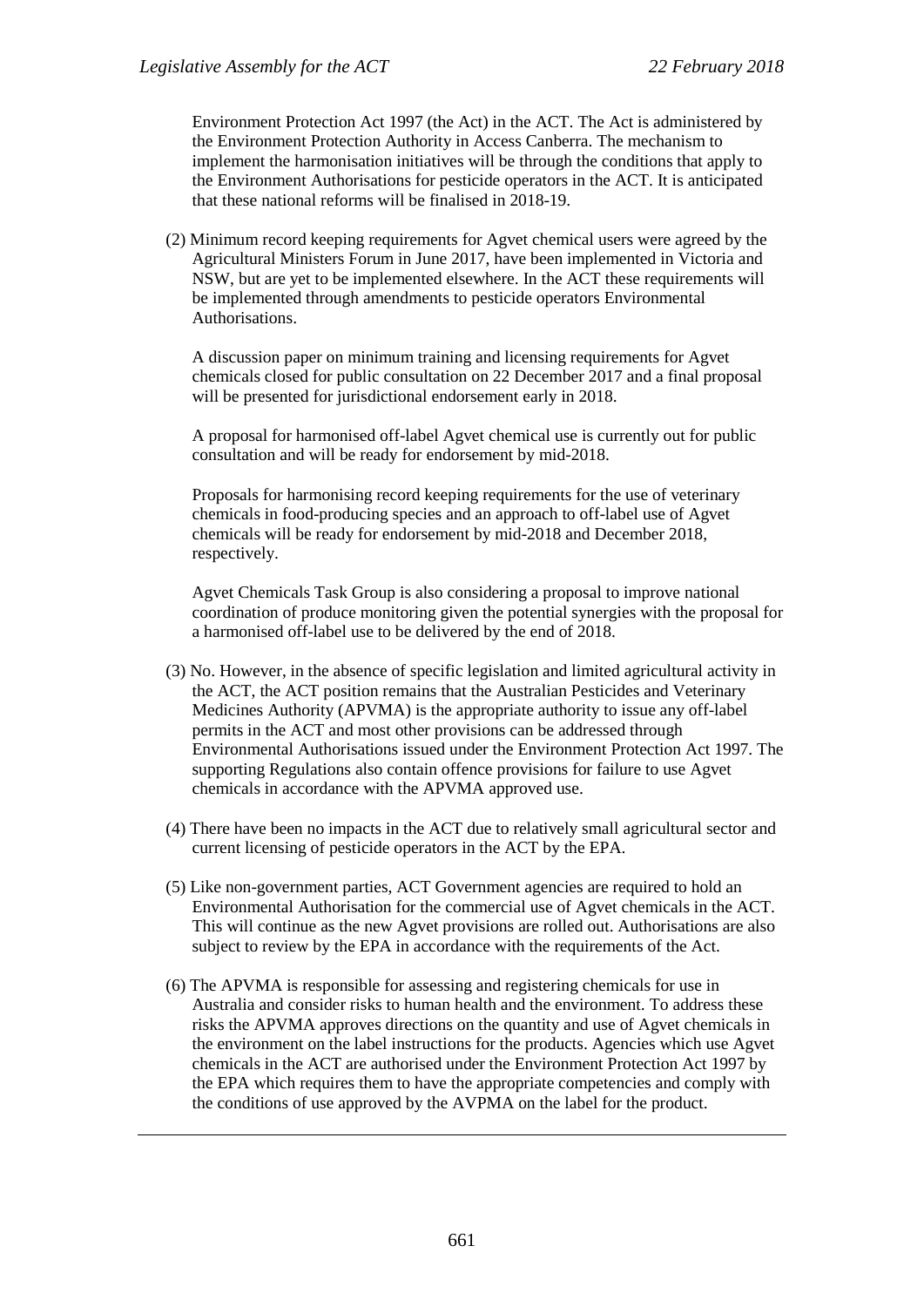Environment Protection Act 1997 (the Act) in the ACT. The Act is administered by the Environment Protection Authority in Access Canberra. The mechanism to implement the harmonisation initiatives will be through the conditions that apply to the Environment Authorisations for pesticide operators in the ACT. It is anticipated that these national reforms will be finalised in 2018-19.

(2) Minimum record keeping requirements for Agvet chemical users were agreed by the Agricultural Ministers Forum in June 2017, have been implemented in Victoria and NSW, but are yet to be implemented elsewhere. In the ACT these requirements will be implemented through amendments to pesticide operators Environmental Authorisations.

A discussion paper on minimum training and licensing requirements for Agvet chemicals closed for public consultation on 22 December 2017 and a final proposal will be presented for jurisdictional endorsement early in 2018.

A proposal for harmonised off-label Agvet chemical use is currently out for public consultation and will be ready for endorsement by mid-2018.

Proposals for harmonising record keeping requirements for the use of veterinary chemicals in food-producing species and an approach to off-label use of Agvet chemicals will be ready for endorsement by mid-2018 and December 2018, respectively.

Agvet Chemicals Task Group is also considering a proposal to improve national coordination of produce monitoring given the potential synergies with the proposal for a harmonised off-label use to be delivered by the end of 2018.

(3) No. However, in the absence of specific legislation and limited agricultural activity in the ACT, the ACT position remains that the Australian Pesticides and Veterinary Medicines Authority (APVMA) is the appropriate authority to issue any off-label permits in the ACT and most other provisions can be addressed through Environmental Authorisations issued under the Environment Protection Act 1997. The supporting Regulations also contain offence provisions for failure to use Agvet chemicals in accordance with the APVMA approved use.

(4) There have been no impacts in the ACT due to relatively small agricultural sector and current licensing of pesticide operators in the ACT by the EPA.

(5) Like non-government parties, ACT Government agencies are required to hold an Environmental Authorisation for the commercial use of Agvet chemicals in the ACT. This will continue as the new Agvet provisions are rolled out. Authorisations are also subject to review by the EPA in accordance with the requirements of the Act.

(6) The APVMA is responsible for assessing and registering chemicals for use in Australia and consider risks to human health and the environment. To address these risks the APVMA approves directions on the quantity and use of Agvet chemicals in the environment on the label instructions for the products. Agencies which use Agvet chemicals in the ACT are authorised under the Environment Protection Act 1997 by the EPA which requires them to have the appropriate competencies and comply with the conditions of use approved by the AVPMA on the label for the product.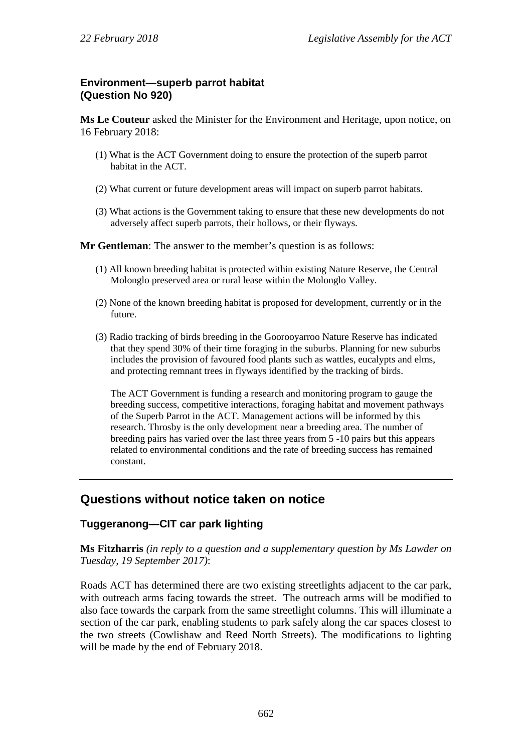**Environment—superb parrot habitat**
**(Question No 920)**

**Ms Le Couteur** asked the Minister for the Environment and Heritage, upon notice, on 16 February 2018:

(1) What is the ACT Government doing to ensure the protection of the superb parrot habitat in the ACT.

(2) What current or future development areas will impact on superb parrot habitats.

(3) What actions is the Government taking to ensure that these new developments do not adversely affect superb parrots, their hollows, or their flyways.

**Mr Gentleman**: The answer to the member's question is as follows:

(1) All known breeding habitat is protected within existing Nature Reserve, the Central Molonglo preserved area or rural lease within the Molonglo Valley.

(2) None of the known breeding habitat is proposed for development, currently or in the future.

(3) Radio tracking of birds breeding in the Goorooyarroo Nature Reserve has indicated that they spend 30% of their time foraging in the suburbs. Planning for new suburbs includes the provision of favoured food plants such as wattles, eucalypts and elms, and protecting remnant trees in flyways identified by the tracking of birds.

The ACT Government is funding a research and monitoring program to gauge the breeding success, competitive interactions, foraging habitat and movement pathways of the Superb Parrot in the ACT. Management actions will be informed by this research. Throsby is the only development near a breeding area. The number of breeding pairs has varied over the last three years from 5 -10 pairs but this appears related to environmental conditions and the rate of breeding success has remained constant.

---

## Questions without notice taken on notice

### Tuggeranong—CIT car park lighting

**Ms Fitzharris** *(in reply to a question and a supplementary question by Ms Lawder on Tuesday, 19 September 2017)*:

Roads ACT has determined there are two existing streetlights adjacent to the car park, with outreach arms facing towards the street. The outreach arms will be modified to also face towards the carpark from the same streetlight columns. This will illuminate a section of the car park, enabling students to park safely along the car spaces closest to the two streets (Cowlishaw and Reed North Streets). The modifications to lighting will be made by the end of February 2018.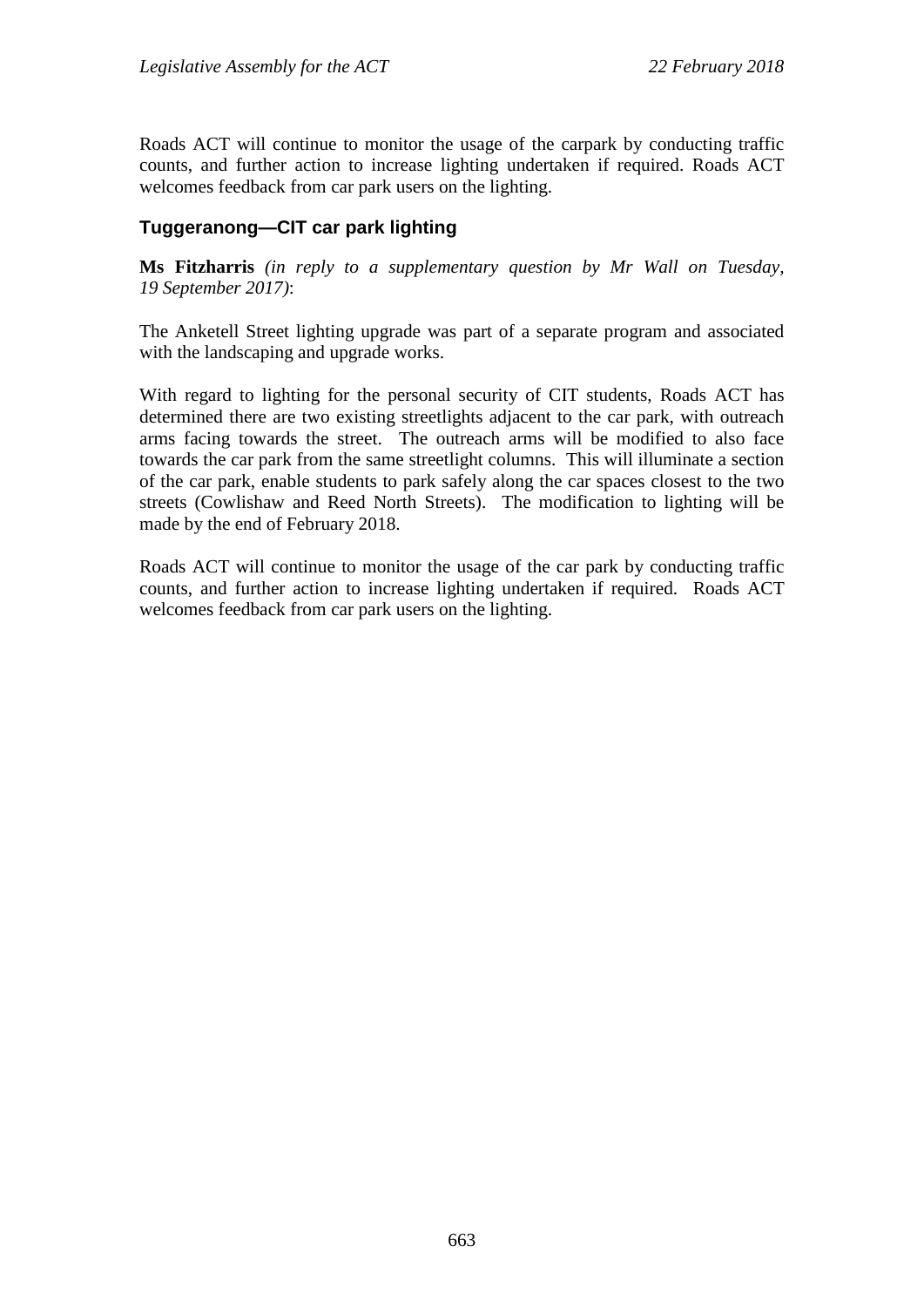Roads ACT will continue to monitor the usage of the carpark by conducting traffic counts, and further action to increase lighting undertaken if required. Roads ACT welcomes feedback from car park users on the lighting.

### Tuggeranong—CIT car park lighting

**Ms Fitzharris** *(in reply to a supplementary question by Mr Wall on Tuesday, 19 September 2017)*:

The Anketell Street lighting upgrade was part of a separate program and associated with the landscaping and upgrade works.

With regard to lighting for the personal security of CIT students, Roads ACT has determined there are two existing streetlights adjacent to the car park, with outreach arms facing towards the street. The outreach arms will be modified to also face towards the car park from the same streetlight columns. This will illuminate a section of the car park, enable students to park safely along the car spaces closest to the two streets (Cowlishaw and Reed North Streets). The modification to lighting will be made by the end of February 2018.

Roads ACT will continue to monitor the usage of the car park by conducting traffic counts, and further action to increase lighting undertaken if required. Roads ACT welcomes feedback from car park users on the lighting.